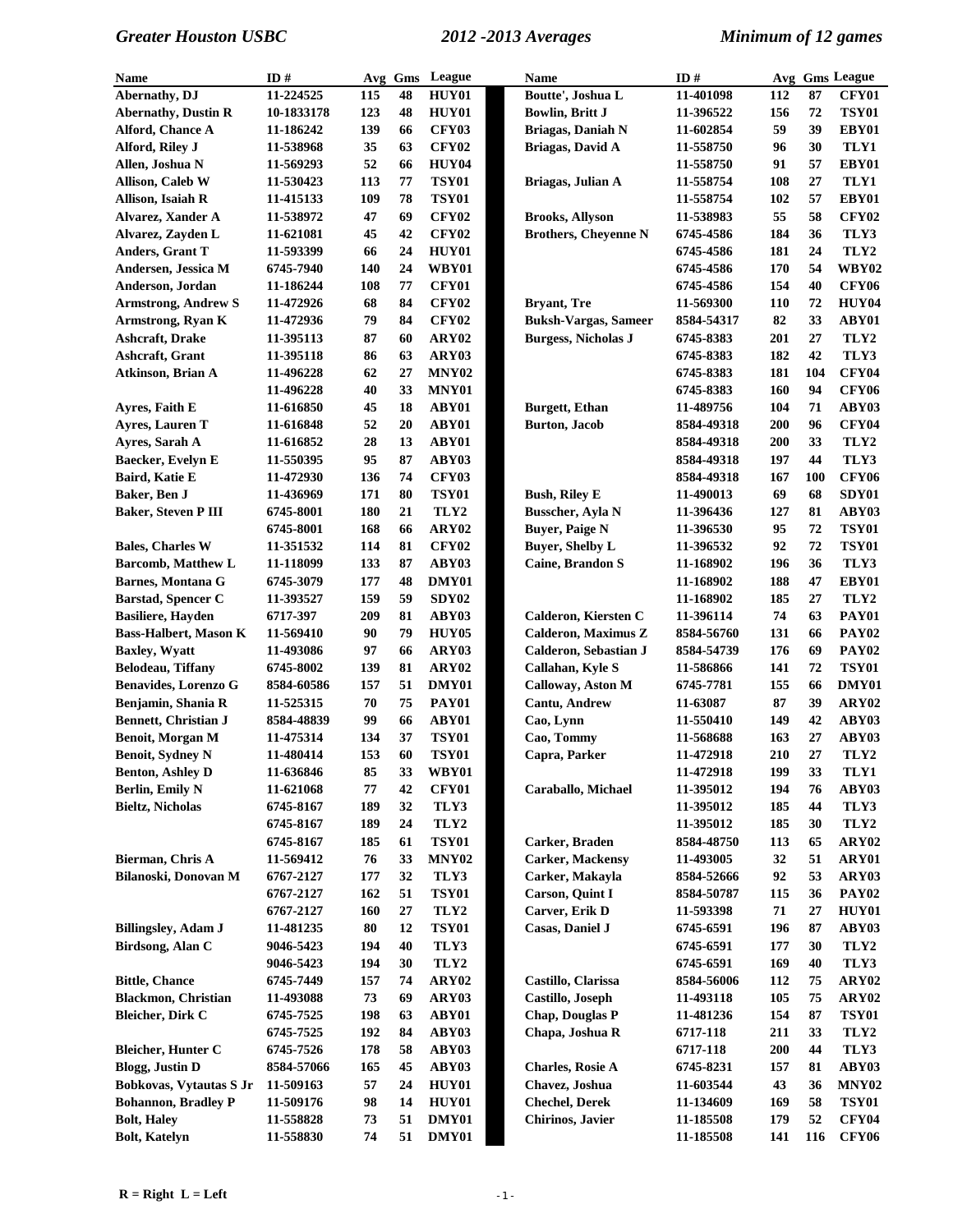# Greater Houston USBC — 2012 -2013 Averages — Minimum of 12 games

| Name | ID # | Avg | Gms | League |
|---|---|---|---|---|
| Abernathy, DJ | 11-224525 | 115 | 48 | HUY01 |
| Abernathy, Dustin R | 10-1833178 | 123 | 48 | HUY01 |
| Alford, Chance A | 11-186242 | 139 | 66 | CFY03 |
| Alford, Riley J | 11-538968 | 35 | 63 | CFY02 |
| Allen, Joshua N | 11-569293 | 52 | 66 | HUY04 |
| Allison, Caleb W | 11-530423 | 113 | 77 | TSY01 |
| Allison, Isaiah R | 11-415133 | 109 | 78 | TSY01 |
| Alvarez, Xander A | 11-538972 | 47 | 69 | CFY02 |
| Alvarez, Zayden L | 11-621081 | 45 | 42 | CFY02 |
| Anders, Grant T | 11-593399 | 66 | 24 | HUY01 |
| Andersen, Jessica M | 6745-7940 | 140 | 24 | WBY01 |
| Anderson, Jordan | 11-186244 | 108 | 77 | CFY01 |
| Armstrong, Andrew S | 11-472926 | 68 | 84 | CFY02 |
| Armstrong, Ryan K | 11-472936 | 79 | 84 | CFY02 |
| Ashcraft, Drake | 11-395113 | 87 | 60 | ARY02 |
| Ashcraft, Grant | 11-395118 | 86 | 63 | ARY03 |
| Atkinson, Brian A | 11-496228 | 62 | 27 | MNY02 |
| | 11-496228 | 40 | 33 | MNY01 |
| Ayres, Faith E | 11-616850 | 45 | 18 | ABY01 |
| Ayres, Lauren T | 11-616848 | 52 | 20 | ABY01 |
| Ayres, Sarah A | 11-616852 | 28 | 13 | ABY01 |
| Baecker, Evelyn E | 11-550395 | 95 | 87 | ABY03 |
| Baird, Katie E | 11-472930 | 136 | 74 | CFY03 |
| Baker, Ben J | 11-436969 | 171 | 80 | TSY01 |
| Baker, Steven P III | 6745-8001 | 180 | 21 | TLY2 |
| | 6745-8001 | 168 | 66 | ARY02 |
| Bales, Charles W | 11-351532 | 114 | 81 | CFY02 |
| Barcomb, Matthew L | 11-118099 | 133 | 87 | ABY03 |
| Barnes, Montana G | 6745-3079 | 177 | 48 | DMY01 |
| Barstad, Spencer C | 11-393527 | 159 | 59 | SDY02 |
| Basiliere, Hayden | 6717-397 | 209 | 81 | ABY03 |
| Bass-Halbert, Mason K | 11-569410 | 90 | 79 | HUY05 |
| Baxley, Wyatt | 11-493086 | 97 | 66 | ARY03 |
| Belodeau, Tiffany | 6745-8002 | 139 | 81 | ARY02 |
| Benavides, Lorenzo G | 8584-60586 | 157 | 51 | DMY01 |
| Benjamin, Shania R | 11-525315 | 70 | 75 | PAY01 |
| Bennett, Christian J | 8584-48839 | 99 | 66 | ABY01 |
| Benoit, Morgan M | 11-475314 | 134 | 37 | TSY01 |
| Benoit, Sydney N | 11-480414 | 153 | 60 | TSY01 |
| Benton, Ashley D | 11-636846 | 85 | 33 | WBY01 |
| Berlin, Emily N | 11-621068 | 77 | 42 | CFY01 |
| Bieltz, Nicholas | 6745-8167 | 189 | 32 | TLY3 |
| | 6745-8167 | 189 | 24 | TLY2 |
| | 6745-8167 | 185 | 61 | TSY01 |
| Bierman, Chris A | 11-569412 | 76 | 33 | MNY02 |
| Bilanoski, Donovan M | 6767-2127 | 177 | 32 | TLY3 |
| | 6767-2127 | 162 | 51 | TSY01 |
| | 6767-2127 | 160 | 27 | TLY2 |
| Billingsley, Adam J | 11-481235 | 80 | 12 | TSY01 |
| Birdsong, Alan C | 9046-5423 | 194 | 40 | TLY3 |
| | 9046-5423 | 194 | 30 | TLY2 |
| Bittle, Chance | 6745-7449 | 157 | 74 | ARY02 |
| Blackmon, Christian | 11-493088 | 73 | 69 | ARY03 |
| Bleicher, Dirk C | 6745-7525 | 198 | 63 | ABY01 |
| | 6745-7525 | 192 | 84 | ABY03 |
| Bleicher, Hunter C | 6745-7526 | 178 | 58 | ABY03 |
| Blogg, Justin D | 8584-57066 | 165 | 45 | ABY03 |
| Bobkovas, Vytautas S Jr | 11-509163 | 57 | 24 | HUY01 |
| Bohannon, Bradley P | 11-509176 | 98 | 14 | HUY01 |
| Bolt, Haley | 11-558828 | 73 | 51 | DMY01 |
| Bolt, Katelyn | 11-558830 | 74 | 51 | DMY01 |
| Boutte', Joshua L | 11-401098 | 112 | 87 | CFY01 |
| Bowlin, Britt J | 11-396522 | 156 | 72 | TSY01 |
| Briagas, Daniah N | 11-602854 | 59 | 39 | EBY01 |
| Briagas, David A | 11-558750 | 96 | 30 | TLY1 |
| | 11-558750 | 91 | 57 | EBY01 |
| Briagas, Julian A | 11-558754 | 108 | 27 | TLY1 |
| | 11-558754 | 102 | 57 | EBY01 |
| Brooks, Allyson | 11-538983 | 55 | 58 | CFY02 |
| Brothers, Cheyenne N | 6745-4586 | 184 | 36 | TLY3 |
| | 6745-4586 | 181 | 24 | TLY2 |
| | 6745-4586 | 170 | 54 | WBY02 |
| | 6745-4586 | 154 | 40 | CFY06 |
| Bryant, Tre | 11-569300 | 110 | 72 | HUY04 |
| Buksh-Vargas, Sameer | 8584-54317 | 82 | 33 | ABY01 |
| Burgess, Nicholas J | 6745-8383 | 201 | 27 | TLY2 |
| | 6745-8383 | 182 | 42 | TLY3 |
| | 6745-8383 | 181 | 104 | CFY04 |
| | 6745-8383 | 160 | 94 | CFY06 |
| Burgett, Ethan | 11-489756 | 104 | 71 | ABY03 |
| Burton, Jacob | 8584-49318 | 200 | 96 | CFY04 |
| | 8584-49318 | 200 | 33 | TLY2 |
| | 8584-49318 | 197 | 44 | TLY3 |
| | 8584-49318 | 167 | 100 | CFY06 |
| Bush, Riley E | 11-490013 | 69 | 68 | SDY01 |
| Busscher, Ayla N | 11-396436 | 127 | 81 | ABY03 |
| Buyer, Paige N | 11-396530 | 95 | 72 | TSY01 |
| Buyer, Shelby L | 11-396532 | 92 | 72 | TSY01 |
| Caine, Brandon S | 11-168902 | 196 | 36 | TLY3 |
| | 11-168902 | 188 | 47 | EBY01 |
| | 11-168902 | 185 | 27 | TLY2 |
| Calderon, Kiersten C | 11-396114 | 74 | 63 | PAY01 |
| Calderon, Maximus Z | 8584-56760 | 131 | 66 | PAY02 |
| Calderon, Sebastian J | 8584-54739 | 176 | 69 | PAY02 |
| Callahan, Kyle S | 11-586866 | 141 | 72 | TSY01 |
| Calloway, Aston M | 6745-7781 | 155 | 66 | DMY01 |
| Cantu, Andrew | 11-63087 | 87 | 39 | ARY02 |
| Cao, Lynn | 11-550410 | 149 | 42 | ABY03 |
| Cao, Tommy | 11-568688 | 163 | 27 | ABY03 |
| Capra, Parker | 11-472918 | 210 | 27 | TLY2 |
| | 11-472918 | 199 | 33 | TLY1 |
| Caraballo, Michael | 11-395012 | 194 | 76 | ABY03 |
| | 11-395012 | 185 | 44 | TLY3 |
| | 11-395012 | 185 | 30 | TLY2 |
| Carker, Braden | 8584-48750 | 113 | 65 | ARY02 |
| Carker, Mackensy | 11-493005 | 32 | 51 | ARY01 |
| Carker, Makayla | 8584-52666 | 92 | 53 | ARY03 |
| Carson, Quint I | 8584-50787 | 115 | 36 | PAY02 |
| Carver, Erik D | 11-593398 | 71 | 27 | HUY01 |
| Casas, Daniel J | 6745-6591 | 196 | 87 | ABY03 |
| | 6745-6591 | 177 | 30 | TLY2 |
| | 6745-6591 | 169 | 40 | TLY3 |
| Castillo, Clarissa | 8584-56006 | 112 | 75 | ARY02 |
| Castillo, Joseph | 11-493118 | 105 | 75 | ARY02 |
| Chap, Douglas P | 11-481236 | 154 | 87 | TSY01 |
| Chapa, Joshua R | 6717-118 | 211 | 33 | TLY2 |
| | 6717-118 | 200 | 44 | TLY3 |
| Charles, Rosie A | 6745-8231 | 157 | 81 | ABY03 |
| Chavez, Joshua | 11-603544 | 43 | 36 | MNY02 |
| Chechel, Derek | 11-134609 | 169 | 58 | TSY01 |
| Chirinos, Javier | 11-185508 | 179 | 52 | CFY04 |
| | 11-185508 | 141 | 116 | CFY06 |

R = Right  L = Left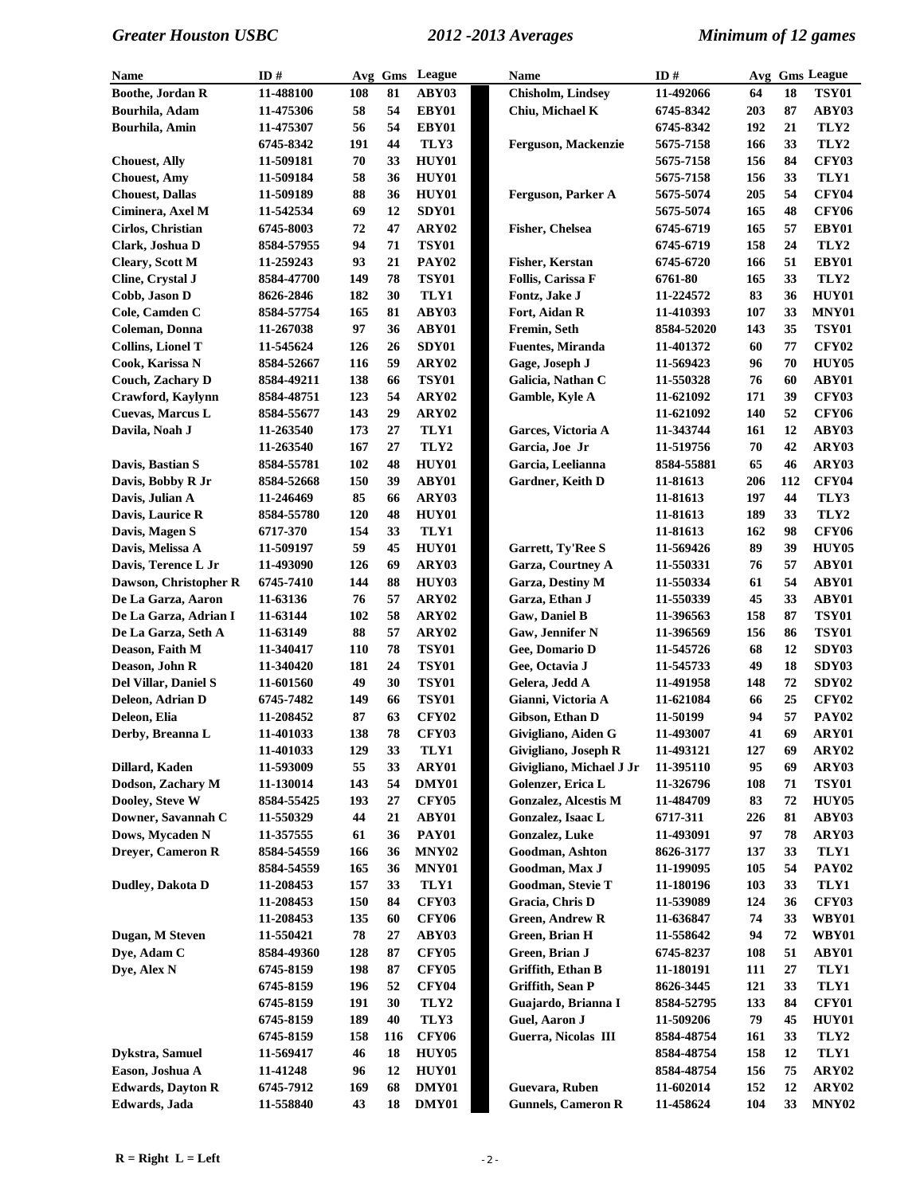| Name | ID # | Avg | Gms | League |
|---|---|---|---|---|
| Boothe, Jordan R | 11-488100 | 108 | 81 | ABY03 |
| Bourhila, Adam | 11-475306 | 58 | 54 | EBY01 |
| Bourhila, Amin | 11-475307 | 56 | 54 | EBY01 |
| | 6745-8342 | 191 | 44 | TLY3 |
| Chouest, Ally | 11-509181 | 70 | 33 | HUY01 |
| Chouest, Amy | 11-509184 | 58 | 36 | HUY01 |
| Chouest, Dallas | 11-509189 | 88 | 36 | HUY01 |
| Ciminera, Axel M | 11-542534 | 69 | 12 | SDY01 |
| Cirlos, Christian | 6745-8003 | 72 | 47 | ARY02 |
| Clark, Joshua D | 8584-57955 | 94 | 71 | TSY01 |
| Cleary, Scott M | 11-259243 | 93 | 21 | PAY02 |
| Cline, Crystal J | 8584-47700 | 149 | 78 | TSY01 |
| Cobb, Jason D | 8626-2846 | 182 | 30 | TLY1 |
| Cole, Camden C | 8584-57754 | 165 | 81 | ABY03 |
| Coleman, Donna | 11-267038 | 97 | 36 | ABY01 |
| Collins, Lionel T | 11-545624 | 126 | 26 | SDY01 |
| Cook, Karissa N | 8584-52667 | 116 | 59 | ARY02 |
| Couch, Zachary D | 8584-49211 | 138 | 66 | TSY01 |
| Crawford, Kaylynn | 8584-48751 | 123 | 54 | ARY02 |
| Cuevas, Marcus L | 8584-55677 | 143 | 29 | ARY02 |
| Davila, Noah J | 11-263540 | 173 | 27 | TLY1 |
| | 11-263540 | 167 | 27 | TLY2 |
| Davis, Bastian S | 8584-55781 | 102 | 48 | HUY01 |
| Davis, Bobby R Jr | 8584-52668 | 150 | 39 | ABY01 |
| Davis, Julian A | 11-246469 | 85 | 66 | ARY03 |
| Davis, Laurice R | 8584-55780 | 120 | 48 | HUY01 |
| Davis, Magen S | 6717-370 | 154 | 33 | TLY1 |
| Davis, Melissa A | 11-509197 | 59 | 45 | HUY01 |
| Davis, Terence L Jr | 11-493090 | 126 | 69 | ARY03 |
| Dawson, Christopher R | 6745-7410 | 144 | 88 | HUY03 |
| De La Garza, Aaron | 11-63136 | 76 | 57 | ARY02 |
| De La Garza, Adrian I | 11-63144 | 102 | 58 | ARY02 |
| De La Garza, Seth A | 11-63149 | 88 | 57 | ARY02 |
| Deason, Faith M | 11-340417 | 110 | 78 | TSY01 |
| Deason, John R | 11-340420 | 181 | 24 | TSY01 |
| Del Villar, Daniel S | 11-601560 | 49 | 30 | TSY01 |
| Deleon, Adrian D | 6745-7482 | 149 | 66 | TSY01 |
| Deleon, Elia | 11-208452 | 87 | 63 | CFY02 |
| Derby, Breanna L | 11-401033 | 138 | 78 | CFY03 |
| | 11-401033 | 129 | 33 | TLY1 |
| Dillard, Kaden | 11-593009 | 55 | 33 | ARY01 |
| Dodson, Zachary M | 11-130014 | 143 | 54 | DMY01 |
| Dooley, Steve W | 8584-55425 | 193 | 27 | CFY05 |
| Downer, Savannah C | 11-550329 | 44 | 21 | ABY01 |
| Dows, Mycaden N | 11-357555 | 61 | 36 | PAY01 |
| Dreyer, Cameron R | 8584-54559 | 166 | 36 | MNY02 |
| | 8584-54559 | 165 | 36 | MNY01 |
| Dudley, Dakota D | 11-208453 | 157 | 33 | TLY1 |
| | 11-208453 | 150 | 84 | CFY03 |
| | 11-208453 | 135 | 60 | CFY06 |
| Dugan, M Steven | 11-550421 | 78 | 27 | ABY03 |
| Dye, Adam C | 8584-49360 | 128 | 87 | CFY05 |
| Dye, Alex N | 6745-8159 | 198 | 87 | CFY05 |
| | 6745-8159 | 196 | 52 | CFY04 |
| | 6745-8159 | 191 | 30 | TLY2 |
| | 6745-8159 | 189 | 40 | TLY3 |
| | 6745-8159 | 158 | 116 | CFY06 |
| Dykstra, Samuel | 11-569417 | 46 | 18 | HUY05 |
| Eason, Joshua A | 11-41248 | 96 | 12 | HUY01 |
| Edwards, Dayton R | 6745-7912 | 169 | 68 | DMY01 |
| Edwards, Jada | 11-558840 | 43 | 18 | DMY01 |
| Chisholm, Lindsey | 11-492066 | 64 | 18 | TSY01 |
| Chiu, Michael K | 6745-8342 | 203 | 87 | ABY03 |
| | 6745-8342 | 192 | 21 | TLY2 |
| Ferguson, Mackenzie | 5675-7158 | 166 | 33 | TLY2 |
| | 5675-7158 | 156 | 84 | CFY03 |
| | 5675-7158 | 156 | 33 | TLY1 |
| Ferguson, Parker A | 5675-5074 | 205 | 54 | CFY04 |
| | 5675-5074 | 165 | 48 | CFY06 |
| Fisher, Chelsea | 6745-6719 | 165 | 57 | EBY01 |
| | 6745-6719 | 158 | 24 | TLY2 |
| Fisher, Kerstan | 6745-6720 | 166 | 51 | EBY01 |
| Follis, Carissa F | 6761-80 | 165 | 33 | TLY2 |
| Fontz, Jake J | 11-224572 | 83 | 36 | HUY01 |
| Fort, Aidan R | 11-410393 | 107 | 33 | MNY01 |
| Fremin, Seth | 8584-52020 | 143 | 35 | TSY01 |
| Fuentes, Miranda | 11-401372 | 60 | 77 | CFY02 |
| Gage, Joseph J | 11-569423 | 96 | 70 | HUY05 |
| Galicia, Nathan C | 11-550328 | 76 | 60 | ABY01 |
| Gamble, Kyle A | 11-621092 | 171 | 39 | CFY03 |
| | 11-621092 | 140 | 52 | CFY06 |
| Garces, Victoria A | 11-343744 | 161 | 12 | ABY03 |
| Garcia, Joe Jr | 11-519756 | 70 | 42 | ARY03 |
| Garcia, Leelianna | 8584-55881 | 65 | 46 | ARY03 |
| Gardner, Keith D | 11-81613 | 206 | 112 | CFY04 |
| | 11-81613 | 197 | 44 | TLY3 |
| | 11-81613 | 189 | 33 | TLY2 |
| | 11-81613 | 162 | 98 | CFY06 |
| Garrett, Ty'Ree S | 11-569426 | 89 | 39 | HUY05 |
| Garza, Courtney A | 11-550331 | 76 | 57 | ABY01 |
| Garza, Destiny M | 11-550334 | 61 | 54 | ABY01 |
| Garza, Ethan J | 11-550339 | 45 | 33 | ABY01 |
| Gaw, Daniel B | 11-396563 | 158 | 87 | TSY01 |
| Gaw, Jennifer N | 11-396569 | 156 | 86 | TSY01 |
| Gee, Domario D | 11-545726 | 68 | 12 | SDY03 |
| Gee, Octavia J | 11-545733 | 49 | 18 | SDY03 |
| Gelera, Jedd A | 11-491958 | 148 | 72 | SDY02 |
| Gianni, Victoria A | 11-621084 | 66 | 25 | CFY02 |
| Gibson, Ethan D | 11-50199 | 94 | 57 | PAY02 |
| Givigliano, Aiden G | 11-493007 | 41 | 69 | ARY01 |
| Givigliano, Joseph R | 11-493121 | 127 | 69 | ARY02 |
| Givigliano, Michael J Jr | 11-395110 | 95 | 69 | ARY03 |
| Golenzer, Erica L | 11-326796 | 108 | 71 | TSY01 |
| Gonzalez, Alcestis M | 11-484709 | 83 | 72 | HUY05 |
| Gonzalez, Isaac L | 6717-311 | 226 | 81 | ABY03 |
| Gonzalez, Luke | 11-493091 | 97 | 78 | ARY03 |
| Goodman, Ashton | 8626-3177 | 137 | 33 | TLY1 |
| Goodman, Max J | 11-199095 | 105 | 54 | PAY02 |
| Goodman, Stevie T | 11-180196 | 103 | 33 | TLY1 |
| Gracia, Chris D | 11-539089 | 124 | 36 | CFY03 |
| Green, Andrew R | 11-636847 | 74 | 33 | WBY01 |
| Green, Brian H | 11-558642 | 94 | 72 | WBY01 |
| Green, Brian J | 6745-8237 | 108 | 51 | ABY01 |
| Griffith, Ethan B | 11-180191 | 111 | 27 | TLY1 |
| Griffith, Sean P | 8626-3445 | 121 | 33 | TLY1 |
| Guajardo, Brianna I | 8584-52795 | 133 | 84 | CFY01 |
| Guel, Aaron J | 11-509206 | 79 | 45 | HUY01 |
| Guerra, Nicolas III | 8584-48754 | 161 | 33 | TLY2 |
| | 8584-48754 | 158 | 12 | TLY1 |
| | 8584-48754 | 156 | 75 | ARY02 |
| Guevara, Ruben | 11-602014 | 152 | 12 | ARY02 |
| Gunnels, Cameron R | 11-458624 | 104 | 33 | MNY02 |

R = Right L = Left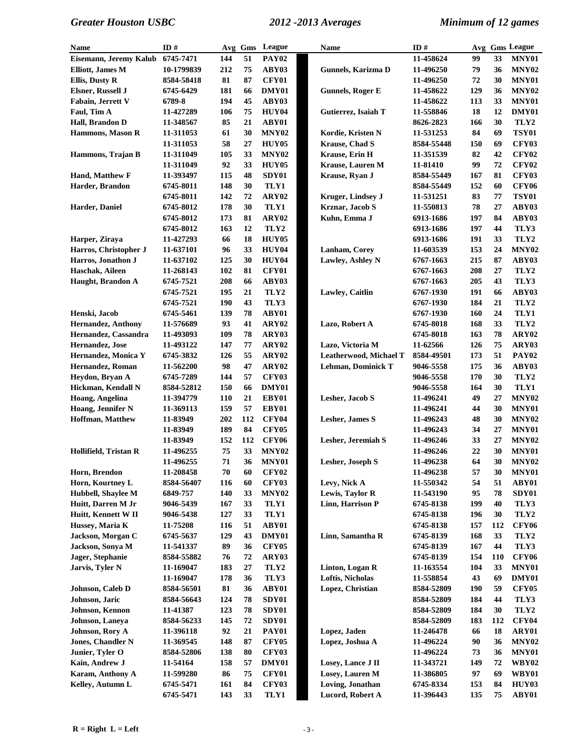| Name | ID # | Avg | Gms | League |
|---|---|---|---|---|
| Eisemann, Jeremy Kalub | 6745-7471 | 144 | 51 | PAY02 |
| Elliott, James M | 10-1799839 | 212 | 75 | ABY03 |
| Ellis, Dusty R | 8584-58418 | 81 | 87 | CFY01 |
| Elsner, Russell J | 6745-6429 | 181 | 66 | DMY01 |
| Fabain, Jerrett V | 6789-8 | 194 | 45 | ABY03 |
| Faul, Tim A | 11-427289 | 106 | 75 | HUY04 |
| Hall, Brandon D | 11-348567 | 85 | 21 | ABY01 |
| Hammons, Mason R | 11-311053 | 61 | 30 | MNY02 |
| | 11-311053 | 58 | 27 | HUY05 |
| Hammons, Trajan B | 11-311049 | 105 | 33 | MNY02 |
| | 11-311049 | 92 | 33 | HUY05 |
| Hand, Matthew F | 11-393497 | 115 | 48 | SDY01 |
| Harder, Brandon | 6745-8011 | 148 | 30 | TLY1 |
| | 6745-8011 | 142 | 72 | ARY02 |
| Harder, Daniel | 6745-8012 | 178 | 30 | TLY1 |
| | 6745-8012 | 173 | 81 | ARY02 |
| | 6745-8012 | 163 | 12 | TLY2 |
| Harper, Ziraya | 11-427293 | 66 | 18 | HUY05 |
| Harros, Christopher J | 11-637101 | 96 | 33 | HUY04 |
| Harros, Jonathon J | 11-637102 | 125 | 30 | HUY04 |
| Haschak, Aileen | 11-268143 | 102 | 81 | CFY01 |
| Haught, Brandon A | 6745-7521 | 208 | 66 | ABY03 |
| | 6745-7521 | 195 | 21 | TLY2 |
| | 6745-7521 | 190 | 43 | TLY3 |
| Henski, Jacob | 6745-5461 | 139 | 78 | ABY01 |
| Hernandez, Anthony | 11-576689 | 93 | 41 | ARY02 |
| Hernandez, Cassandra | 11-493093 | 109 | 78 | ARY03 |
| Hernandez, Jose | 11-493122 | 147 | 77 | ARY02 |
| Hernandez, Monica Y | 6745-3832 | 126 | 55 | ARY02 |
| Hernandez, Roman | 11-562200 | 98 | 47 | ARY02 |
| Heydon, Bryan A | 6745-7289 | 144 | 57 | CFY03 |
| Hickman, Kendall N | 8584-52812 | 150 | 66 | DMY01 |
| Hoang, Angelina | 11-394779 | 110 | 21 | EBY01 |
| Hoang, Jennifer N | 11-369113 | 159 | 57 | EBY01 |
| Hoffman, Matthew | 11-83949 | 202 | 112 | CFY04 |
| | 11-83949 | 189 | 84 | CFY05 |
| | 11-83949 | 152 | 112 | CFY06 |
| Hollifield, Tristan R | 11-496255 | 75 | 33 | MNY02 |
| | 11-496255 | 71 | 36 | MNY01 |
| Horn, Brendon | 11-208458 | 70 | 60 | CFY02 |
| Horn, Kourtney L | 8584-56407 | 116 | 60 | CFY03 |
| Hubbell, Shaylee M | 6849-757 | 140 | 33 | MNY02 |
| Huitt, Darren M Jr | 9046-5439 | 167 | 33 | TLY1 |
| Huitt, Kennett W II | 9046-5438 | 127 | 33 | TLY1 |
| Hussey, Maria K | 11-75208 | 116 | 51 | ABY01 |
| Jackson, Morgan C | 6745-5637 | 129 | 43 | DMY01 |
| Jackson, Sonya M | 11-541337 | 89 | 36 | CFY05 |
| Jager, Stephanie | 8584-55882 | 76 | 72 | ARY03 |
| Jarvis, Tyler N | 11-169047 | 183 | 27 | TLY2 |
| | 11-169047 | 178 | 36 | TLY3 |
| Johnson, Caleb D | 8584-56501 | 81 | 36 | ABY01 |
| Johnson, Jaric | 8584-56643 | 124 | 78 | SDY01 |
| Johnson, Kennon | 11-41387 | 123 | 78 | SDY01 |
| Johnson, Laneya | 8584-56233 | 145 | 72 | SDY01 |
| Johnson, Rory A | 11-396118 | 92 | 21 | PAY01 |
| Jones, Chandler N | 11-369545 | 148 | 87 | CFY05 |
| Junier, Tyler O | 8584-52806 | 138 | 80 | CFY03 |
| Kain, Andrew J | 11-54164 | 158 | 57 | DMY01 |
| Karam, Anthony A | 11-599280 | 86 | 75 | CFY01 |
| Kelley, Autumn L | 6745-5471 | 161 | 84 | CFY03 |
| | 6745-5471 | 143 | 33 | TLY1 |
| | 11-458624 | 99 | 33 | MNY01 |
| Gunnels, Karizma D | 11-496250 | 79 | 36 | MNY02 |
| | 11-496250 | 72 | 30 | MNY01 |
| Gunnels, Roger E | 11-458622 | 129 | 36 | MNY02 |
| | 11-458622 | 113 | 33 | MNY01 |
| Gutierrez, Isaiah T | 11-558846 | 18 | 12 | DMY01 |
| | 8626-2823 | 166 | 30 | TLY2 |
| Kordie, Kristen N | 11-531253 | 84 | 69 | TSY01 |
| Krause, Chad S | 8584-55448 | 150 | 69 | CFY03 |
| Krause, Erin H | 11-351539 | 82 | 42 | CFY02 |
| Krause, Lauren M | 11-81410 | 99 | 72 | CFY02 |
| Krause, Ryan J | 8584-55449 | 167 | 81 | CFY03 |
| | 8584-55449 | 152 | 60 | CFY06 |
| Kruger, Lindsey J | 11-531251 | 83 | 77 | TSY01 |
| Krznar, Jacob S | 11-550813 | 78 | 27 | ABY03 |
| Kuhn, Emma J | 6913-1686 | 197 | 84 | ABY03 |
| | 6913-1686 | 197 | 44 | TLY3 |
| | 6913-1686 | 191 | 33 | TLY2 |
| Lanham, Corey | 11-603539 | 153 | 24 | MNY02 |
| Lawley, Ashley N | 6767-1663 | 215 | 87 | ABY03 |
| | 6767-1663 | 208 | 27 | TLY2 |
| | 6767-1663 | 205 | 43 | TLY3 |
| Lawley, Caitlin | 6767-1930 | 191 | 66 | ABY03 |
| | 6767-1930 | 184 | 21 | TLY2 |
| | 6767-1930 | 160 | 24 | TLY1 |
| Lazo, Robert A | 6745-8018 | 168 | 33 | TLY2 |
| | 6745-8018 | 163 | 78 | ARY02 |
| Lazo, Victoria M | 11-62566 | 126 | 75 | ARY03 |
| Leatherwood, Michael T | 8584-49501 | 173 | 51 | PAY02 |
| Lehman, Dominick T | 9046-5558 | 175 | 36 | ABY03 |
| | 9046-5558 | 170 | 30 | TLY2 |
| | 9046-5558 | 164 | 30 | TLY1 |
| Lesher, Jacob S | 11-496241 | 49 | 27 | MNY02 |
| | 11-496241 | 44 | 30 | MNY01 |
| Lesher, James S | 11-496243 | 48 | 30 | MNY02 |
| | 11-496243 | 34 | 27 | MNY01 |
| Lesher, Jeremiah S | 11-496246 | 33 | 27 | MNY02 |
| | 11-496246 | 22 | 30 | MNY01 |
| Lesher, Joseph S | 11-496238 | 64 | 30 | MNY02 |
| | 11-496238 | 57 | 30 | MNY01 |
| Levy, Nick A | 11-550342 | 54 | 51 | ABY01 |
| Lewis, Taylor R | 11-543190 | 95 | 78 | SDY01 |
| Linn, Harrison P | 6745-8138 | 199 | 40 | TLY3 |
| | 6745-8138 | 196 | 30 | TLY2 |
| | 6745-8138 | 157 | 112 | CFY06 |
| Linn, Samantha R | 6745-8139 | 168 | 33 | TLY2 |
| | 6745-8139 | 167 | 44 | TLY3 |
| | 6745-8139 | 154 | 110 | CFY06 |
| Linton, Logan R | 11-163554 | 104 | 33 | MNY01 |
| Loftis, Nicholas | 11-558854 | 43 | 69 | DMY01 |
| Lopez, Christian | 8584-52809 | 190 | 59 | CFY05 |
| | 8584-52809 | 184 | 44 | TLY3 |
| | 8584-52809 | 184 | 30 | TLY2 |
| | 8584-52809 | 183 | 112 | CFY04 |
| Lopez, Jaden | 11-246478 | 66 | 18 | ARY01 |
| Lopez, Joshua A | 11-496224 | 90 | 36 | MNY02 |
| | 11-496224 | 73 | 36 | MNY01 |
| Losey, Lance J II | 11-343721 | 149 | 72 | WBY02 |
| Losey, Lauren M | 11-386805 | 97 | 69 | WBY01 |
| Loving, Jonathan | 6745-8334 | 153 | 84 | HUY03 |
| Lucord, Robert A | 11-396443 | 135 | 75 | ABY01 |

**R = Right L = Left**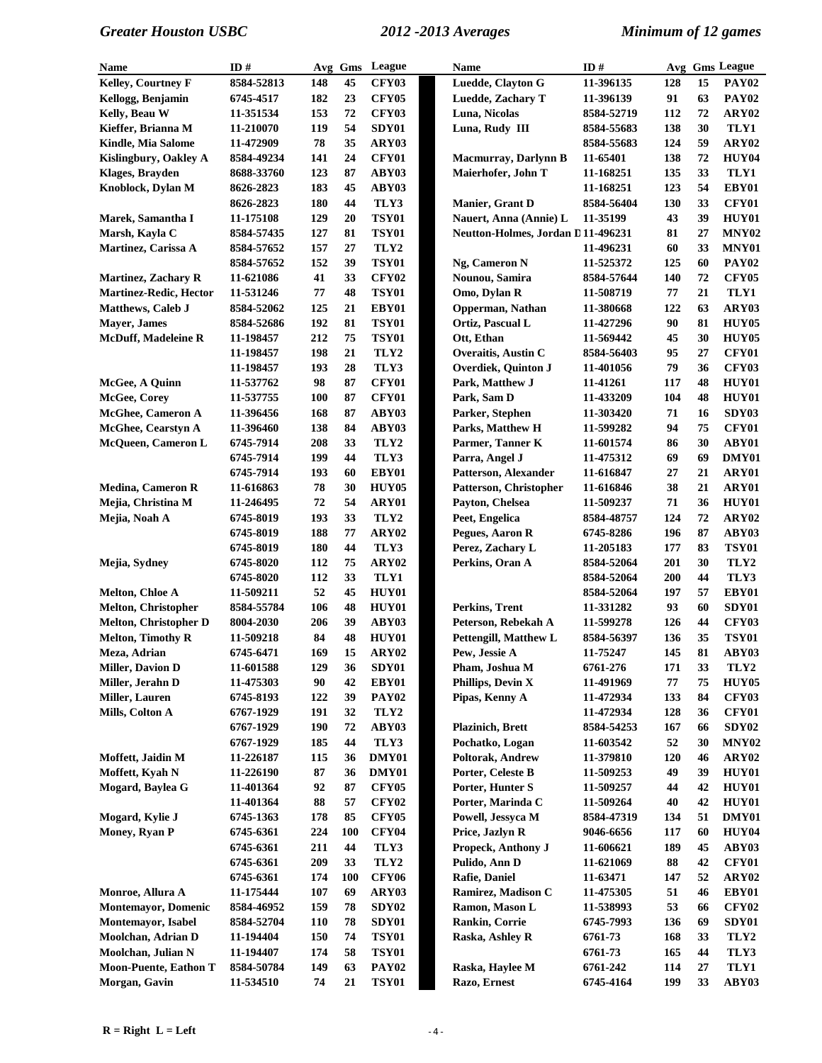| Name | ID # | Avg | Gms | League |
|---|---|---|---|---|
| Kelley, Courtney F | 8584-52813 | 148 | 45 | CFY03 |
| Kellogg, Benjamin | 6745-4517 | 182 | 23 | CFY05 |
| Kelly, Beau W | 11-351534 | 153 | 72 | CFY03 |
| Kieffer, Brianna M | 11-210070 | 119 | 54 | SDY01 |
| Kindle, Mia Salome | 11-472909 | 78 | 35 | ARY03 |
| Kislingbury, Oakley A | 8584-49234 | 141 | 24 | CFY01 |
| Klages, Brayden | 8688-33760 | 123 | 87 | ABY03 |
| Knoblock, Dylan M | 8626-2823 | 183 | 45 | ABY03 |
| | 8626-2823 | 180 | 44 | TLY3 |
| Marek, Samantha I | 11-175108 | 129 | 20 | TSY01 |
| Marsh, Kayla C | 8584-57435 | 127 | 81 | TSY01 |
| Martinez, Carissa A | 8584-57652 | 157 | 27 | TLY2 |
| | 8584-57652 | 152 | 39 | TSY01 |
| Martinez, Zachary R | 11-621086 | 41 | 33 | CFY02 |
| Martinez-Redic, Hector | 11-531246 | 77 | 48 | TSY01 |
| Matthews, Caleb J | 8584-52062 | 125 | 21 | EBY01 |
| Mayer, James | 8584-52686 | 192 | 81 | TSY01 |
| McDuff, Madeleine R | 11-198457 | 212 | 75 | TSY01 |
| | 11-198457 | 198 | 21 | TLY2 |
| | 11-198457 | 193 | 28 | TLY3 |
| McGee, A Quinn | 11-537762 | 98 | 87 | CFY01 |
| McGee, Corey | 11-537755 | 100 | 87 | CFY01 |
| McGhee, Cameron A | 11-396456 | 168 | 87 | ABY03 |
| McGhee, Cearstyn A | 11-396460 | 138 | 84 | ABY03 |
| McQueen, Cameron L | 6745-7914 | 208 | 33 | TLY2 |
| | 6745-7914 | 199 | 44 | TLY3 |
| | 6745-7914 | 193 | 60 | EBY01 |
| Medina, Cameron R | 11-616863 | 78 | 30 | HUY05 |
| Mejia, Christina M | 11-246495 | 72 | 54 | ARY01 |
| Mejia, Noah A | 6745-8019 | 193 | 33 | TLY2 |
| | 6745-8019 | 188 | 77 | ARY02 |
| | 6745-8019 | 180 | 44 | TLY3 |
| Mejia, Sydney | 6745-8020 | 112 | 75 | ARY02 |
| | 6745-8020 | 112 | 33 | TLY1 |
| Melton, Chloe A | 11-509211 | 52 | 45 | HUY01 |
| Melton, Christopher | 8584-55784 | 106 | 48 | HUY01 |
| Melton, Christopher D | 8004-2030 | 206 | 39 | ABY03 |
| Melton, Timothy R | 11-509218 | 84 | 48 | HUY01 |
| Meza, Adrian | 6745-6471 | 169 | 15 | ARY02 |
| Miller, Davion D | 11-601588 | 129 | 36 | SDY01 |
| Miller, Jerahn D | 11-475303 | 90 | 42 | EBY01 |
| Miller, Lauren | 6745-8193 | 122 | 39 | PAY02 |
| Mills, Colton A | 6767-1929 | 191 | 32 | TLY2 |
| | 6767-1929 | 190 | 72 | ABY03 |
| | 6767-1929 | 185 | 44 | TLY3 |
| Moffett, Jaidin M | 11-226187 | 115 | 36 | DMY01 |
| Moffett, Kyah N | 11-226190 | 87 | 36 | DMY01 |
| Mogard, Baylea G | 11-401364 | 92 | 87 | CFY05 |
| | 11-401364 | 88 | 57 | CFY02 |
| Mogard, Kylie J | 6745-1363 | 178 | 85 | CFY05 |
| Money, Ryan P | 6745-6361 | 224 | 100 | CFY04 |
| | 6745-6361 | 211 | 44 | TLY3 |
| | 6745-6361 | 209 | 33 | TLY2 |
| | 6745-6361 | 174 | 100 | CFY06 |
| Monroe, Allura A | 11-175444 | 107 | 69 | ARY03 |
| Montemayor, Domenic | 8584-46952 | 159 | 78 | SDY02 |
| Montemayor, Isabel | 8584-52704 | 110 | 78 | SDY01 |
| Moolchan, Adrian D | 11-194404 | 150 | 74 | TSY01 |
| Moolchan, Julian N | 11-194407 | 174 | 58 | TSY01 |
| Moon-Puente, Eathon T | 8584-50784 | 149 | 63 | PAY02 |
| Morgan, Gavin | 11-534510 | 74 | 21 | TSY01 |
| Luedde, Clayton G | 11-396135 | 128 | 15 | PAY02 |
| Luedde, Zachary T | 11-396139 | 91 | 63 | PAY02 |
| Luna, Nicolas | 8584-52719 | 112 | 72 | ARY02 |
| Luna, Rudy III | 8584-55683 | 138 | 30 | TLY1 |
| | 8584-55683 | 124 | 59 | ARY02 |
| Macmurray, Darlynn B | 11-65401 | 138 | 72 | HUY04 |
| Maierhofer, John T | 11-168251 | 135 | 33 | TLY1 |
| | 11-168251 | 123 | 54 | EBY01 |
| Manier, Grant D | 8584-56404 | 130 | 33 | CFY01 |
| Nauert, Anna (Annie) L | 11-35199 | 43 | 39 | HUY01 |
| Neutton-Holmes, Jordan D | 11-496231 | 81 | 27 | MNY02 |
| | 11-496231 | 60 | 33 | MNY01 |
| Ng, Cameron N | 11-525372 | 125 | 60 | PAY02 |
| Nounou, Samira | 8584-57644 | 140 | 72 | CFY05 |
| Omo, Dylan R | 11-508719 | 77 | 21 | TLY1 |
| Opperman, Nathan | 11-380668 | 122 | 63 | ARY03 |
| Ortiz, Pascual L | 11-427296 | 90 | 81 | HUY05 |
| Ott, Ethan | 11-569442 | 45 | 30 | HUY05 |
| Overaitis, Austin C | 8584-56403 | 95 | 27 | CFY01 |
| Overdiek, Quinton J | 11-401056 | 79 | 36 | CFY03 |
| Park, Matthew J | 11-41261 | 117 | 48 | HUY01 |
| Park, Sam D | 11-433209 | 104 | 48 | HUY01 |
| Parker, Stephen | 11-303420 | 71 | 16 | SDY03 |
| Parks, Matthew H | 11-599282 | 94 | 75 | CFY01 |
| Parmer, Tanner K | 11-601574 | 86 | 30 | ABY01 |
| Parra, Angel J | 11-475312 | 69 | 69 | DMY01 |
| Patterson, Alexander | 11-616847 | 27 | 21 | ARY01 |
| Patterson, Christopher | 11-616846 | 38 | 21 | ARY01 |
| Payton, Chelsea | 11-509237 | 71 | 36 | HUY01 |
| Peet, Engelica | 8584-48757 | 124 | 72 | ARY02 |
| Pegues, Aaron R | 6745-8286 | 196 | 87 | ABY03 |
| Perez, Zachary L | 11-205183 | 177 | 83 | TSY01 |
| Perkins, Oran A | 8584-52064 | 201 | 30 | TLY2 |
| | 8584-52064 | 200 | 44 | TLY3 |
| | 8584-52064 | 197 | 57 | EBY01 |
| Perkins, Trent | 11-331282 | 93 | 60 | SDY01 |
| Peterson, Rebekah A | 11-599278 | 126 | 44 | CFY03 |
| Pettengill, Matthew L | 8584-56397 | 136 | 35 | TSY01 |
| Pew, Jessie A | 11-75247 | 145 | 81 | ABY03 |
| Pham, Joshua M | 6761-276 | 171 | 33 | TLY2 |
| Phillips, Devin X | 11-491969 | 77 | 75 | HUY05 |
| Pipas, Kenny A | 11-472934 | 133 | 84 | CFY03 |
| | 11-472934 | 128 | 36 | CFY01 |
| Plazinich, Brett | 8584-54253 | 167 | 66 | SDY02 |
| Pochatko, Logan | 11-603542 | 52 | 30 | MNY02 |
| Poltorak, Andrew | 11-379810 | 120 | 46 | ARY02 |
| Porter, Celeste B | 11-509253 | 49 | 39 | HUY01 |
| Porter, Hunter S | 11-509257 | 44 | 42 | HUY01 |
| Porter, Marinda C | 11-509264 | 40 | 42 | HUY01 |
| Powell, Jessyca M | 8584-47319 | 134 | 51 | DMY01 |
| Price, Jazlyn R | 9046-6656 | 117 | 60 | HUY04 |
| Propeck, Anthony J | 11-606621 | 189 | 45 | ABY03 |
| Pulido, Ann D | 11-621069 | 88 | 42 | CFY01 |
| Rafie, Daniel | 11-63471 | 147 | 52 | ARY02 |
| Ramirez, Madison C | 11-475305 | 51 | 46 | EBY01 |
| Ramon, Mason L | 11-538993 | 53 | 66 | CFY02 |
| Rankin, Corrie | 6745-7993 | 136 | 69 | SDY01 |
| Raska, Ashley R | 6761-73 | 168 | 33 | TLY2 |
| | 6761-73 | 165 | 44 | TLY3 |
| Raska, Haylee M | 6761-242 | 114 | 27 | TLY1 |
| Razo, Ernest | 6745-4164 | 199 | 33 | ABY03 |

R = Right L = Left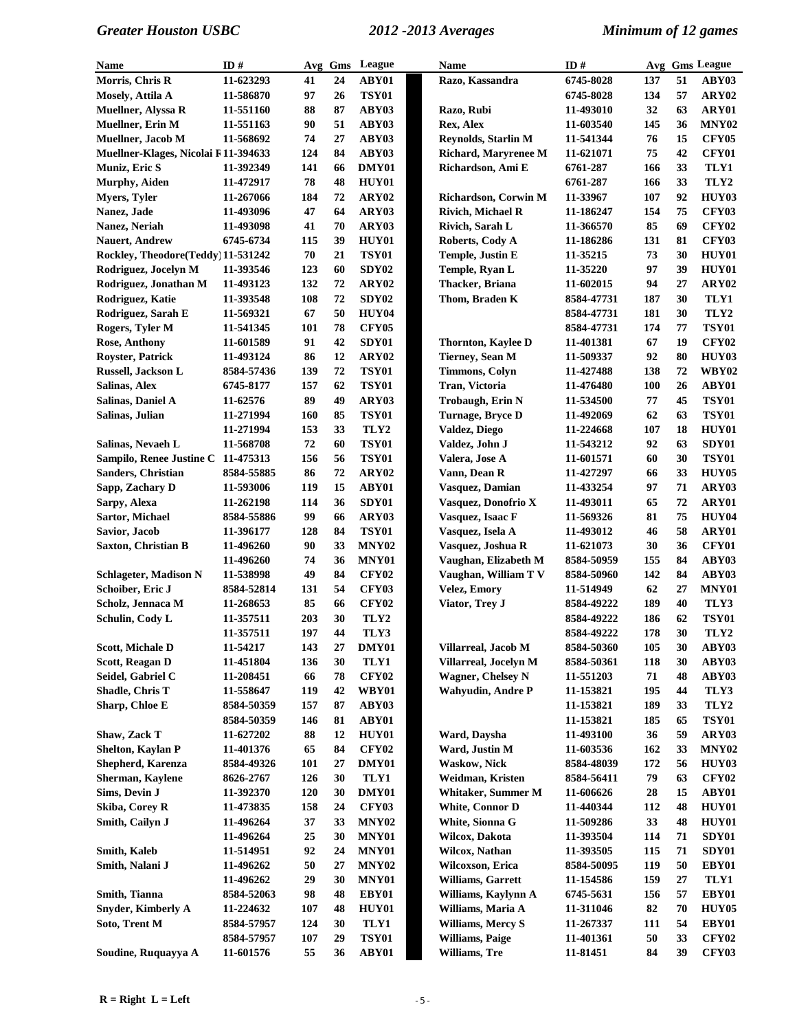| Name | ID # | Avg | Gms | League |
|---|---|---|---|---|
| Morris, Chris R | 11-623293 | 41 | 24 | ABY01 |
| Mosely, Attila A | 11-586870 | 97 | 26 | TSY01 |
| Muellner, Alyssa R | 11-551160 | 88 | 87 | ABY03 |
| Muellner, Erin M | 11-551163 | 90 | 51 | ABY03 |
| Muellner, Jacob M | 11-568692 | 74 | 27 | ABY03 |
| Muellner-Klages, Nicolai F | 11-394633 | 124 | 84 | ABY03 |
| Muniz, Eric S | 11-392349 | 141 | 66 | DMY01 |
| Murphy, Aiden | 11-472917 | 78 | 48 | HUY01 |
| Myers, Tyler | 11-267066 | 184 | 72 | ARY02 |
| Nanez, Jade | 11-493096 | 47 | 64 | ARY03 |
| Nanez, Neriah | 11-493098 | 41 | 70 | ARY03 |
| Nauert, Andrew | 6745-6734 | 115 | 39 | HUY01 |
| Rockley, Theodore(Teddy) | 11-531242 | 70 | 21 | TSY01 |
| Rodriguez, Jocelyn M | 11-393546 | 123 | 60 | SDY02 |
| Rodriguez, Jonathan M | 11-493123 | 132 | 72 | ARY02 |
| Rodriguez, Katie | 11-393548 | 108 | 72 | SDY02 |
| Rodriguez, Sarah E | 11-569321 | 67 | 50 | HUY04 |
| Rogers, Tyler M | 11-541345 | 101 | 78 | CFY05 |
| Rose, Anthony | 11-601589 | 91 | 42 | SDY01 |
| Royster, Patrick | 11-493124 | 86 | 12 | ARY02 |
| Russell, Jackson L | 8584-57436 | 139 | 72 | TSY01 |
| Salinas, Alex | 6745-8177 | 157 | 62 | TSY01 |
| Salinas, Daniel A | 11-62576 | 89 | 49 | ARY03 |
| Salinas, Julian | 11-271994 | 160 | 85 | TSY01 |
| | 11-271994 | 153 | 33 | TLY2 |
| Salinas, Nevaeh L | 11-568708 | 72 | 60 | TSY01 |
| Sampilo, Renee Justine C | 11-475313 | 156 | 56 | TSY01 |
| Sanders, Christian | 8584-55885 | 86 | 72 | ARY02 |
| Sapp, Zachary D | 11-593006 | 119 | 15 | ABY01 |
| Sarpy, Alexa | 11-262198 | 114 | 36 | SDY01 |
| Sartor, Michael | 8584-55886 | 99 | 66 | ARY03 |
| Savior, Jacob | 11-396177 | 128 | 84 | TSY01 |
| Saxton, Christian B | 11-496260 | 90 | 33 | MNY02 |
| | 11-496260 | 74 | 36 | MNY01 |
| Schlageter, Madison N | 11-538998 | 49 | 84 | CFY02 |
| Schoiber, Eric J | 8584-52814 | 131 | 54 | CFY03 |
| Scholz, Jennaca M | 11-268653 | 85 | 66 | CFY02 |
| Schulin, Cody L | 11-357511 | 203 | 30 | TLY2 |
| | 11-357511 | 197 | 44 | TLY3 |
| Scott, Michale D | 11-54217 | 143 | 27 | DMY01 |
| Scott, Reagan D | 11-451804 | 136 | 30 | TLY1 |
| Seidel, Gabriel C | 11-208451 | 66 | 78 | CFY02 |
| Shadle, Chris T | 11-558647 | 119 | 42 | WBY01 |
| Sharp, Chloe E | 8584-50359 | 157 | 87 | ABY03 |
| | 8584-50359 | 146 | 81 | ABY01 |
| Shaw, Zack T | 11-627202 | 88 | 12 | HUY01 |
| Shelton, Kaylan P | 11-401376 | 65 | 84 | CFY02 |
| Shepherd, Karenza | 8584-49326 | 101 | 27 | DMY01 |
| Sherman, Kaylene | 8626-2767 | 126 | 30 | TLY1 |
| Sims, Devin J | 11-392370 | 120 | 30 | DMY01 |
| Skiba, Corey R | 11-473835 | 158 | 24 | CFY03 |
| Smith, Cailyn J | 11-496264 | 37 | 33 | MNY02 |
| | 11-496264 | 25 | 30 | MNY01 |
| Smith, Kaleb | 11-514951 | 92 | 24 | MNY01 |
| Smith, Nalani J | 11-496262 | 50 | 27 | MNY02 |
| | 11-496262 | 29 | 30 | MNY01 |
| Smith, Tianna | 8584-52063 | 98 | 48 | EBY01 |
| Snyder, Kimberly A | 11-224632 | 107 | 48 | HUY01 |
| Soto, Trent M | 8584-57957 | 124 | 30 | TLY1 |
| | 8584-57957 | 107 | 29 | TSY01 |
| Soudine, Ruquayya A | 11-601576 | 55 | 36 | ABY01 |
| Razo, Kassandra | 6745-8028 | 137 | 51 | ABY03 |
| | 6745-8028 | 134 | 57 | ARY02 |
| Razo, Rubi | 11-493010 | 32 | 63 | ARY01 |
| Rex, Alex | 11-603540 | 145 | 36 | MNY02 |
| Reynolds, Starlin M | 11-541344 | 76 | 15 | CFY05 |
| Richard, Maryrenee M | 11-621071 | 75 | 42 | CFY01 |
| Richardson, Ami E | 6761-287 | 166 | 33 | TLY1 |
| | 6761-287 | 166 | 33 | TLY2 |
| Richardson, Corwin M | 11-33967 | 107 | 92 | HUY03 |
| Rivich, Michael R | 11-186247 | 154 | 75 | CFY03 |
| Rivich, Sarah L | 11-366570 | 85 | 69 | CFY02 |
| Roberts, Cody A | 11-186286 | 131 | 81 | CFY03 |
| Temple, Justin E | 11-35215 | 73 | 30 | HUY01 |
| Temple, Ryan L | 11-35220 | 97 | 39 | HUY01 |
| Thacker, Briana | 11-602015 | 94 | 27 | ARY02 |
| Thom, Braden K | 8584-47731 | 187 | 30 | TLY1 |
| | 8584-47731 | 181 | 30 | TLY2 |
| | 8584-47731 | 174 | 77 | TSY01 |
| Thornton, Kaylee D | 11-401381 | 67 | 19 | CFY02 |
| Tierney, Sean M | 11-509337 | 92 | 80 | HUY03 |
| Timmons, Colyn | 11-427488 | 138 | 72 | WBY02 |
| Tran, Victoria | 11-476480 | 100 | 26 | ABY01 |
| Trobaugh, Erin N | 11-534500 | 77 | 45 | TSY01 |
| Turnage, Bryce D | 11-492069 | 62 | 63 | TSY01 |
| Valdez, Diego | 11-224668 | 107 | 18 | HUY01 |
| Valdez, John J | 11-543212 | 92 | 63 | SDY01 |
| Valera, Jose A | 11-601571 | 60 | 30 | TSY01 |
| Vann, Dean R | 11-427297 | 66 | 33 | HUY05 |
| Vasquez, Damian | 11-433254 | 97 | 71 | ARY03 |
| Vasquez, Donofrio X | 11-493011 | 65 | 72 | ARY01 |
| Vasquez, Isaac F | 11-569326 | 81 | 75 | HUY04 |
| Vasquez, Isela A | 11-493012 | 46 | 58 | ARY01 |
| Vasquez, Joshua R | 11-621073 | 30 | 36 | CFY01 |
| Vaughan, Elizabeth M | 8584-50959 | 155 | 84 | ABY03 |
| Vaughan, William T V | 8584-50960 | 142 | 84 | ABY03 |
| Velez, Emory | 11-514949 | 62 | 27 | MNY01 |
| Viator, Trey J | 8584-49222 | 189 | 40 | TLY3 |
| | 8584-49222 | 186 | 62 | TSY01 |
| | 8584-49222 | 178 | 30 | TLY2 |
| Villarreal, Jacob M | 8584-50360 | 105 | 30 | ABY03 |
| Villarreal, Jocelyn M | 8584-50361 | 118 | 30 | ABY03 |
| Wagner, Chelsey N | 11-551203 | 71 | 48 | ABY03 |
| Wahyudin, Andre P | 11-153821 | 195 | 44 | TLY3 |
| | 11-153821 | 189 | 33 | TLY2 |
| | 11-153821 | 185 | 65 | TSY01 |
| Ward, Daysha | 11-493100 | 36 | 59 | ARY03 |
| Ward, Justin M | 11-603536 | 162 | 33 | MNY02 |
| Waskow, Nick | 8584-48039 | 172 | 56 | HUY03 |
| Weidman, Kristen | 8584-56411 | 79 | 63 | CFY02 |
| Whitaker, Summer M | 11-606626 | 28 | 15 | ABY01 |
| White, Connor D | 11-440344 | 112 | 48 | HUY01 |
| White, Sionna G | 11-509286 | 33 | 48 | HUY01 |
| Wilcox, Dakota | 11-393504 | 114 | 71 | SDY01 |
| Wilcox, Nathan | 11-393505 | 115 | 71 | SDY01 |
| Wilcoxson, Erica | 8584-50095 | 119 | 50 | EBY01 |
| Williams, Garrett | 11-154586 | 159 | 27 | TLY1 |
| Williams, Kaylynn A | 6745-5631 | 156 | 57 | EBY01 |
| Williams, Maria A | 11-311046 | 82 | 70 | HUY05 |
| Williams, Mercy S | 11-267337 | 111 | 54 | EBY01 |
| Williams, Paige | 11-401361 | 50 | 33 | CFY02 |
| Williams, Tre | 11-81451 | 84 | 39 | CFY03 |

R = Right  L = Left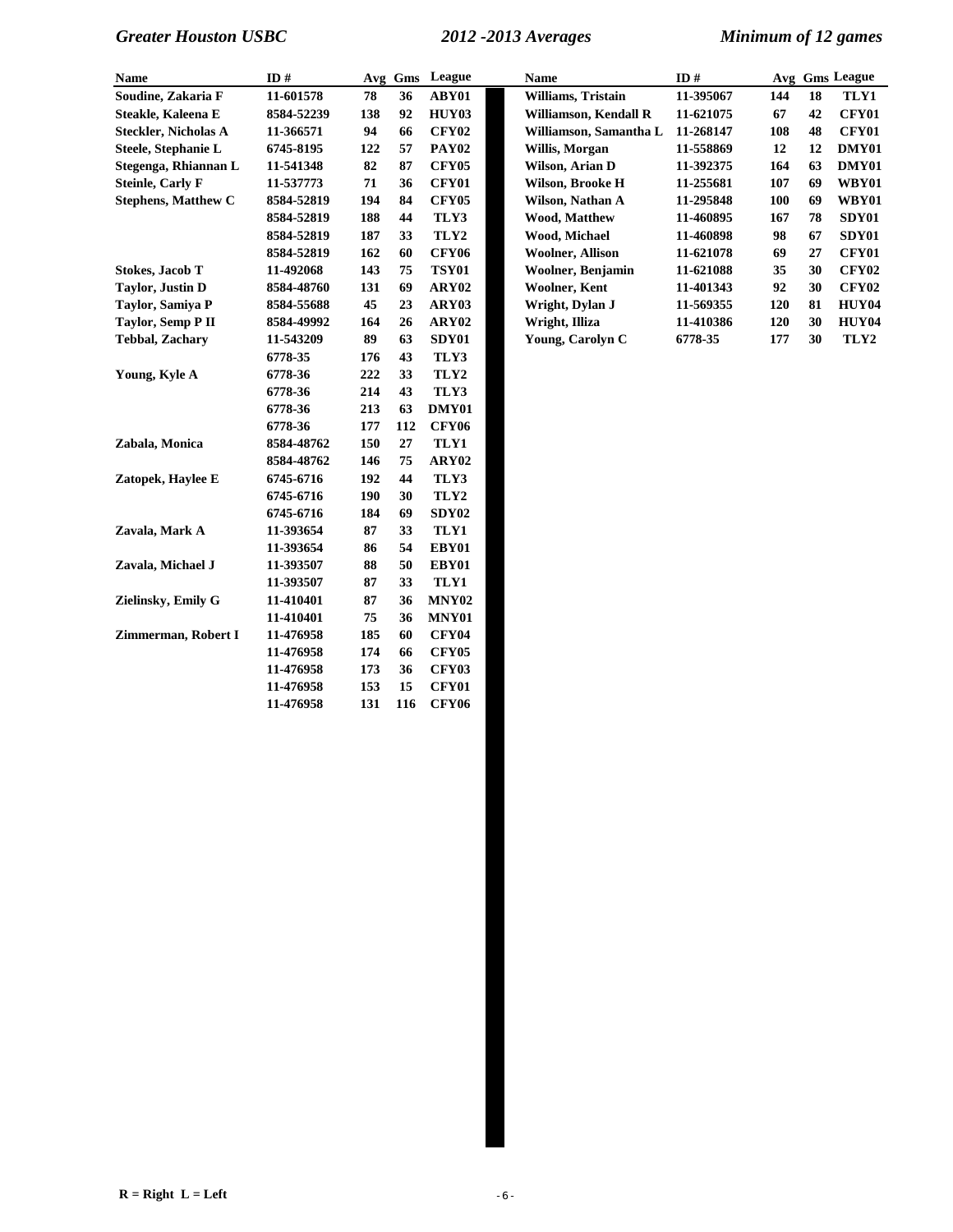| Name | ID # | Avg | Gms | League |
|---|---|---|---|---|
| Soudine, Zakaria F | 11-601578 | 78 | 36 | ABY01 |
| Steakle, Kaleena E | 8584-52239 | 138 | 92 | HUY03 |
| Steckler, Nicholas A | 11-366571 | 94 | 66 | CFY02 |
| Steele, Stephanie L | 6745-8195 | 122 | 57 | PAY02 |
| Stegenga, Rhiannan L | 11-541348 | 82 | 87 | CFY05 |
| Steinle, Carly F | 11-537773 | 71 | 36 | CFY01 |
| Stephens, Matthew C | 8584-52819 | 194 | 84 | CFY05 |
| | 8584-52819 | 188 | 44 | TLY3 |
| | 8584-52819 | 187 | 33 | TLY2 |
| | 8584-52819 | 162 | 60 | CFY06 |
| Stokes, Jacob T | 11-492068 | 143 | 75 | TSY01 |
| Taylor, Justin D | 8584-48760 | 131 | 69 | ARY02 |
| Taylor, Samiya P | 8584-55688 | 45 | 23 | ARY03 |
| Taylor, Semp P II | 8584-49992 | 164 | 26 | ARY02 |
| Tebbal, Zachary | 11-543209 | 89 | 63 | SDY01 |
| Williams, Tristain | 11-395067 | 144 | 18 | TLY1 |
| Williamson, Kendall R | 11-621075 | 67 | 42 | CFY01 |
| Williamson, Samantha L | 11-268147 | 108 | 48 | CFY01 |
| Willis, Morgan | 11-558869 | 12 | 12 | DMY01 |
| Wilson, Arian D | 11-392375 | 164 | 63 | DMY01 |
| Wilson, Brooke H | 11-255681 | 107 | 69 | WBY01 |
| Wilson, Nathan A | 11-295848 | 100 | 69 | WBY01 |
| Wood, Matthew | 11-460895 | 167 | 78 | SDY01 |
| Wood, Michael | 11-460898 | 98 | 67 | SDY01 |
| Woolner, Allison | 11-621078 | 69 | 27 | CFY01 |
| Woolner, Benjamin | 11-621088 | 35 | 30 | CFY02 |
| Woolner, Kent | 11-401343 | 92 | 30 | CFY02 |
| Wright, Dylan J | 11-569355 | 120 | 81 | HUY04 |
| Wright, Illiza | 11-410386 | 120 | 30 | HUY04 |
| Young, Carolyn C | 6778-35 | 177 | 30 | TLY2 |
| | 6778-35 | 176 | 43 | TLY3 |
| Young, Kyle A | 6778-36 | 222 | 33 | TLY2 |
| | 6778-36 | 214 | 43 | TLY3 |
| | 6778-36 | 213 | 63 | DMY01 |
| | 6778-36 | 177 | 112 | CFY06 |
| Zabala, Monica | 8584-48762 | 150 | 27 | TLY1 |
| | 8584-48762 | 146 | 75 | ARY02 |
| Zatopek, Haylee E | 6745-6716 | 192 | 44 | TLY3 |
| | 6745-6716 | 190 | 30 | TLY2 |
| | 6745-6716 | 184 | 69 | SDY02 |
| Zavala, Mark A | 11-393654 | 87 | 33 | TLY1 |
| | 11-393654 | 86 | 54 | EBY01 |
| Zavala, Michael J | 11-393507 | 88 | 50 | EBY01 |
| | 11-393507 | 87 | 33 | TLY1 |
| Zielinsky, Emily G | 11-410401 | 87 | 36 | MNY02 |
| | 11-410401 | 75 | 36 | MNY01 |
| Zimmerman, Robert I | 11-476958 | 185 | 60 | CFY04 |
| | 11-476958 | 174 | 66 | CFY05 |
| | 11-476958 | 173 | 36 | CFY03 |
| | 11-476958 | 153 | 15 | CFY01 |
| | 11-476958 | 131 | 116 | CFY06 |

R = Right L = Left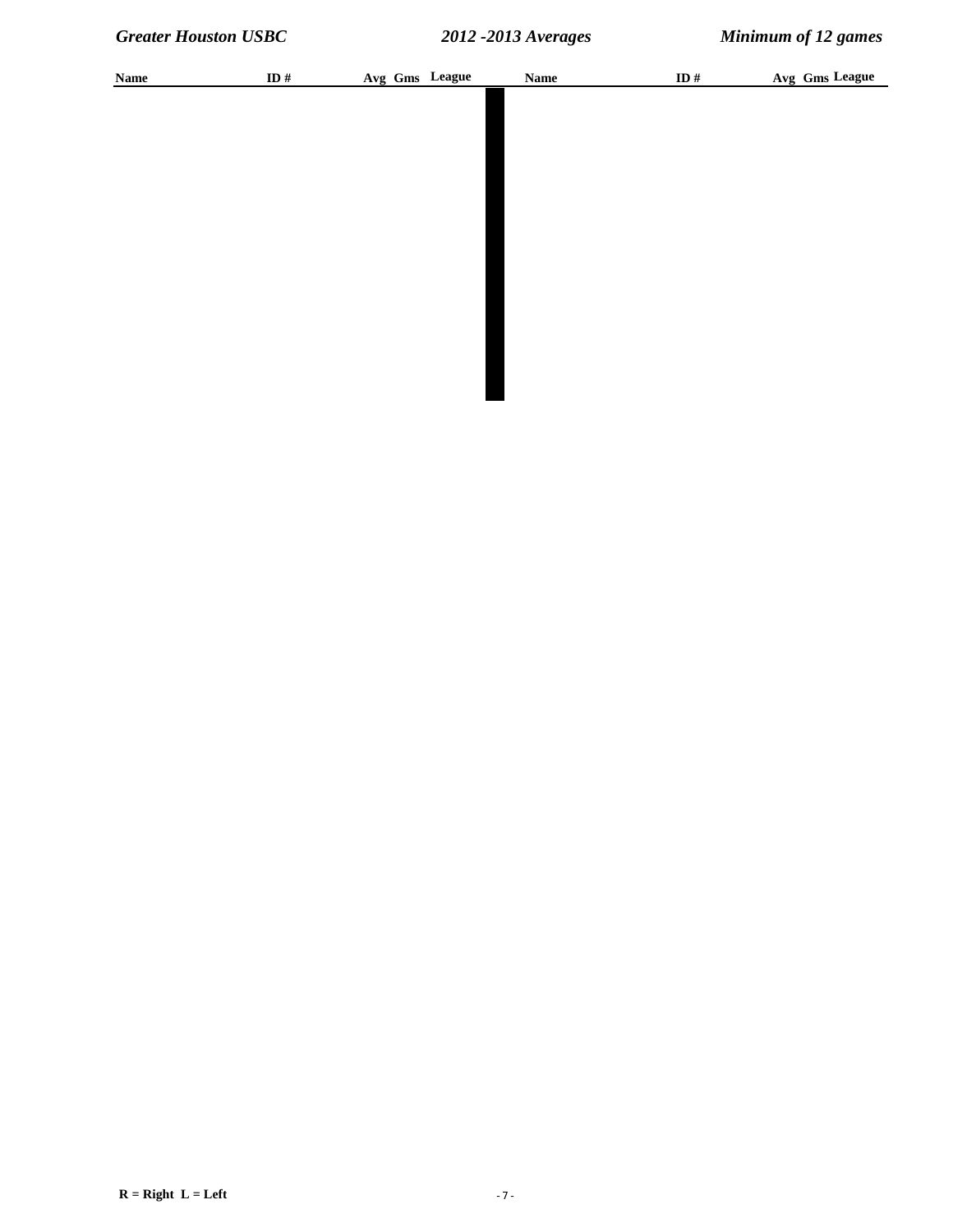| Name | ID # | Avg | Gms | League | Name | ID # | Avg | Gms | League |
|---|---|---|---|---|---|---|---|---|---|

R = Right  L = Left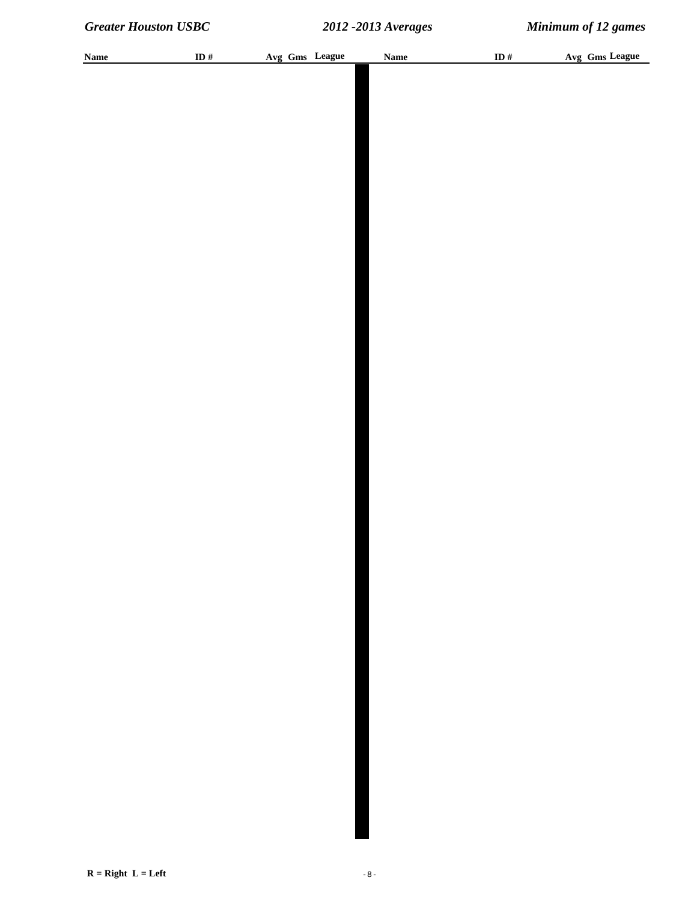| Name | ID # | Avg | Gms | League | Name | ID # | Avg | Gms | League |
|---|---|---|---|---|---|---|---|---|---|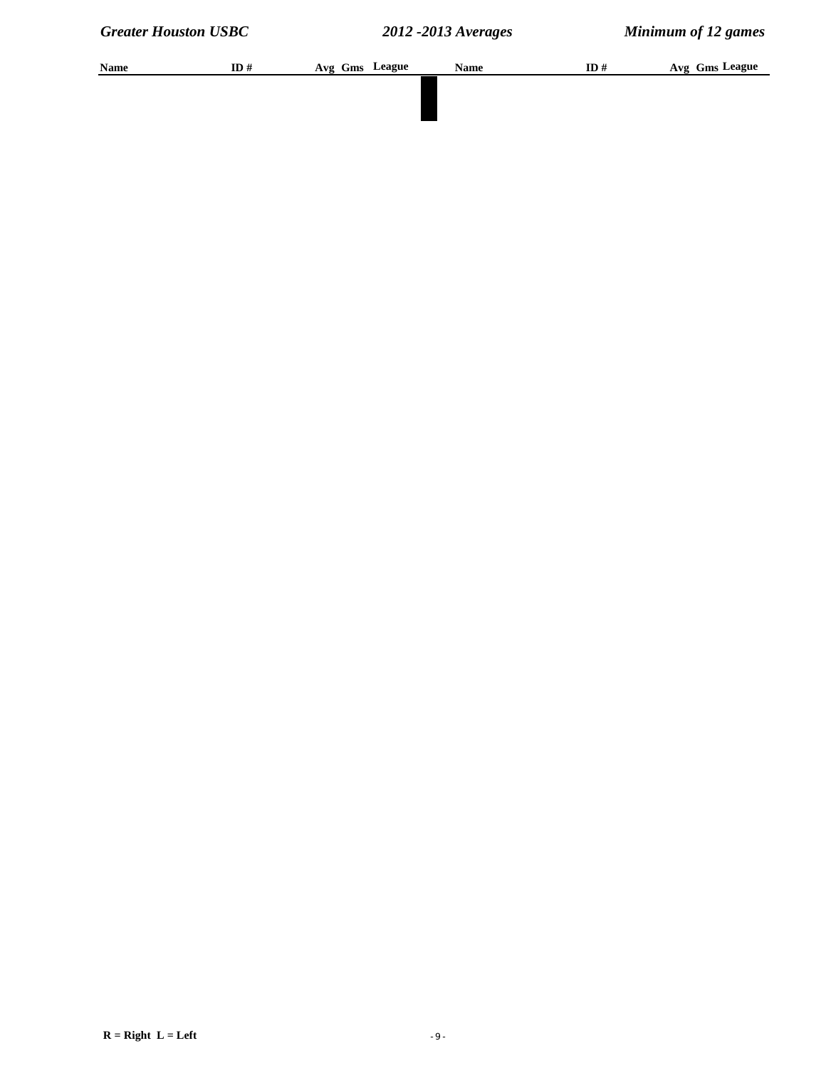| Name | ID # | Avg | Gms | League | Name | ID # | Avg | Gms | League |
|---|---|---|---|---|---|---|---|---|---|

R = Right  L = Left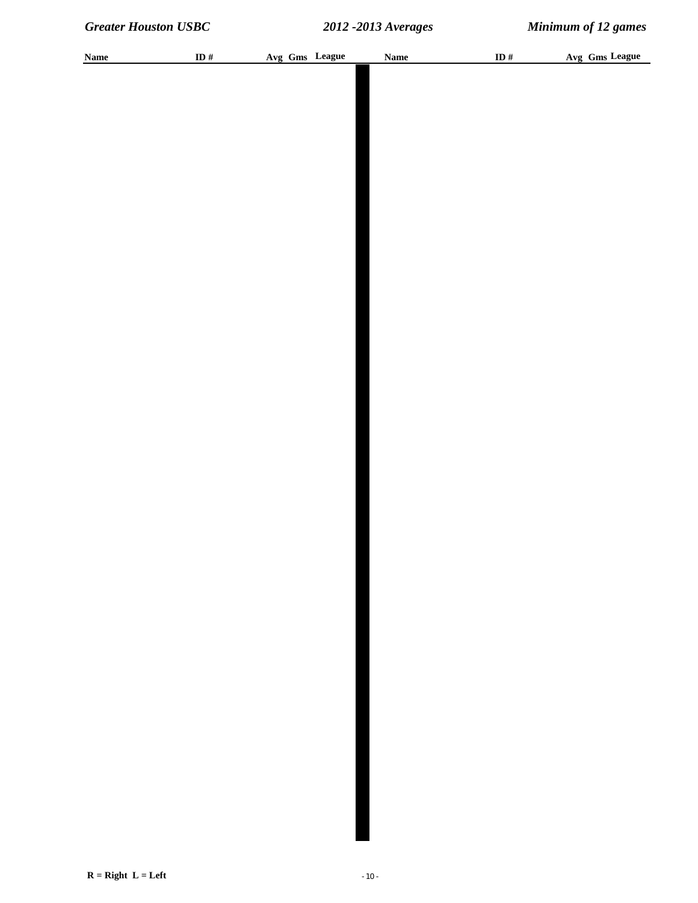| Name | ID # | Avg | Gms | League | Name | ID # | Avg | Gms | League |
|---|---|---|---|---|---|---|---|---|---|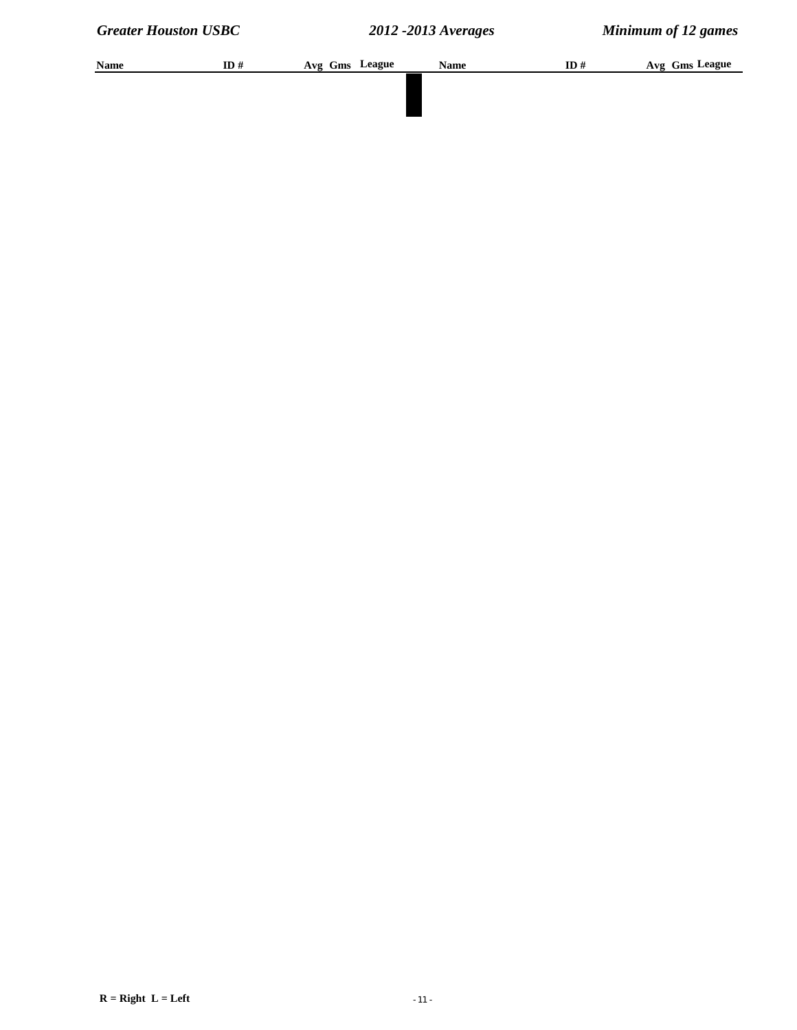| Name | ID # | Avg | Gms | League | Name | ID # | Avg | Gms | League |
|---|---|---|---|---|---|---|---|---|---|

R = Right  L = Left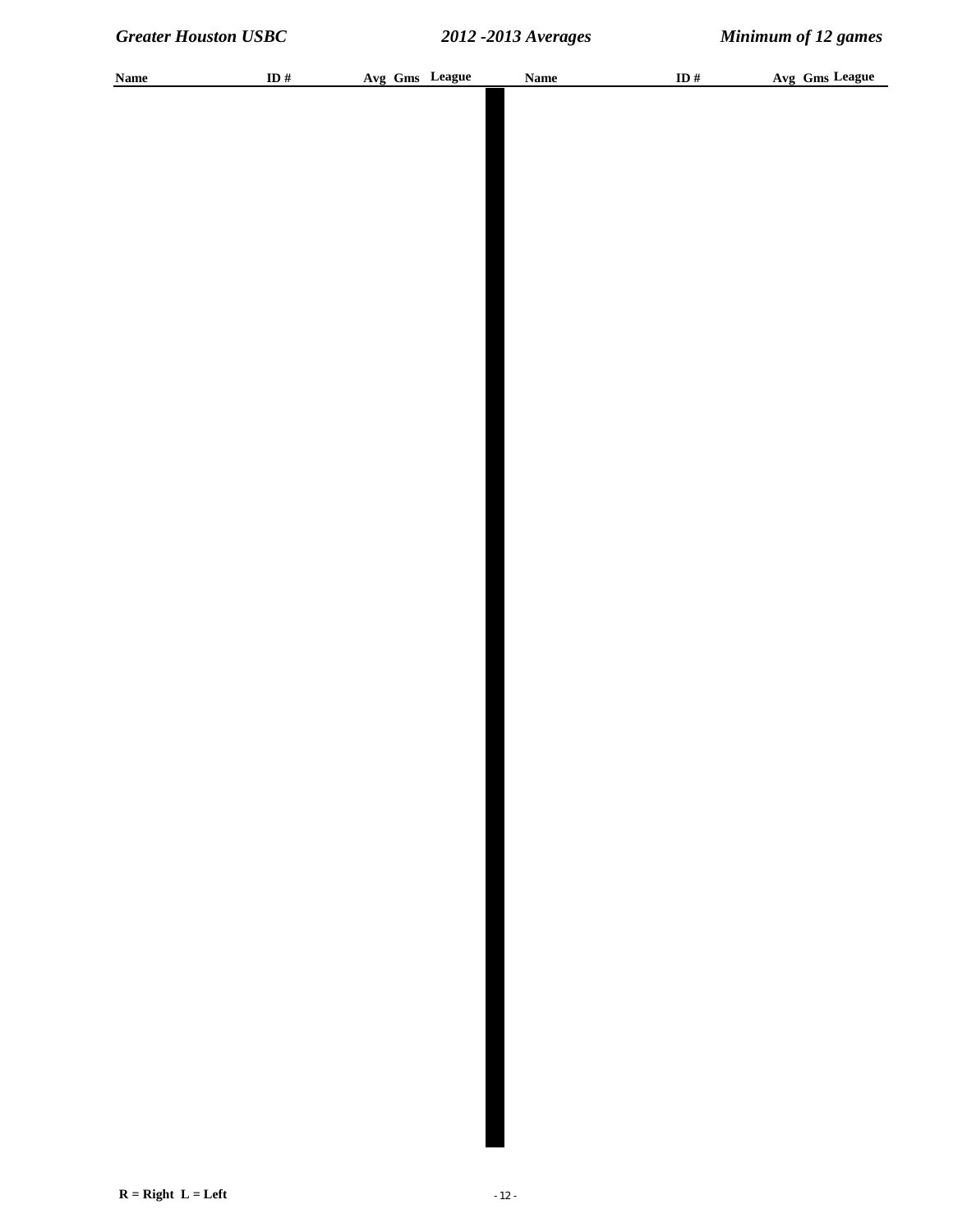| Name | ID # | Avg | Gms | League | Name | ID # | Avg | Gms | League |
|---|---|---|---|---|---|---|---|---|---|

**R = Right L = Left**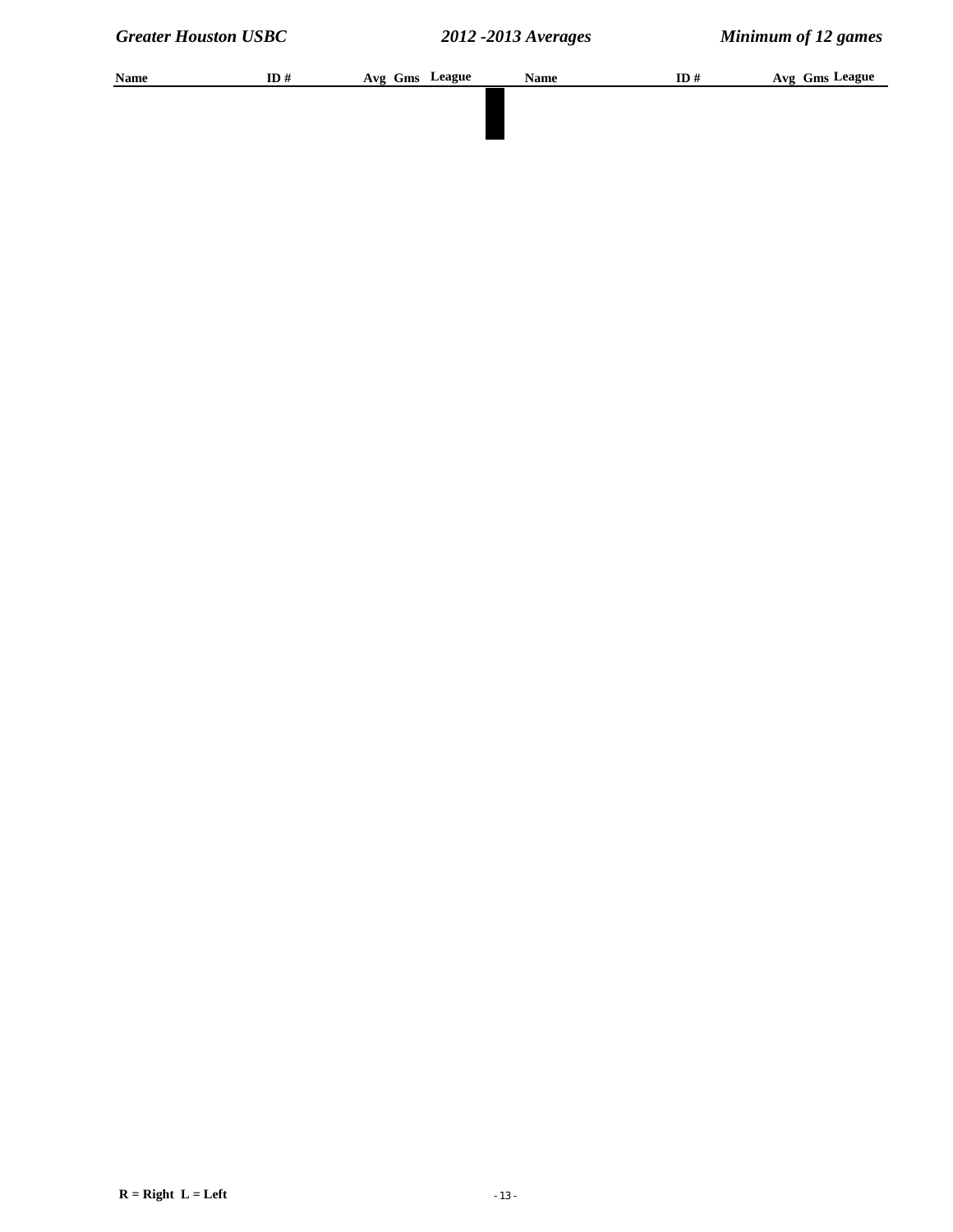| Name | ID # | Avg | Gms | League | Name | ID # | Avg | Gms | League |
|---|---|---|---|---|---|---|---|---|---|

R = Right  L = Left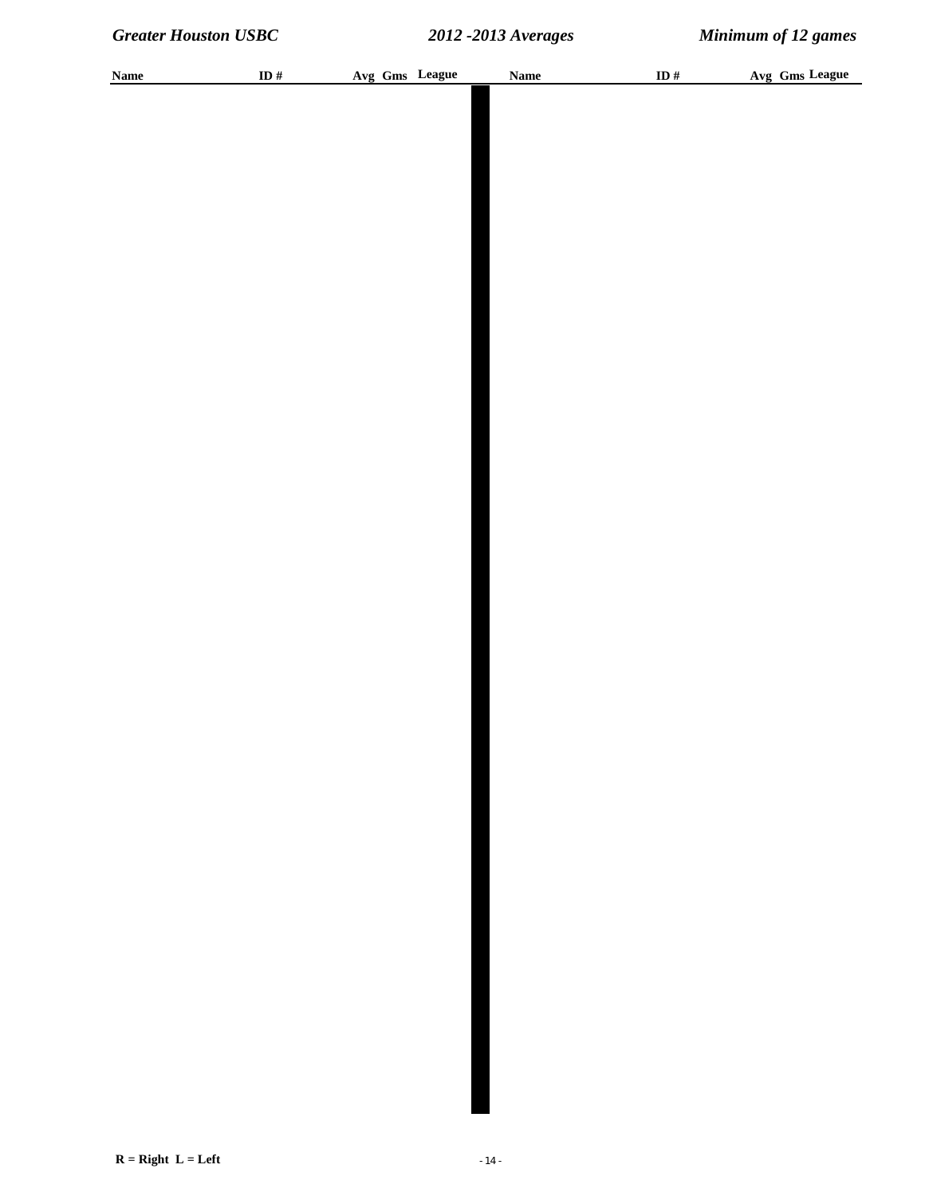| Name | ID # | Avg | Gms | League | Name | ID # | Avg | Gms | League |
|---|---|---|---|---|---|---|---|---|---|

**R = Right L = Left**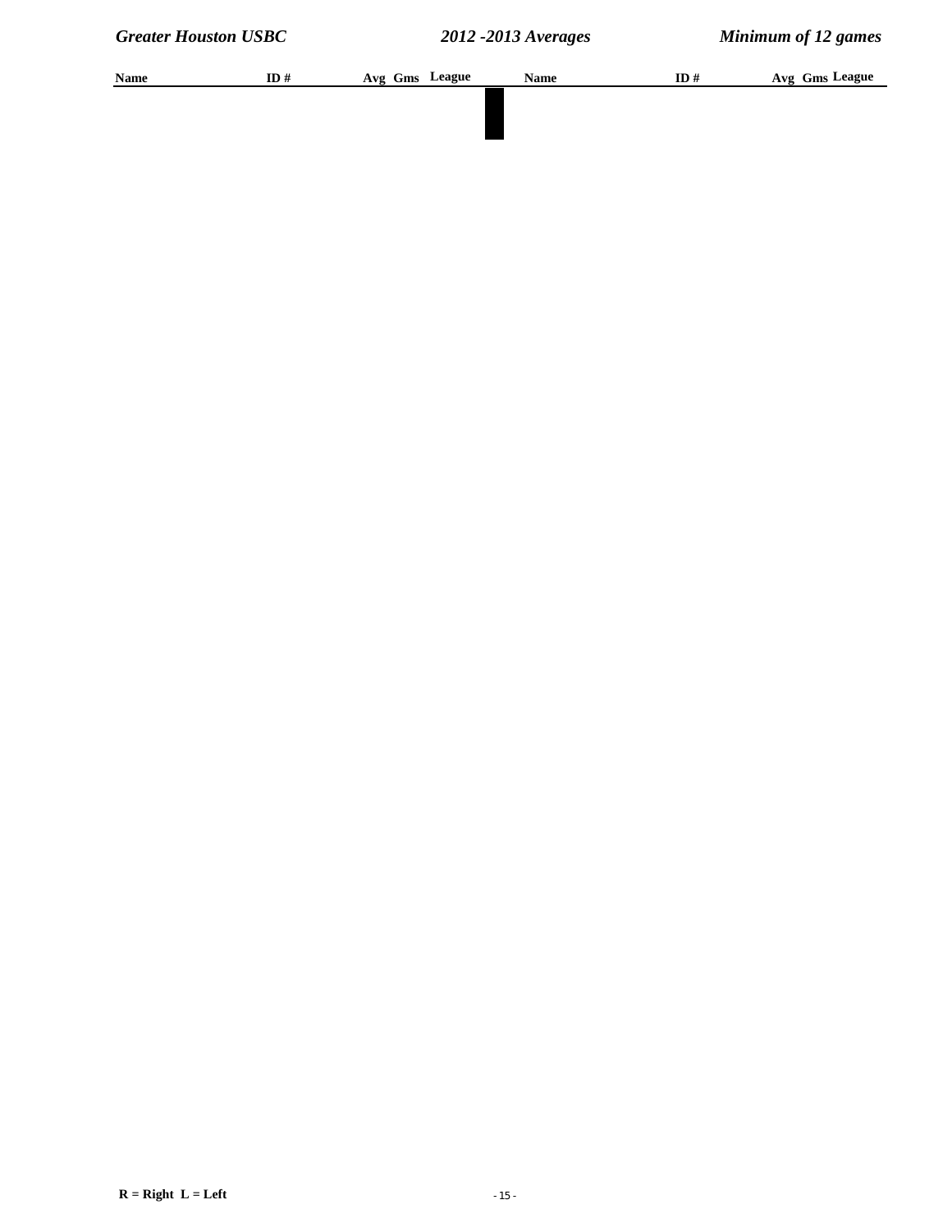| Name | ID # | Avg | Gms | League | Name | ID # | Avg | Gms | League |
|---|---|---|---|---|---|---|---|---|---|

**R = Right L = Left**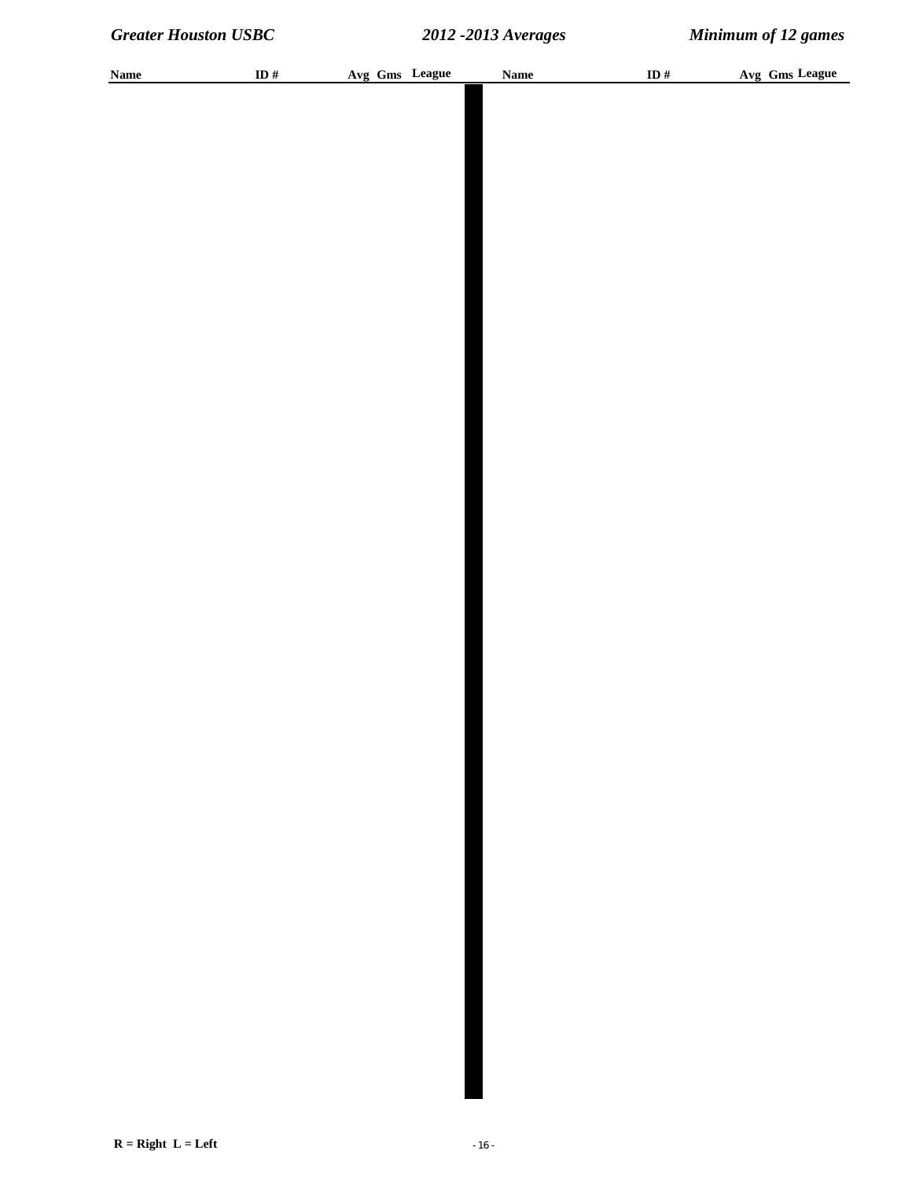| Name | ID # | Avg | Gms | League | Name | ID # | Avg | Gms | League |
|---|---|---|---|---|---|---|---|---|---|

R = Right L = Left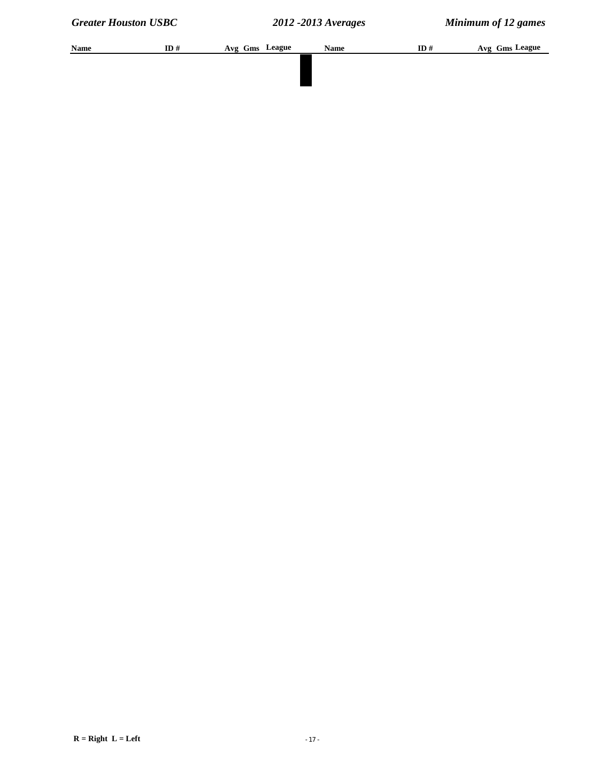| Name | ID # | Avg | Gms | League | Name | ID # | Avg | Gms | League |
|---|---|---|---|---|---|---|---|---|---|

R = Right  L = Left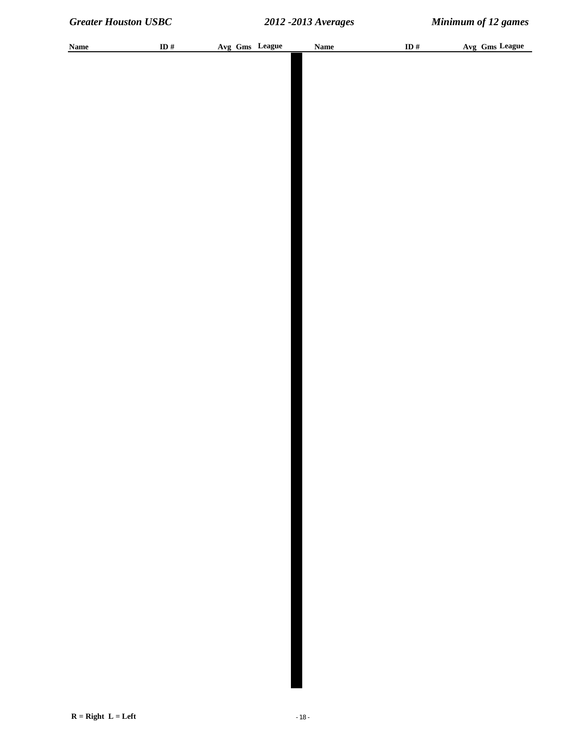| Name | ID # | Avg | Gms | League | Name | ID # | Avg | Gms | League |
|---|---|---|---|---|---|---|---|---|---|

R = Right L = Left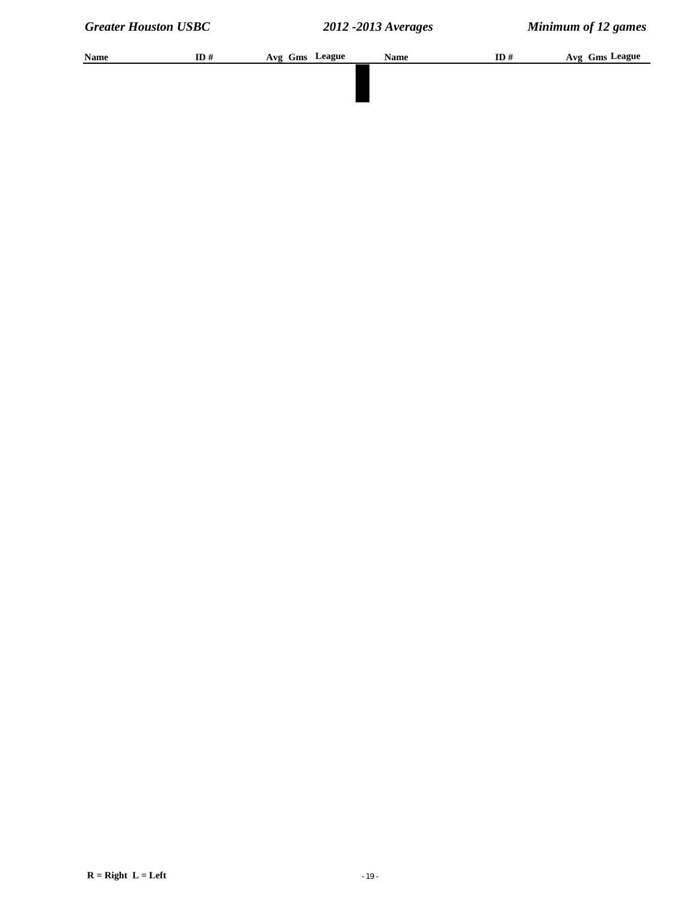| Name | ID # | Avg | Gms | League | Name | ID # | Avg | Gms | League |
|---|---|---|---|---|---|---|---|---|---|

R = Right L = Left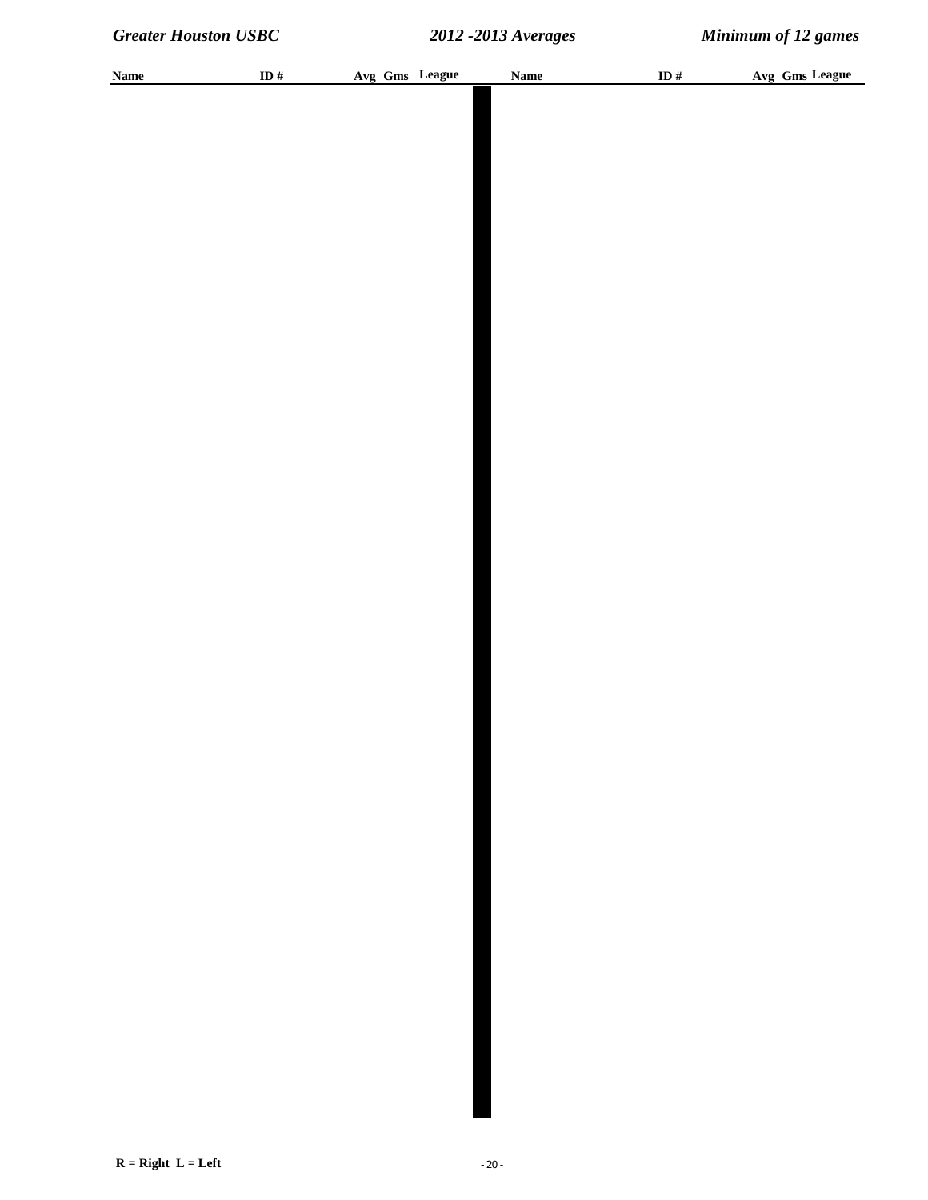| Name | ID # | Avg | Gms | League | Name | ID # | Avg | Gms | League |
|---|---|---|---|---|---|---|---|---|---|

R = Right L = Left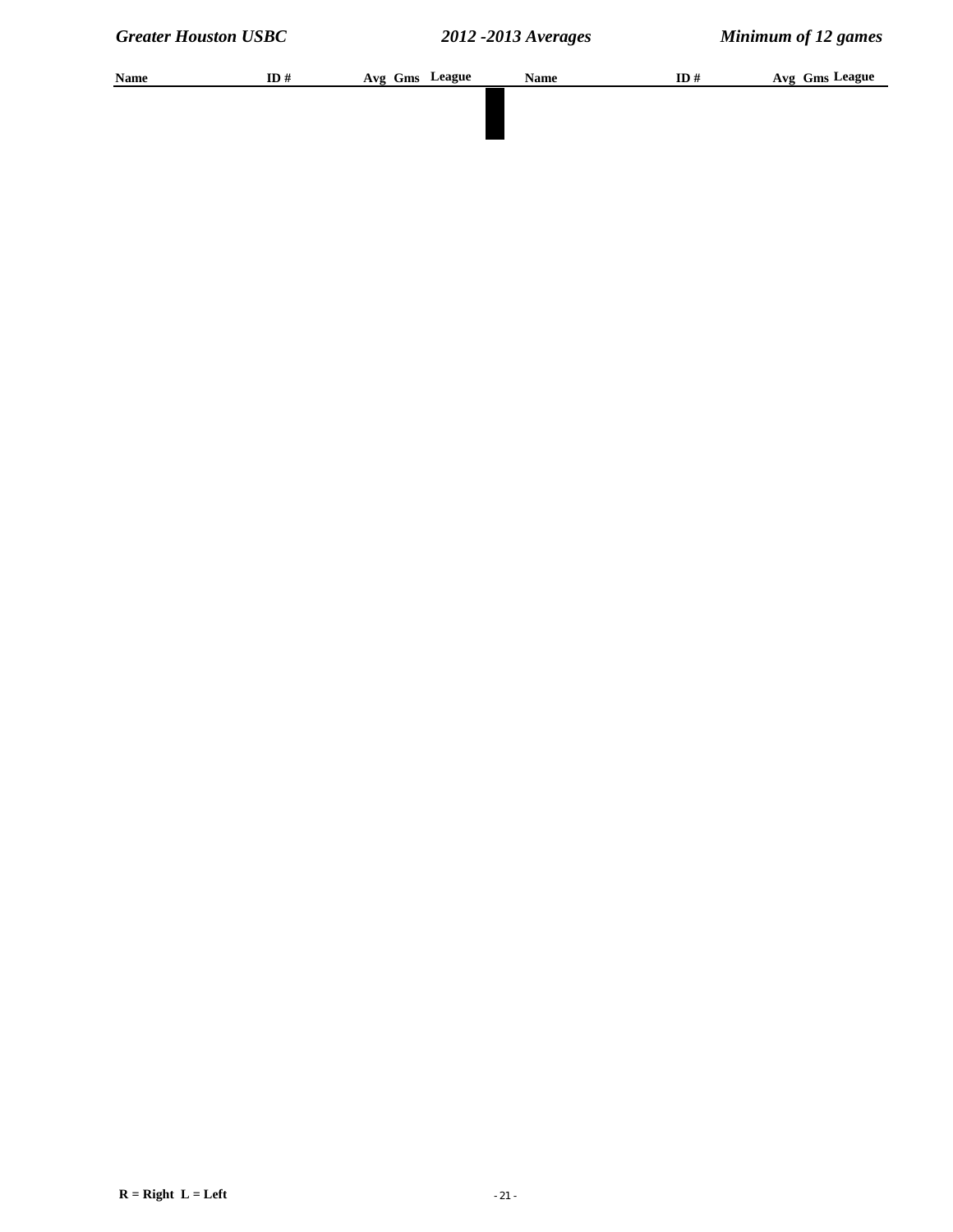| Name | ID # | Avg | Gms | League | Name | ID # | Avg | Gms | League |
| --- | --- | --- | --- | --- | --- | --- | --- | --- | --- |

**R = Right  L = Left**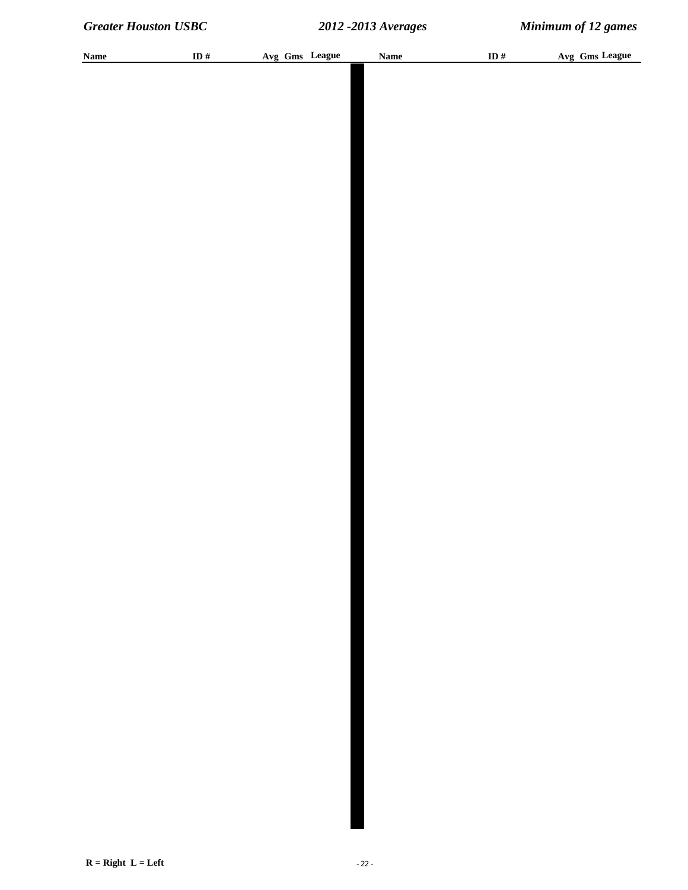| Name | ID # | Avg | Gms | League | Name | ID # | Avg | Gms | League |
|---|---|---|---|---|---|---|---|---|---|

R = Right L = Left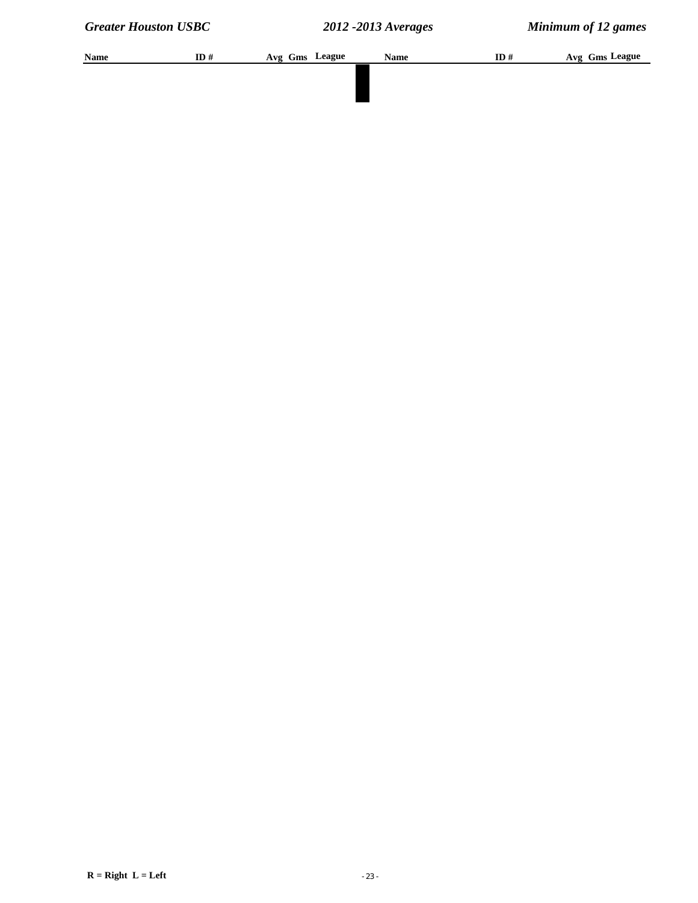| Name | ID # | Avg | Gms | League | Name | ID # | Avg | Gms | League |
|---|---|---|---|---|---|---|---|---|---|

R = Right L = Left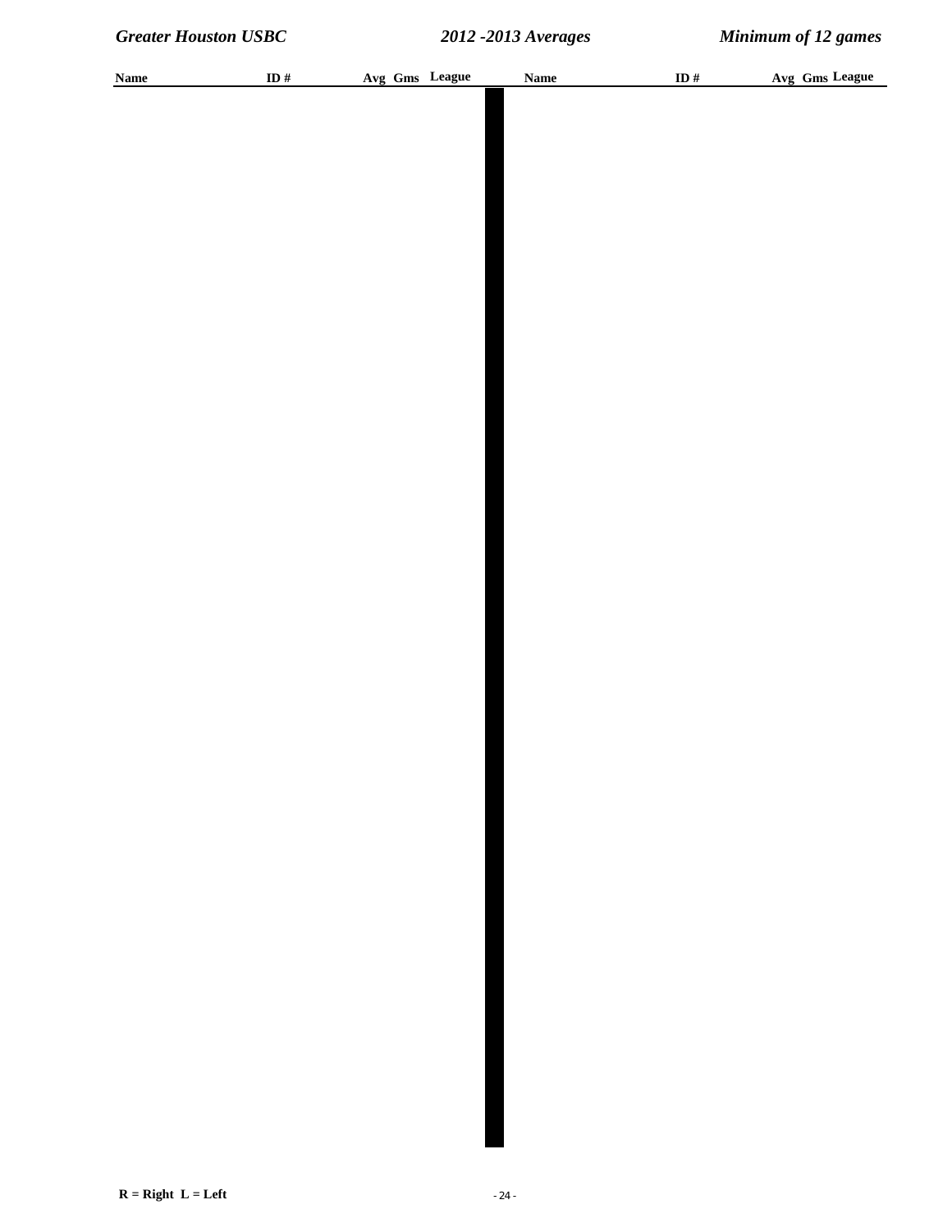| Name | ID # | Avg | Gms | League | Name | ID # | Avg | Gms | League |
|---|---|---|---|---|---|---|---|---|---|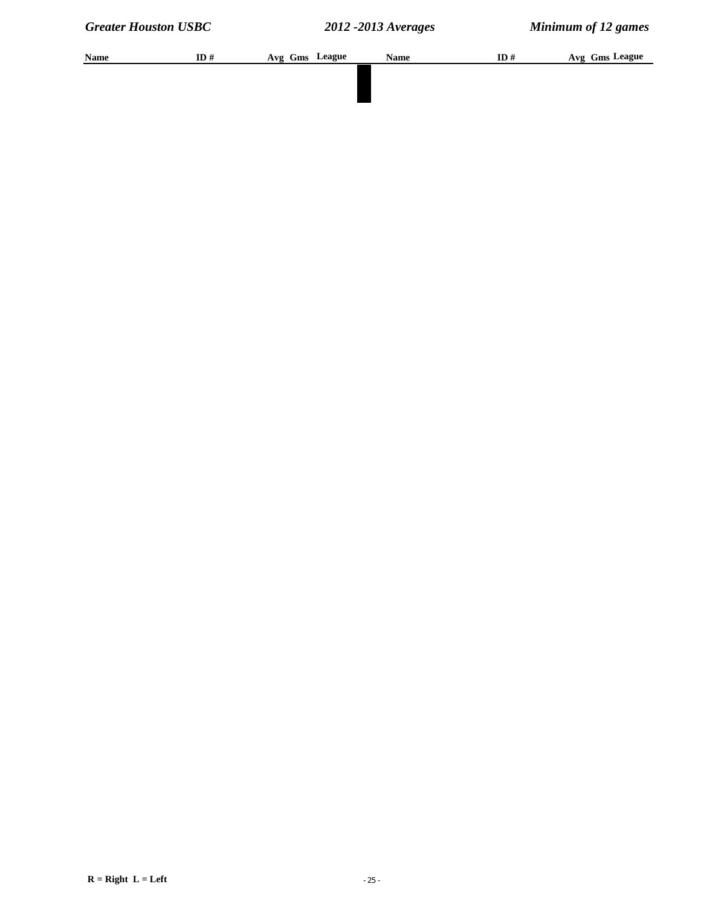| Name | ID # | Avg | Gms | League | Name | ID # | Avg | Gms | League |
|---|---|---|---|---|---|---|---|---|---|

R = Right L = Left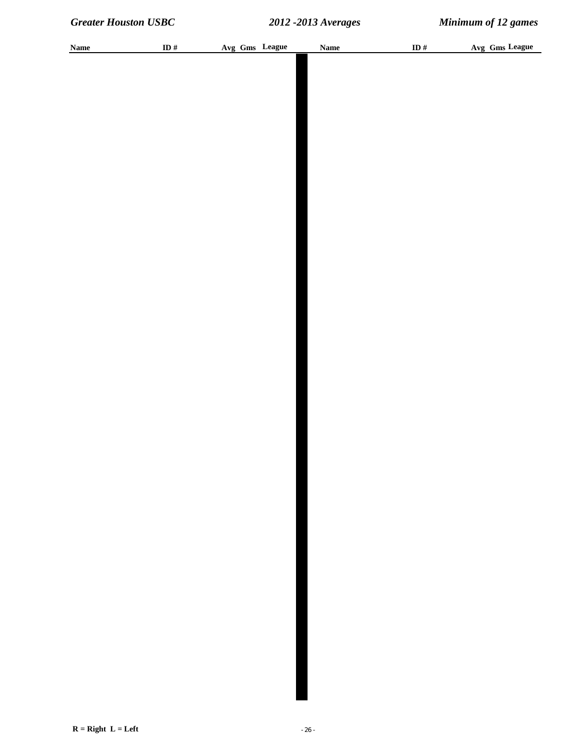| Name | ID # | Avg | Gms | League | Name | ID # | Avg | Gms | League |
|---|---|---|---|---|---|---|---|---|---|

R = Right  L = Left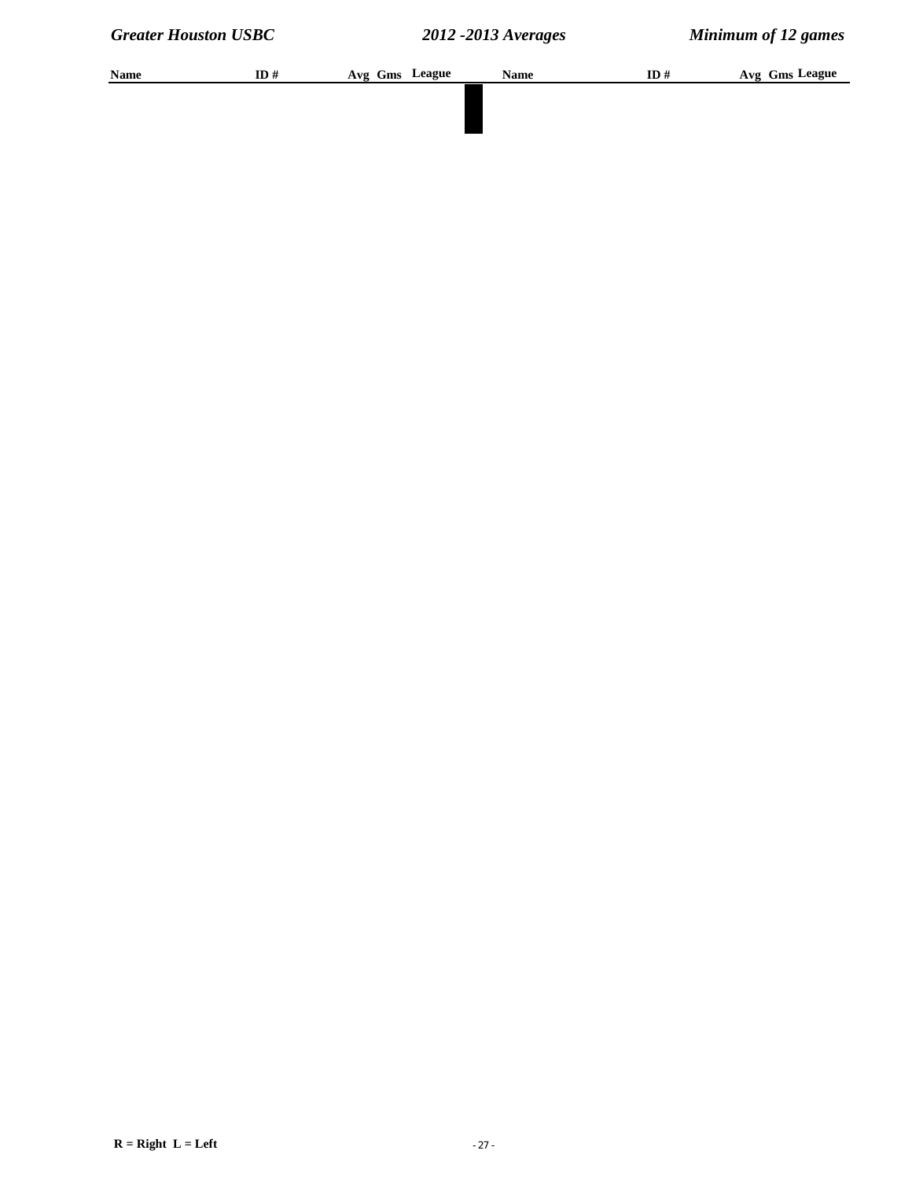| Name | ID # | Avg | Gms | League | Name | ID # | Avg | Gms | League |
|---|---|---|---|---|---|---|---|---|---|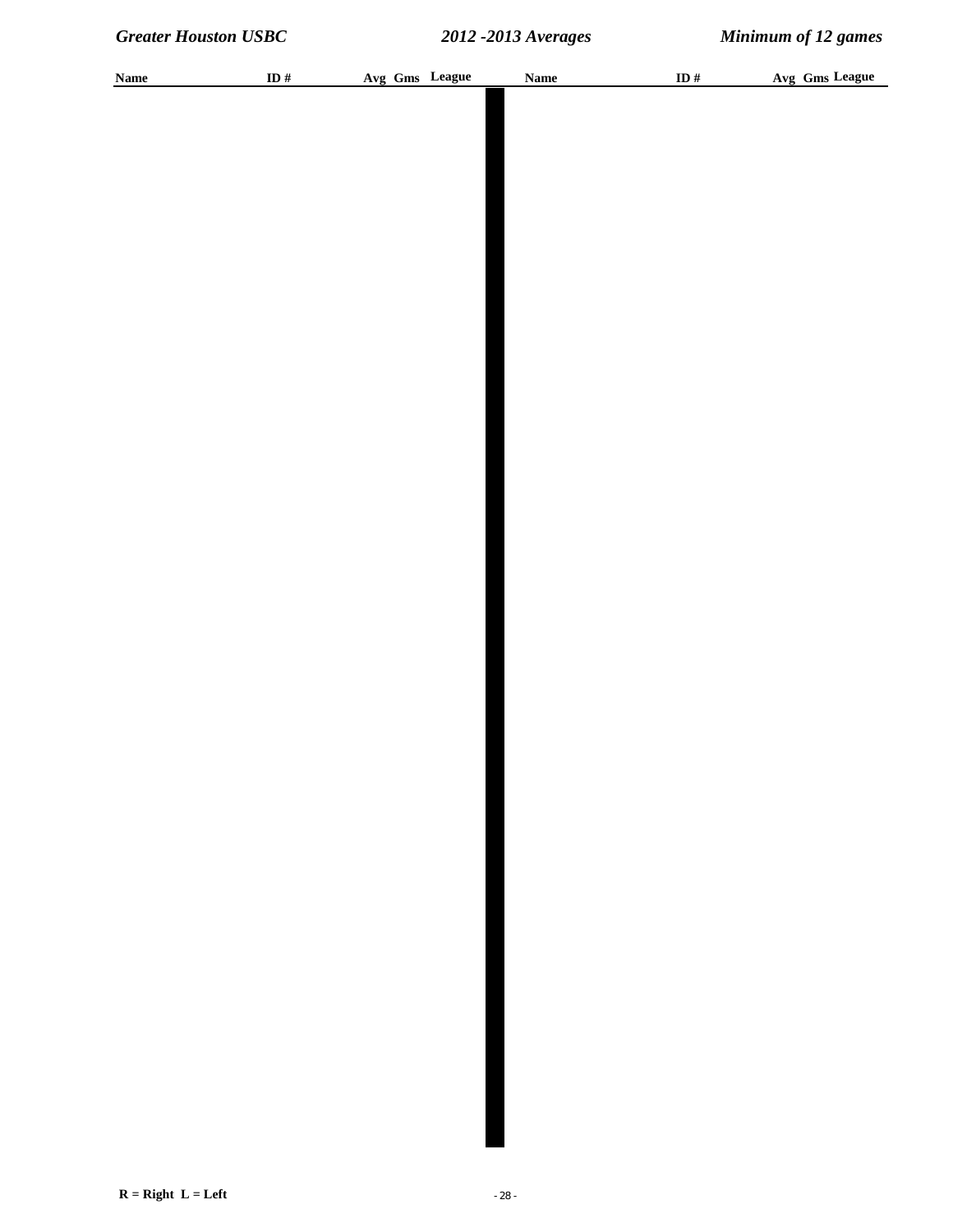| Name | ID # | Avg | Gms | League | Name | ID # | Avg | Gms | League |
|---|---|---|---|---|---|---|---|---|---|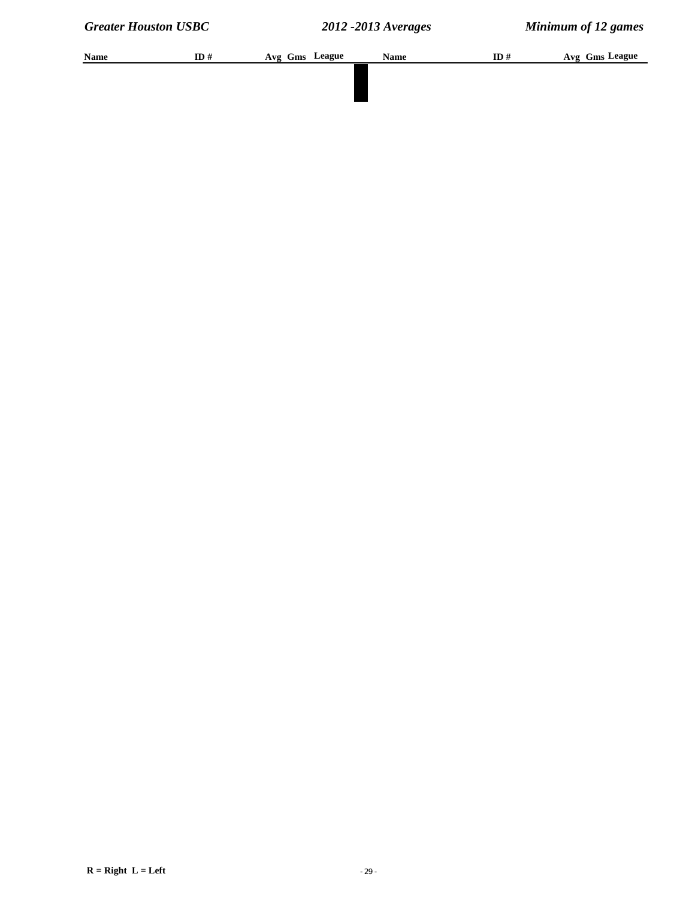| Name | ID # | Avg | Gms | League | Name | ID # | Avg | Gms | League |
|---|---|---|---|---|---|---|---|---|---|

R = Right  L = Left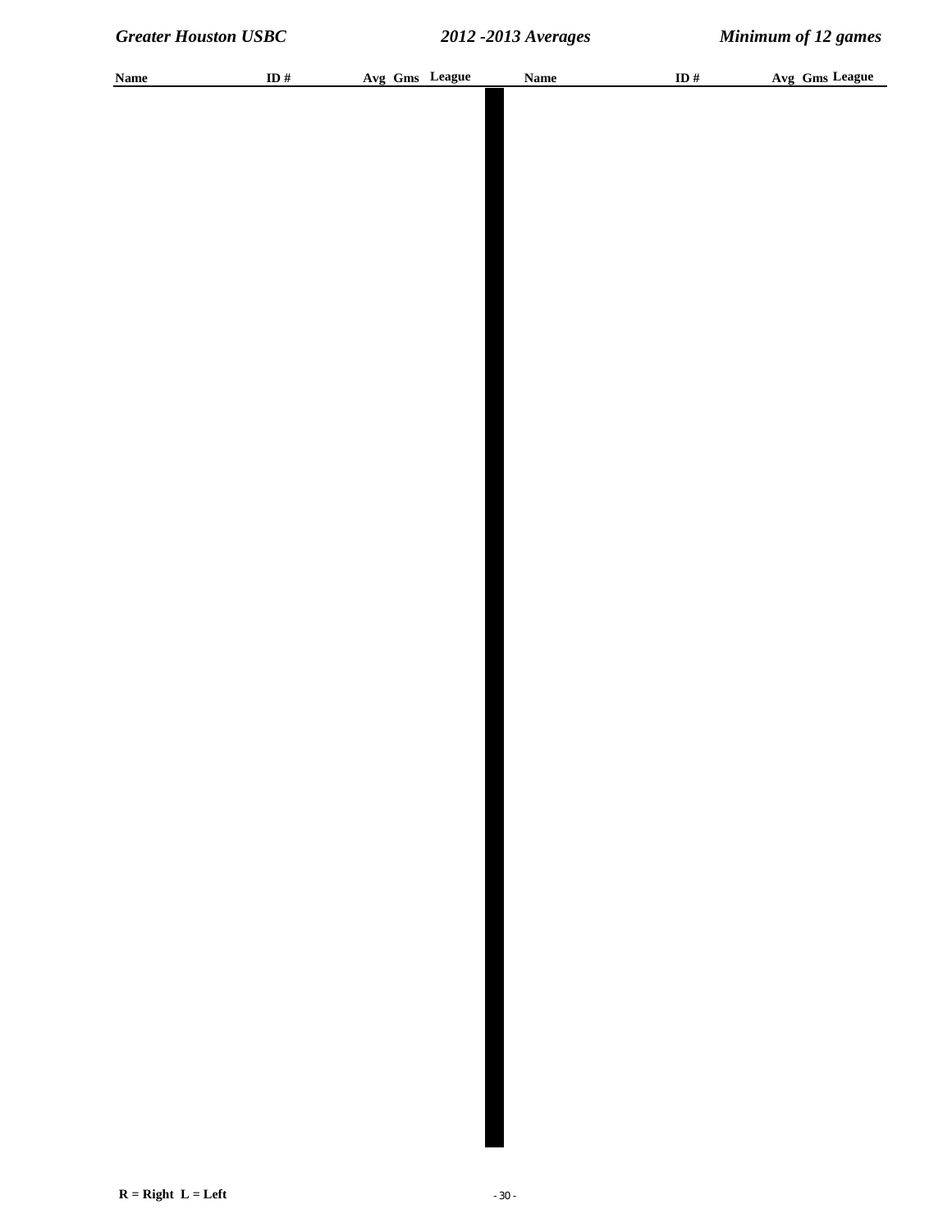| Name | ID # | Avg | Gms | League | Name | ID # | Avg | Gms | League |
| --- | --- | --- | --- | --- | --- | --- | --- | --- | --- |

**R = Right L = Left**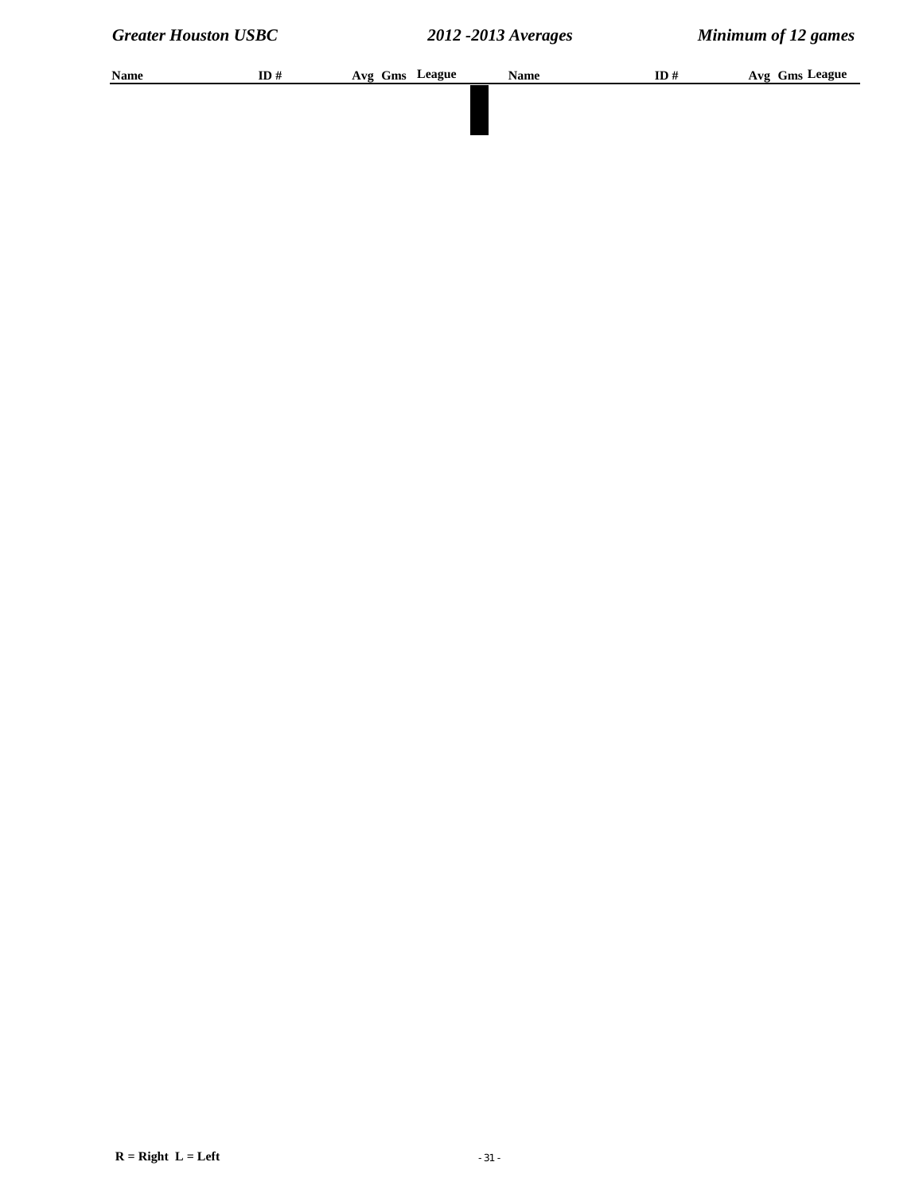| Name | ID # | Avg | Gms | League | Name | ID # | Avg | Gms | League |
|---|---|---|---|---|---|---|---|---|---|

R = Right  L = Left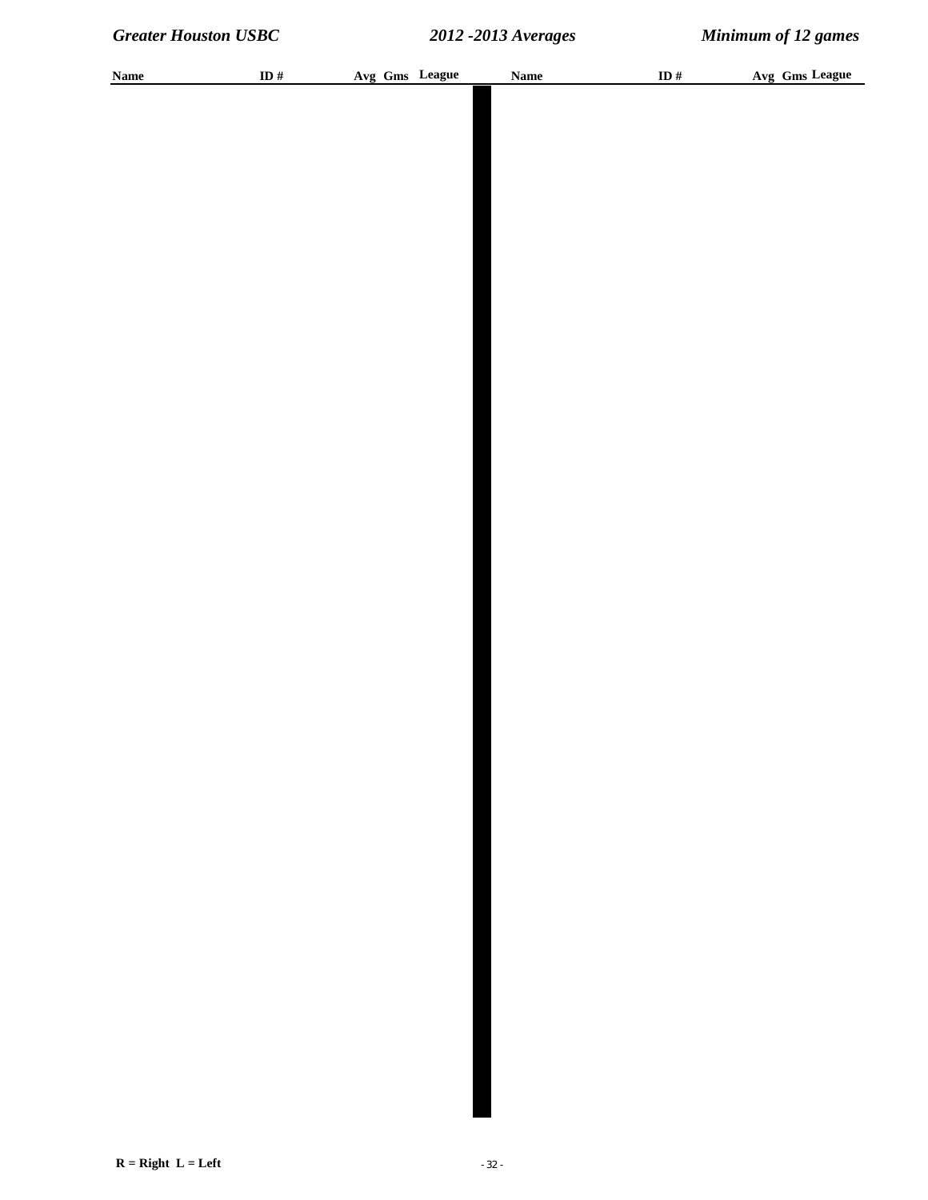| Name | ID # | Avg | Gms | League | Name | ID # | Avg | Gms | League |
|---|---|---|---|---|---|---|---|---|---|

R = Right  L = Left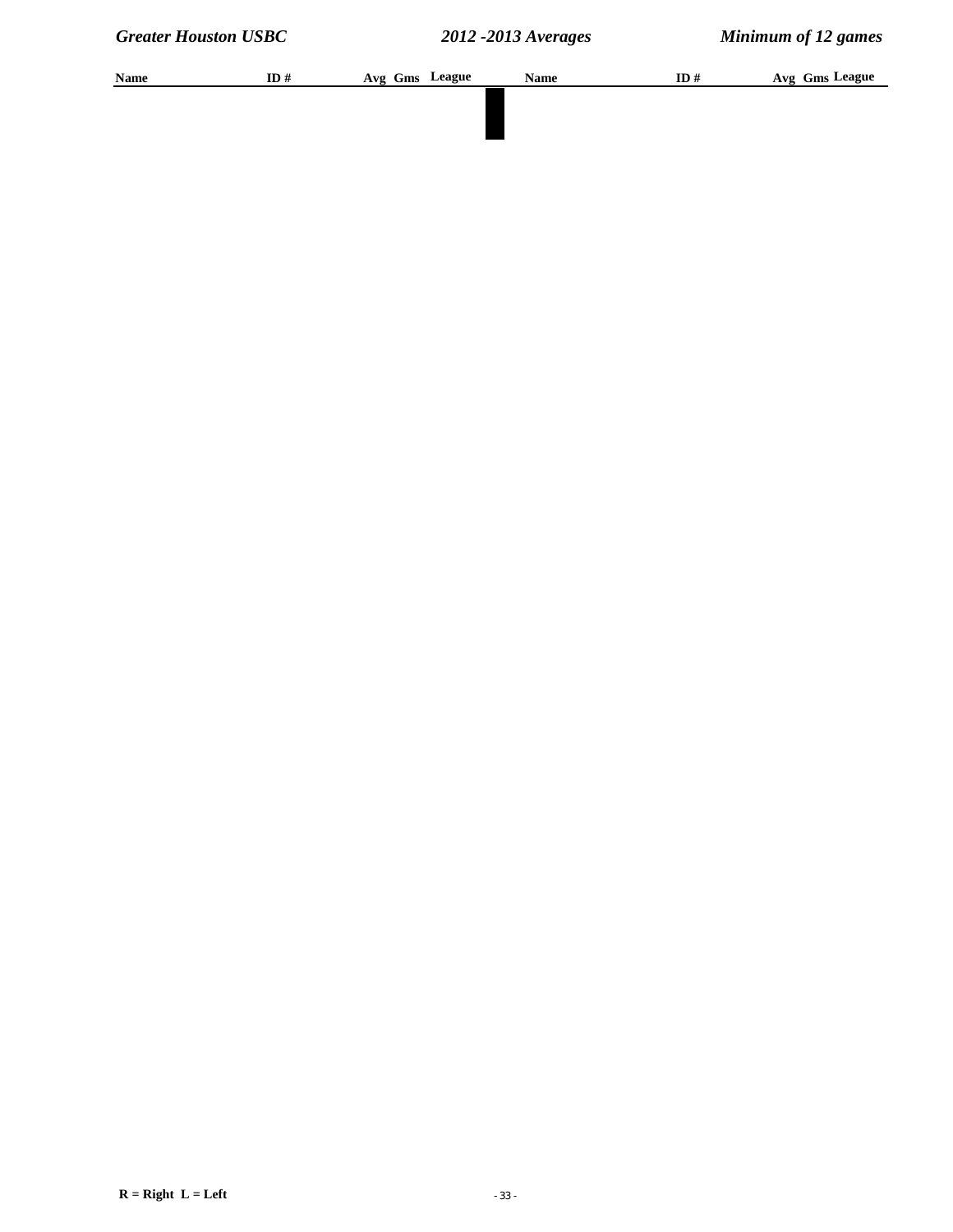| Name | ID # | Avg | Gms | League | Name | ID # | Avg | Gms | League |
|---|---|---|---|---|---|---|---|---|---|

**R = Right L = Left**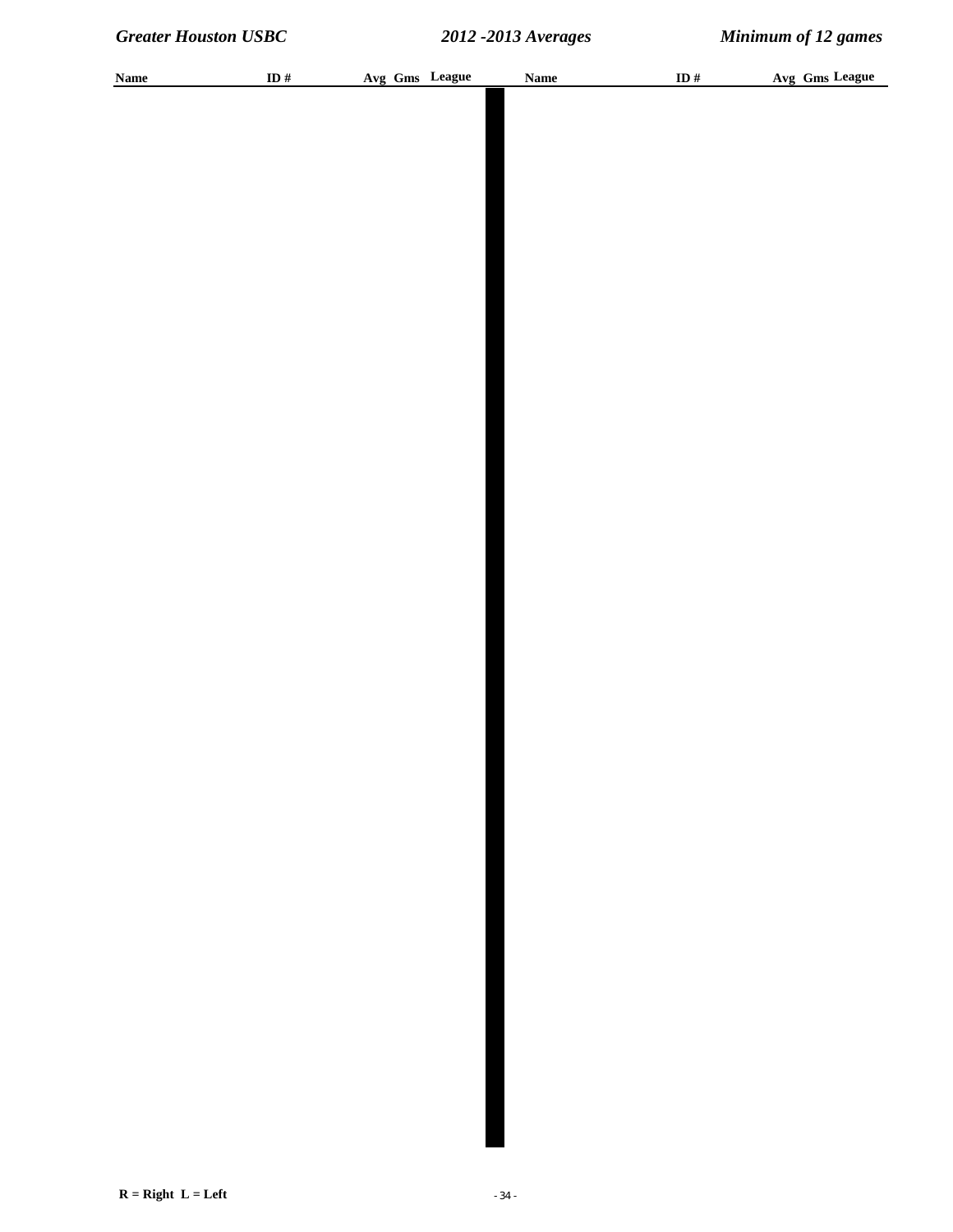| Name | ID # | Avg | Gms | League | Name | ID # | Avg | Gms | League |
|---|---|---|---|---|---|---|---|---|---|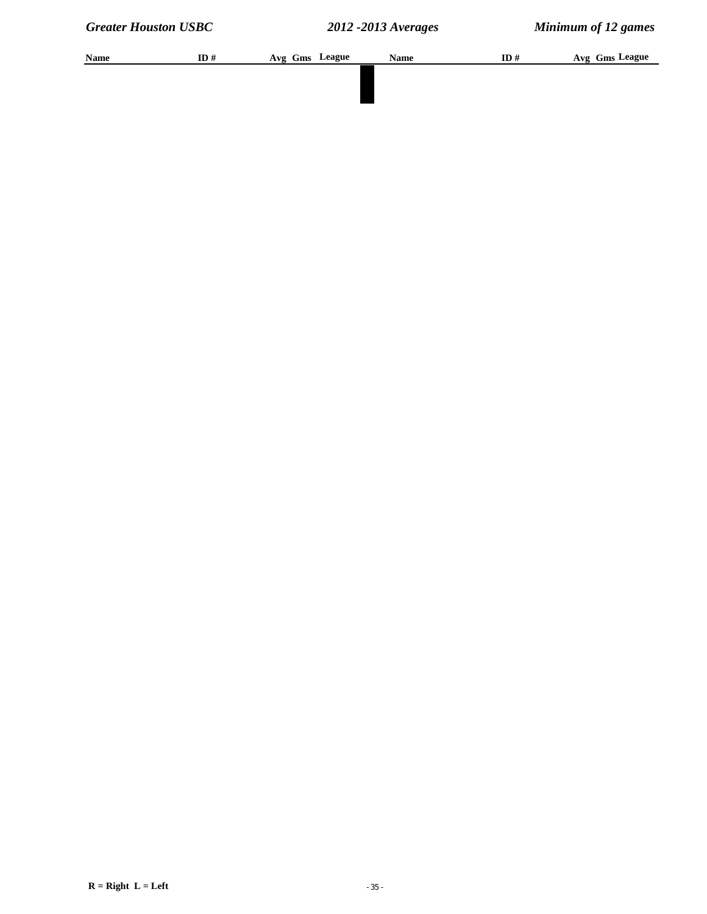| Name | ID # | Avg | Gms | League | Name | ID # | Avg | Gms | League |
|---|---|---|---|---|---|---|---|---|---|

R = Right  L = Left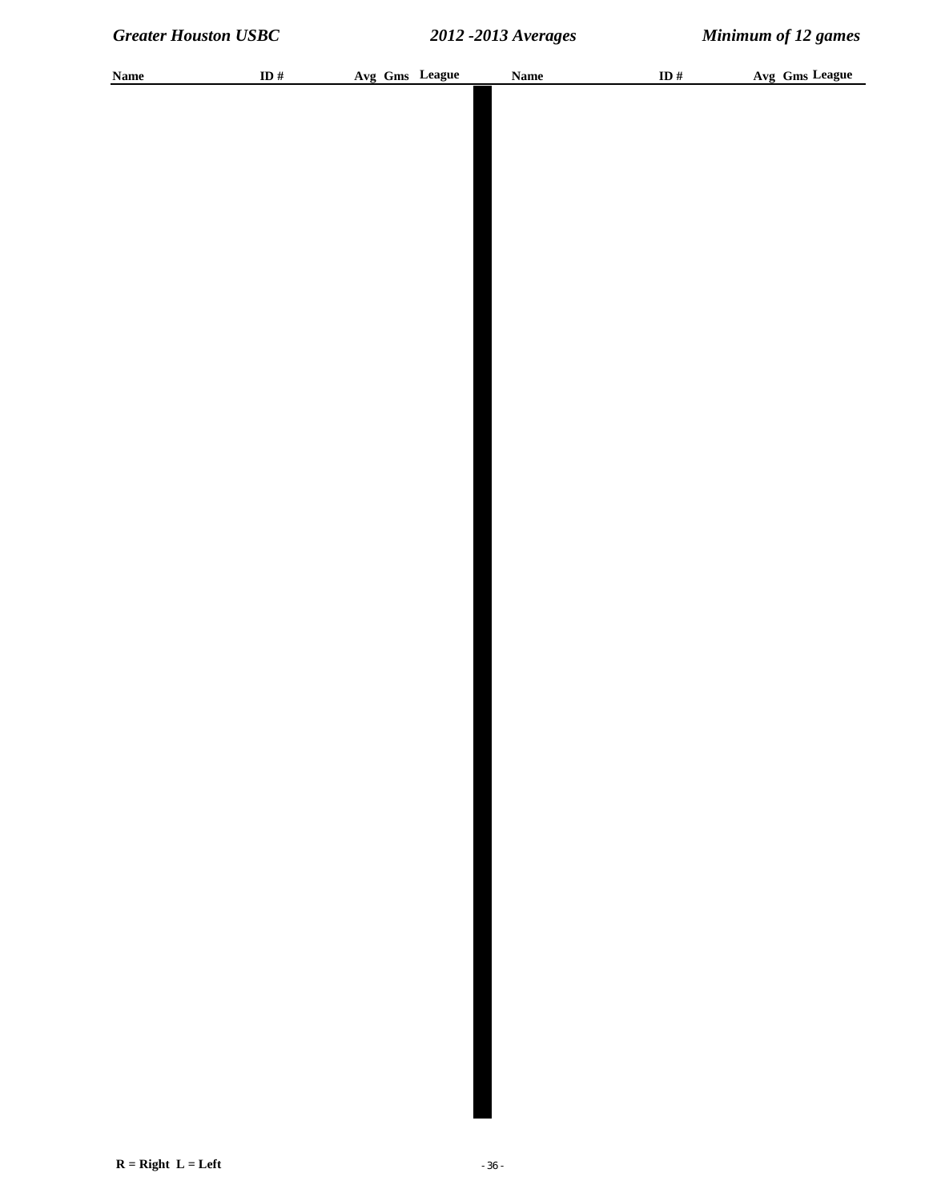| Name | ID # | Avg | Gms | League | Name | ID # | Avg | Gms | League |
|---|---|---|---|---|---|---|---|---|---|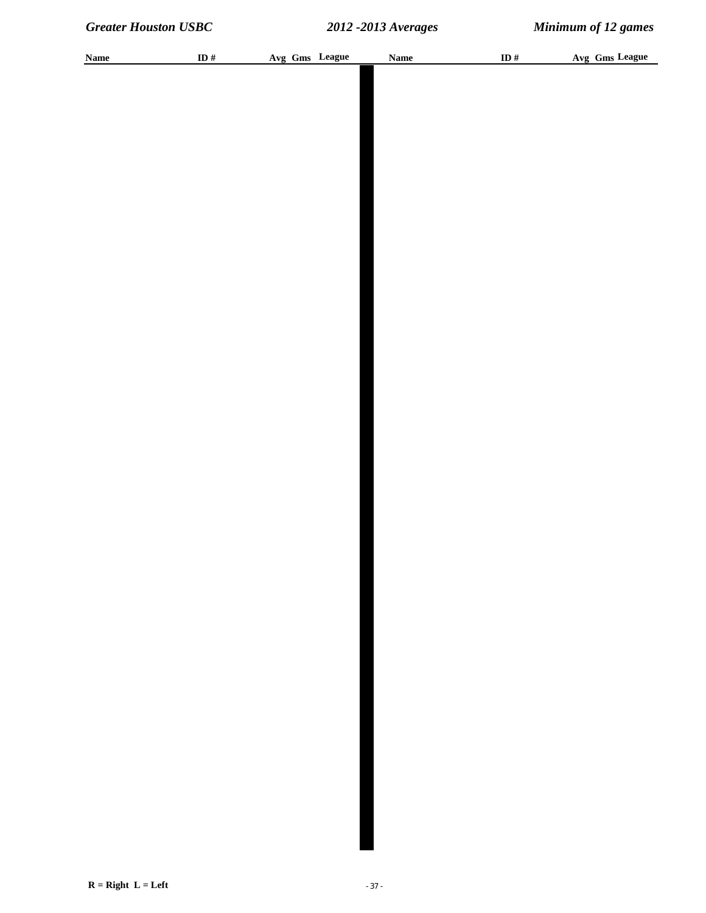| Name | ID # | Avg | Gms | League | Name | ID # | Avg | Gms | League |
|---|---|---|---|---|---|---|---|---|---|

**R = Right L = Left**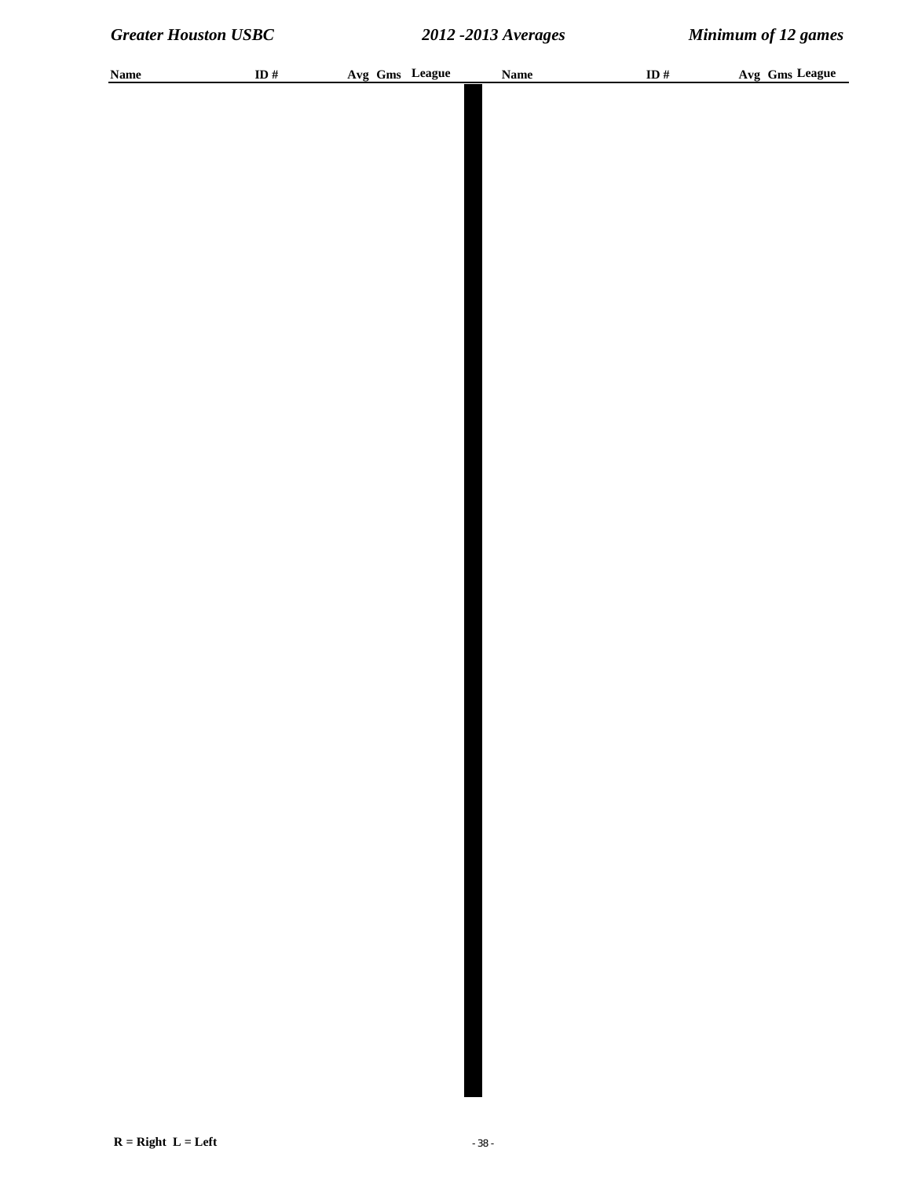| Name | ID # | Avg | Gms | League | Name | ID # | Avg | Gms | League |
|---|---|---|---|---|---|---|---|---|---|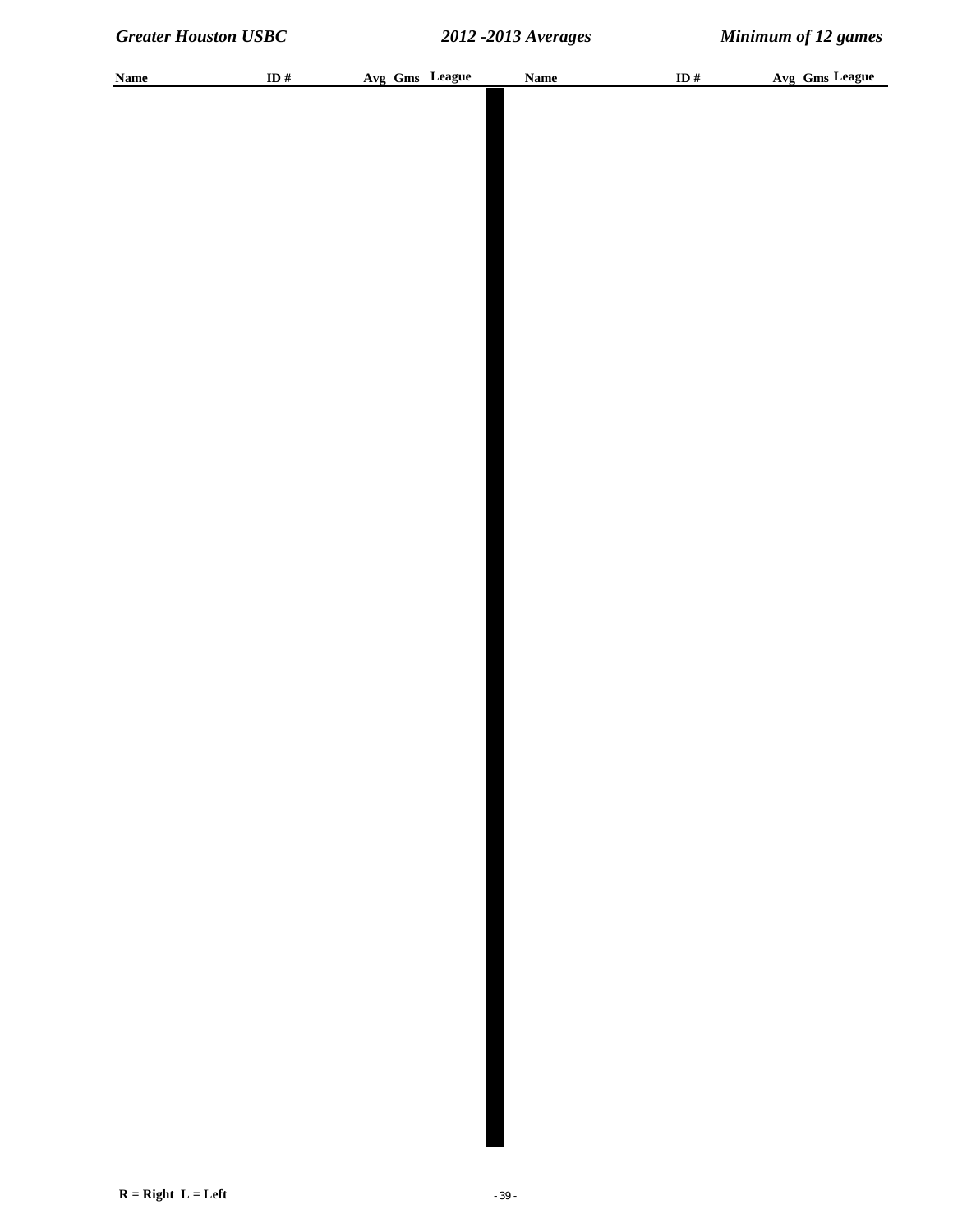| Name | ID # | Avg | Gms | League | Name | ID # | Avg | Gms | League |
| --- | --- | --- | --- | --- | --- | --- | --- | --- | --- |

R = Right L = Left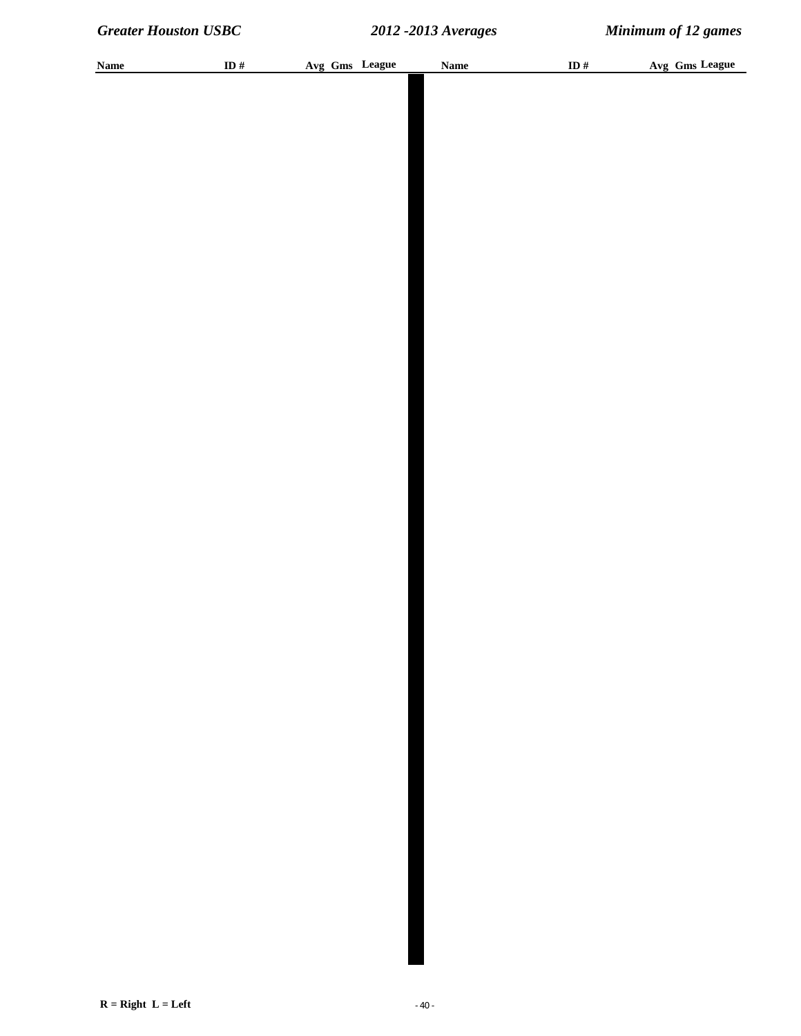| Name | ID # | Avg | Gms | League | Name | ID # | Avg | Gms | League |
|---|---|---|---|---|---|---|---|---|---|

R = Right L = Left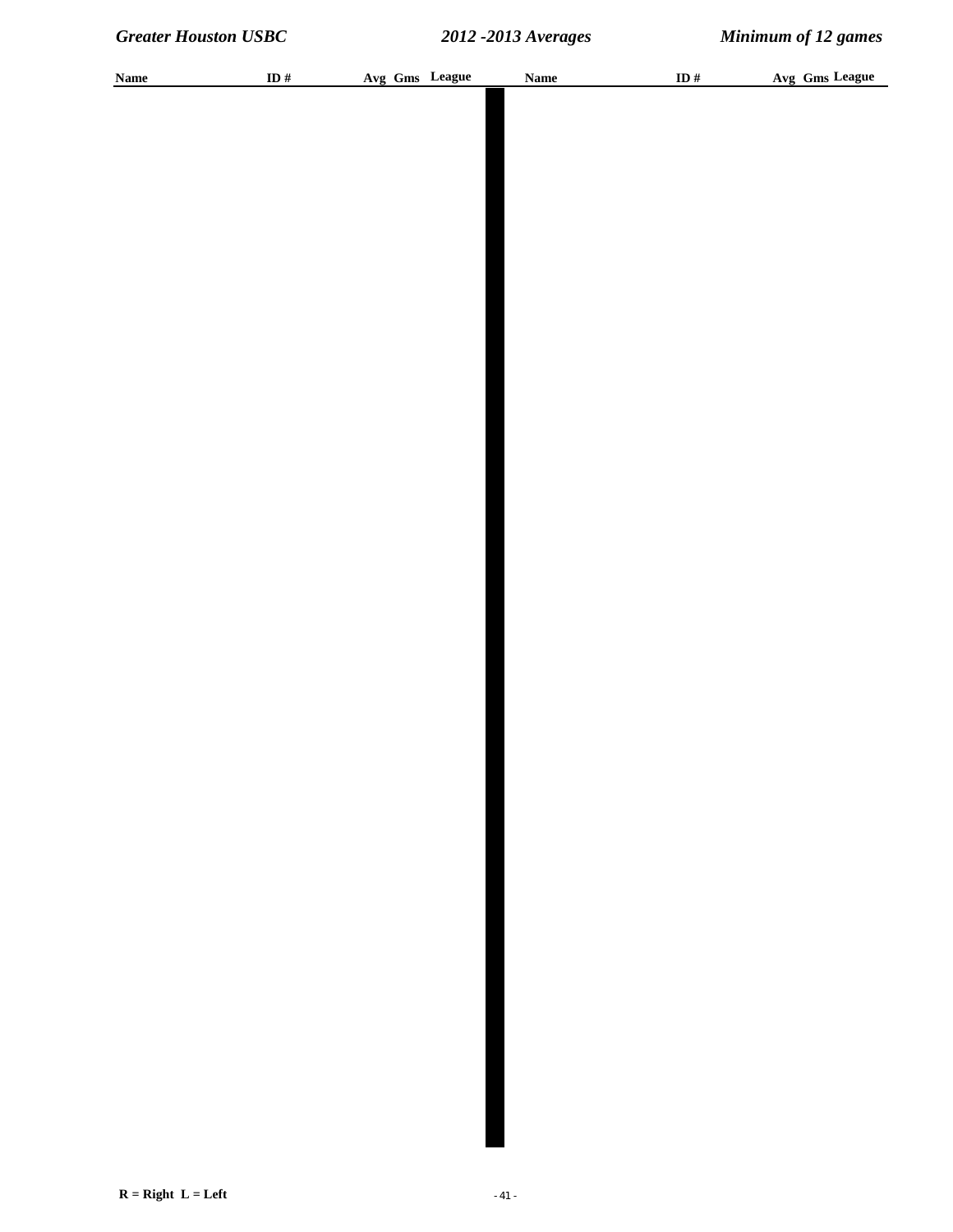| Name | ID # | Avg | Gms | League | Name | ID # | Avg | Gms | League |
|---|---|---|---|---|---|---|---|---|---|

R = Right  L = Left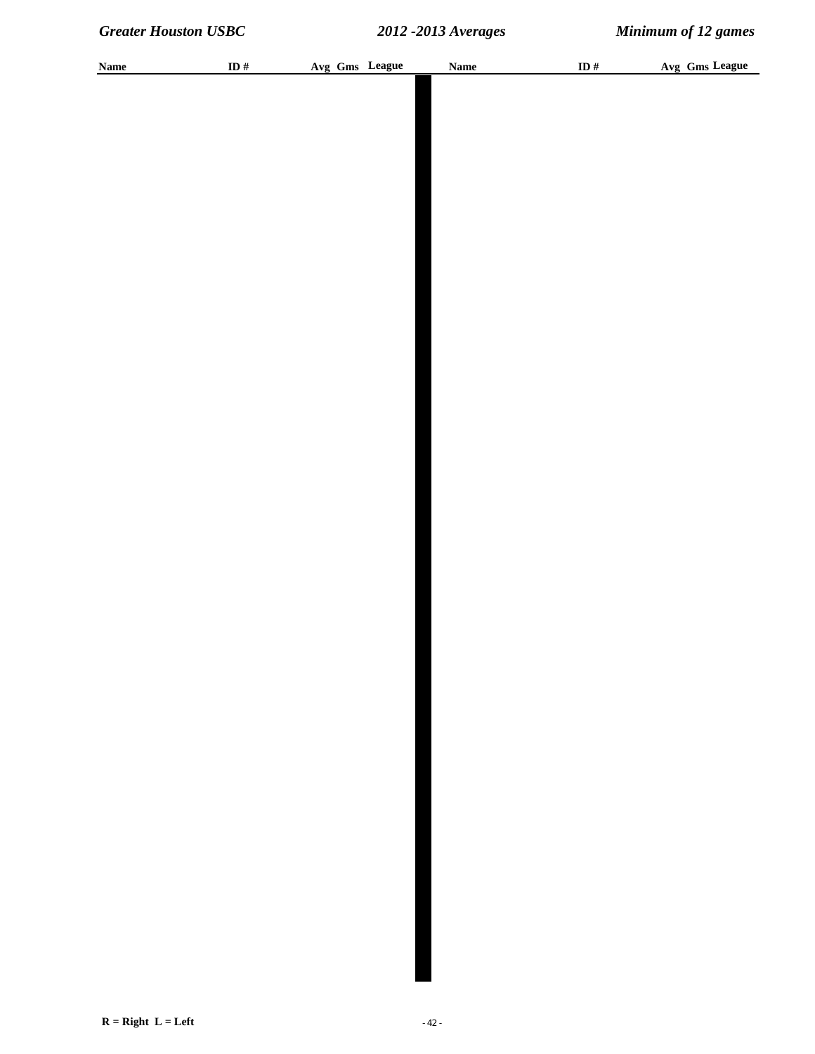| Name | ID # | Avg | Gms | League | Name | ID # | Avg | Gms | League |
|---|---|---|---|---|---|---|---|---|---|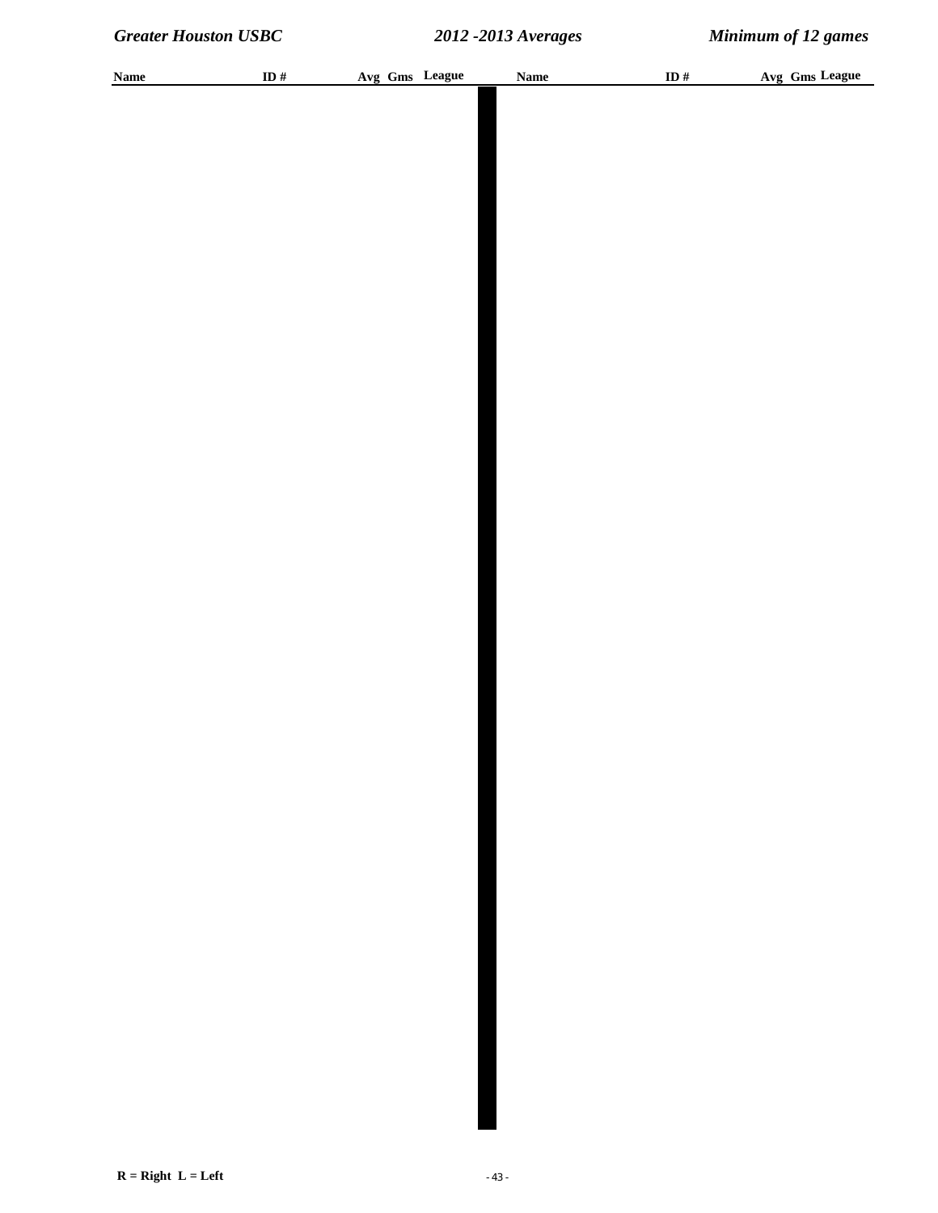| Name | ID # | Avg | Gms | League | Name | ID # | Avg | Gms | League |
|---|---|---|---|---|---|---|---|---|---|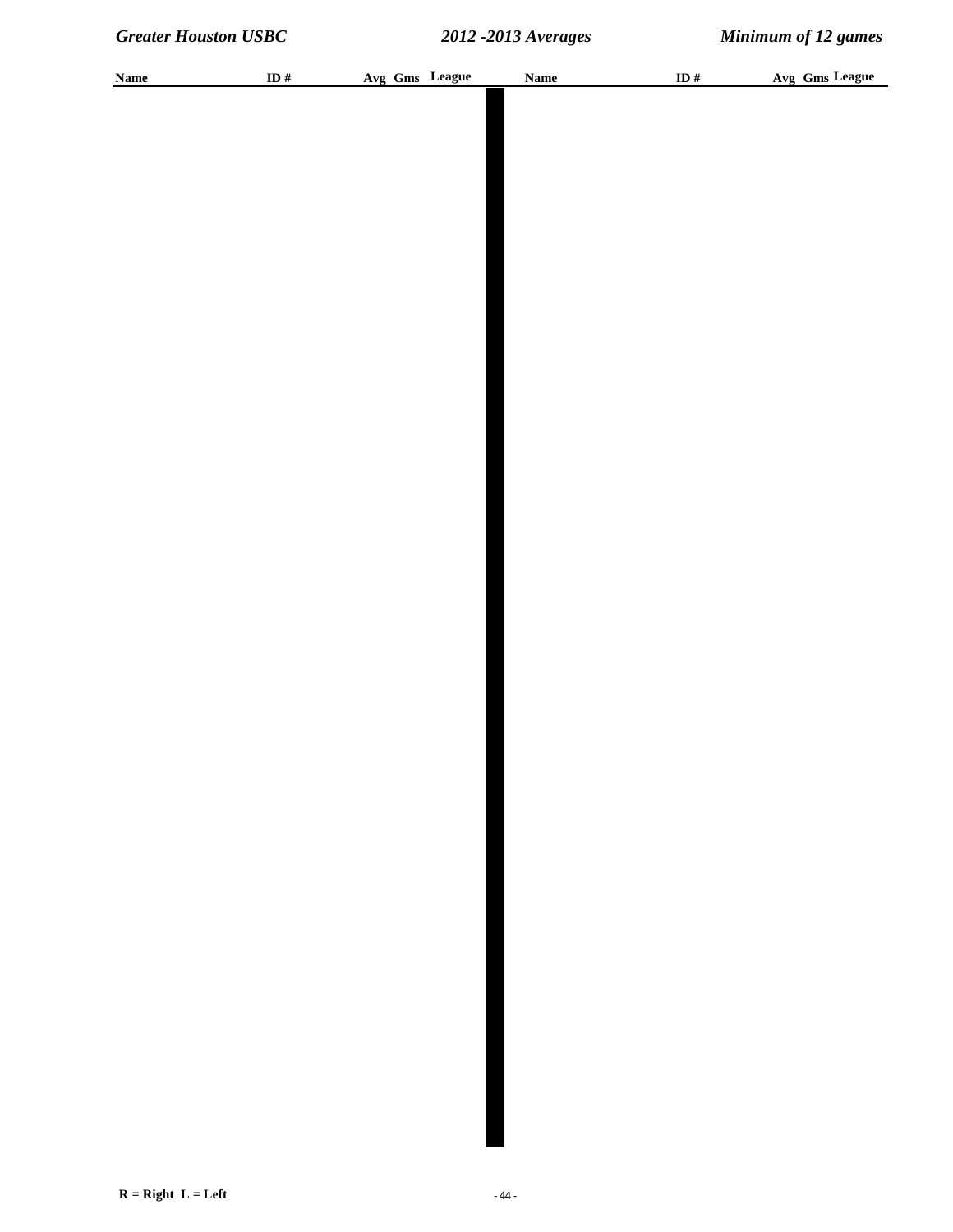| Name | ID # | Avg | Gms | League | Name | ID # | Avg | Gms | League |
|---|---|---|---|---|---|---|---|---|---|

R = Right L = Left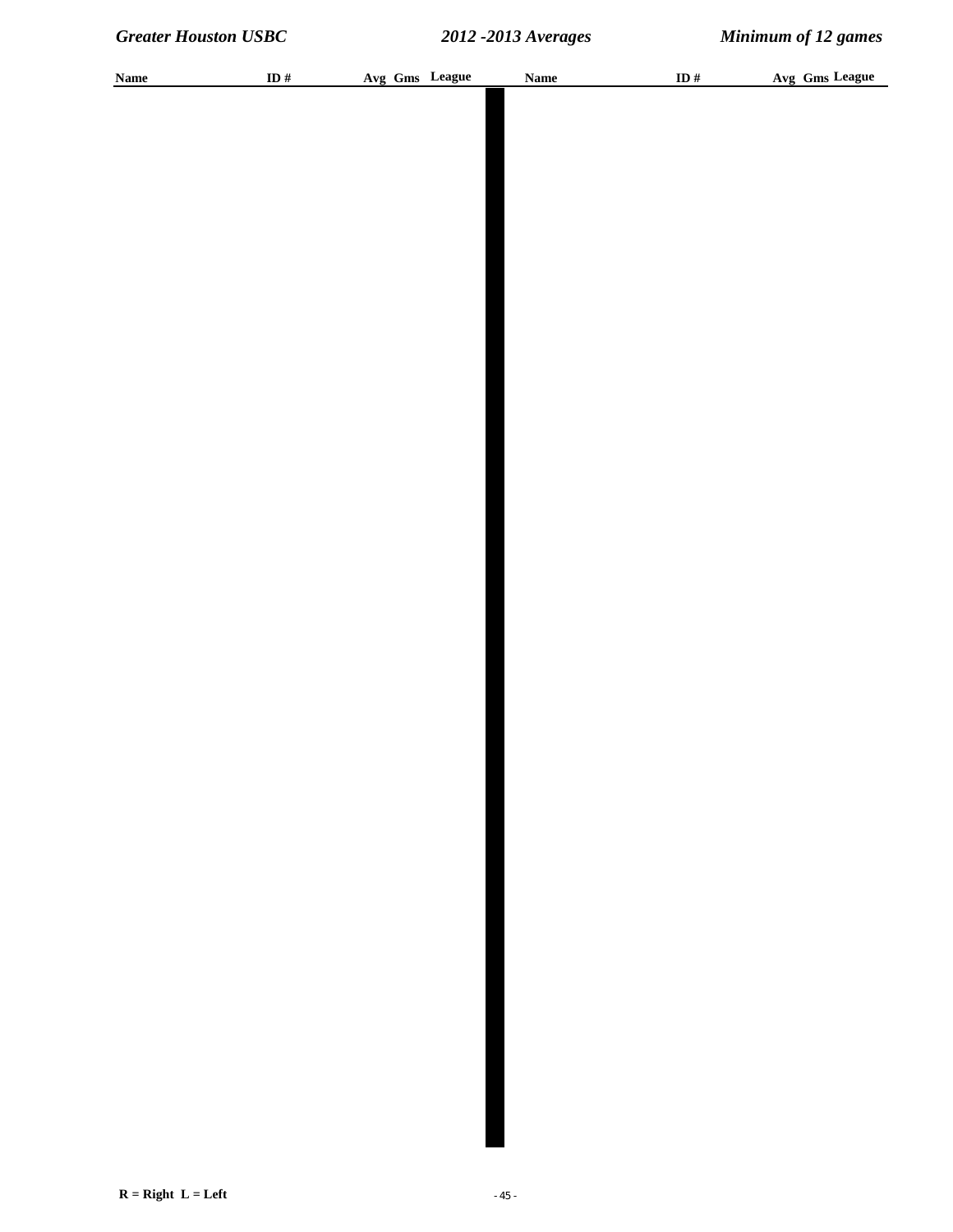| Name | ID # | Avg | Gms | League | Name | ID # | Avg | Gms | League |
| --- | --- | --- | --- | --- | --- | --- | --- | --- | --- |

R = Right  L = Left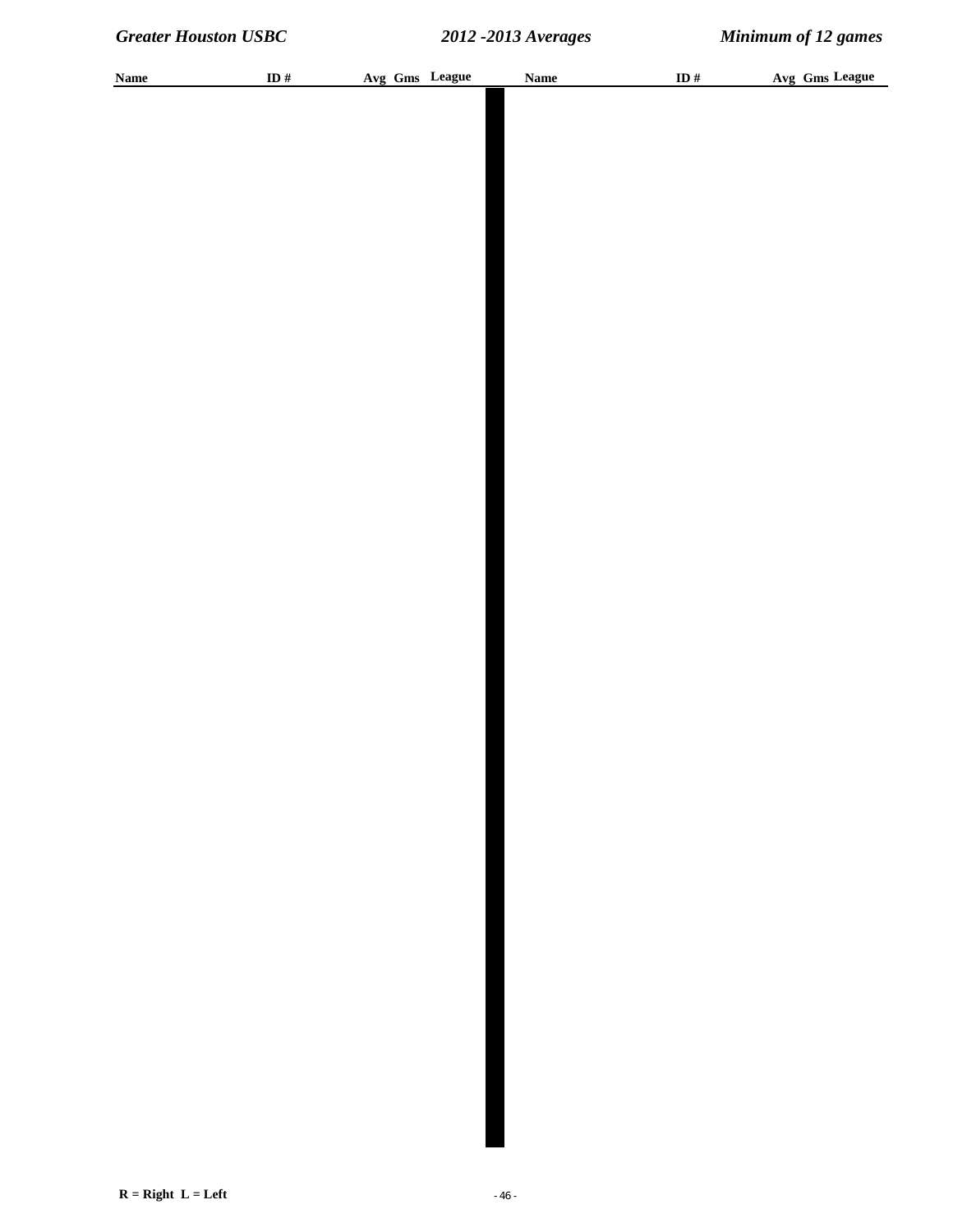| Name | ID # | Avg | Gms | League | Name | ID # | Avg | Gms | League |
|---|---|---|---|---|---|---|---|---|---|

R = Right  L = Left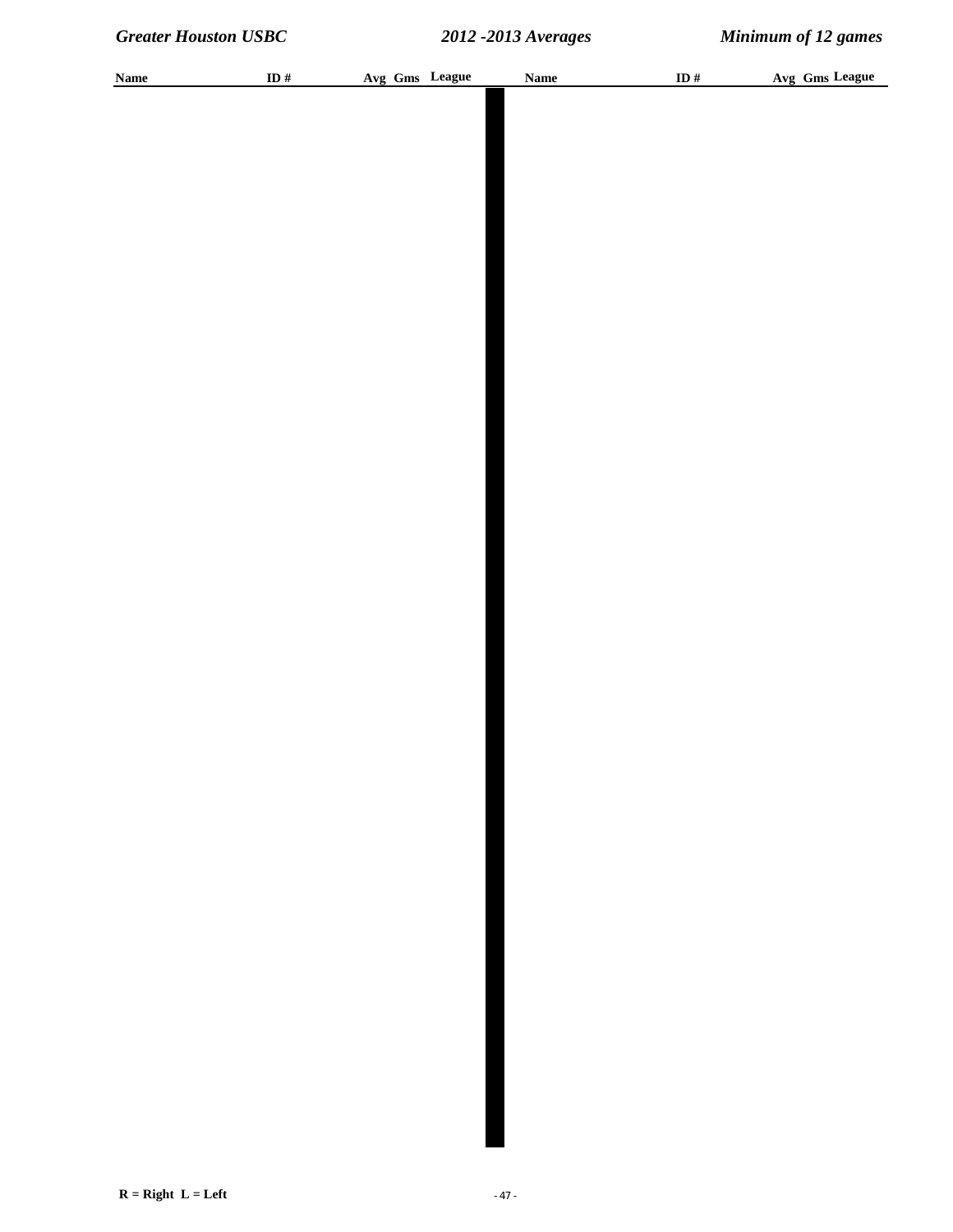| Name | ID # | Avg | Gms | League | Name | ID # | Avg | Gms | League |
|---|---|---|---|---|---|---|---|---|---|

R = Right L = Left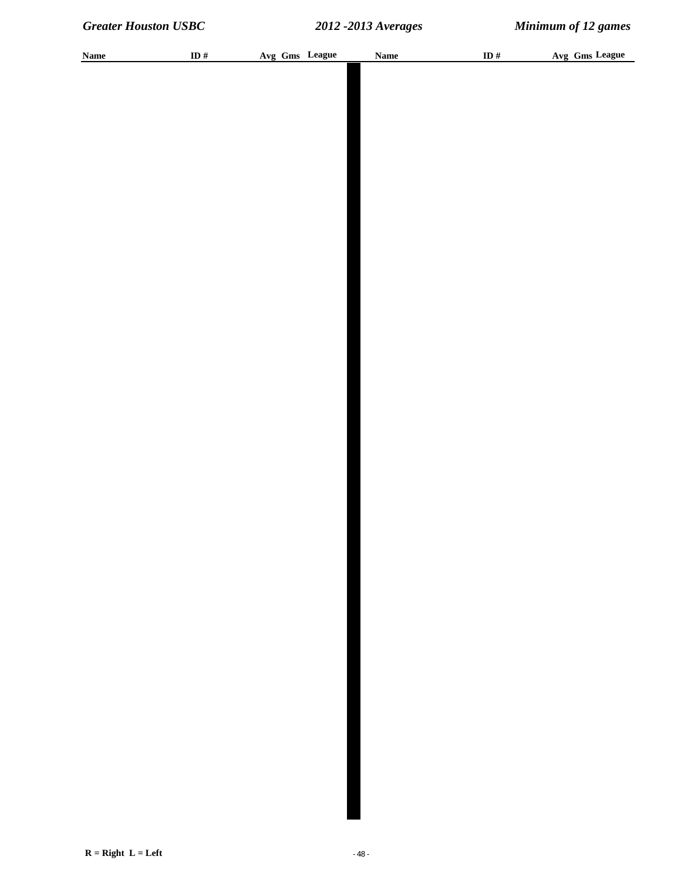| Name | ID # | Avg | Gms | League | Name | ID # | Avg | Gms | League |
| --- | --- | --- | --- | --- | --- | --- | --- | --- | --- |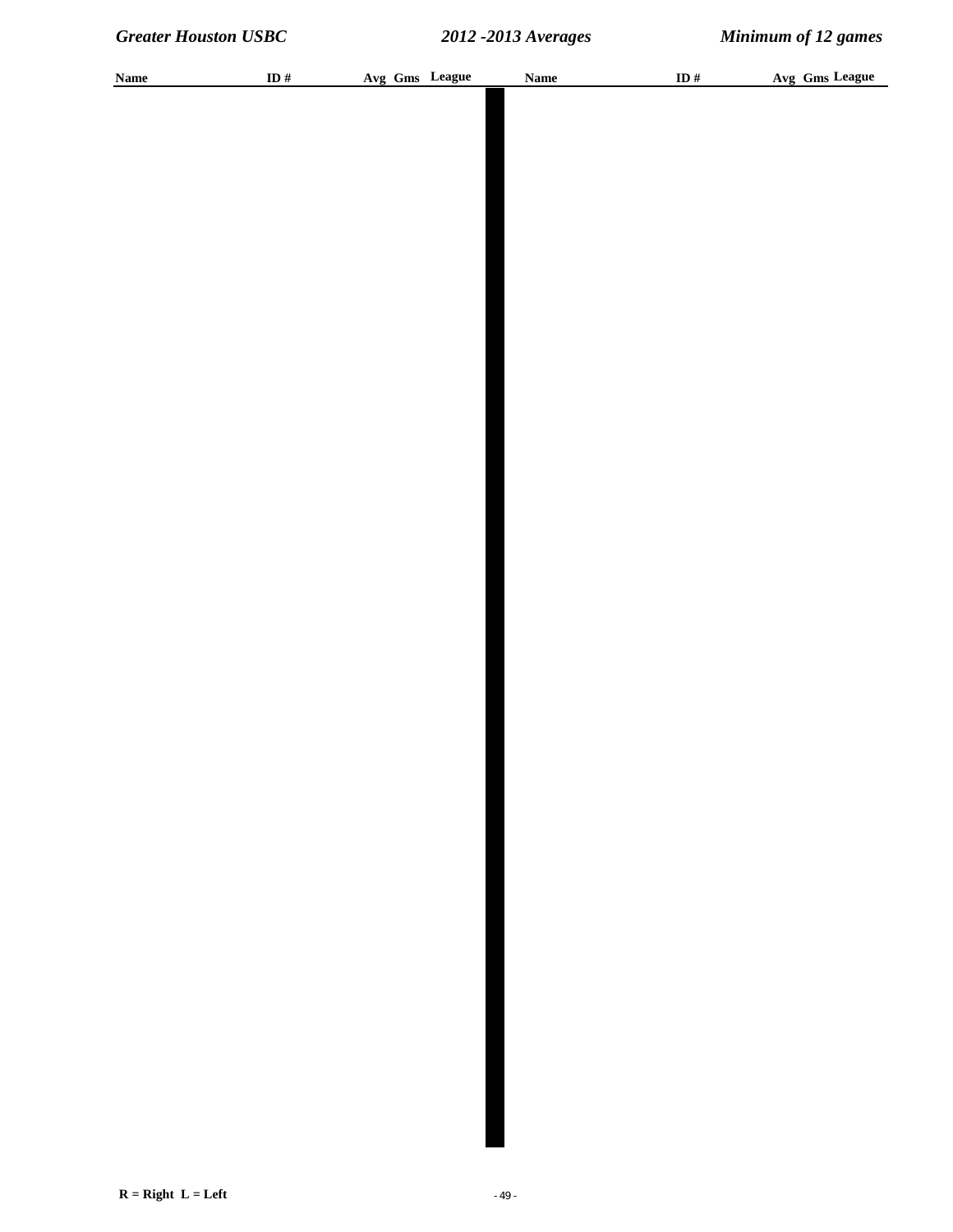| Name | ID # | Avg | Gms | League | Name | ID # | Avg | Gms | League |
|---|---|---|---|---|---|---|---|---|---|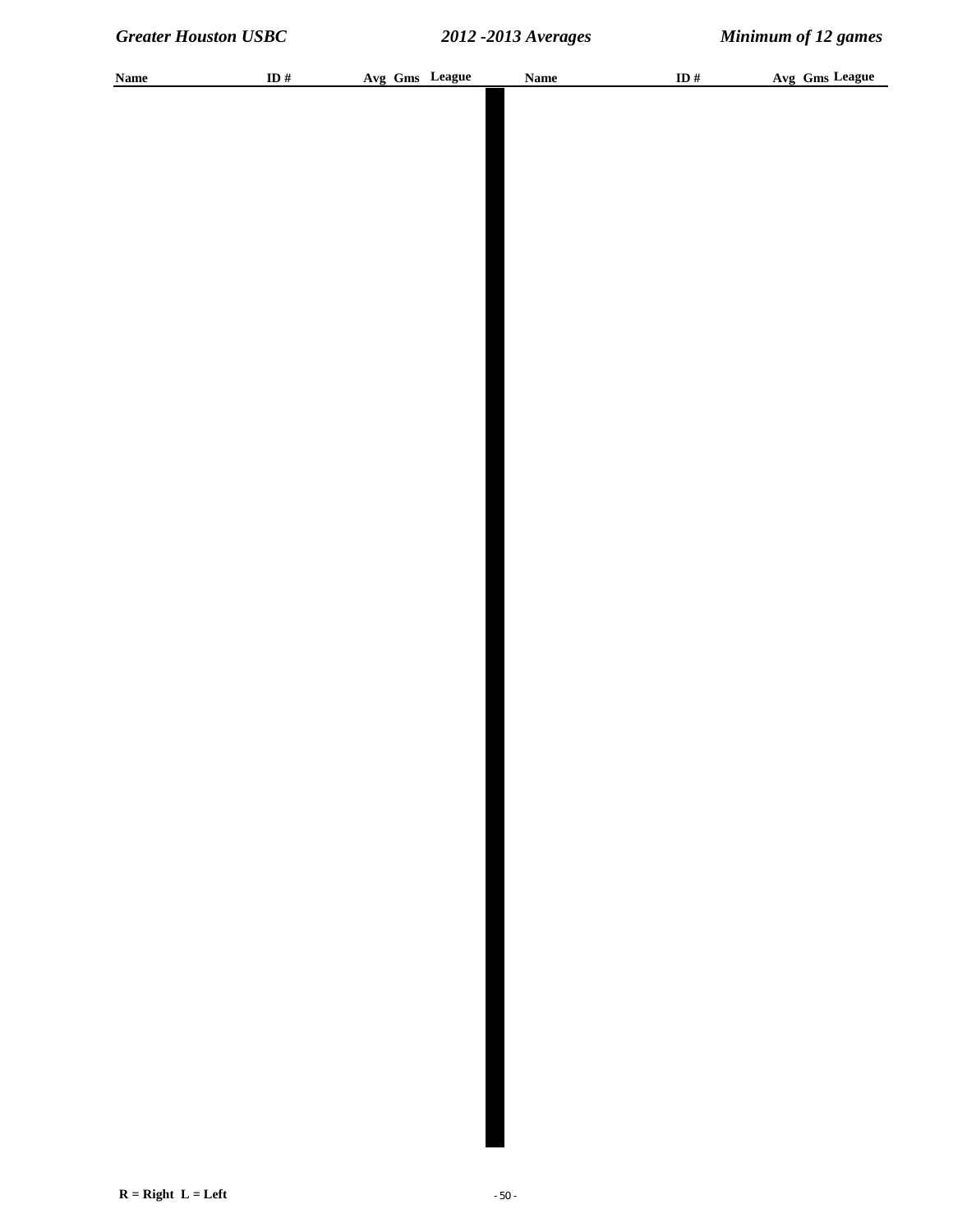| Name | ID # | Avg | Gms | League | Name | ID # | Avg | Gms | League |
|---|---|---|---|---|---|---|---|---|---|

R = Right  L = Left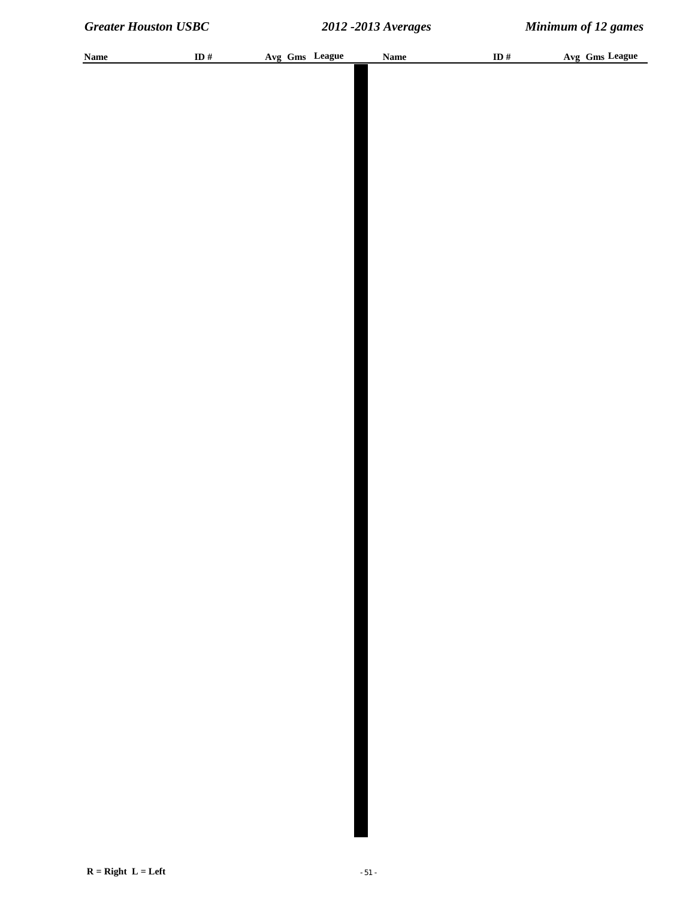| Name | ID # | Avg | Gms | League | Name | ID # | Avg | Gms | League |
|---|---|---|---|---|---|---|---|---|---|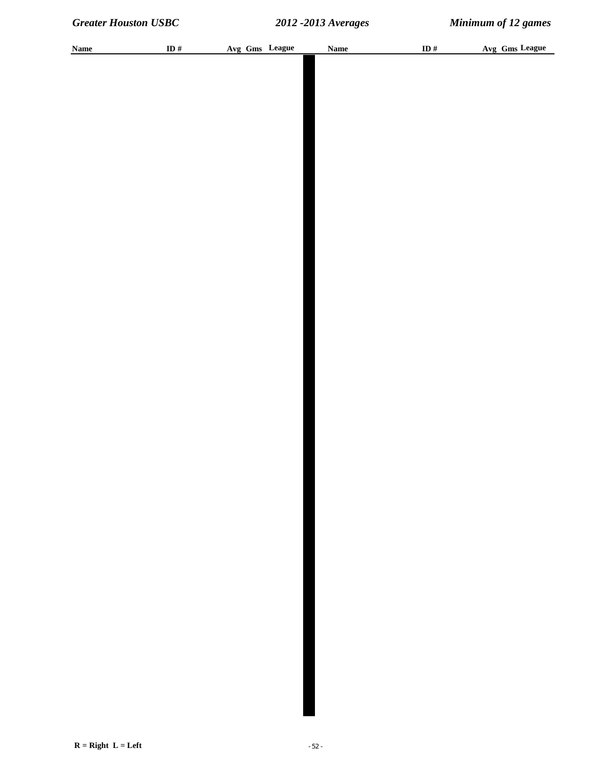| Name | ID # | Avg | Gms | League | Name | ID # | Avg | Gms | League |
|---|---|---|---|---|---|---|---|---|---|

R = Right L = Left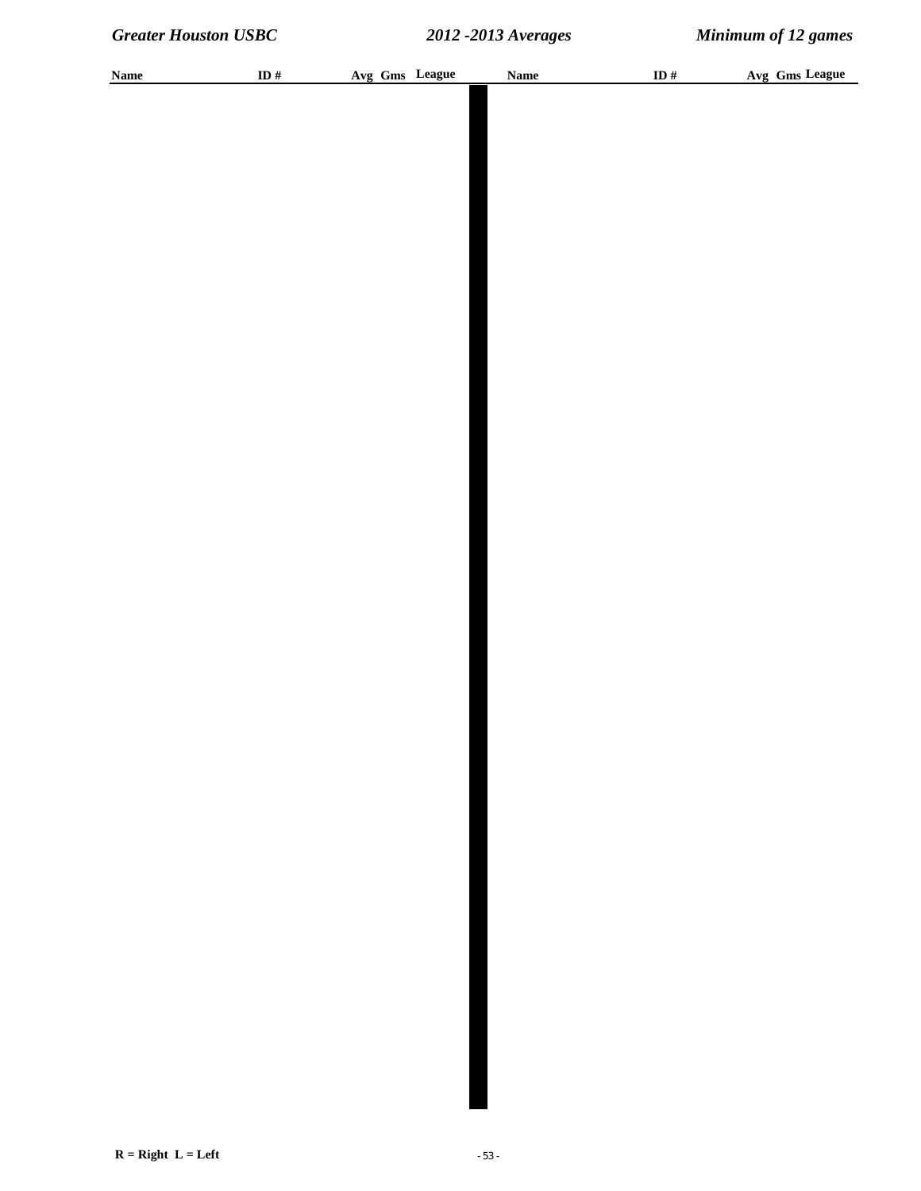| Name | ID # | Avg | Gms | League | Name | ID # | Avg | Gms | League |
|---|---|---|---|---|---|---|---|---|---|

R = Right L = Left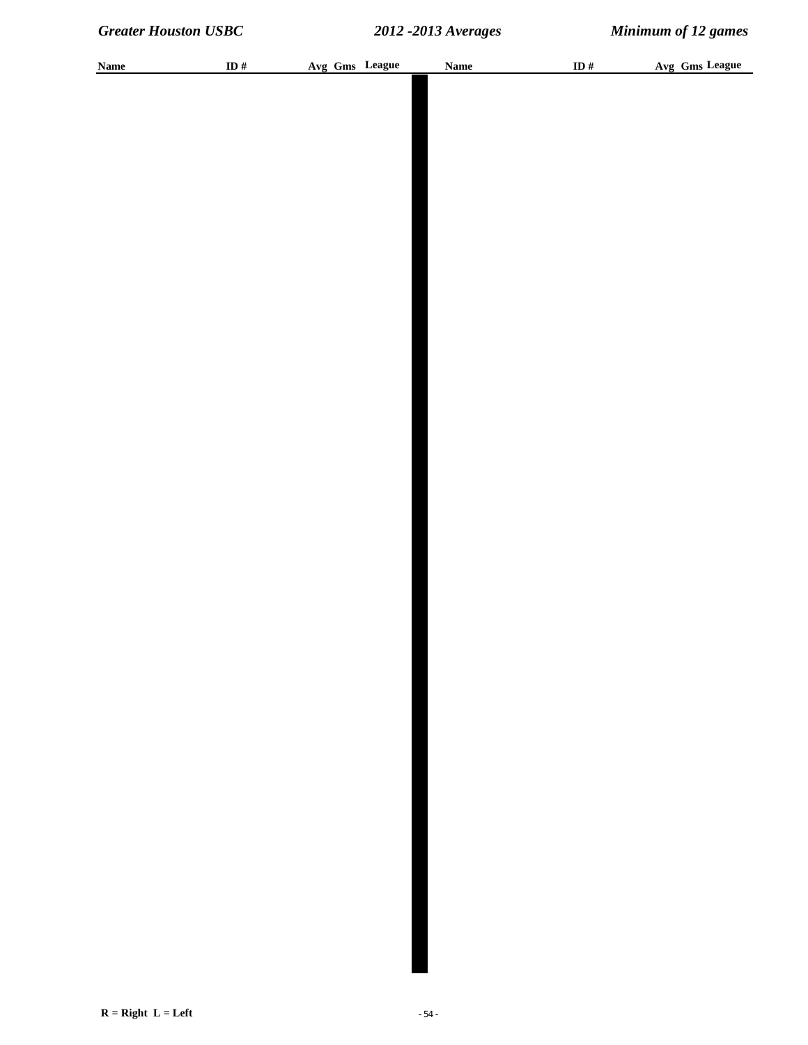| Name | ID # | Avg | Gms | League | Name | ID # | Avg | Gms | League |
|---|---|---|---|---|---|---|---|---|---|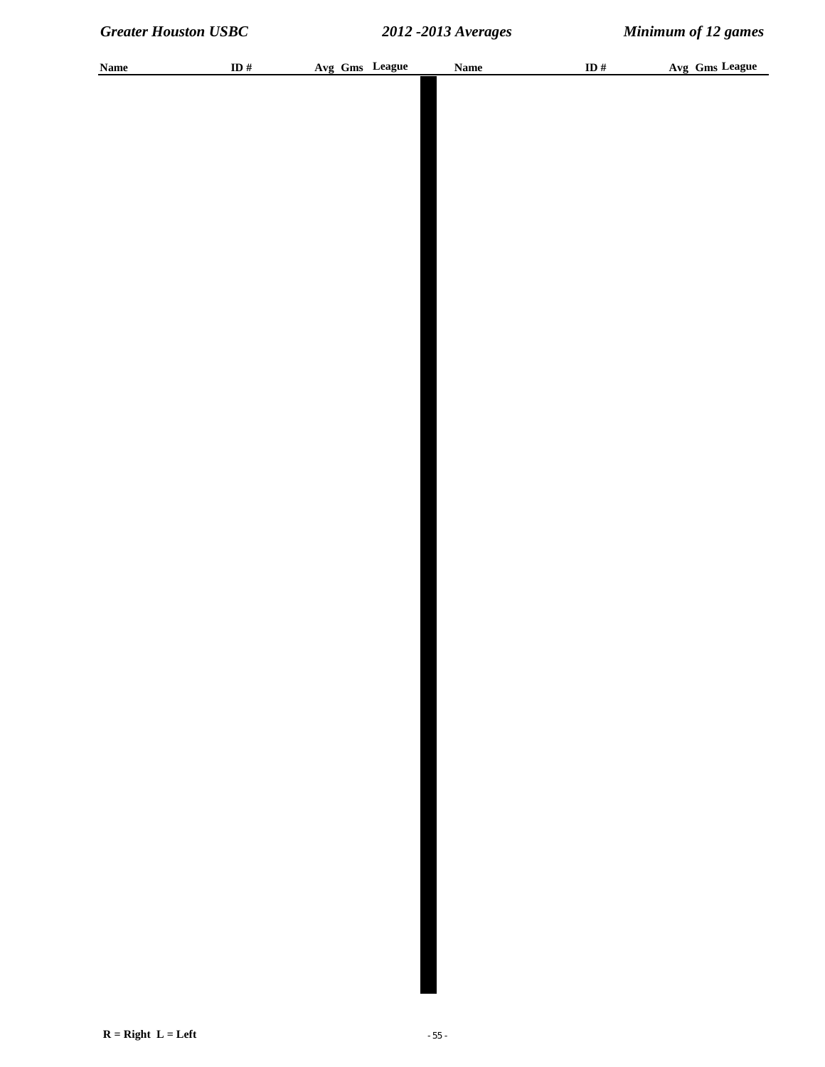| Name | ID # | Avg | Gms | League | Name | ID # | Avg | Gms | League |
|---|---|---|---|---|---|---|---|---|---|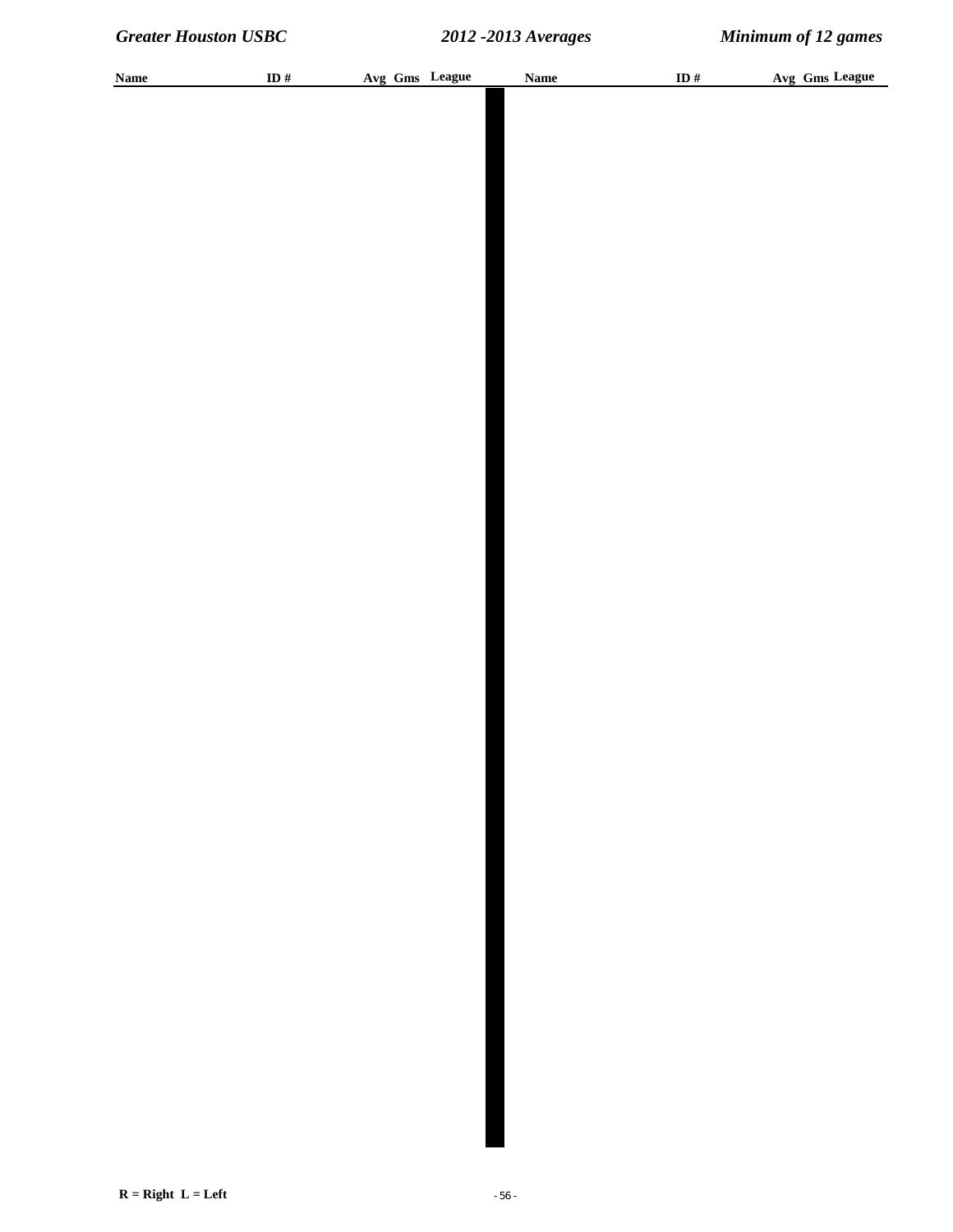| Name | ID # | Avg | Gms | League | Name | ID # | Avg | Gms | League |
|---|---|---|---|---|---|---|---|---|---|

R = Right L = Left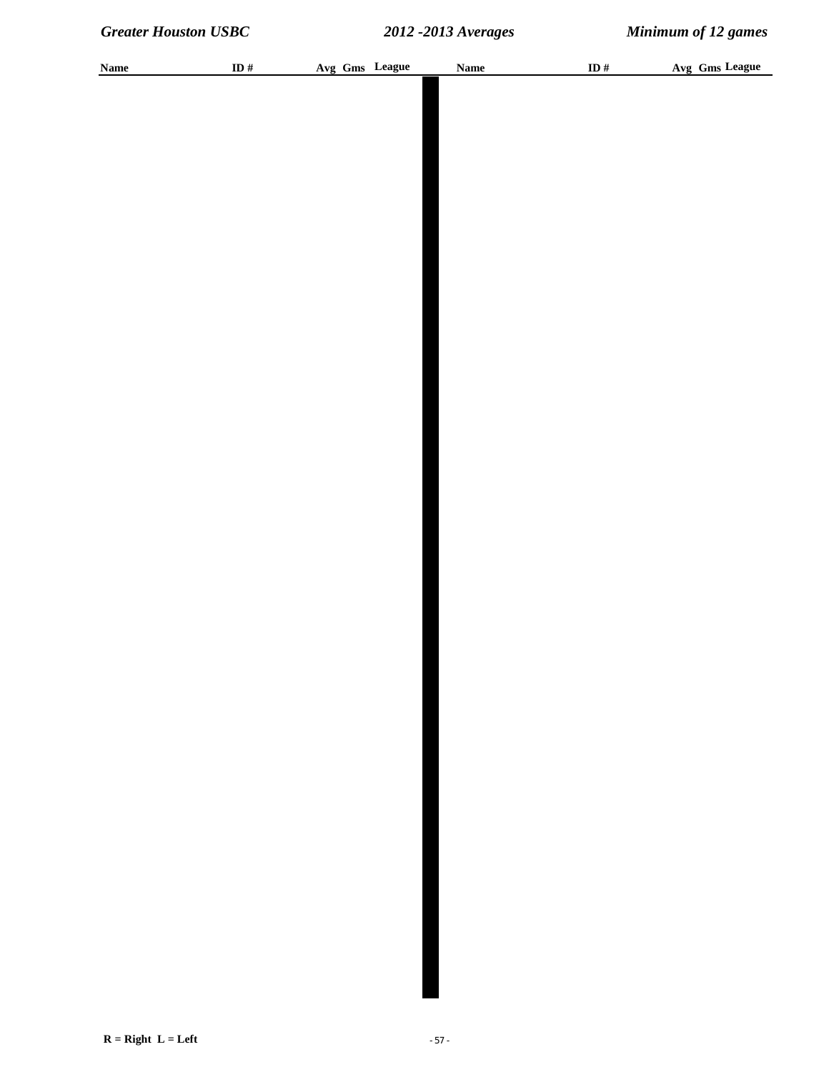| Name | ID # | Avg | Gms | League | Name | ID # | Avg | Gms | League |
|---|---|---|---|---|---|---|---|---|---|

R = Right L = Left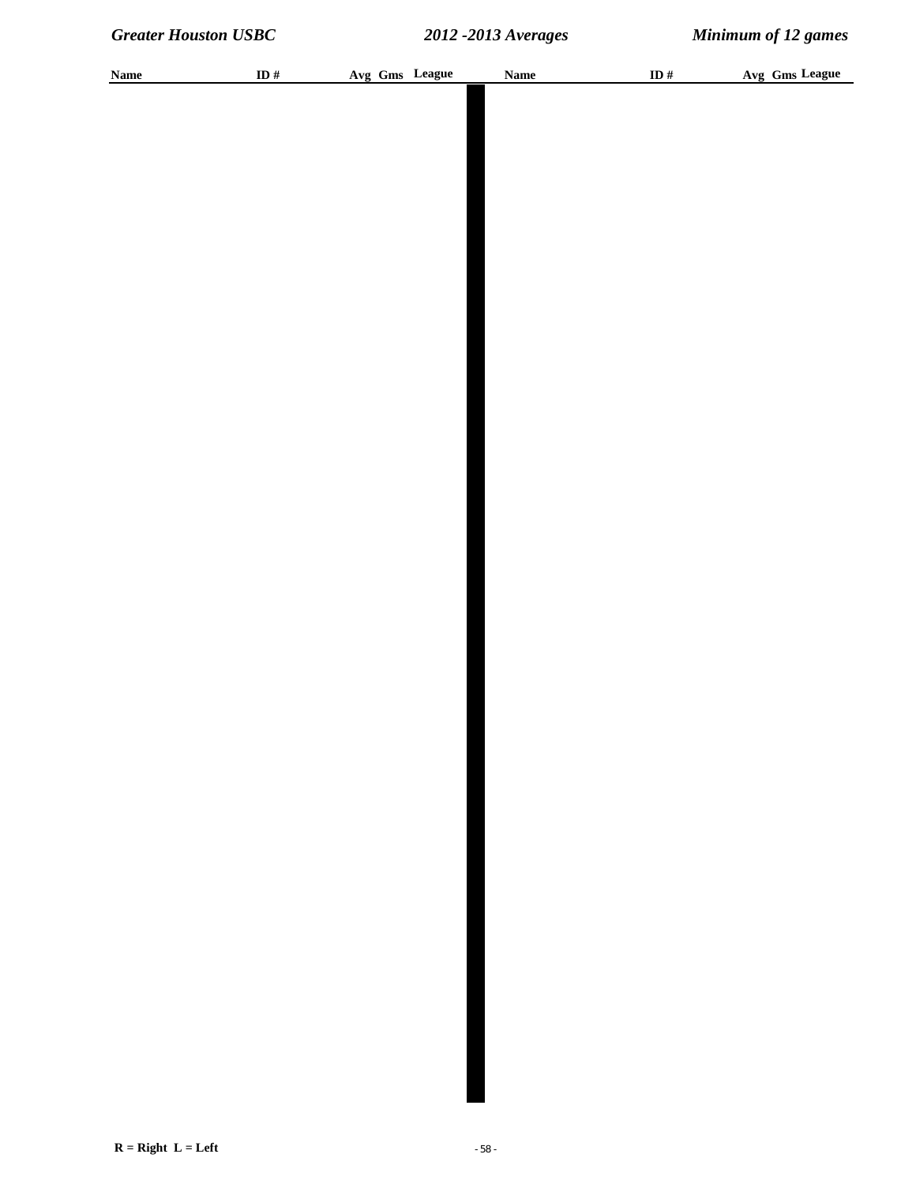| Name | ID # | Avg | Gms | League | Name | ID # | Avg | Gms | League |
|---|---|---|---|---|---|---|---|---|---|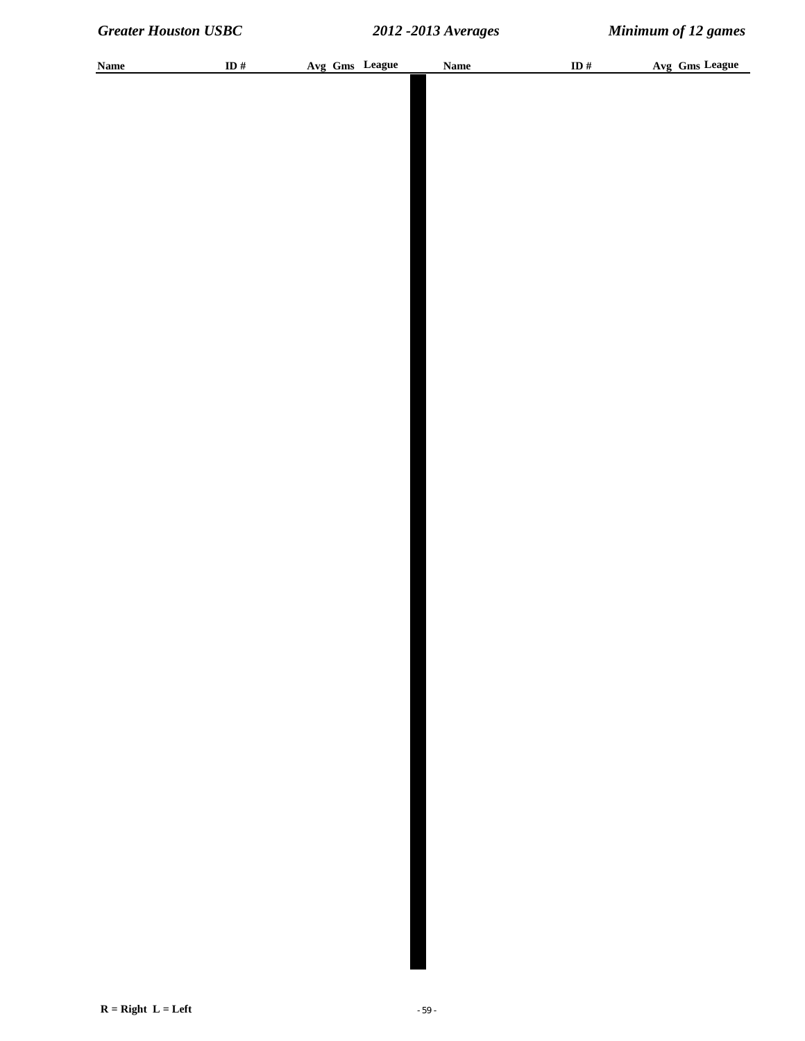| Name | ID # | Avg | Gms | League |
|---|---|---|---|---|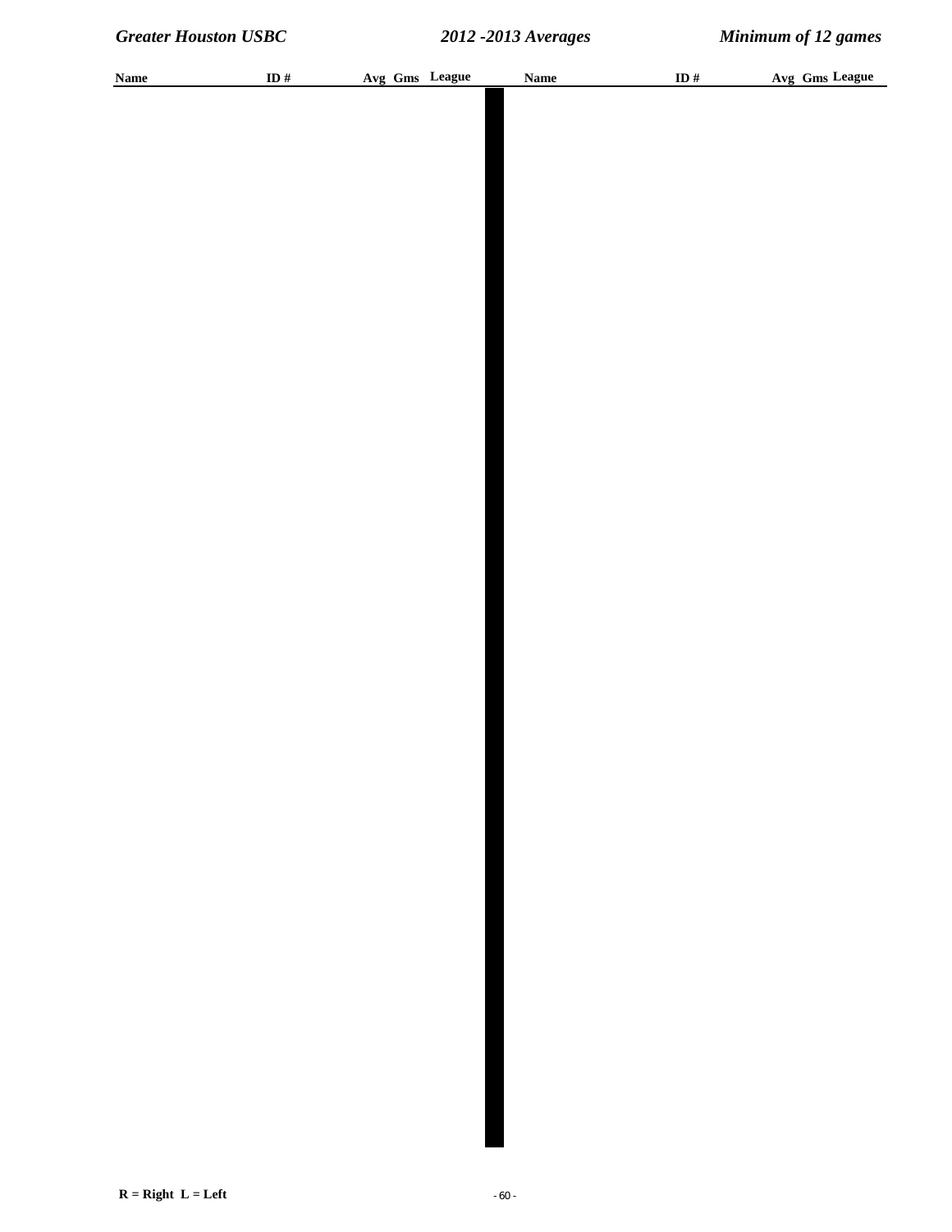| Name | ID # | Avg | Gms | League | Name | ID # | Avg | Gms | League |
|---|---|---|---|---|---|---|---|---|---|

R = Right L = Left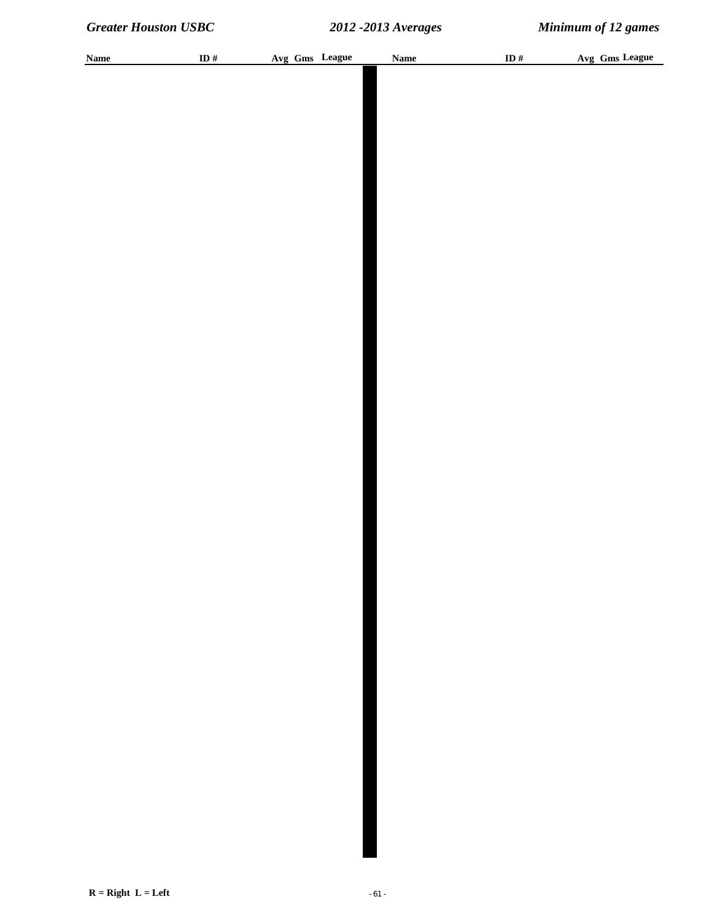| Name | ID # | Avg | Gms | League | Name | ID # | Avg | Gms | League |
|---|---|---|---|---|---|---|---|---|---|

R = Right L = Left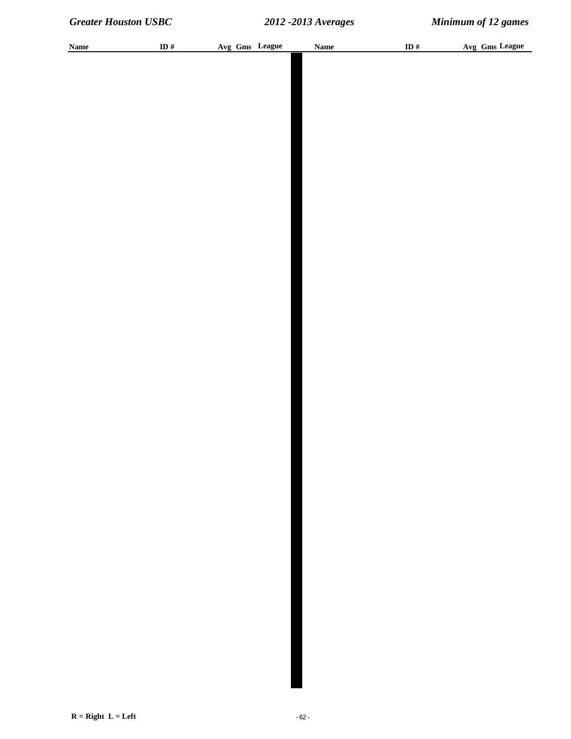| Name | ID # | Avg | Gms | League | Name | ID # | Avg | Gms | League |
|---|---|---|---|---|---|---|---|---|---|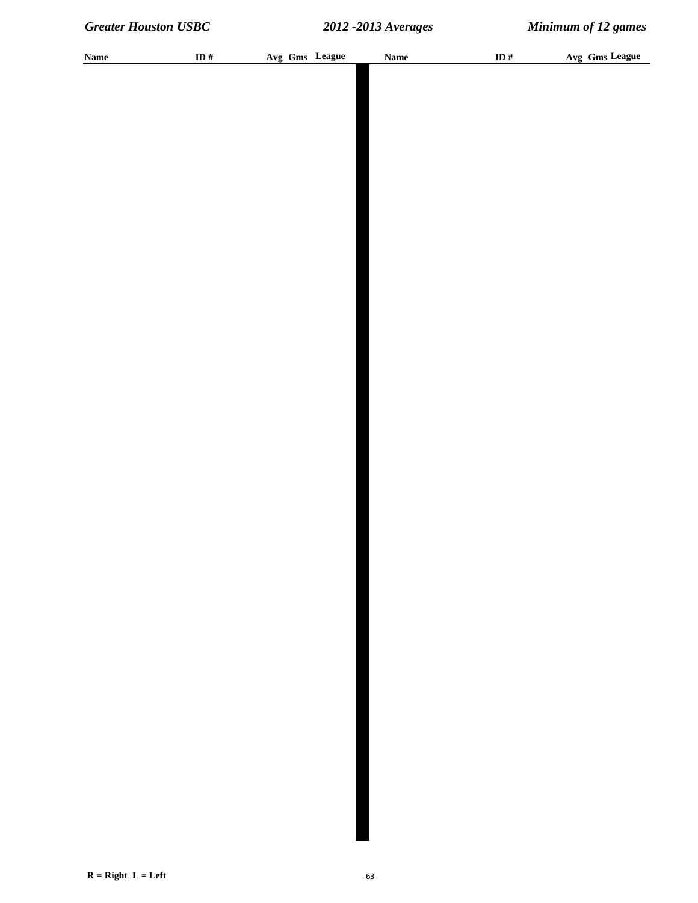| Name | ID # | Avg | Gms | League | Name | ID # | Avg | Gms | League |
|---|---|---|---|---|---|---|---|---|---|

**R = Right  L = Left**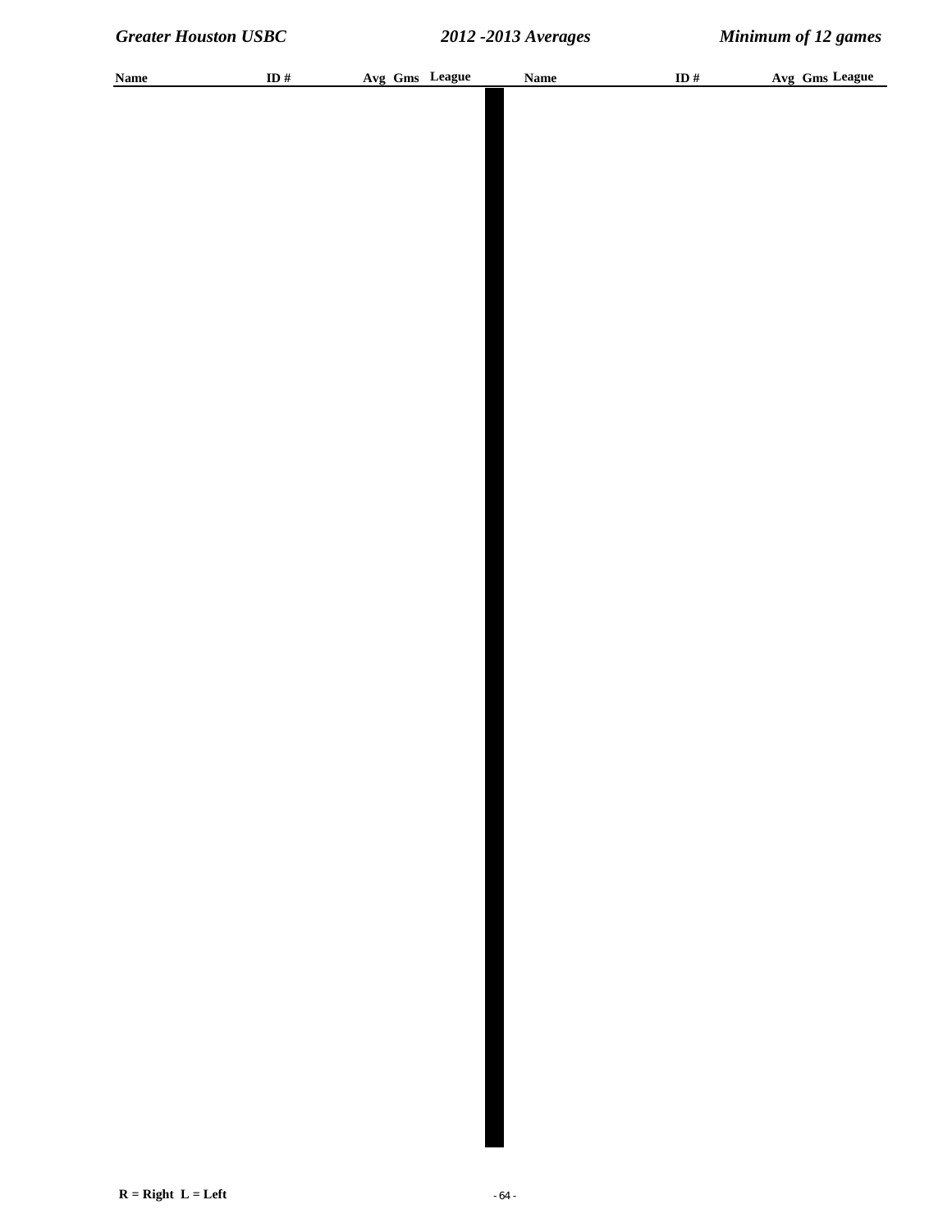| Name | ID # | Avg | Gms | League | Name | ID # | Avg | Gms | League |
|---|---|---|---|---|---|---|---|---|---|

R = Right  L = Left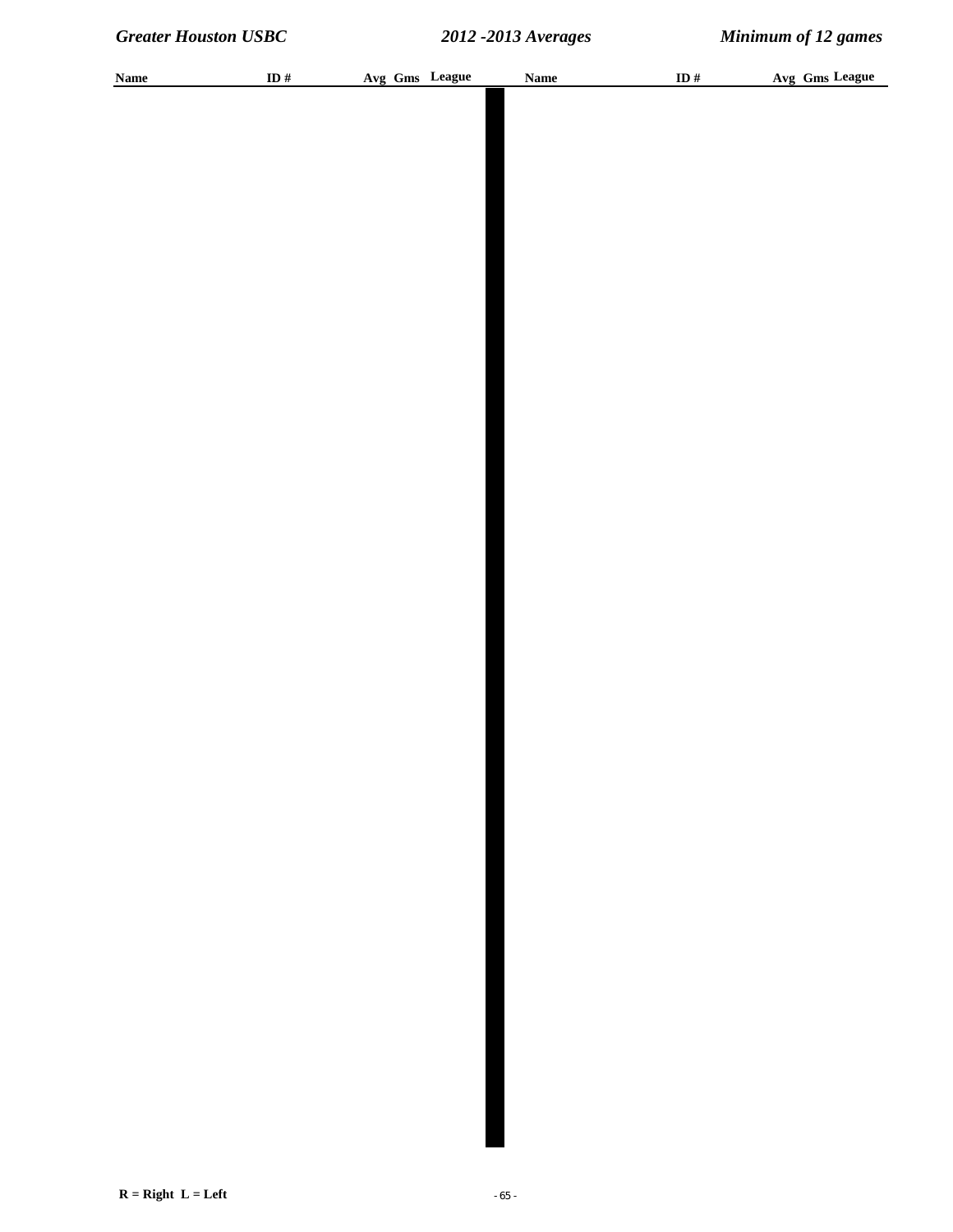| Name | ID # | Avg | Gms | League | Name | ID # | Avg | Gms | League |
|---|---|---|---|---|---|---|---|---|---|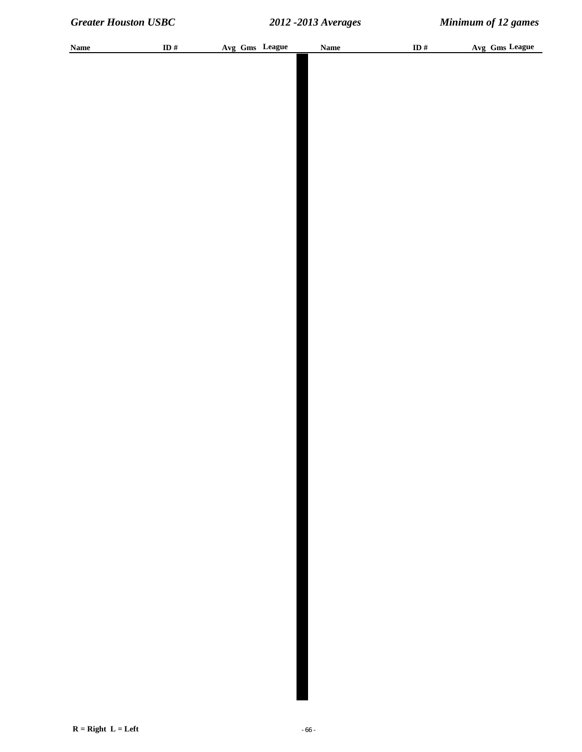| Name | ID # | Avg | Gms | League | Name | ID # | Avg | Gms | League |
|---|---|---|---|---|---|---|---|---|---|

R = Right L = Left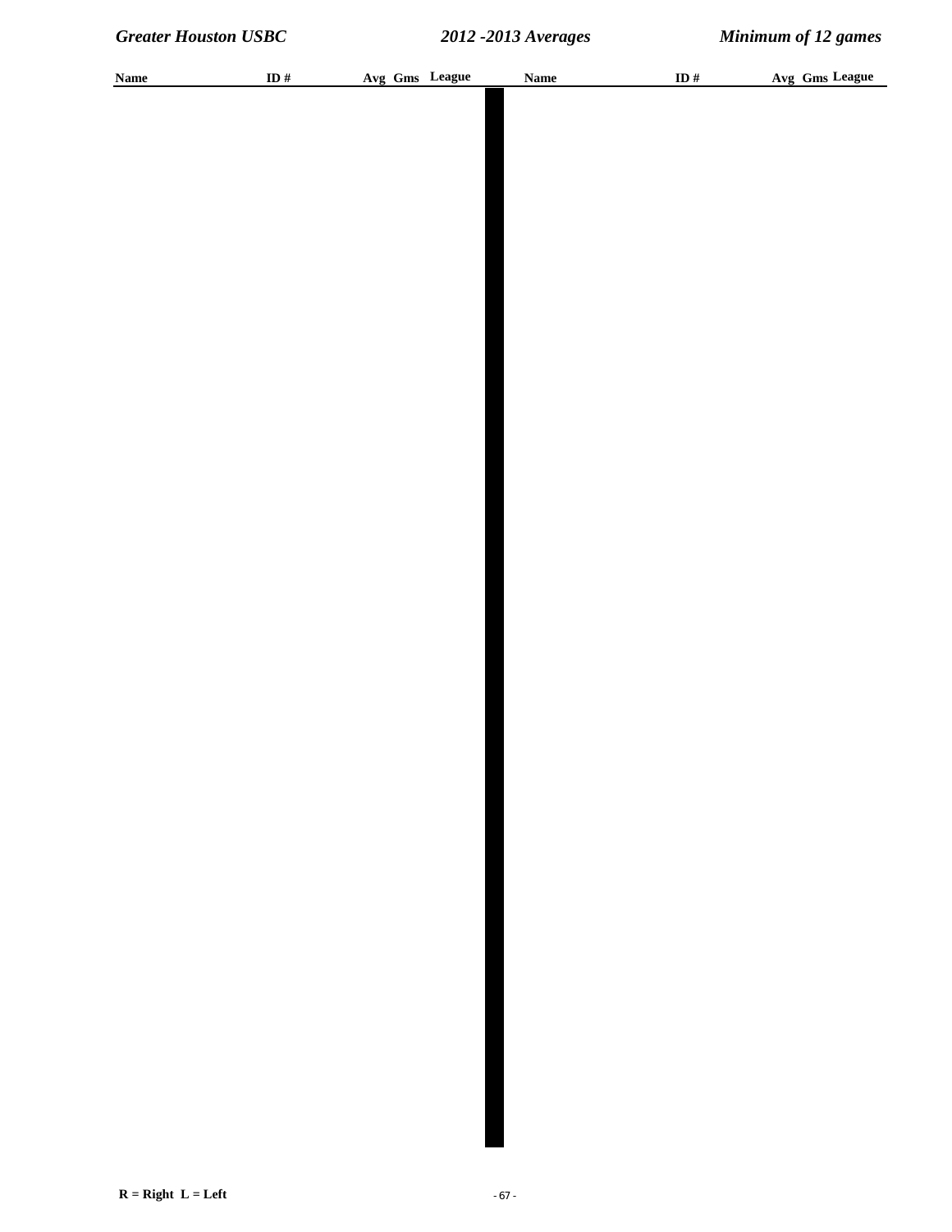| Name | ID # | Avg | Gms | League | Name | ID # | Avg | Gms | League |
| --- | --- | --- | --- | --- | --- | --- | --- | --- | --- |

**R = Right L = Left**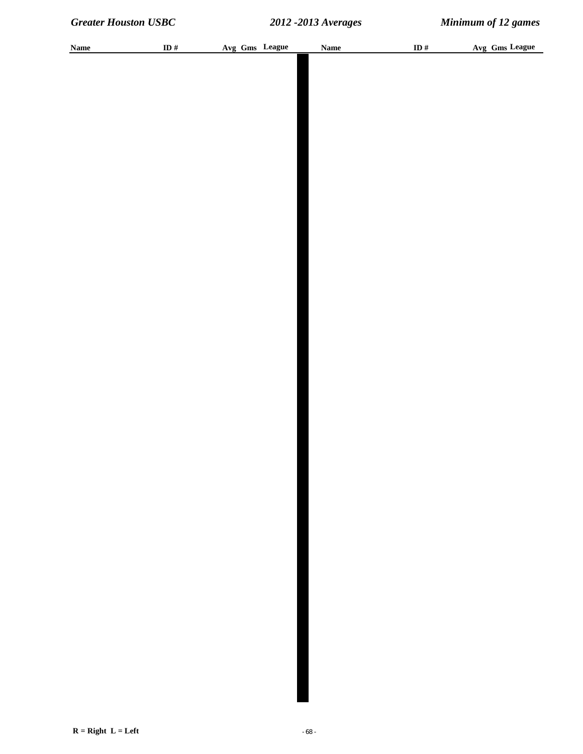| Name | ID # | Avg | Gms | League | Name | ID # | Avg | Gms | League |
|---|---|---|---|---|---|---|---|---|---|

R = Right L = Left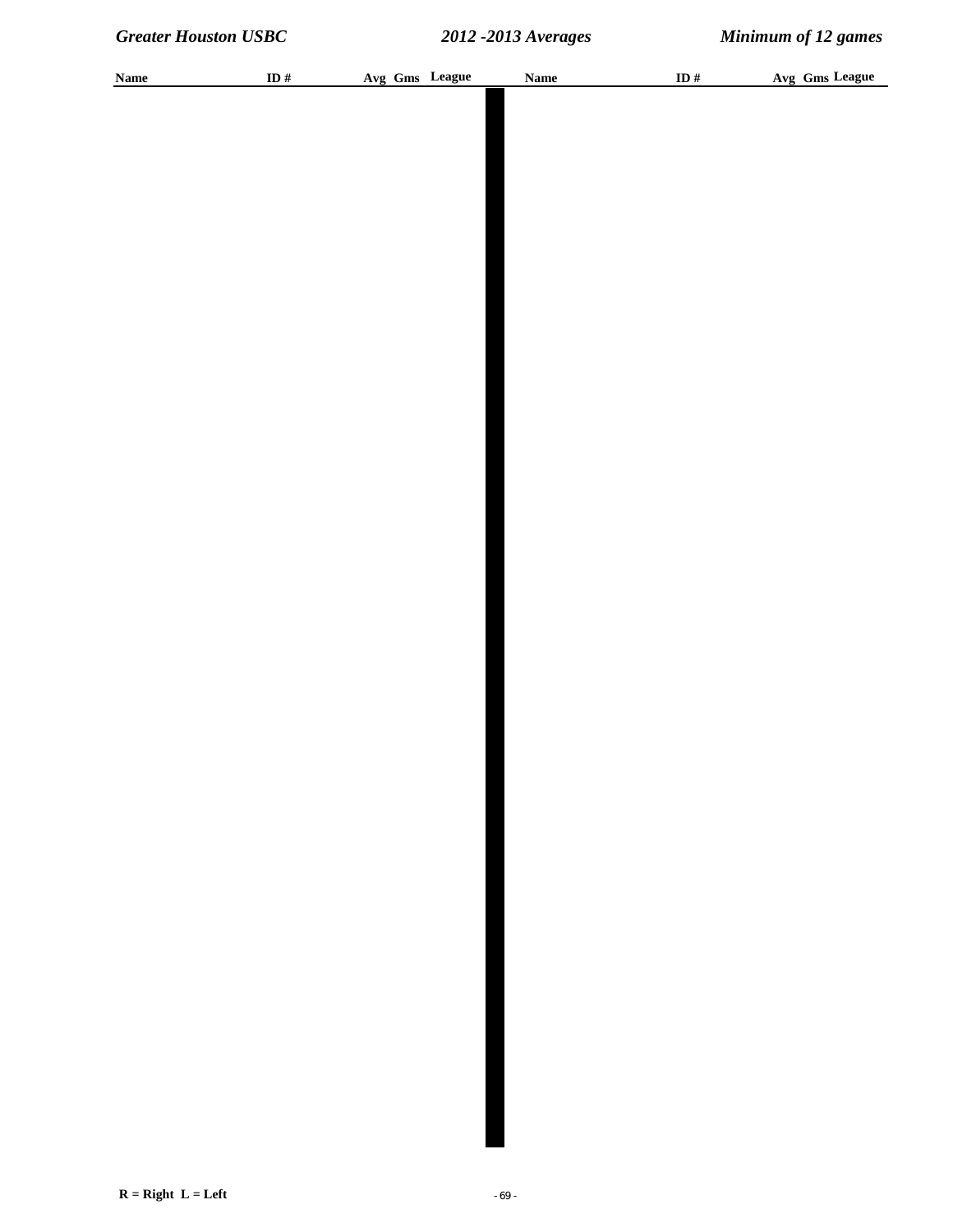| Name | ID # | Avg | Gms | League | Name | ID # | Avg | Gms | League |
|---|---|---|---|---|---|---|---|---|---|

**R = Right L = Left**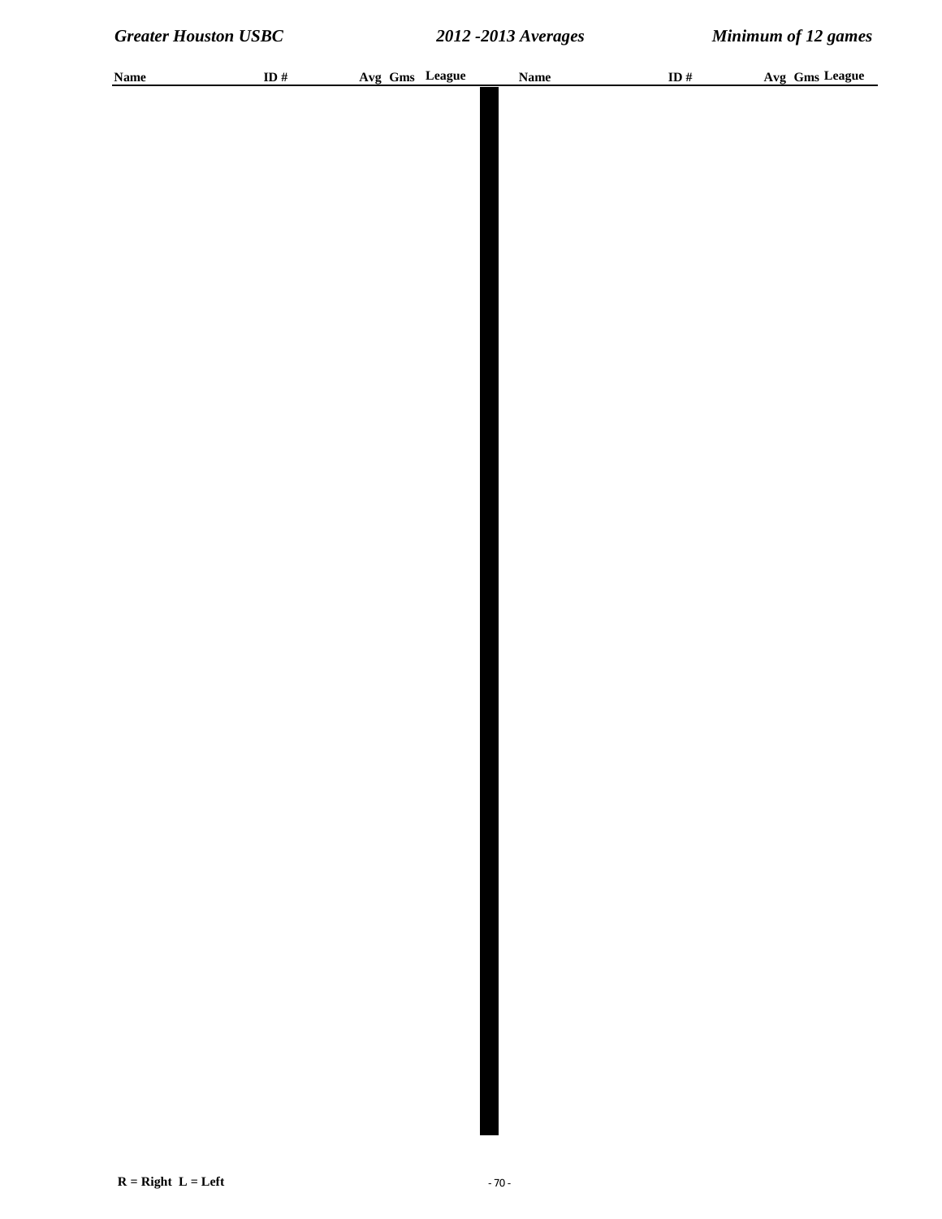| Name | ID # | Avg | Gms | League | Name | ID # | Avg | Gms | League |
|---|---|---|---|---|---|---|---|---|---|

R = Right L = Left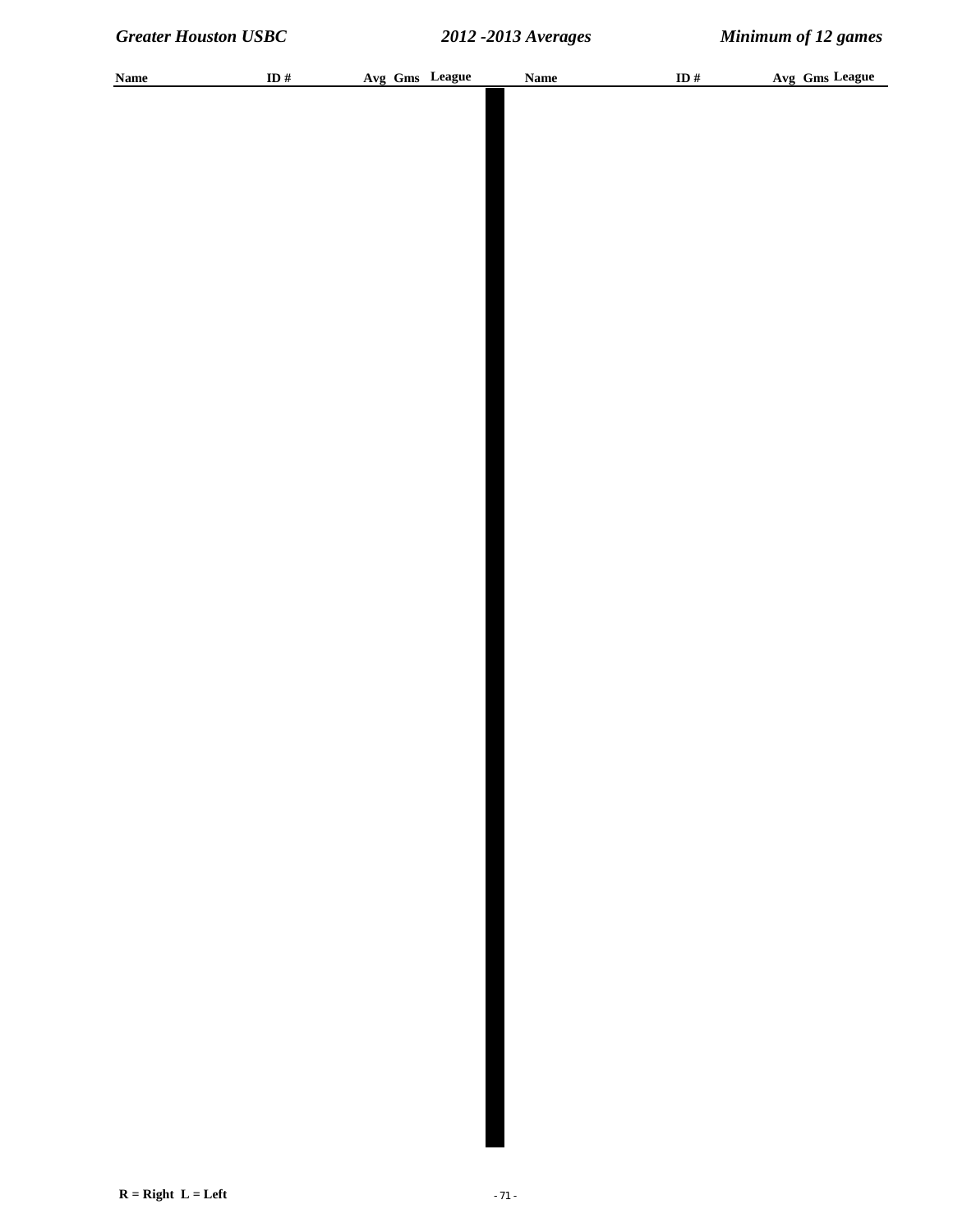| Name | ID # | Avg | Gms | League | Name | ID # | Avg | Gms | League |
|---|---|---|---|---|---|---|---|---|---|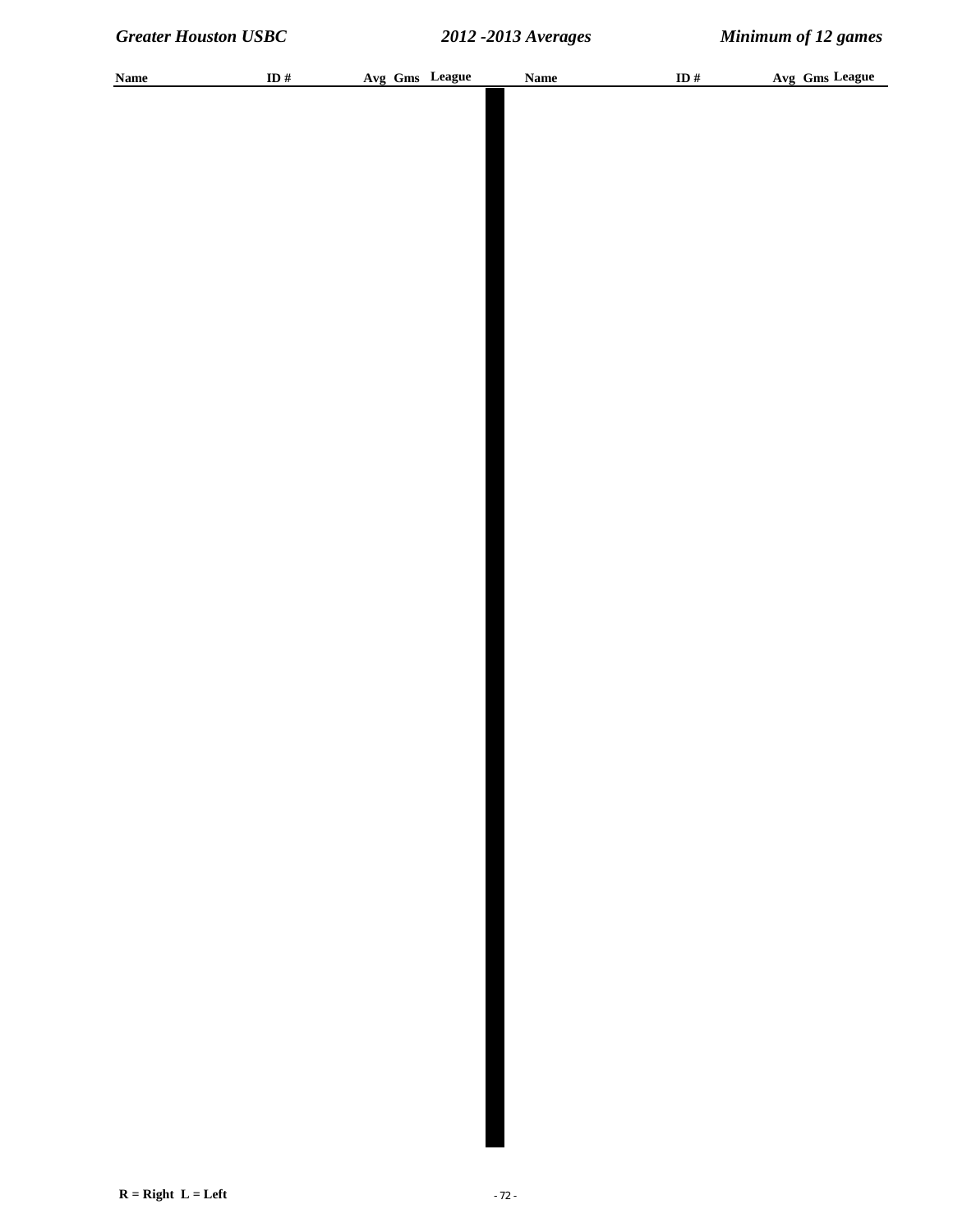| Name | ID # | Avg | Gms | League | Name | ID # | Avg | Gms | League |
|---|---|---|---|---|---|---|---|---|---|

R = Right  L = Left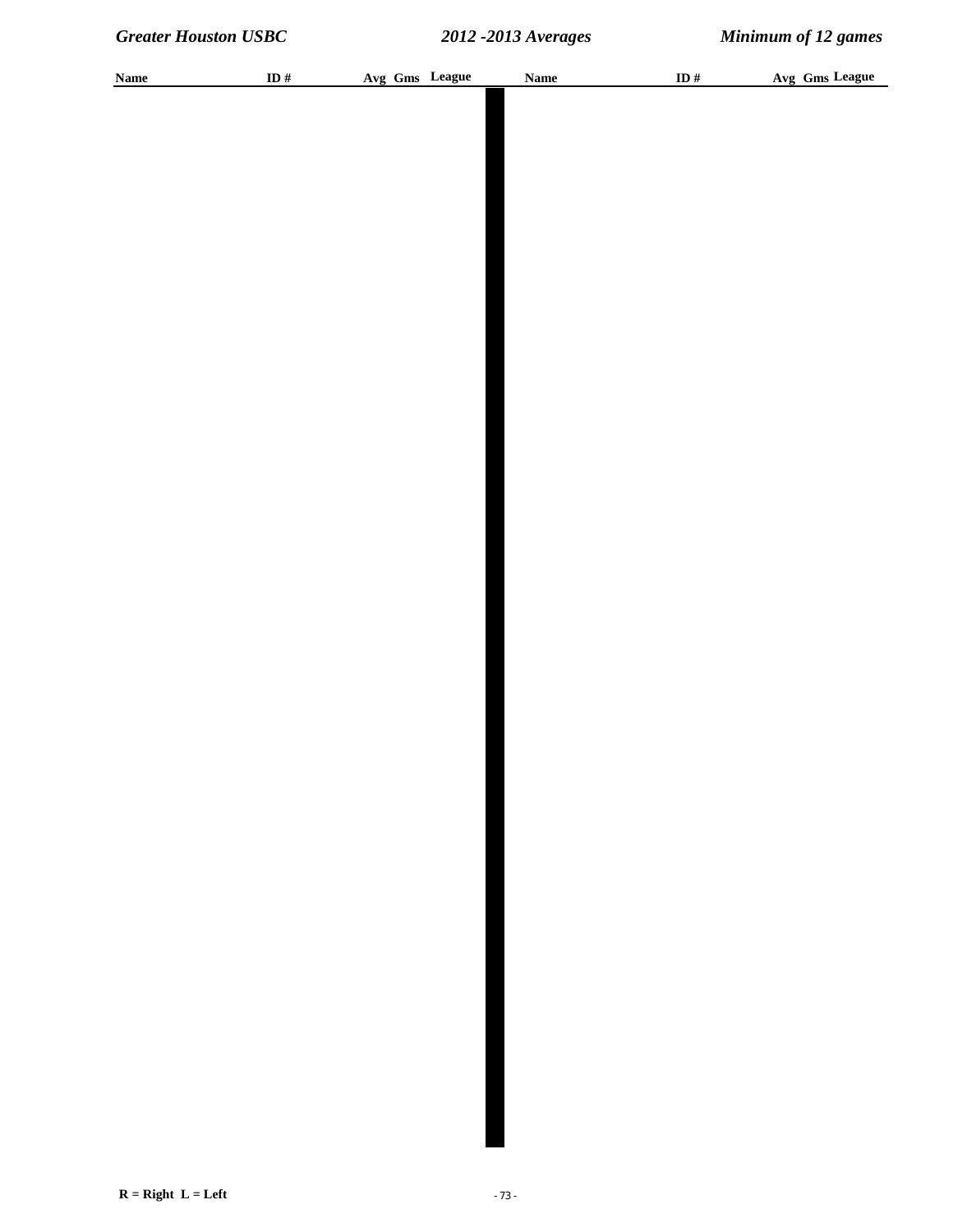| Name | ID # | Avg | Gms | League | Name | ID # | Avg | Gms | League |
|---|---|---|---|---|---|---|---|---|---|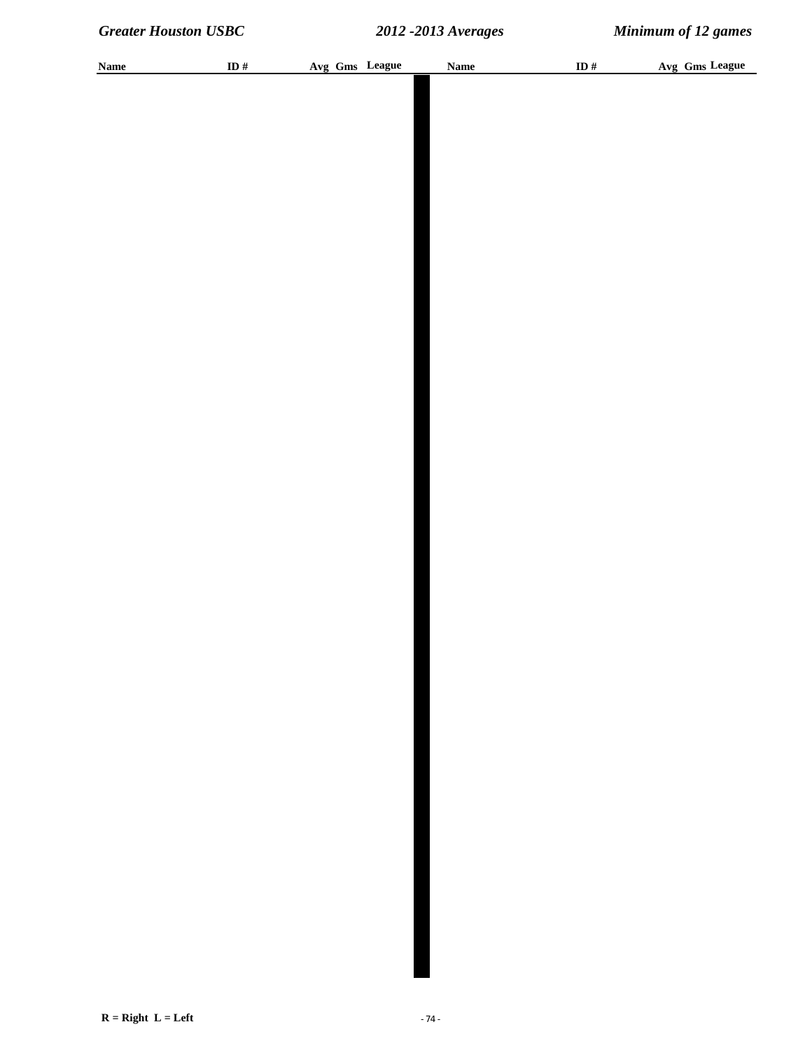| Name | ID # | Avg | Gms | League | Name | ID # | Avg | Gms | League |
|---|---|---|---|---|---|---|---|---|---|

R = Right L = Left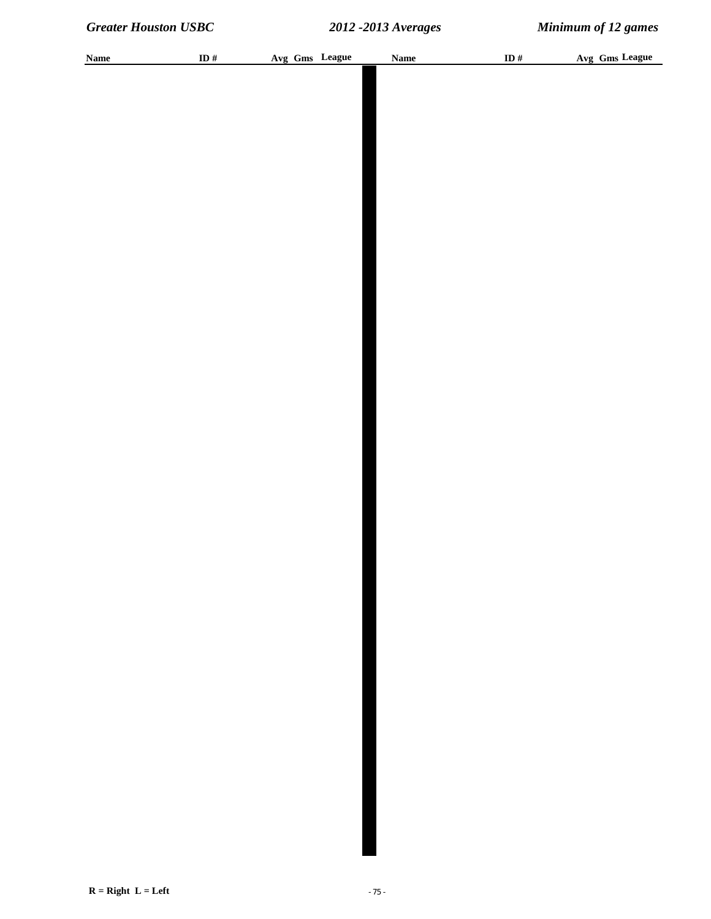| Name | ID # | Avg | Gms | League |
| --- | --- | --- | --- | --- |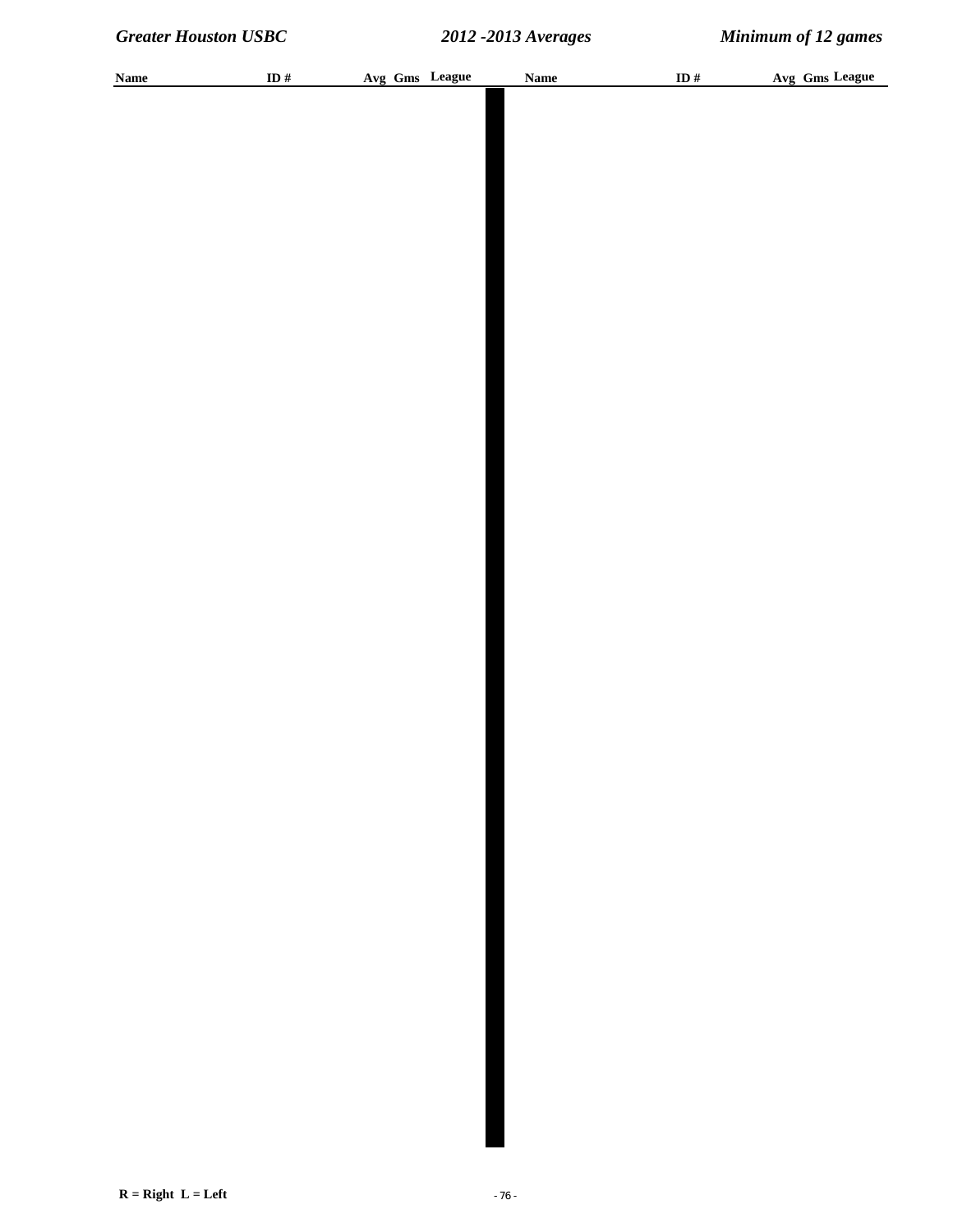| Name | ID # | Avg | Gms | League | Name | ID # | Avg | Gms | League |
|---|---|---|---|---|---|---|---|---|---|

R = Right  L = Left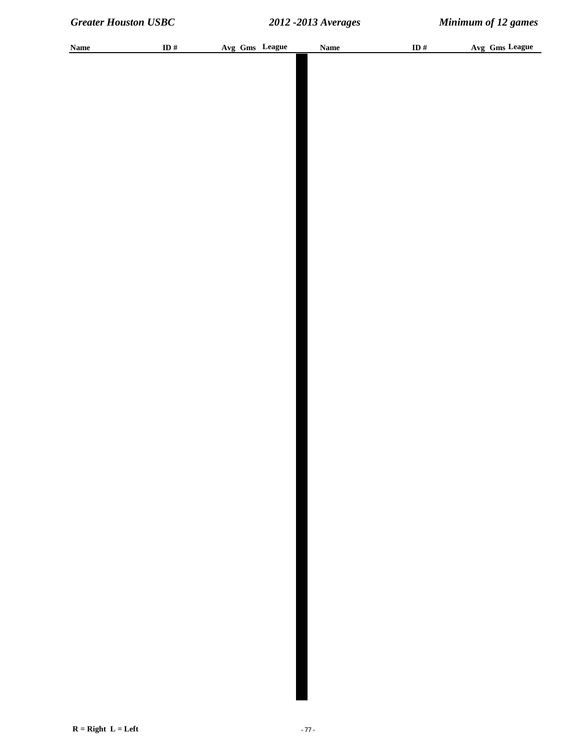| Name | ID # | Avg | Gms | League |
|---|---|---|---|---|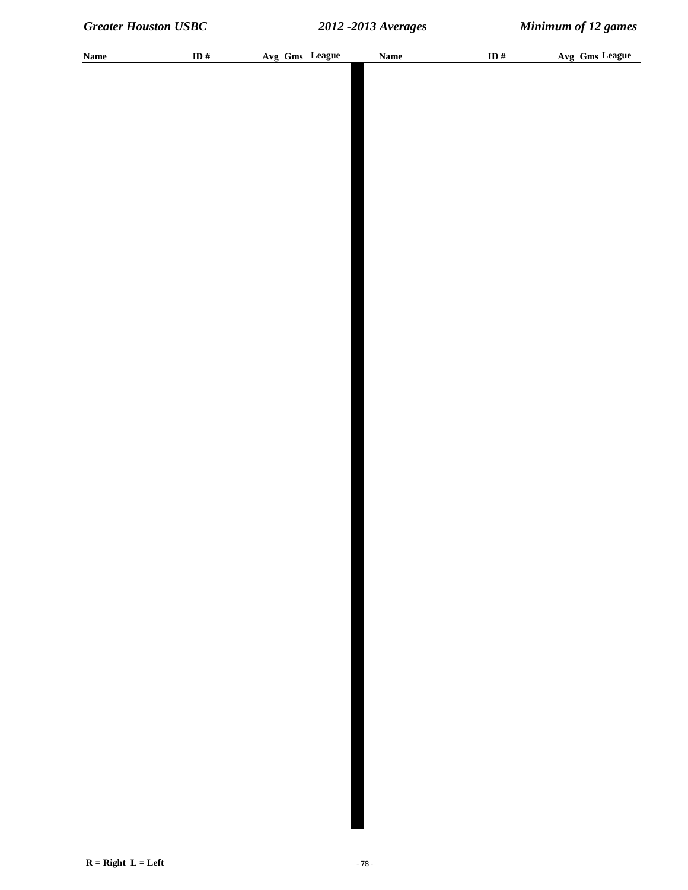| Name | ID # | Avg | Gms | League | Name | ID # | Avg | Gms | League |
|---|---|---|---|---|---|---|---|---|---|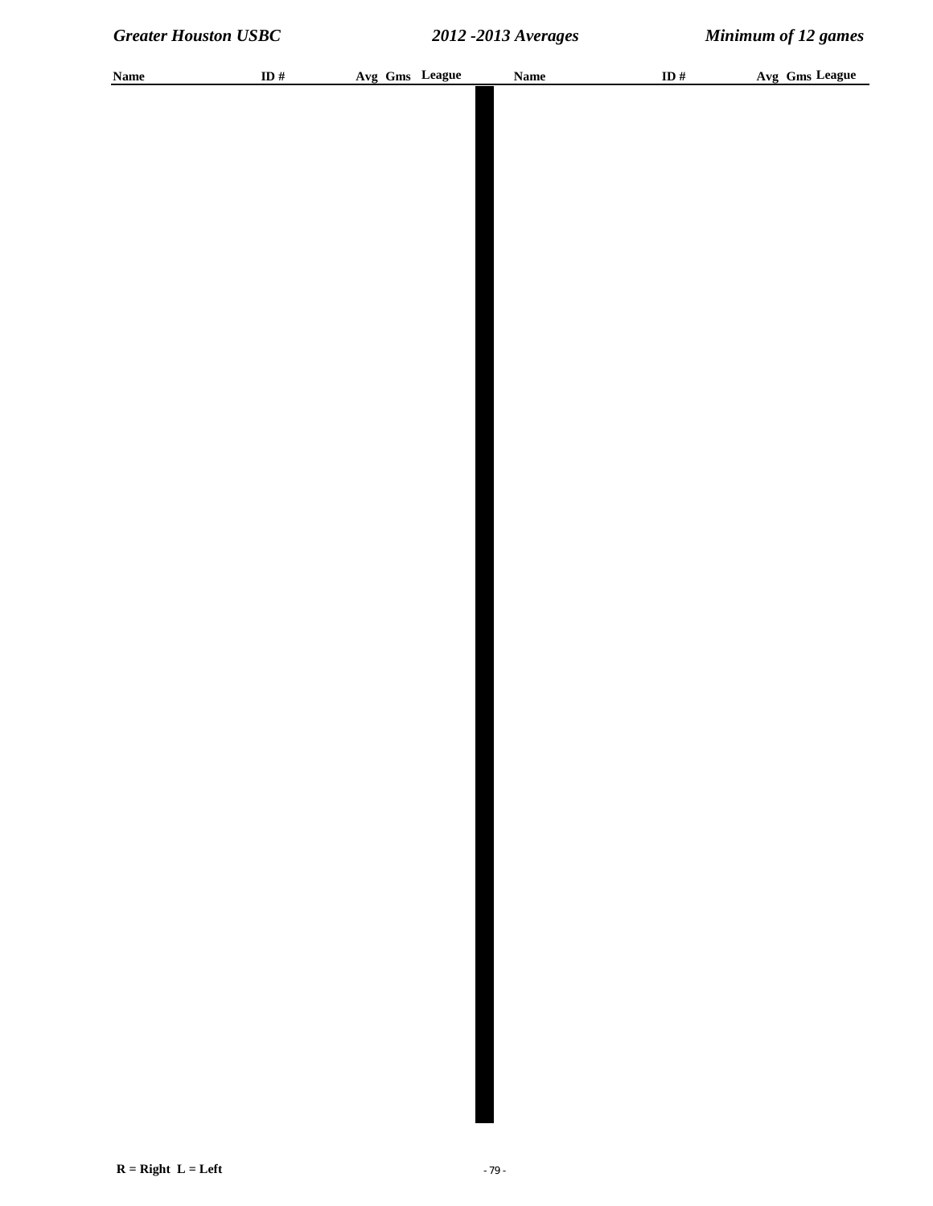| Name | ID # | Avg | Gms | League | Name | ID # | Avg | Gms | League |
| --- | --- | --- | --- | --- | --- | --- | --- | --- | --- |

R = Right  L = Left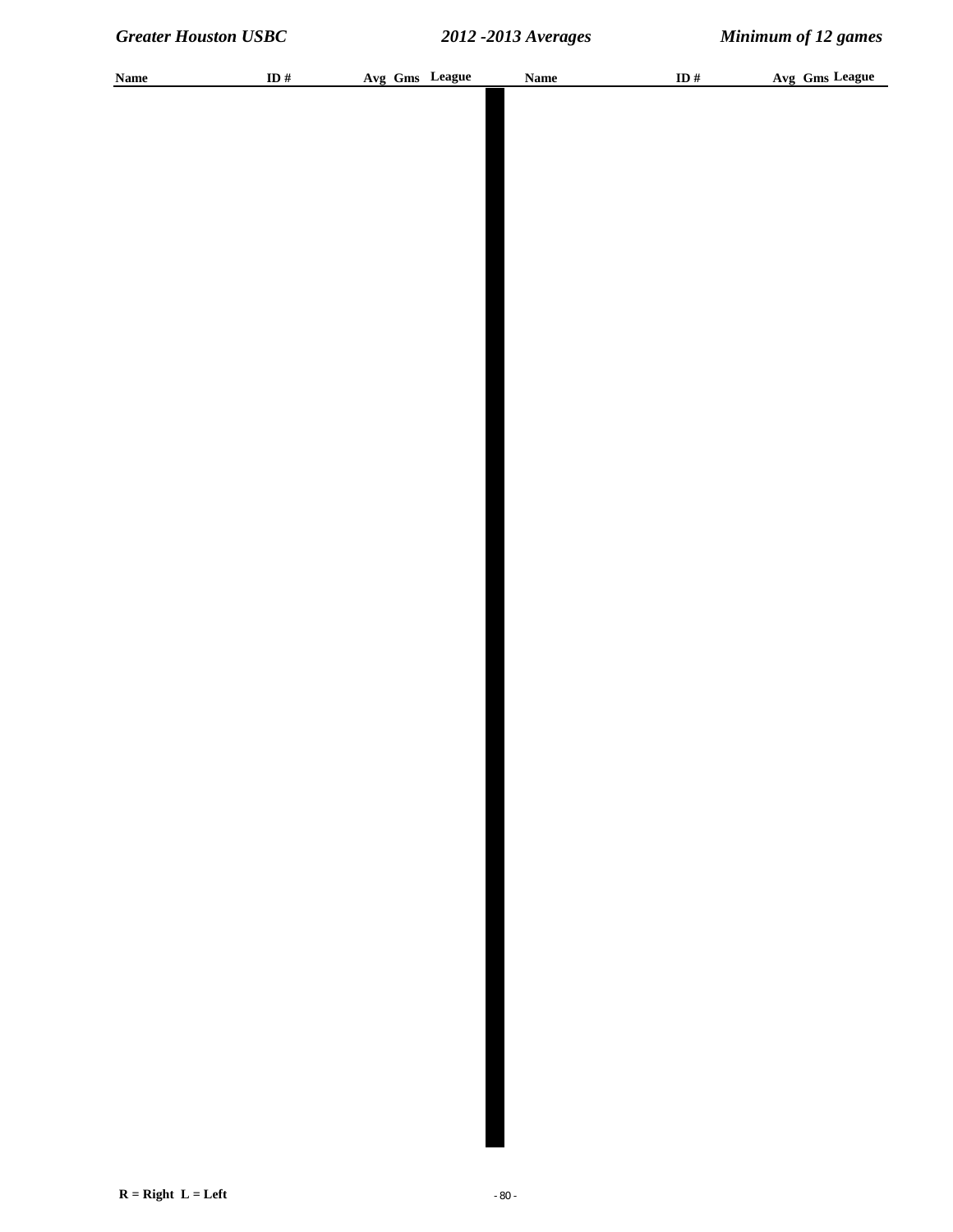| Name | ID # | Avg | Gms | League | Name | ID # | Avg | Gms | League |
|---|---|---|---|---|---|---|---|---|---|

R = Right L = Left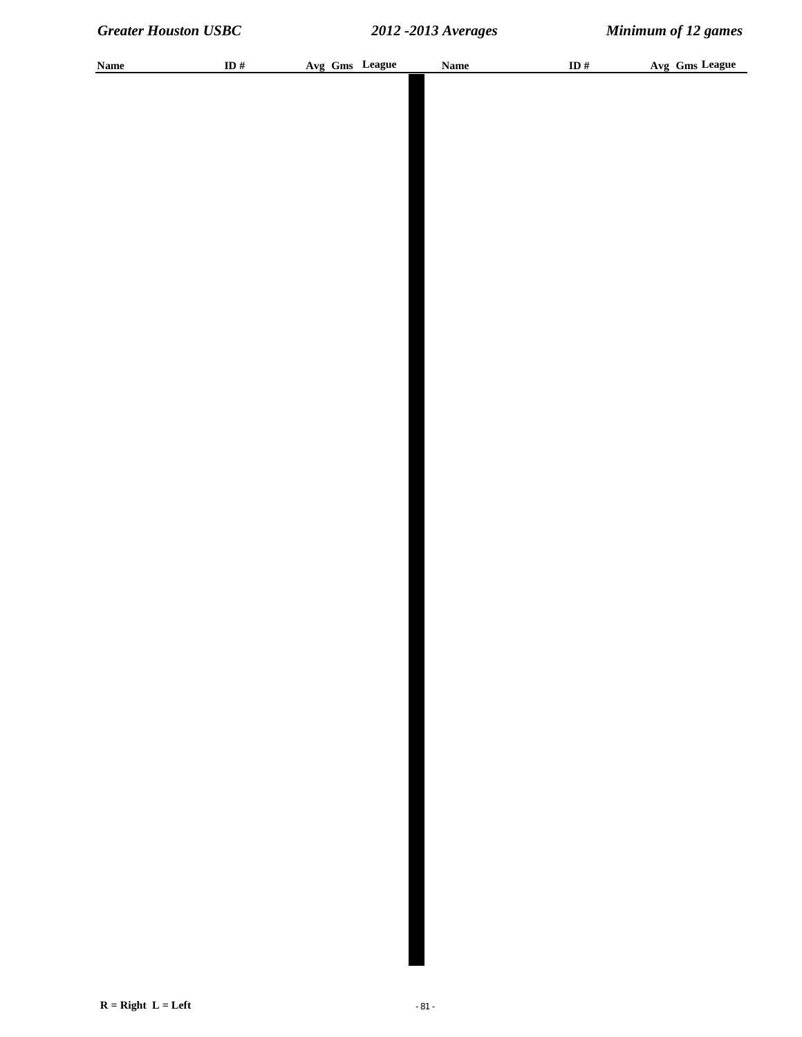| Name | ID # | Avg | Gms | League | Name | ID # | Avg | Gms | League |
|---|---|---|---|---|---|---|---|---|---|

R = Right  L = Left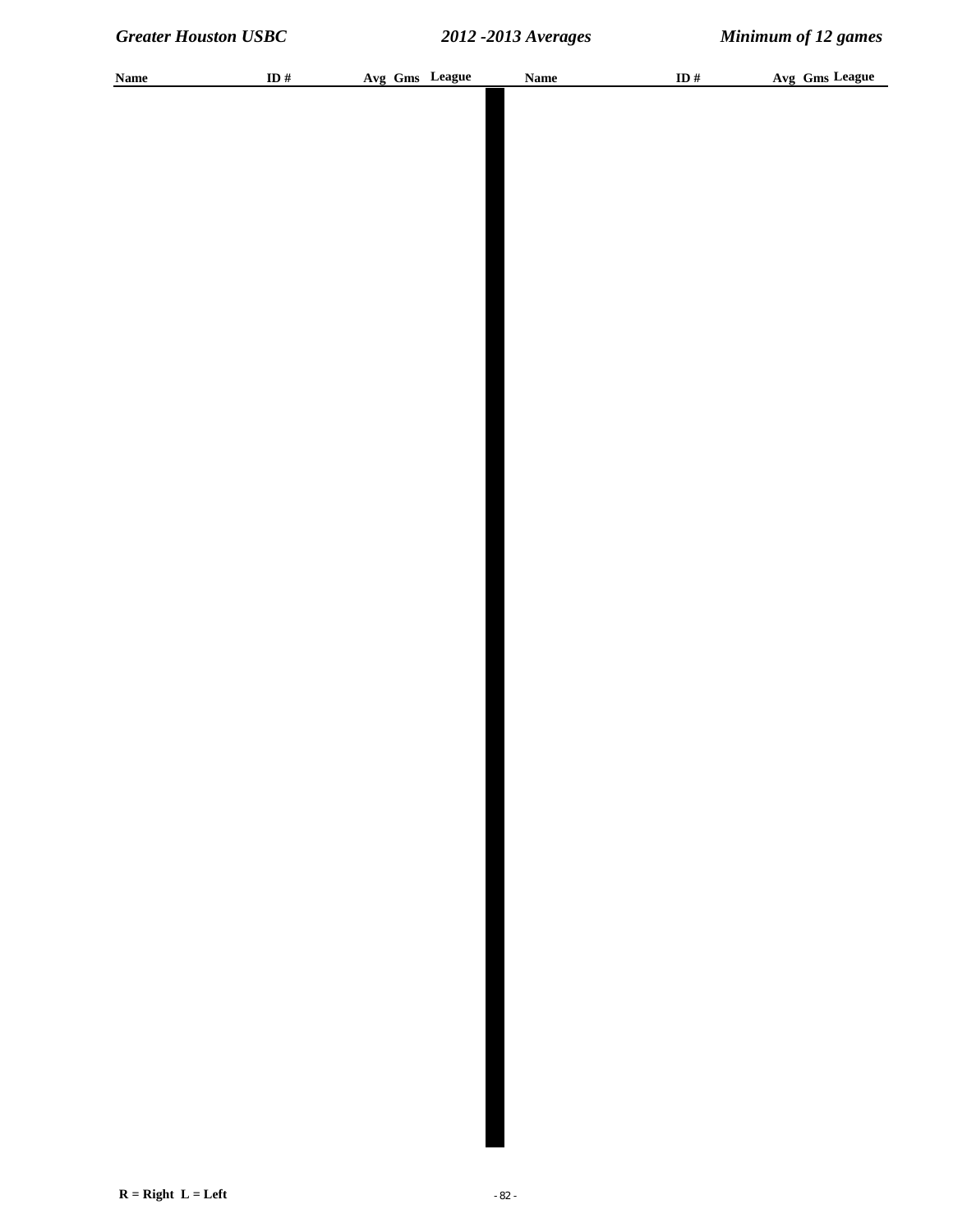| Name | ID # | Avg | Gms | League | Name | ID # | Avg | Gms | League |
|---|---|---|---|---|---|---|---|---|---|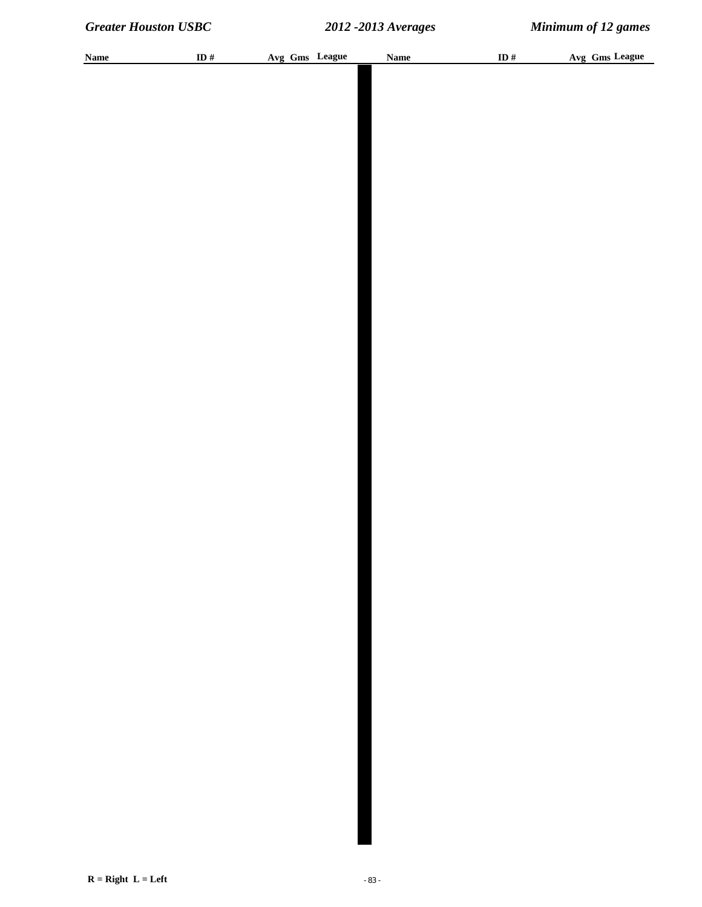| Name | ID # | Avg | Gms | League | Name | ID # | Avg | Gms | League |
|---|---|---|---|---|---|---|---|---|---|

R = Right L = Left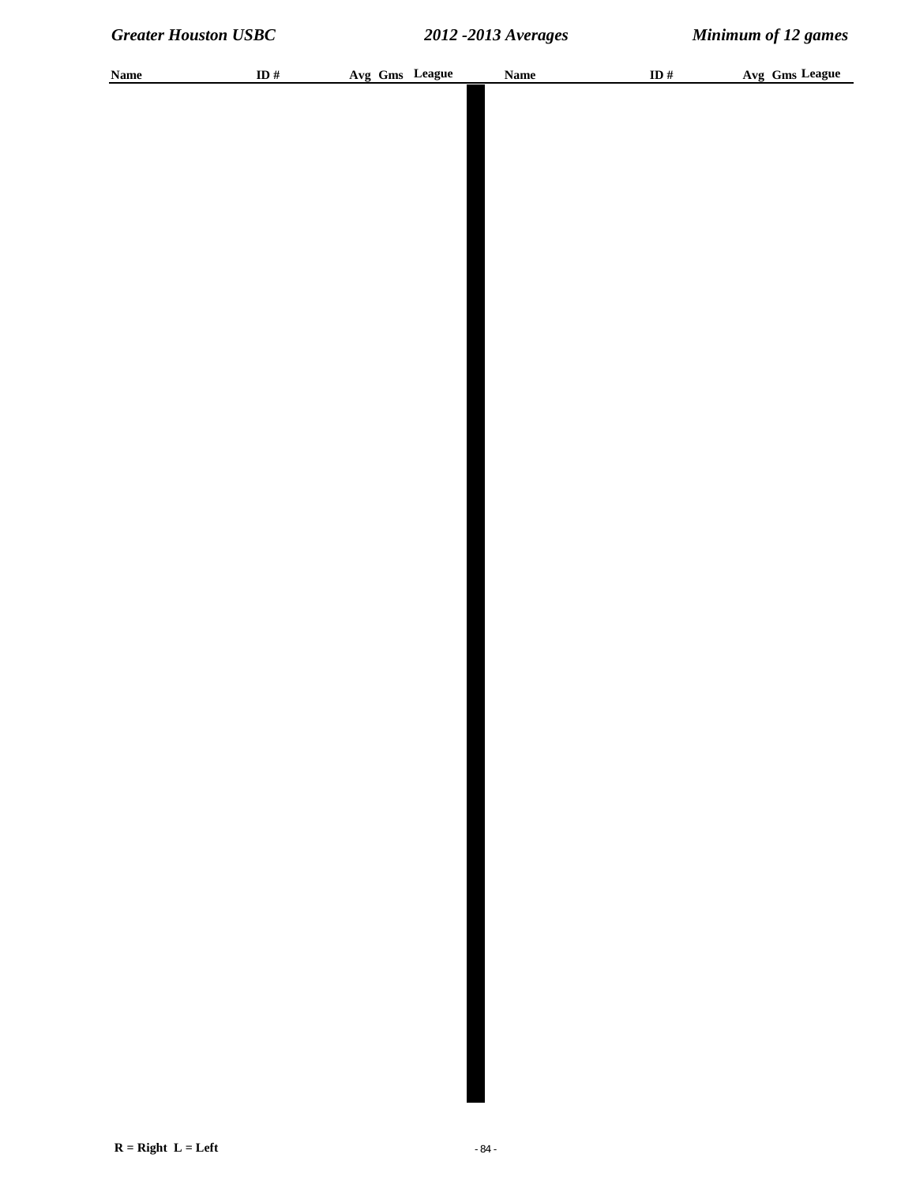| Name | ID # | Avg | Gms | League | Name | ID # | Avg | Gms | League |
|---|---|---|---|---|---|---|---|---|---|

R = Right L = Left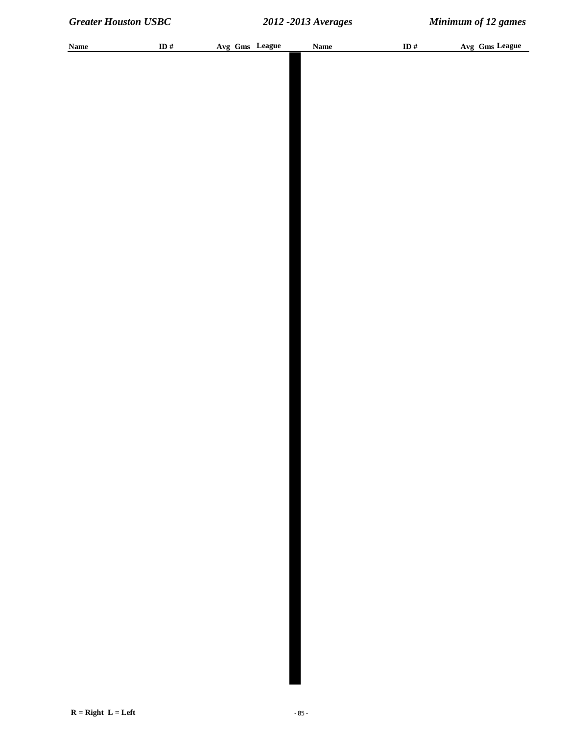| Name | ID # | Avg | Gms | League | Name | ID # | Avg | Gms | League |
|---|---|---|---|---|---|---|---|---|---|

R = Right L = Left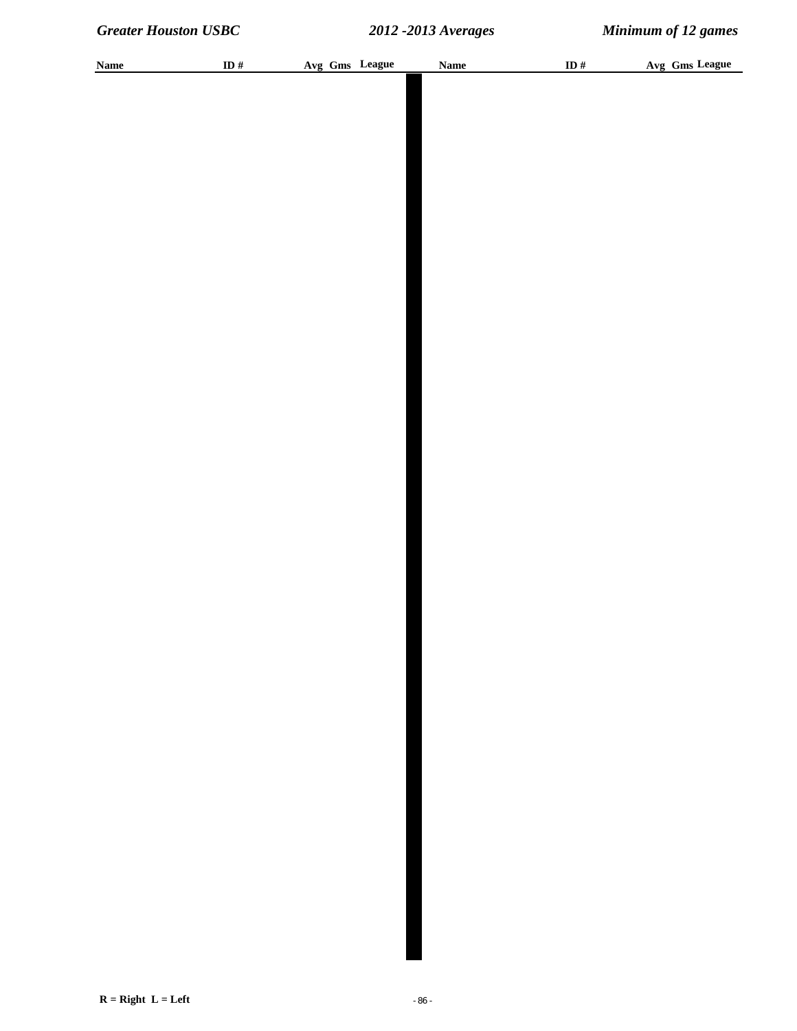| Name | ID # | Avg | Gms | League | Name | ID # | Avg | Gms | League |
|---|---|---|---|---|---|---|---|---|---|

R = Right  L = Left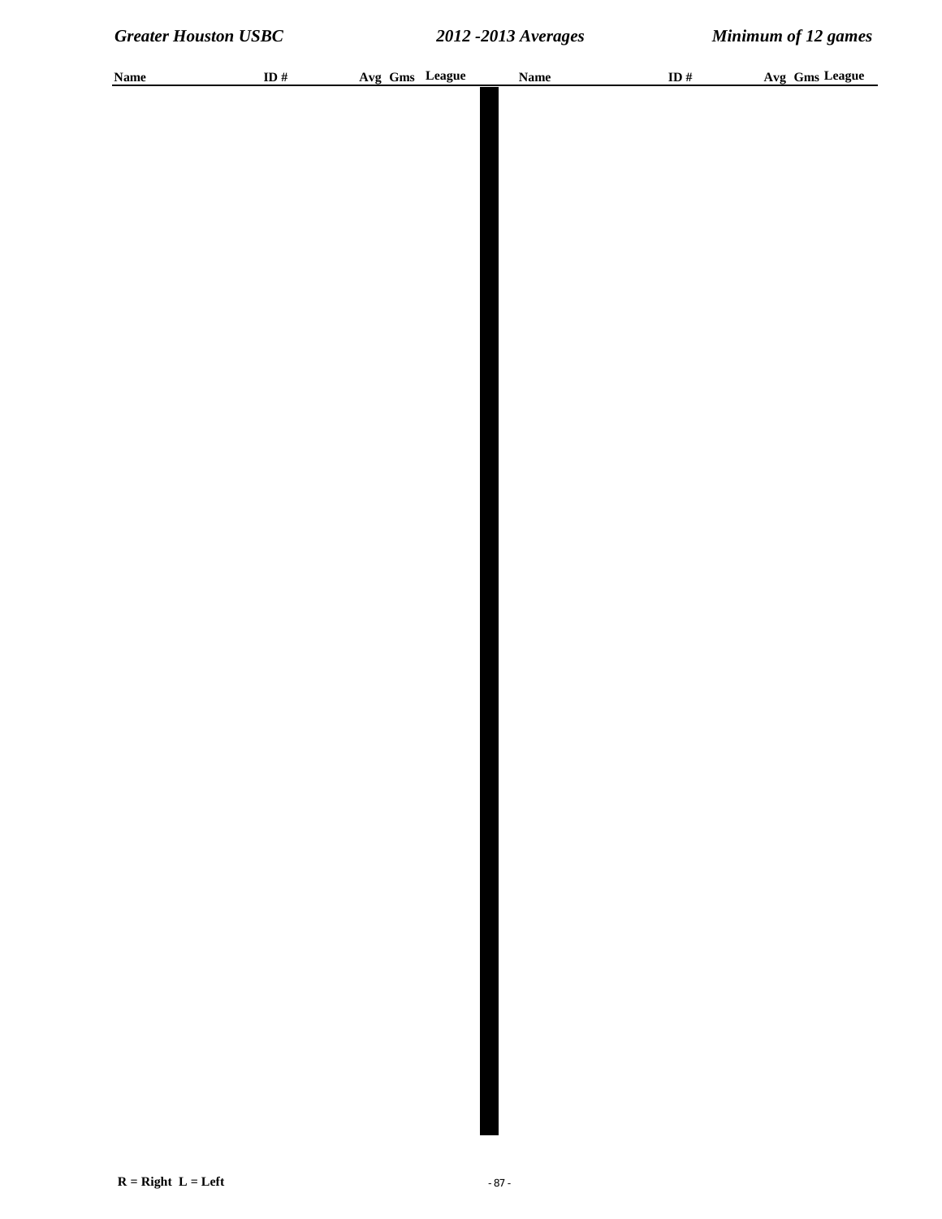| Name | ID # | Avg | Gms | League | Name | ID # | Avg | Gms | League |
|---|---|---|---|---|---|---|---|---|---|

R = Right  L = Left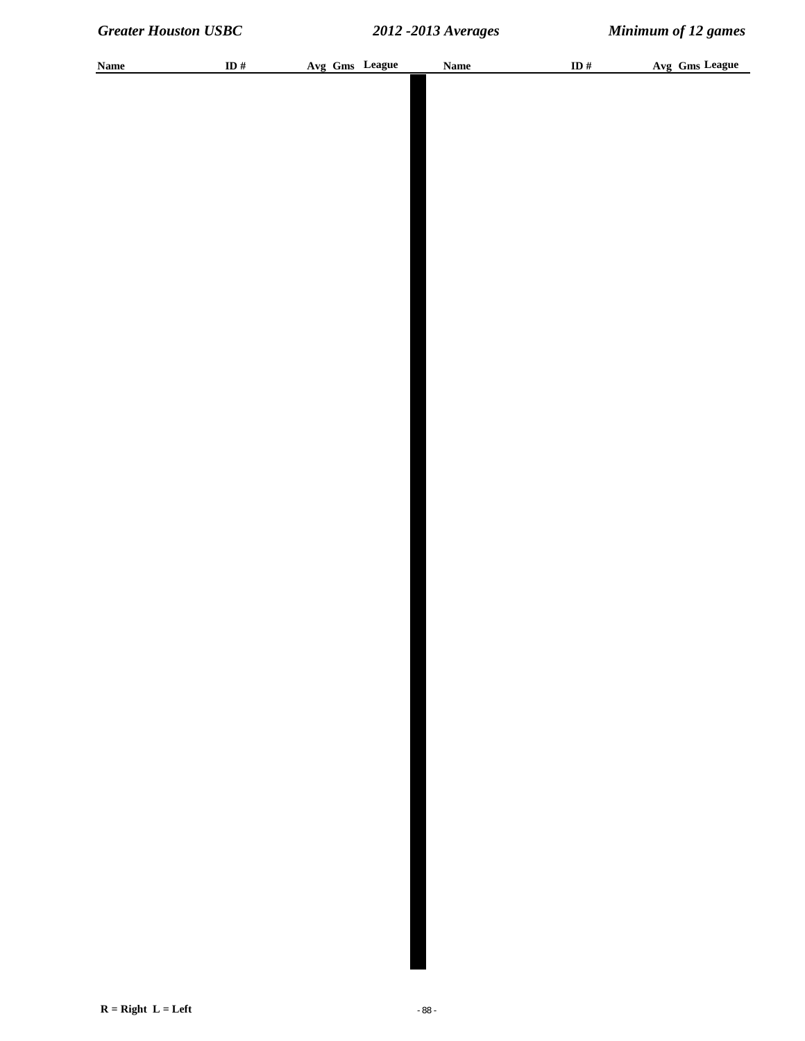| Name | ID # | Avg | Gms | League | Name | ID # | Avg | Gms | League |
|---|---|---|---|---|---|---|---|---|---|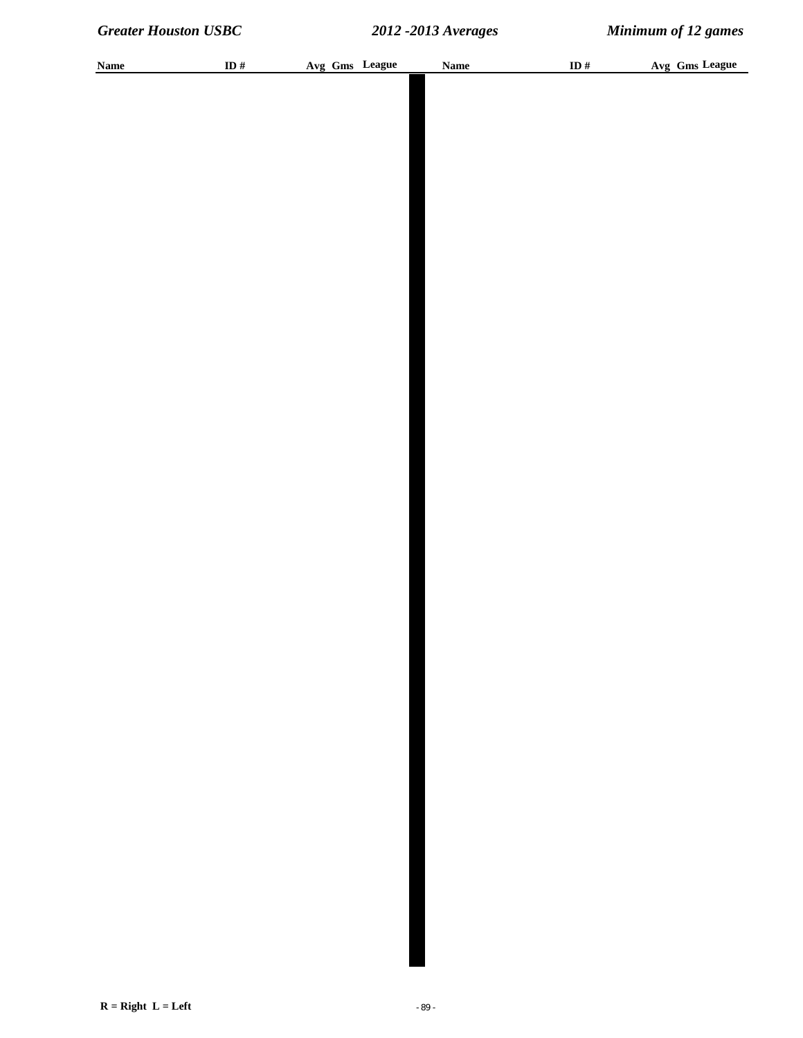| Name | ID # | Avg | Gms | League | Name | ID # | Avg | Gms | League |
|---|---|---|---|---|---|---|---|---|---|

R = Right  L = Left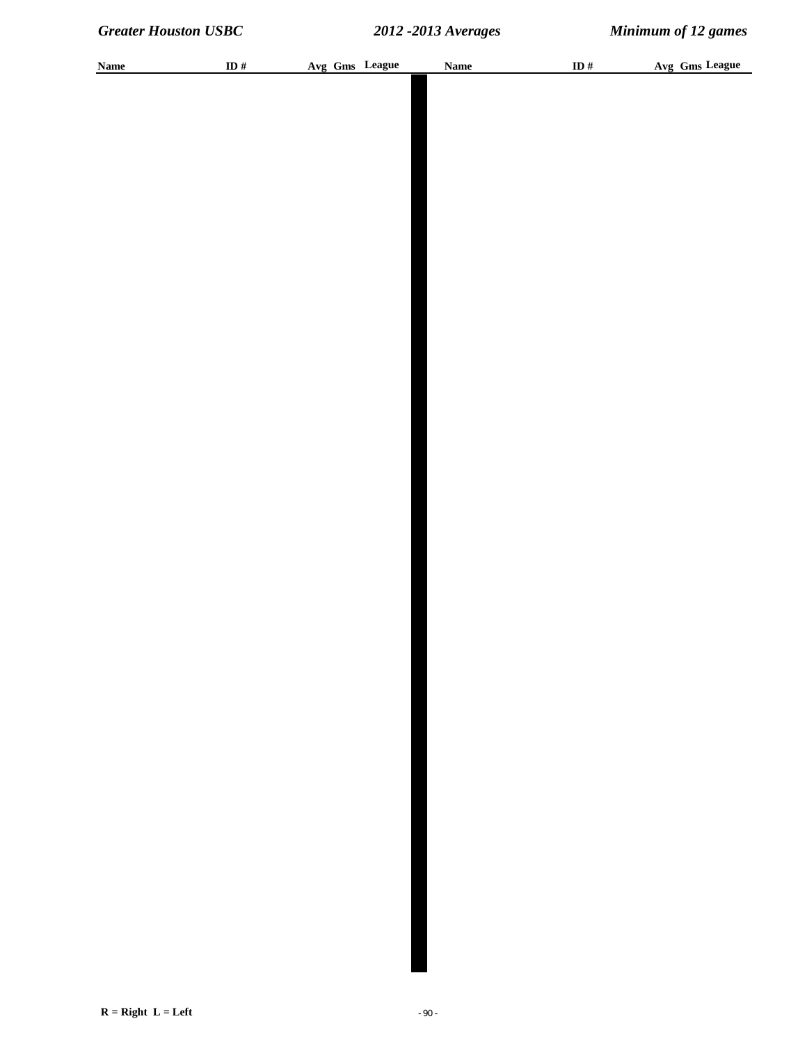| Name | ID # | Avg | Gms | League | Name | ID # | Avg | Gms | League |
|---|---|---|---|---|---|---|---|---|---|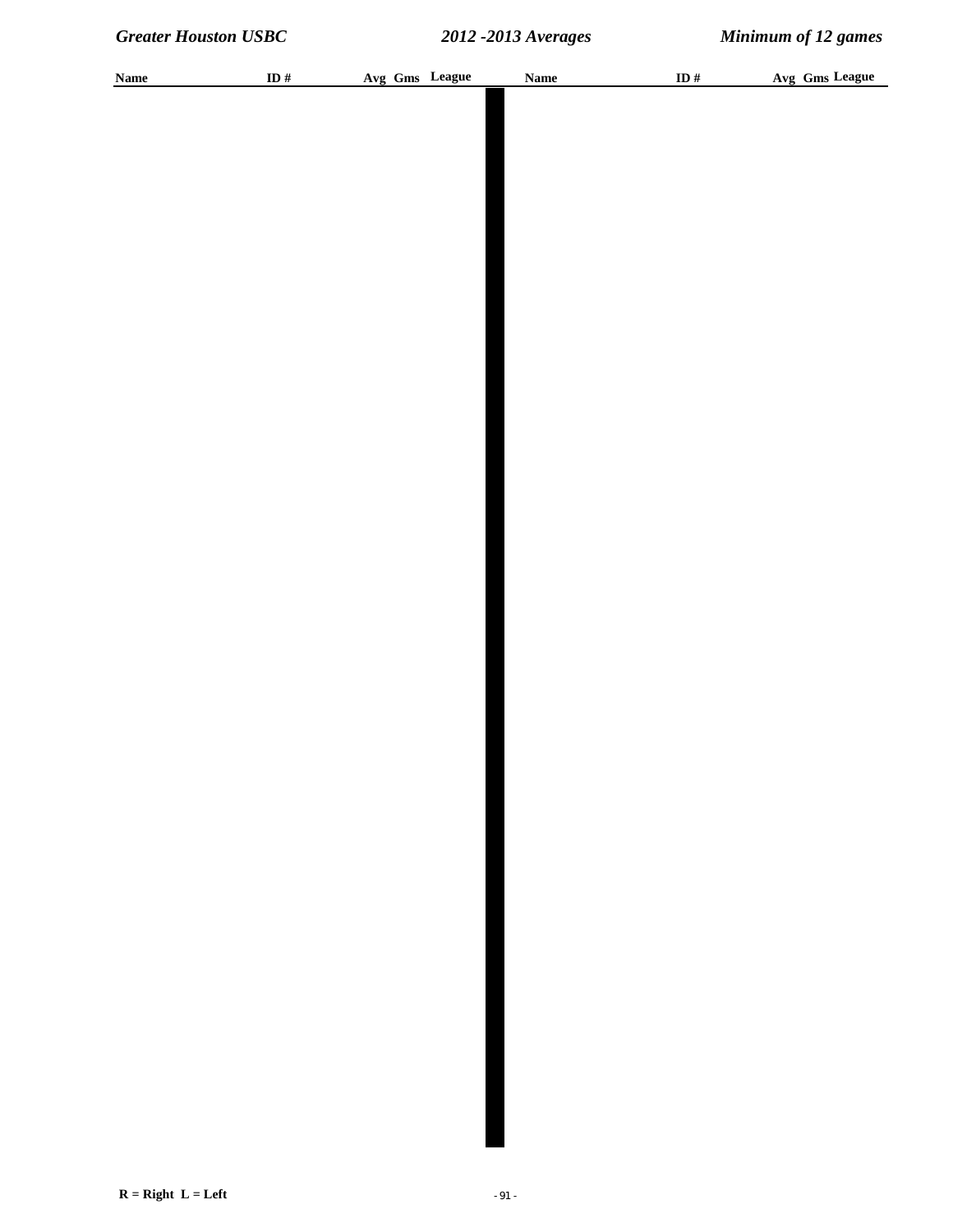| Name | ID # | Avg | Gms | League | Name | ID # | Avg | Gms | League |
|---|---|---|---|---|---|---|---|---|---|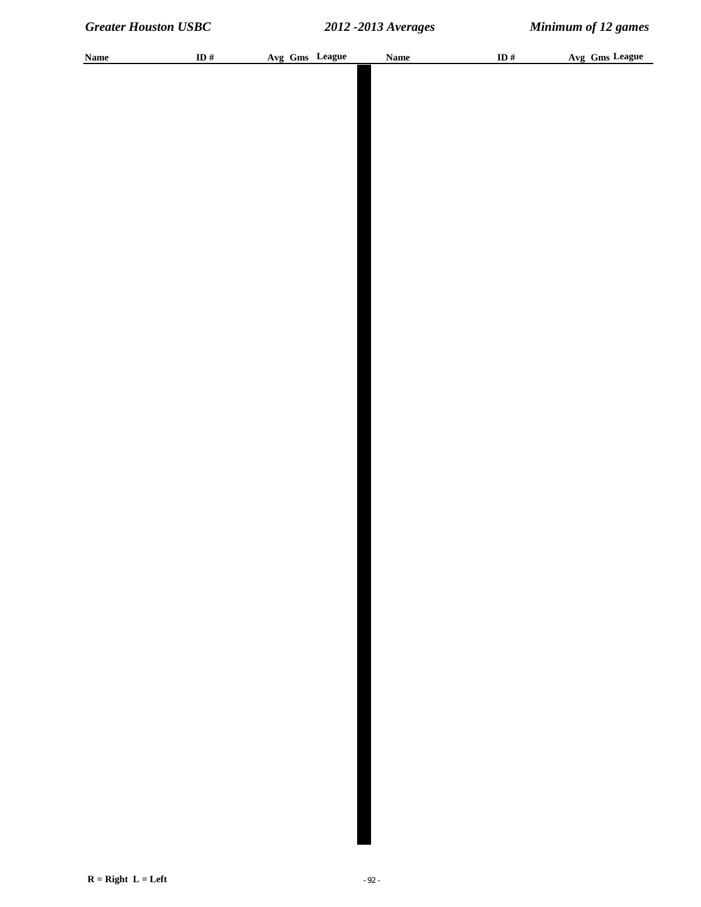| Name | ID # | Avg | Gms | League | Name | ID # | Avg | Gms | League |
|---|---|---|---|---|---|---|---|---|---|

R = Right  L = Left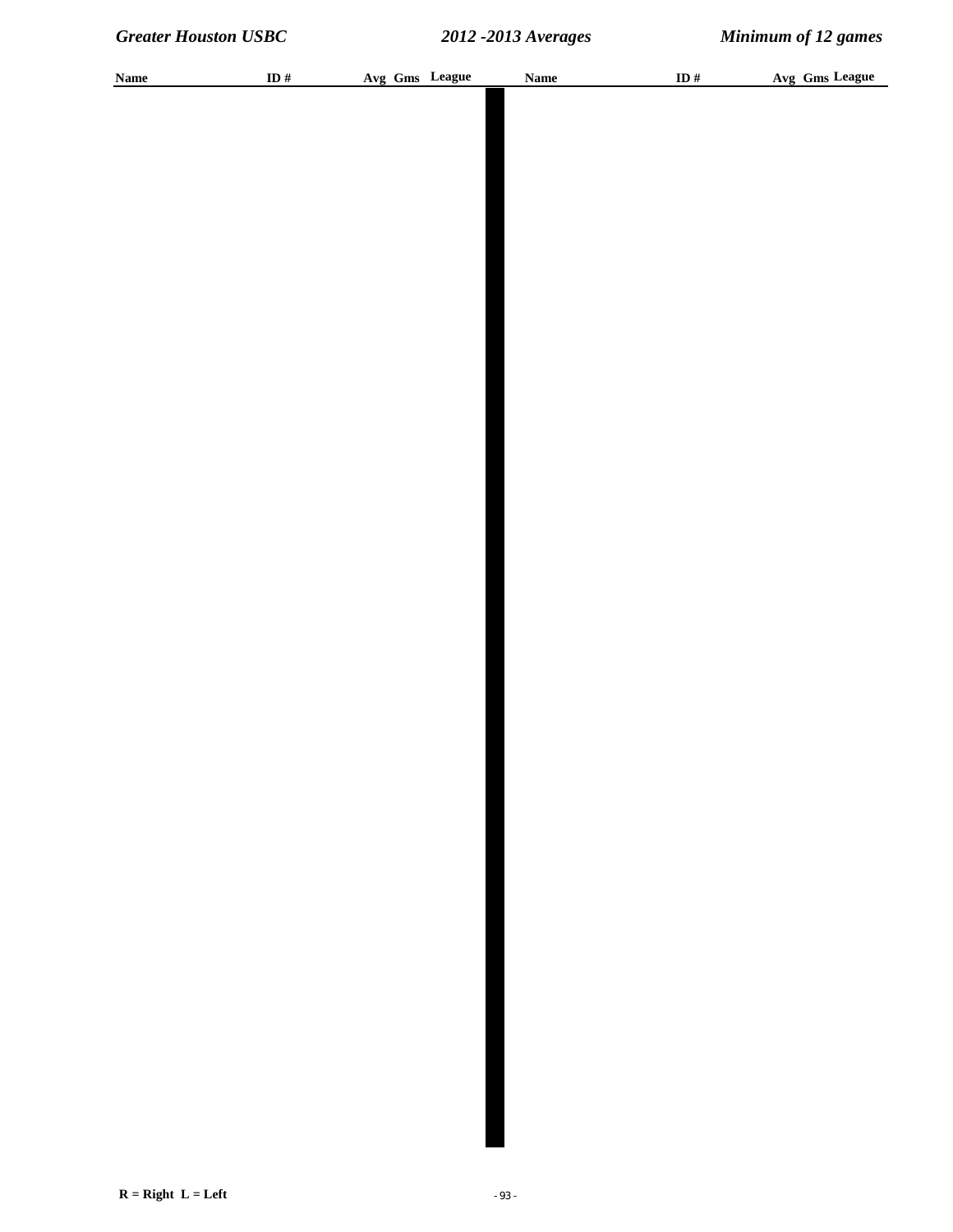| Name | ID # | Avg | Gms | League | Name | ID # | Avg | Gms | League |
|---|---|---|---|---|---|---|---|---|---|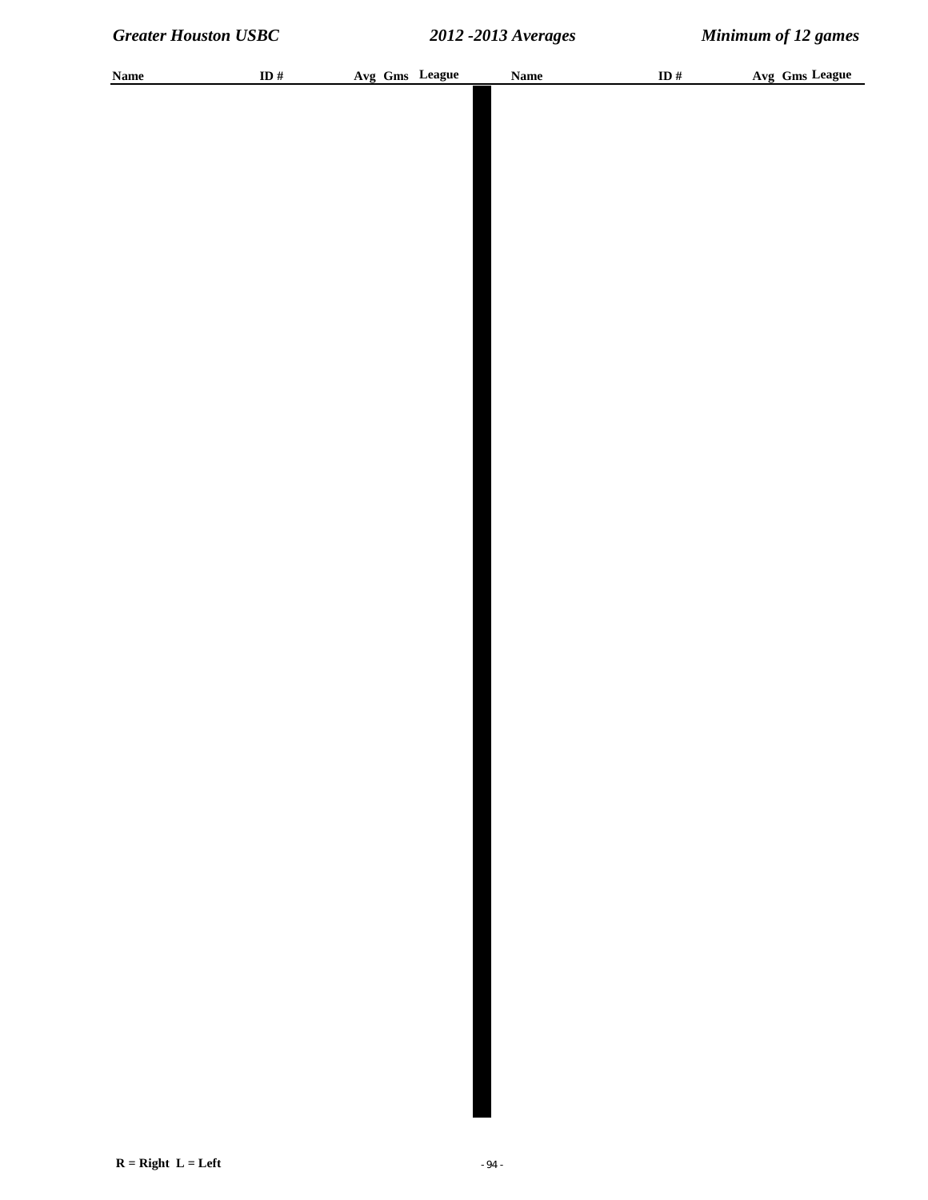| Name | ID # | Avg | Gms | League | Name | ID # | Avg | Gms | League |
|---|---|---|---|---|---|---|---|---|---|

R = Right  L = Left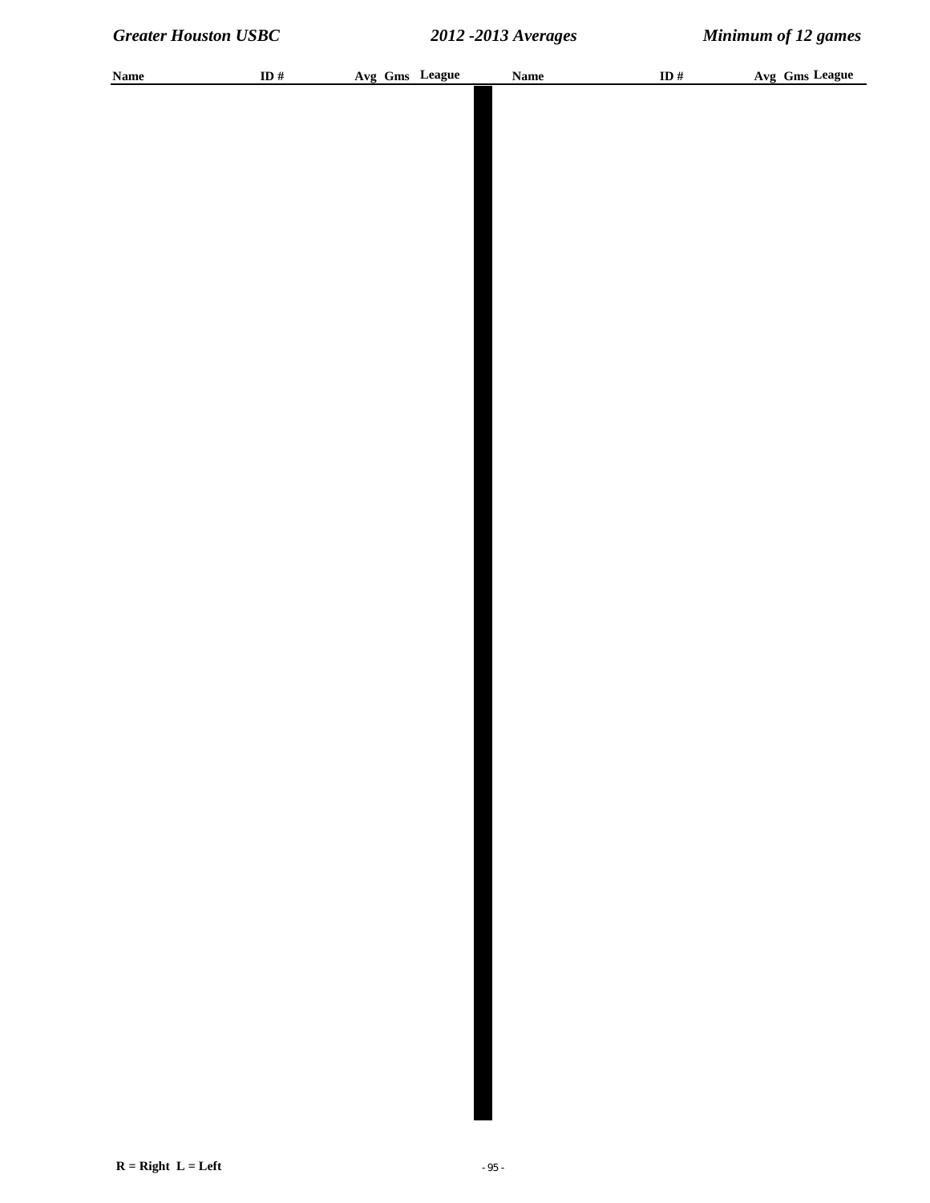| Name | ID # | Avg | Gms | League | Name | ID # | Avg | Gms | League |
|---|---|---|---|---|---|---|---|---|---|

R = Right L = Left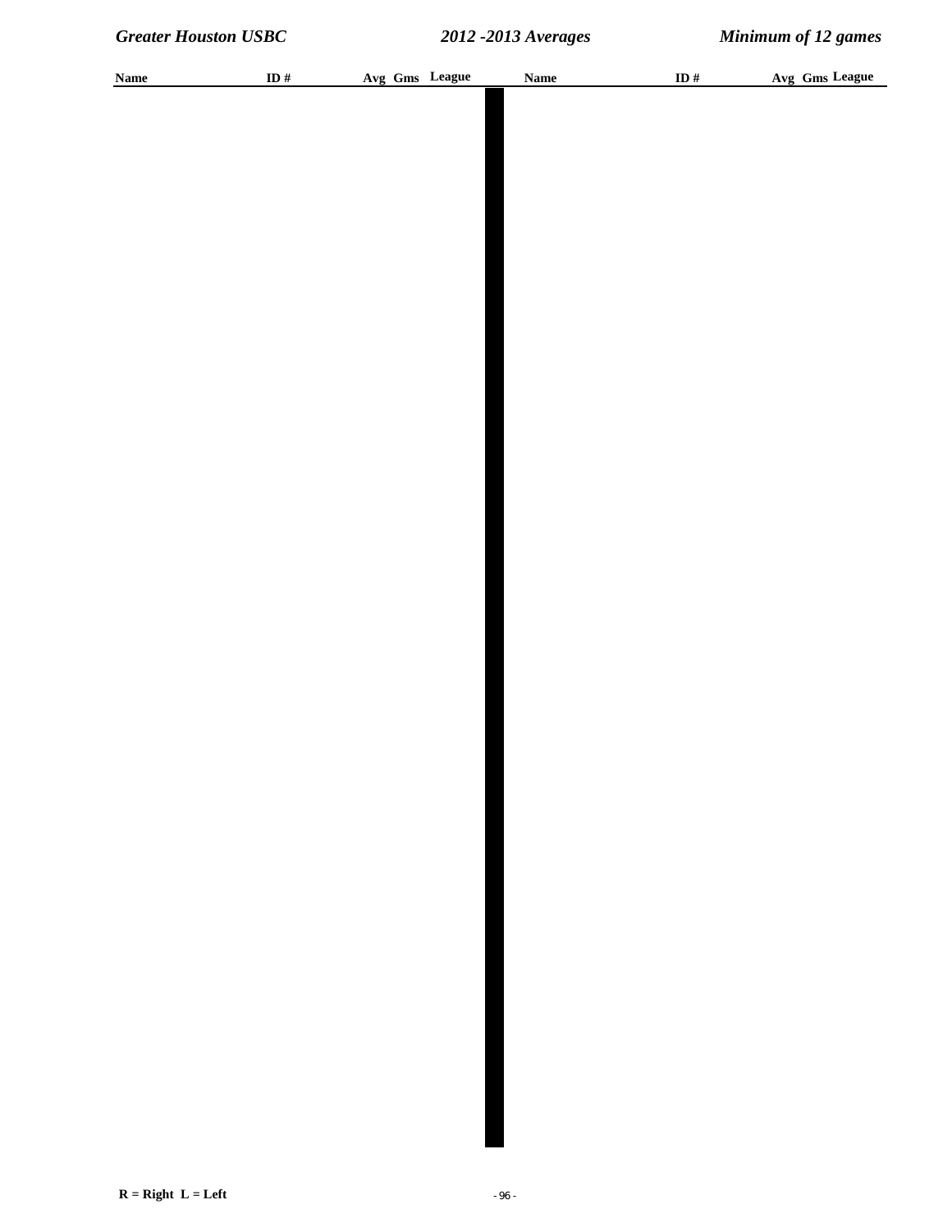| Name | ID # | Avg | Gms | League | Name | ID # | Avg | Gms | League |
| --- | --- | --- | --- | --- | --- | --- | --- | --- | --- |

R = Right L = Left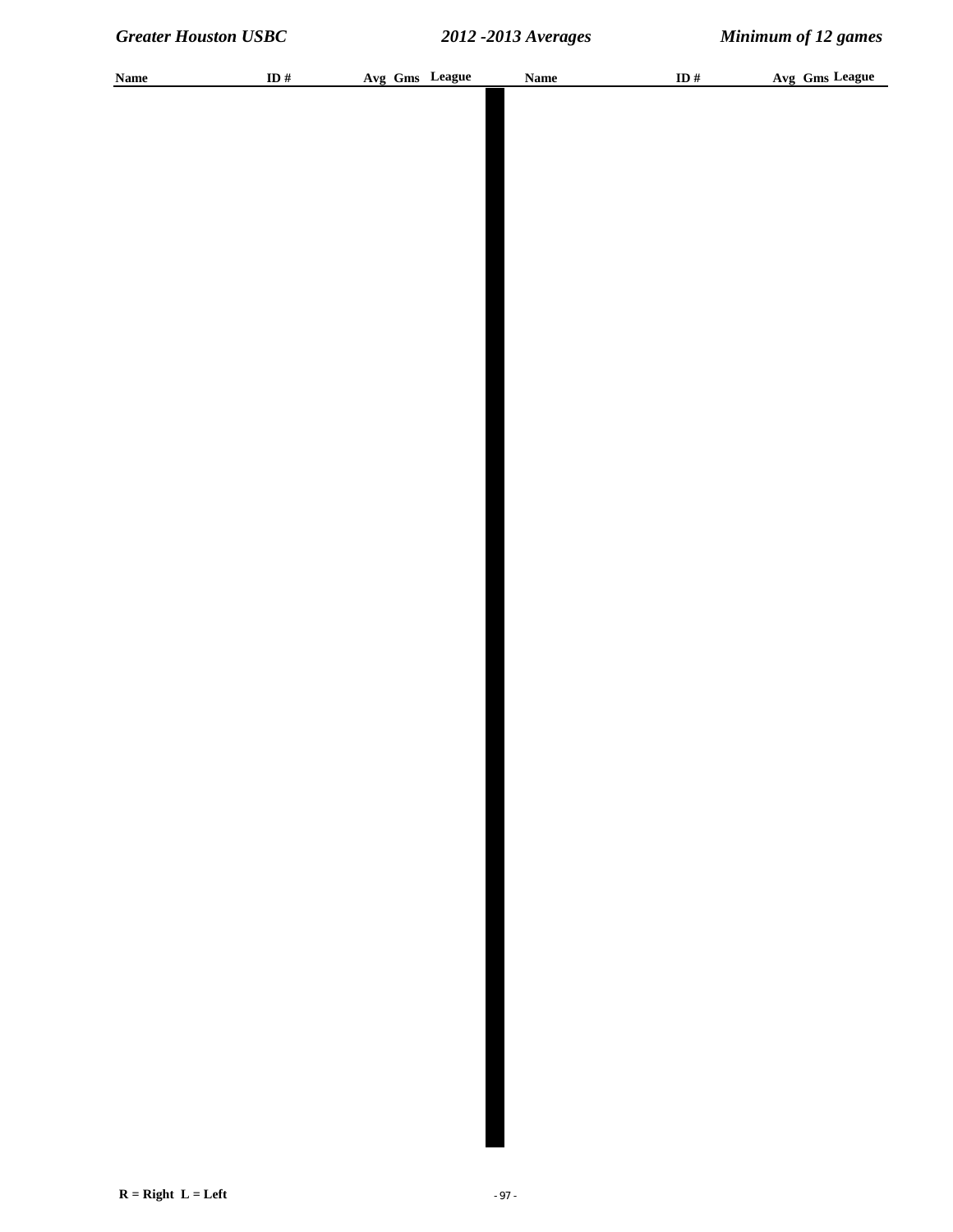| Name | ID # | Avg | Gms | League | Name | ID # | Avg | Gms | League |
|---|---|---|---|---|---|---|---|---|---|

R = Right L = Left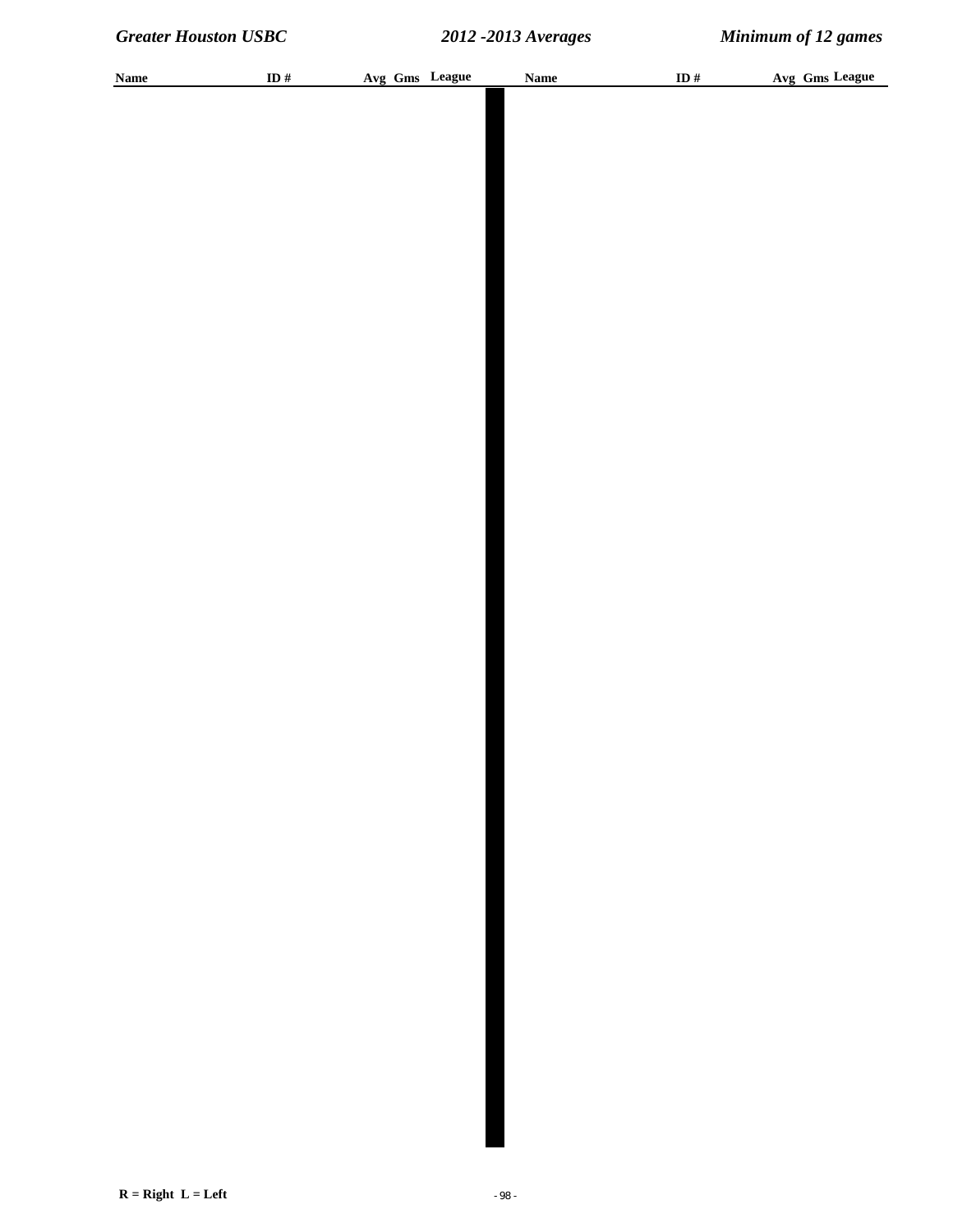| Name | ID # | Avg | Gms | League | Name | ID # | Avg | Gms | League |
| --- | --- | --- | --- | --- | --- | --- | --- | --- | --- |

R = Right  L = Left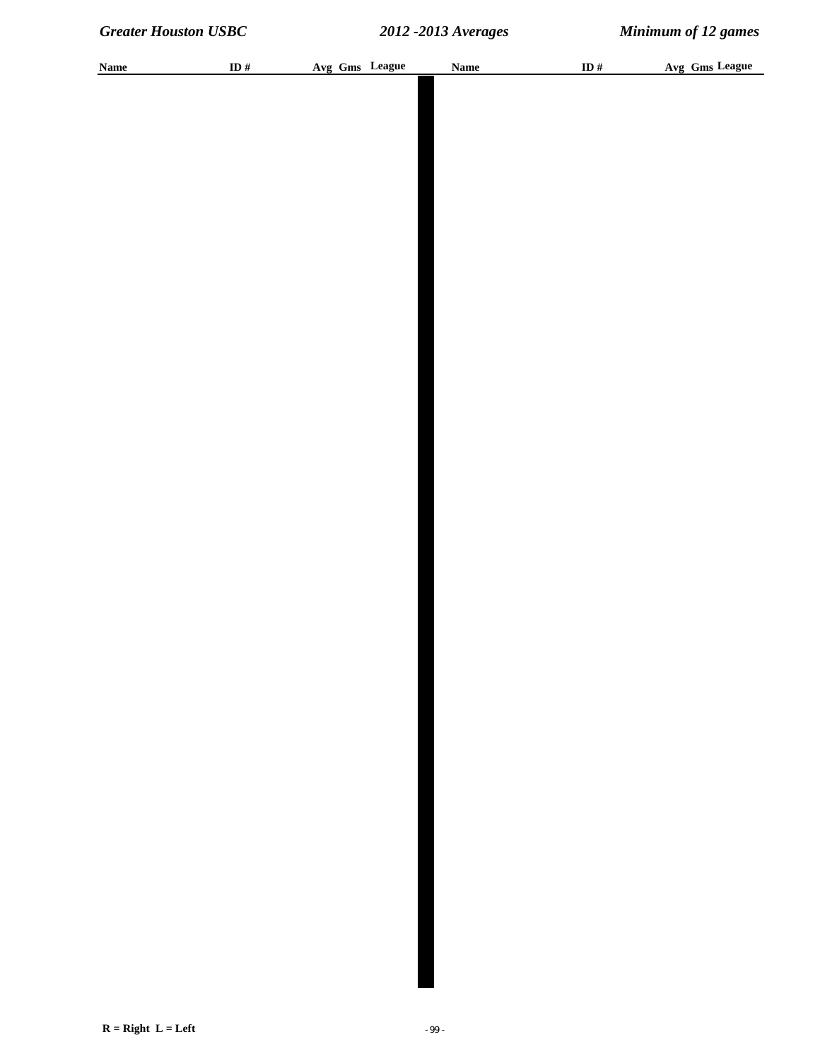| Name | ID # | Avg | Gms | League | Name | ID # | Avg | Gms | League |
|---|---|---|---|---|---|---|---|---|---|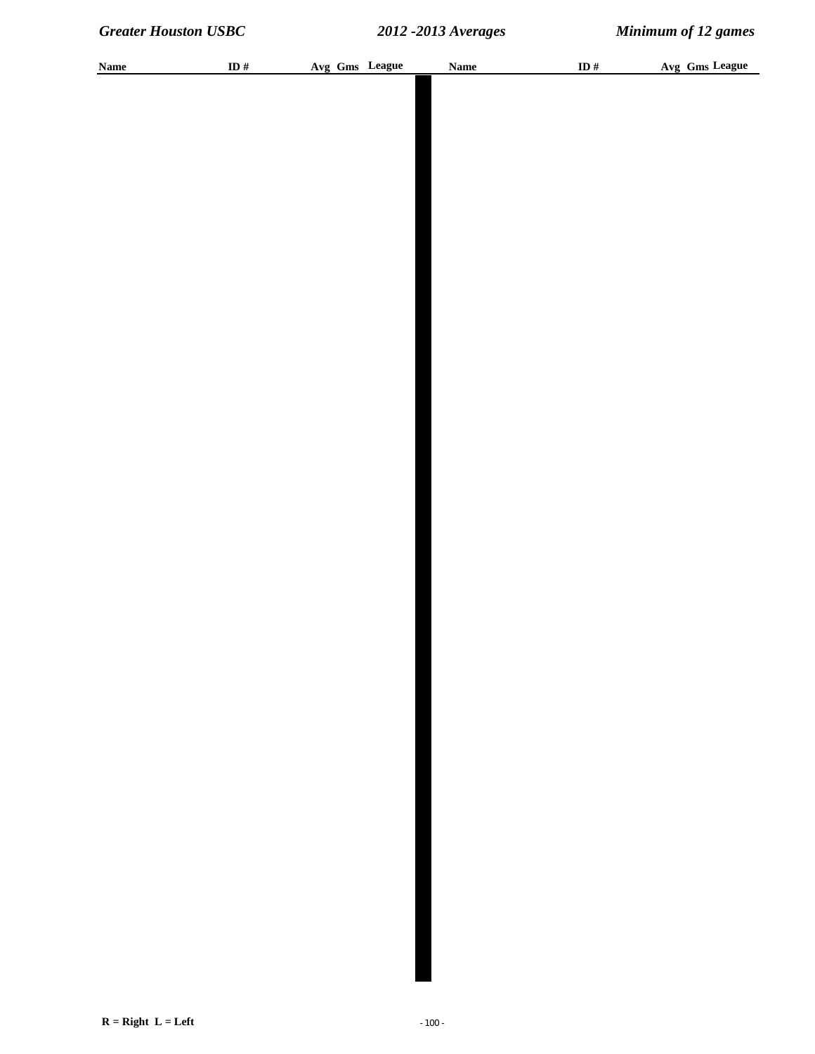| Name | ID # | Avg | Gms | League | Name | ID # | Avg | Gms | League |
|---|---|---|---|---|---|---|---|---|---|

R = Right L = Left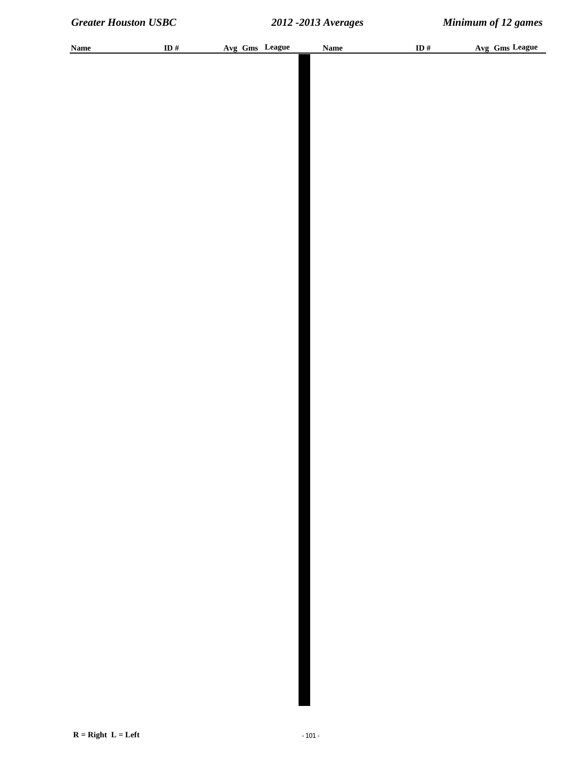| Name | ID # | Avg | Gms | League | Name | ID # | Avg | Gms | League |
|---|---|---|---|---|---|---|---|---|---|

R = Right  L = Left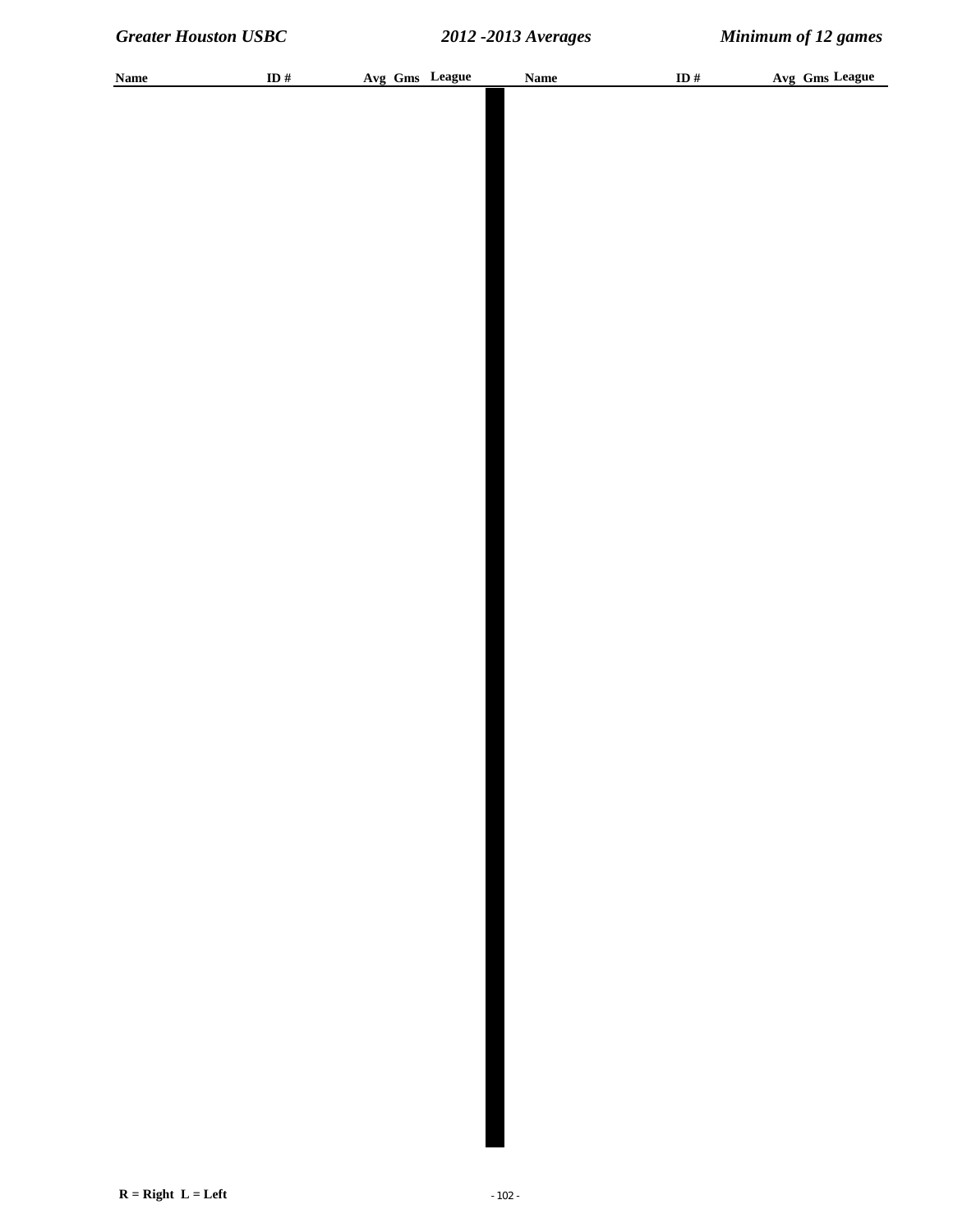| Name | ID # | Avg | Gms | League | Name | ID # | Avg | Gms | League |
| --- | --- | --- | --- | --- | --- | --- | --- | --- | --- |

**R = Right L = Left**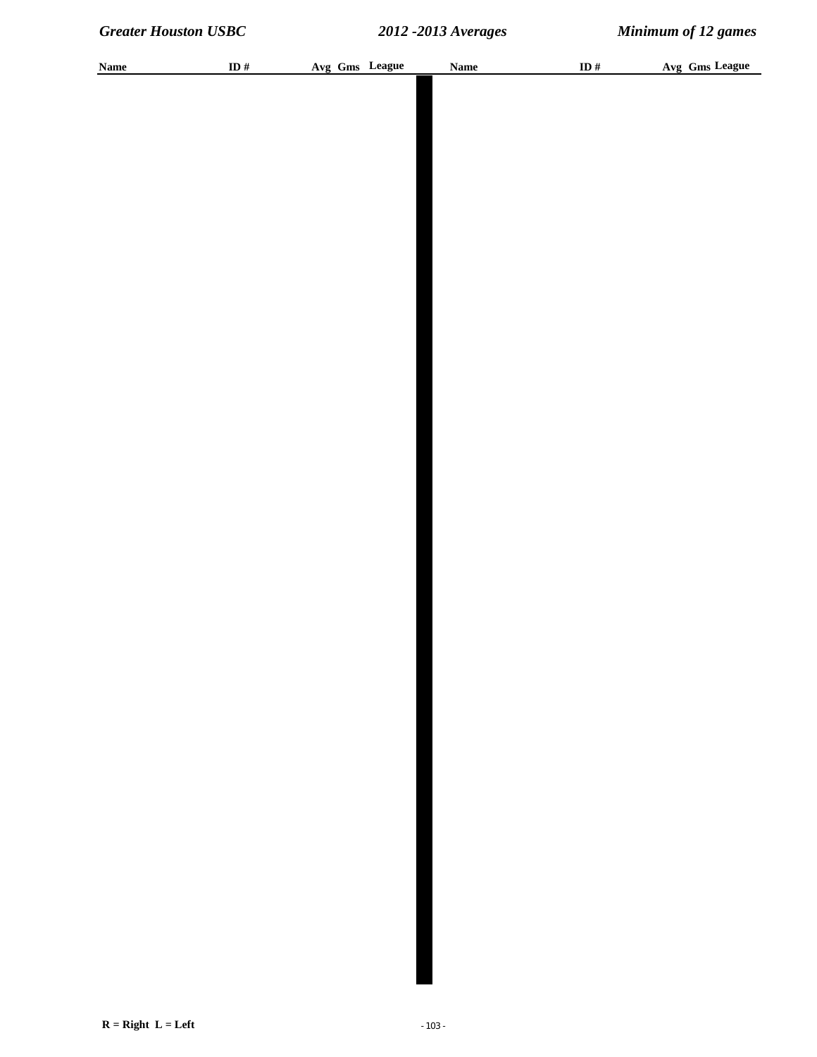| Name | ID # | Avg | Gms | League | Name | ID # | Avg | Gms | League |
|---|---|---|---|---|---|---|---|---|---|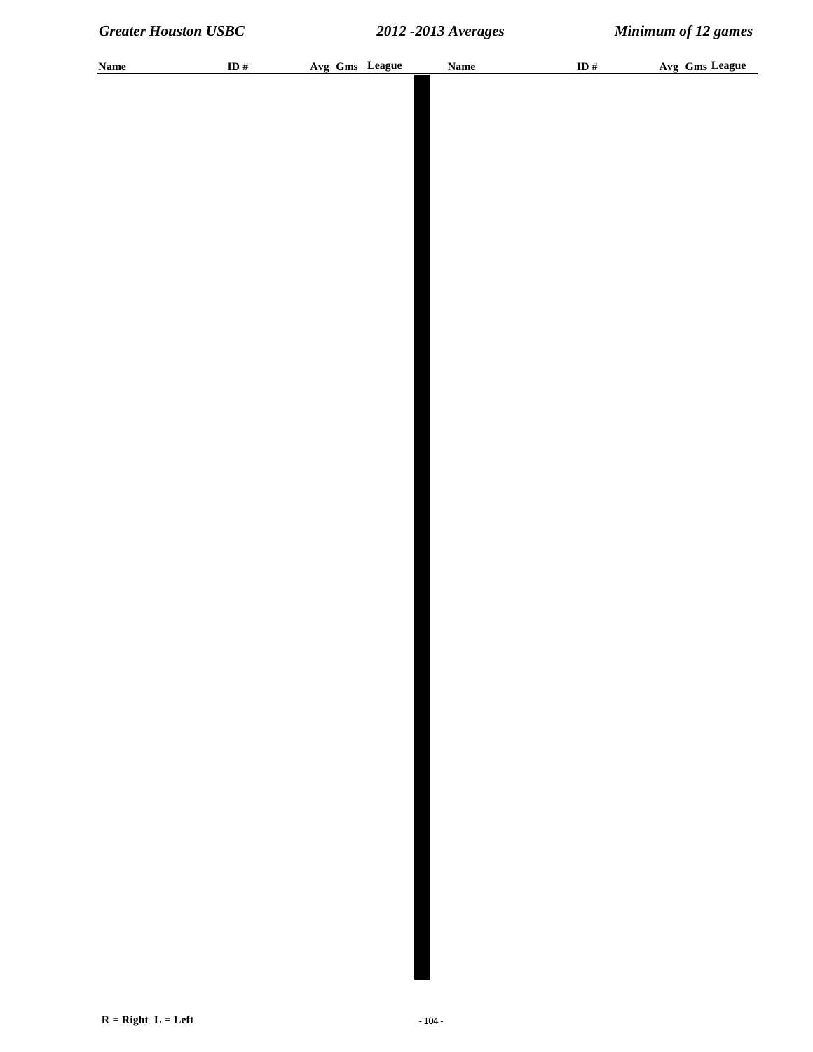| Name | ID # | Avg | Gms | League | Name | ID # | Avg | Gms | League |
|---|---|---|---|---|---|---|---|---|---|

R = Right L = Left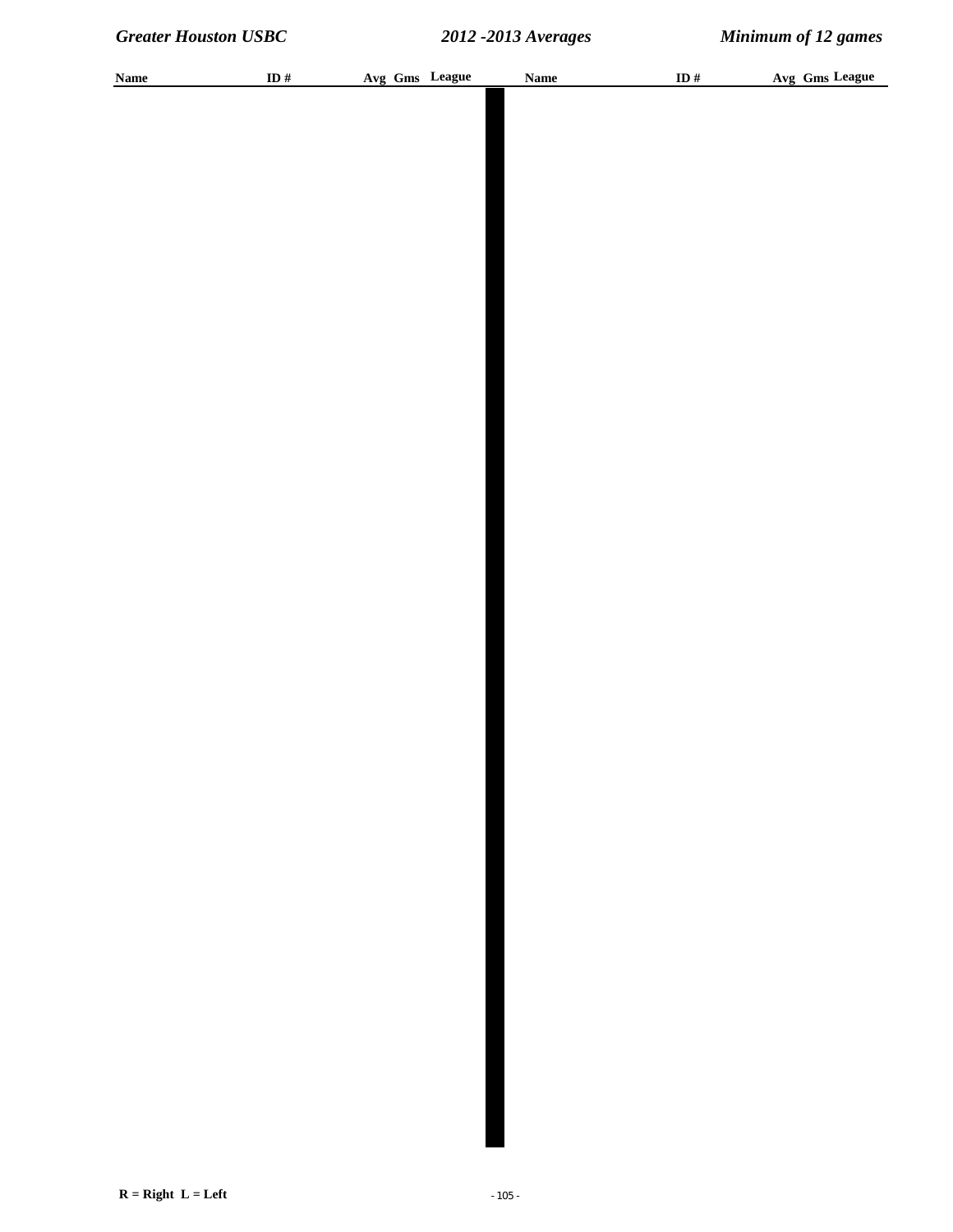| Name | ID # | Avg | Gms | League | Name | ID # | Avg | Gms | League |
|---|---|---|---|---|---|---|---|---|---|

R = Right L = Left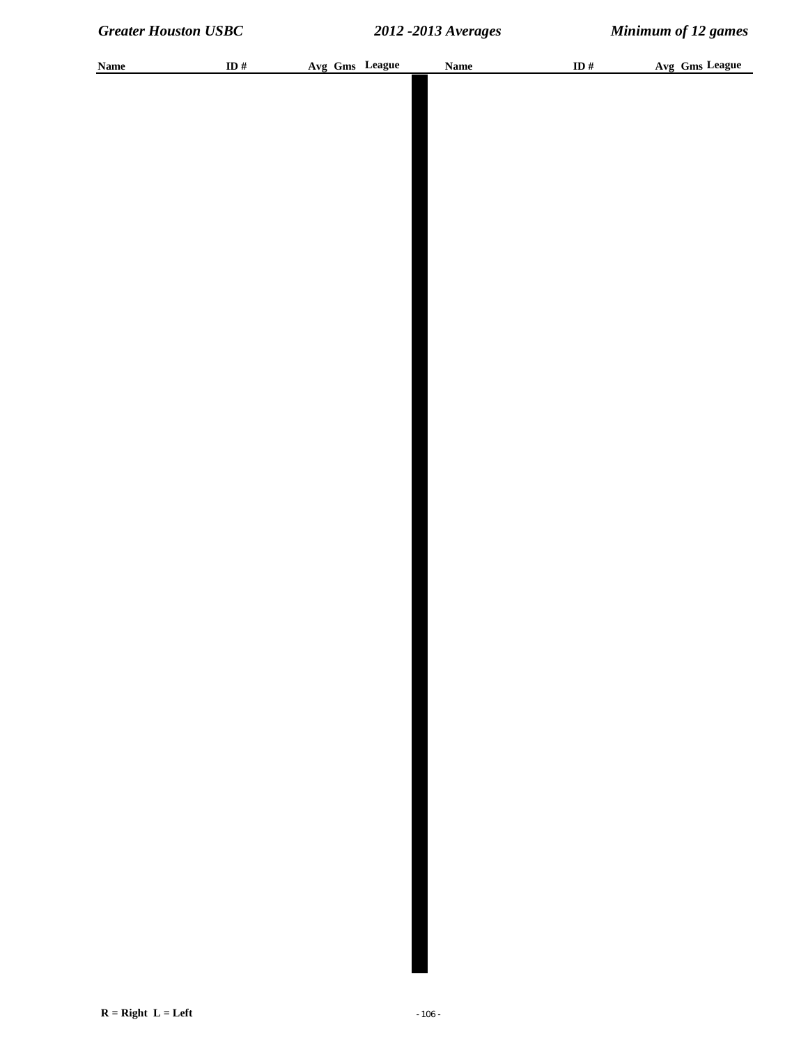| Name | ID # | Avg | Gms | League |
|---|---|---|---|---|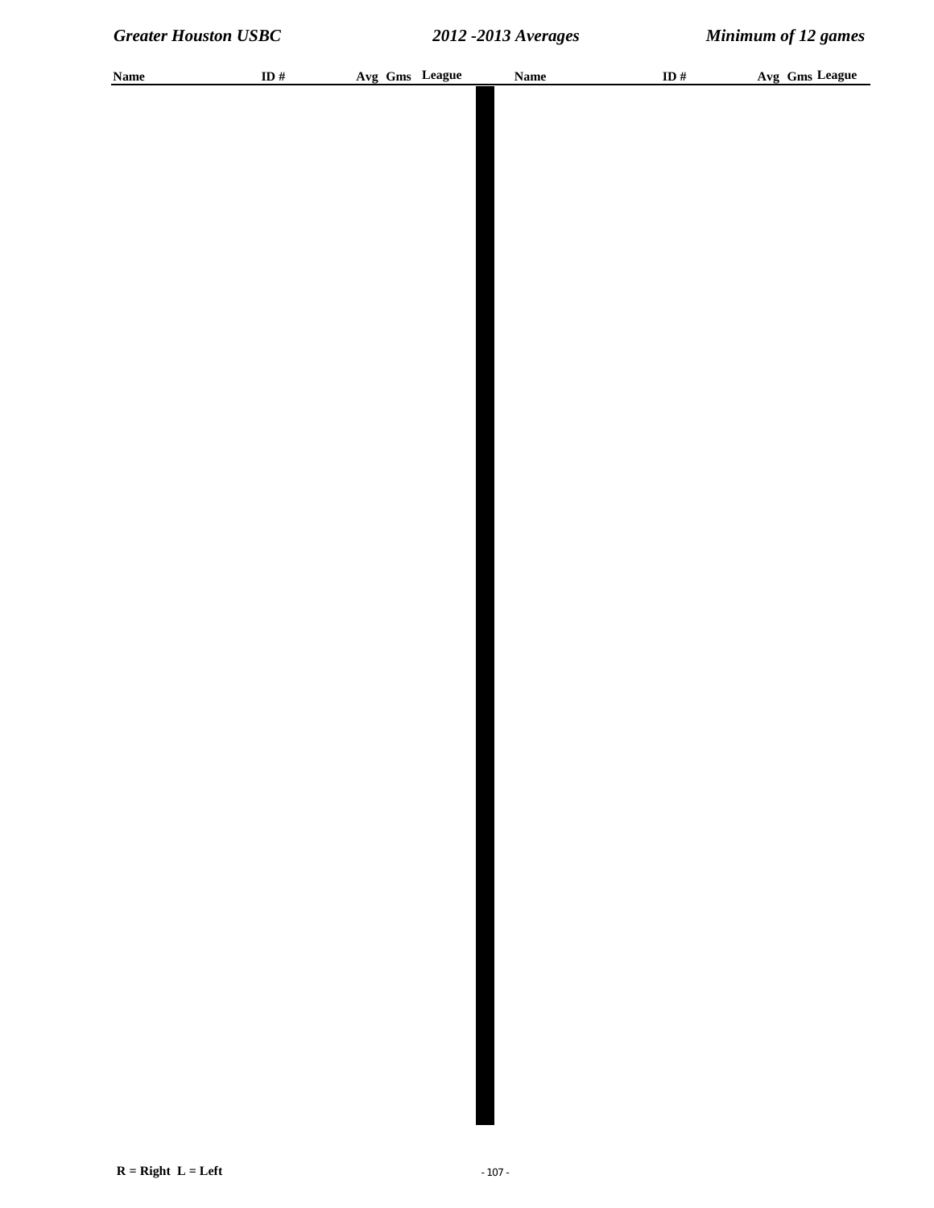| Name | ID # | Avg | Gms | League | Name | ID # | Avg | Gms | League |
|---|---|---|---|---|---|---|---|---|---|

R = Right L = Left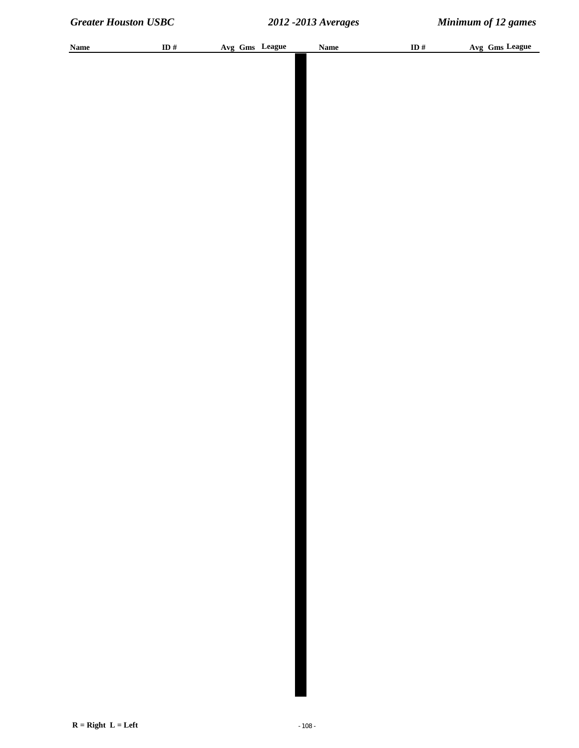| Name | ID # | Avg | Gms | League | Name | ID # | Avg | Gms | League |
|---|---|---|---|---|---|---|---|---|---|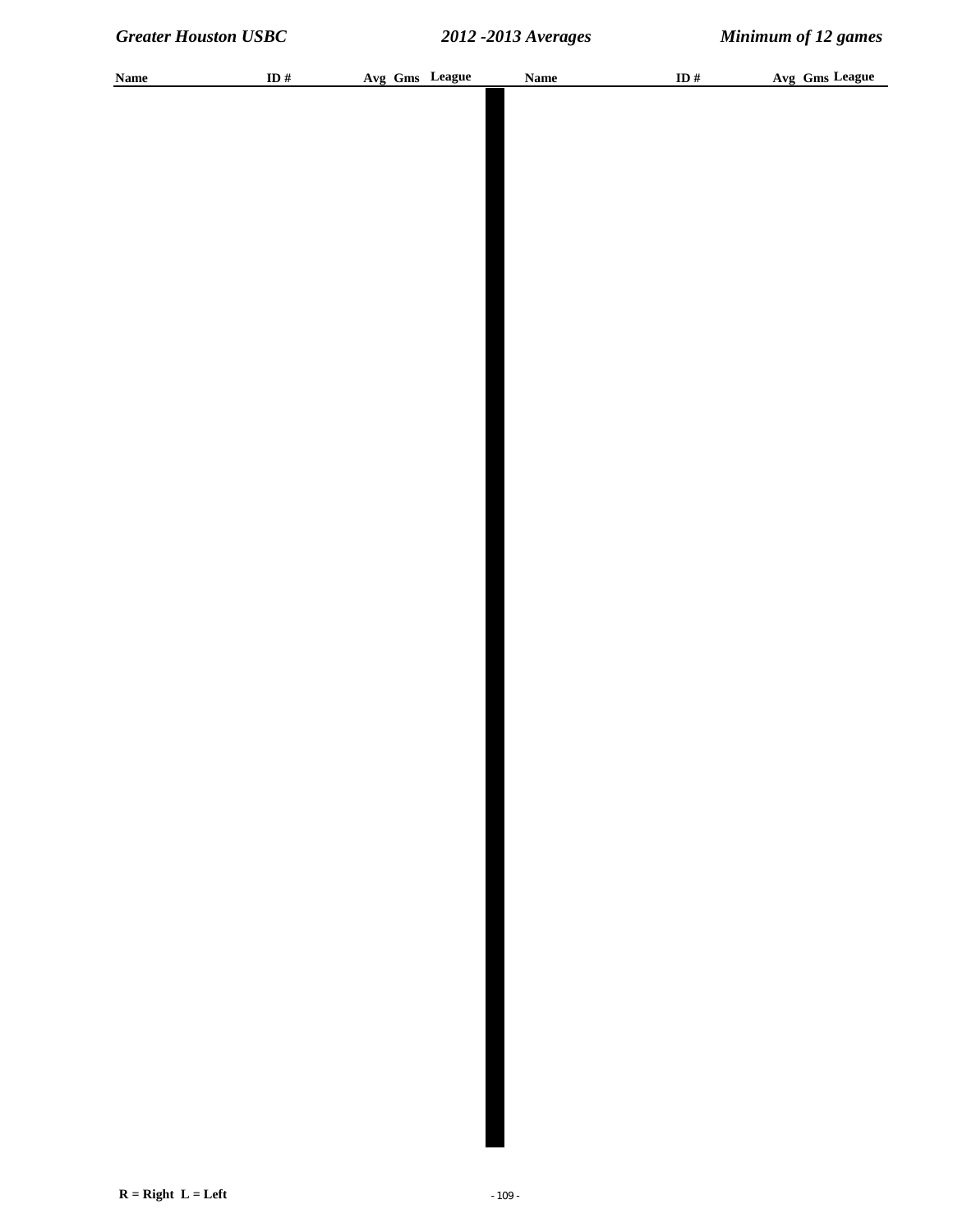| Name | ID # | Avg | Gms | League | Name | ID # | Avg | Gms | League |
|---|---|---|---|---|---|---|---|---|---|

R = Right L = Left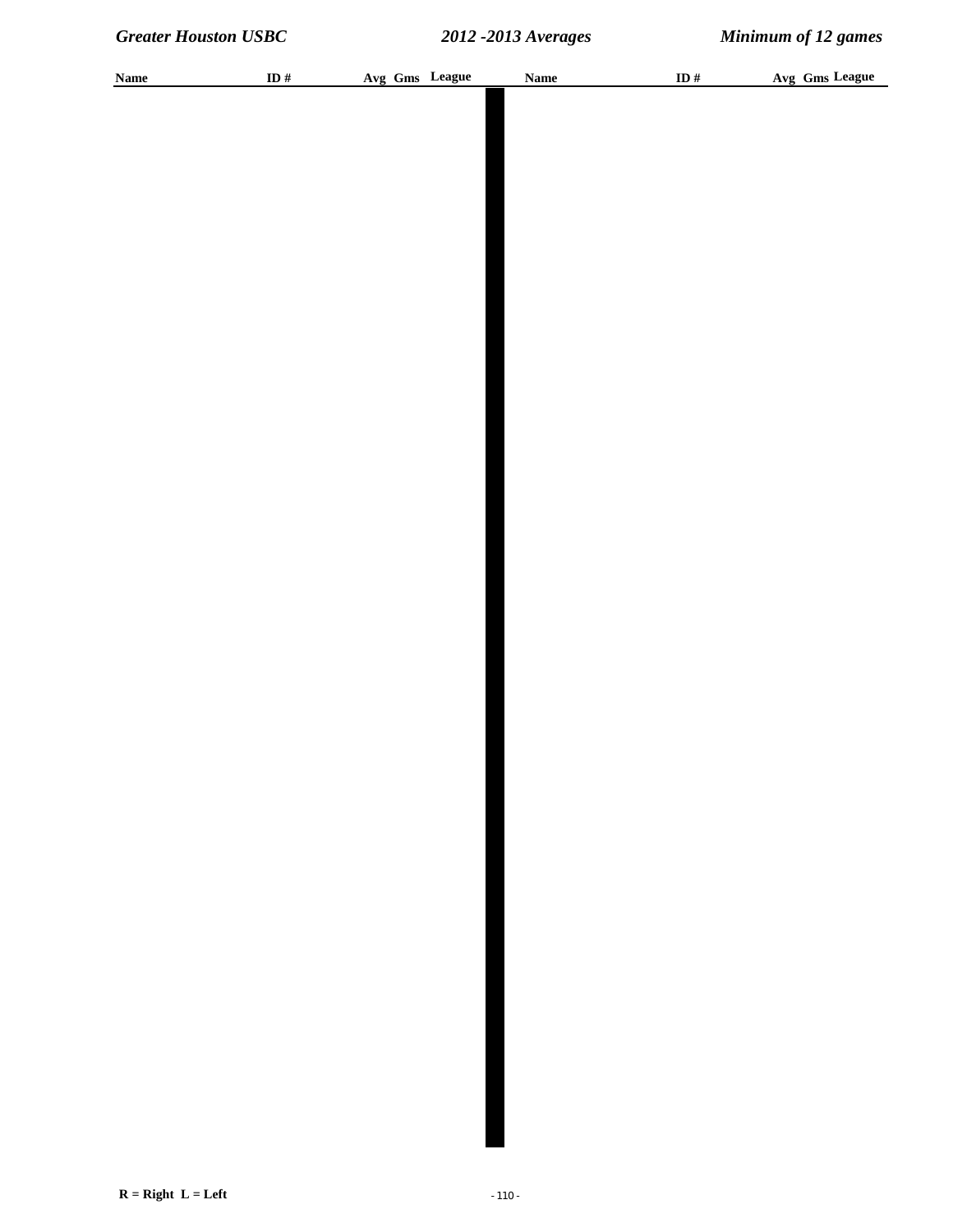| Name | ID # | Avg | Gms | League | Name | ID # | Avg | Gms | League |
|---|---|---|---|---|---|---|---|---|---|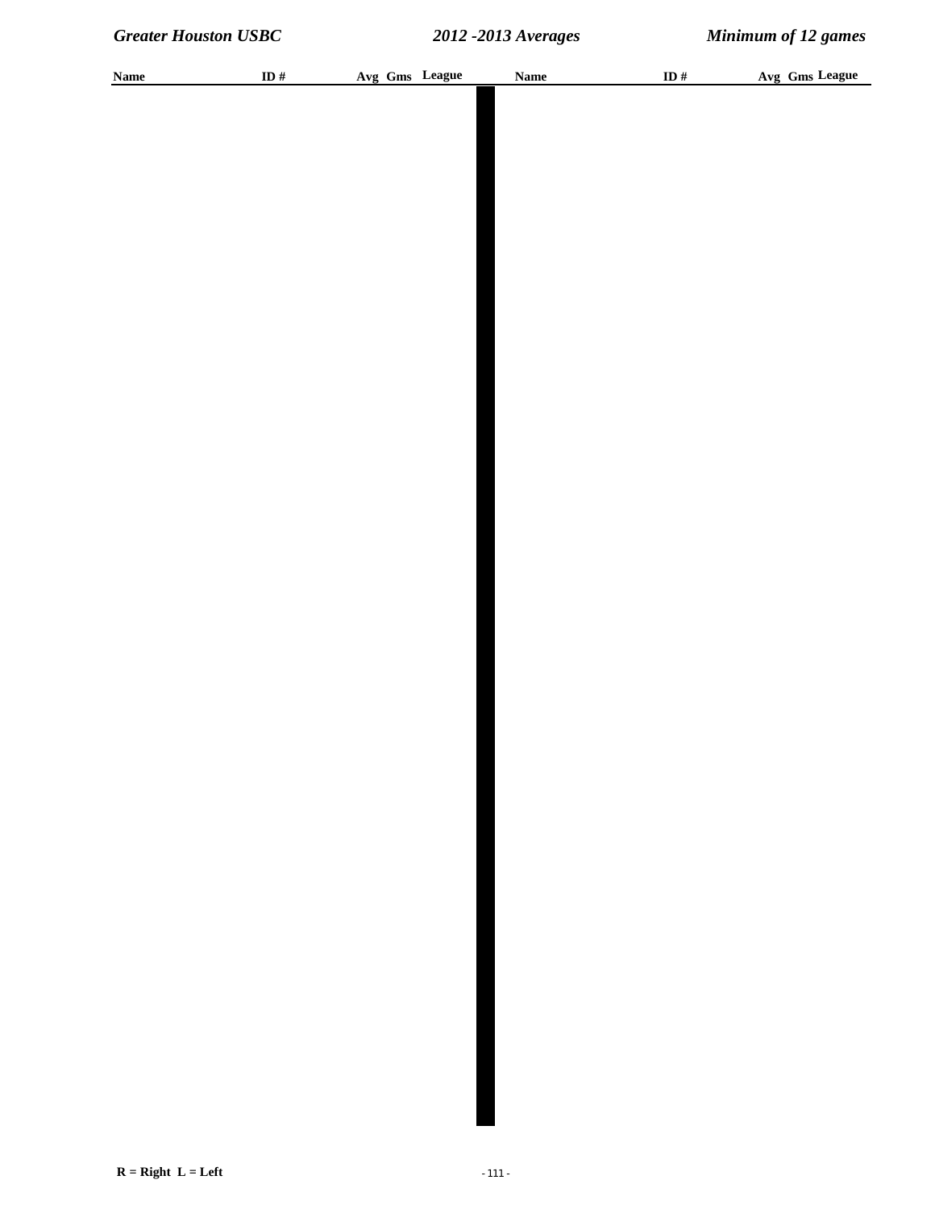| Name | ID # | Avg | Gms | League | Name | ID # | Avg | Gms | League |
|---|---|---|---|---|---|---|---|---|---|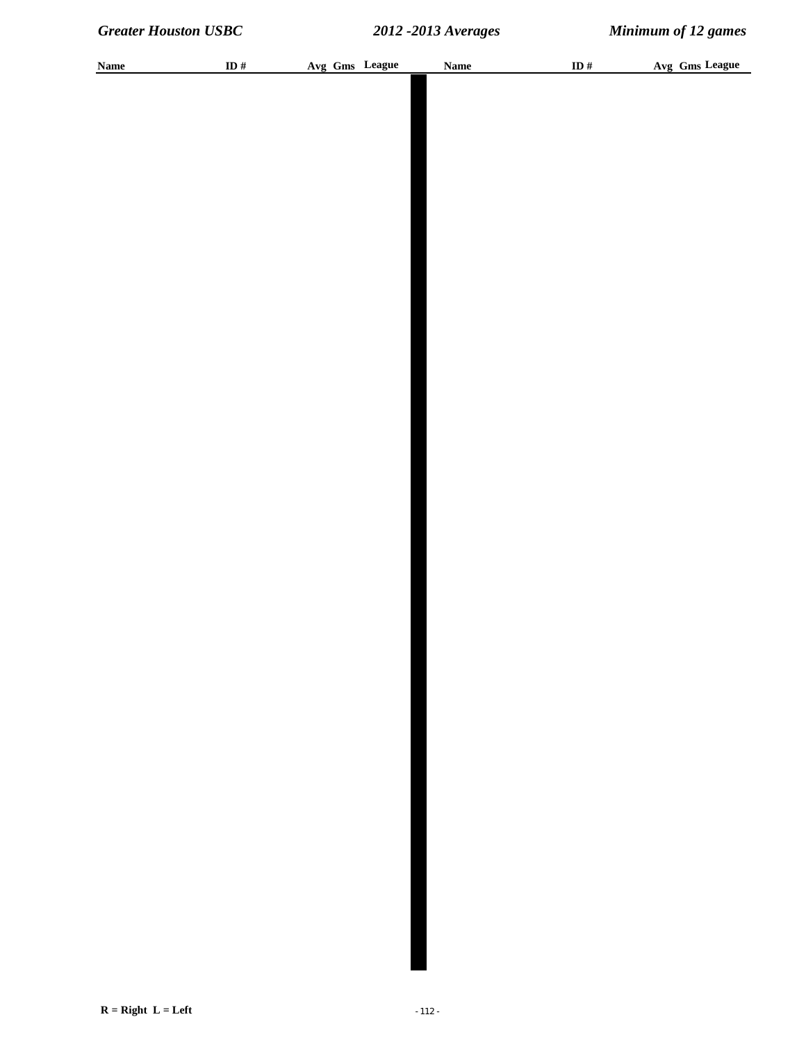| Name | ID # | Avg | Gms | League | Name | ID # | Avg | Gms | League |
|---|---|---|---|---|---|---|---|---|---|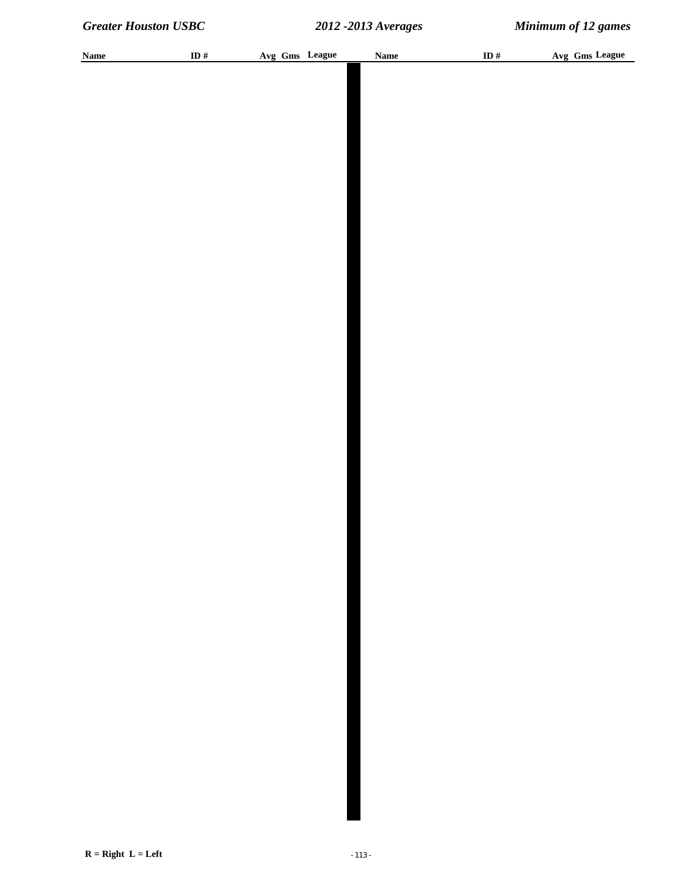| Name | ID # | Avg | Gms | League | Name | ID # | Avg | Gms | League |
|---|---|---|---|---|---|---|---|---|---|

R = Right L = Left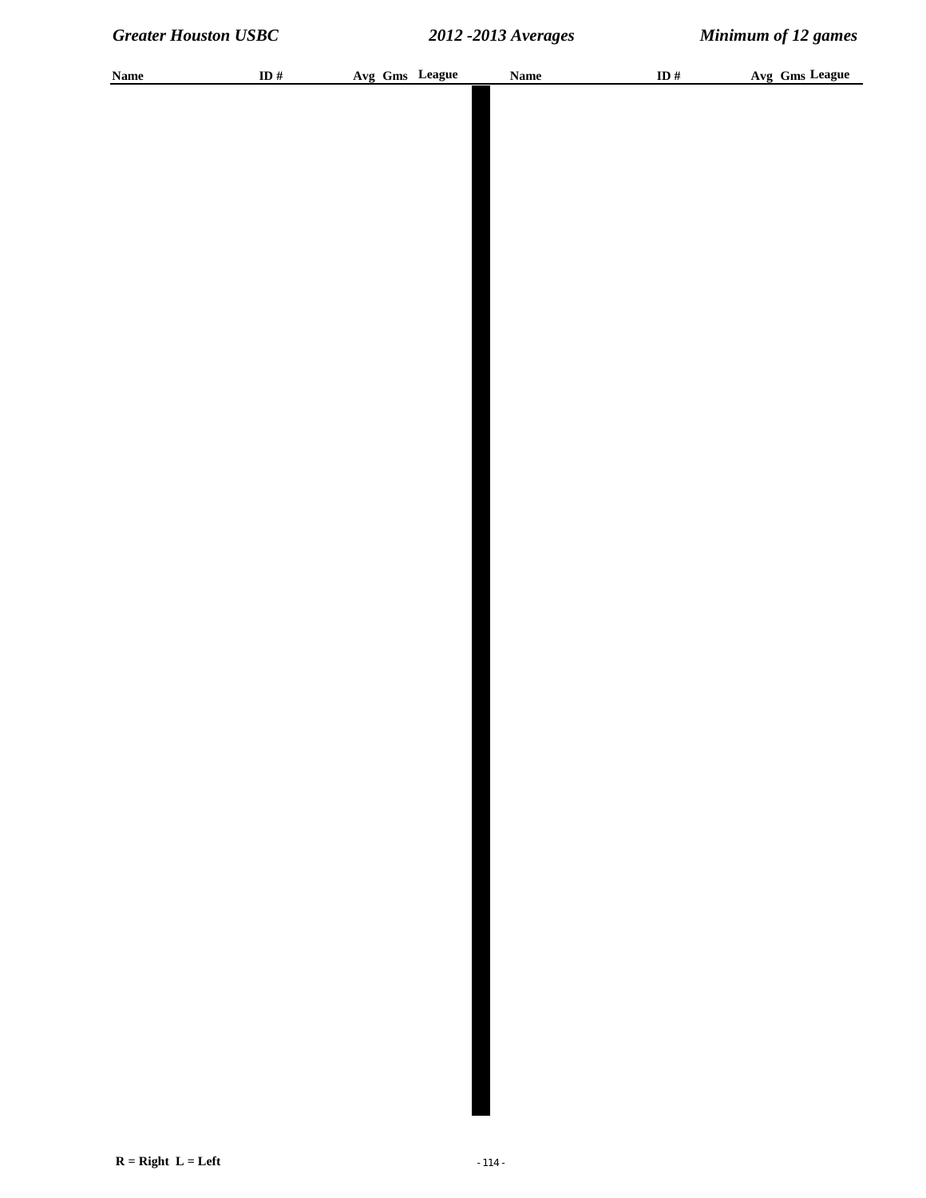| Name | ID # | Avg | Gms | League | Name | ID # | Avg | Gms | League |
|---|---|---|---|---|---|---|---|---|---|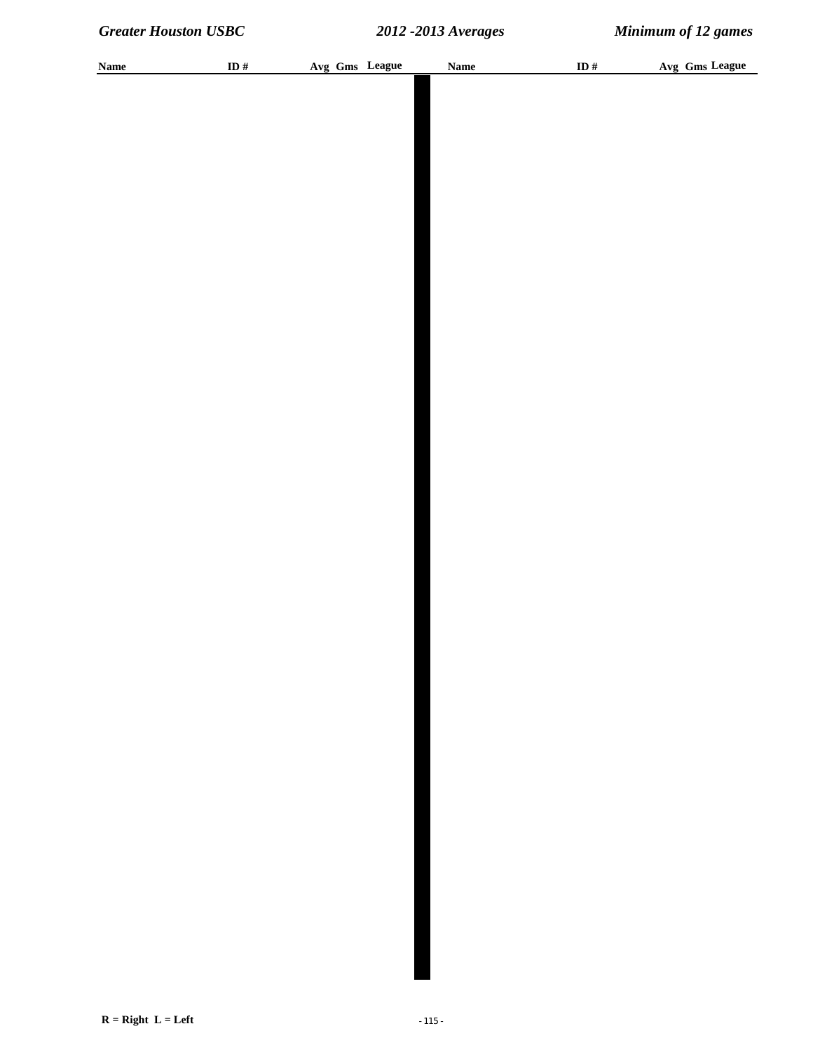| Name | ID # | Avg | Gms | League | Name | ID # | Avg | Gms | League |
|---|---|---|---|---|---|---|---|---|---|

R = Right L = Left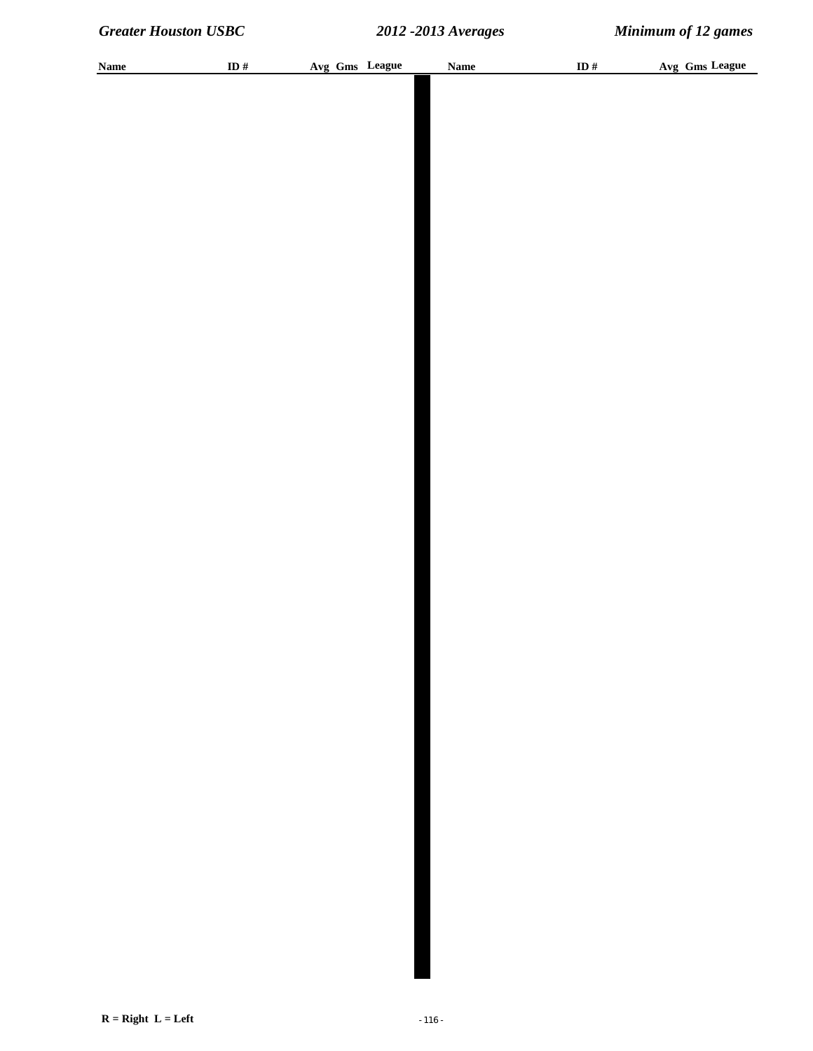| Name | ID # | Avg | Gms | League | Name | ID # | Avg | Gms | League |
|---|---|---|---|---|---|---|---|---|---|

R = Right L = Left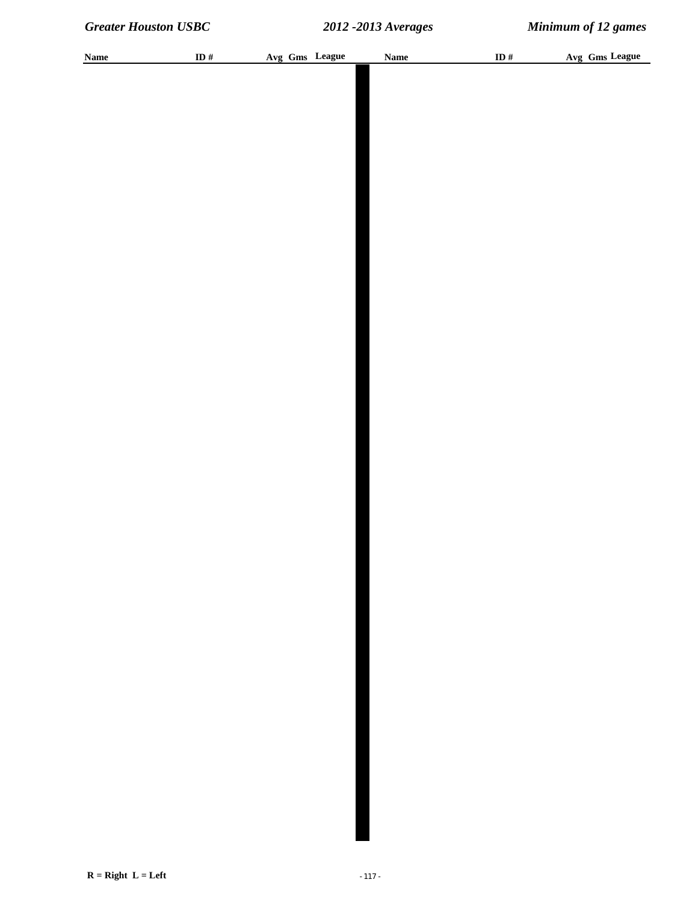| Name | ID # | Avg | Gms | League | Name | ID # | Avg | Gms | League |
|---|---|---|---|---|---|---|---|---|---|

R = Right  L = Left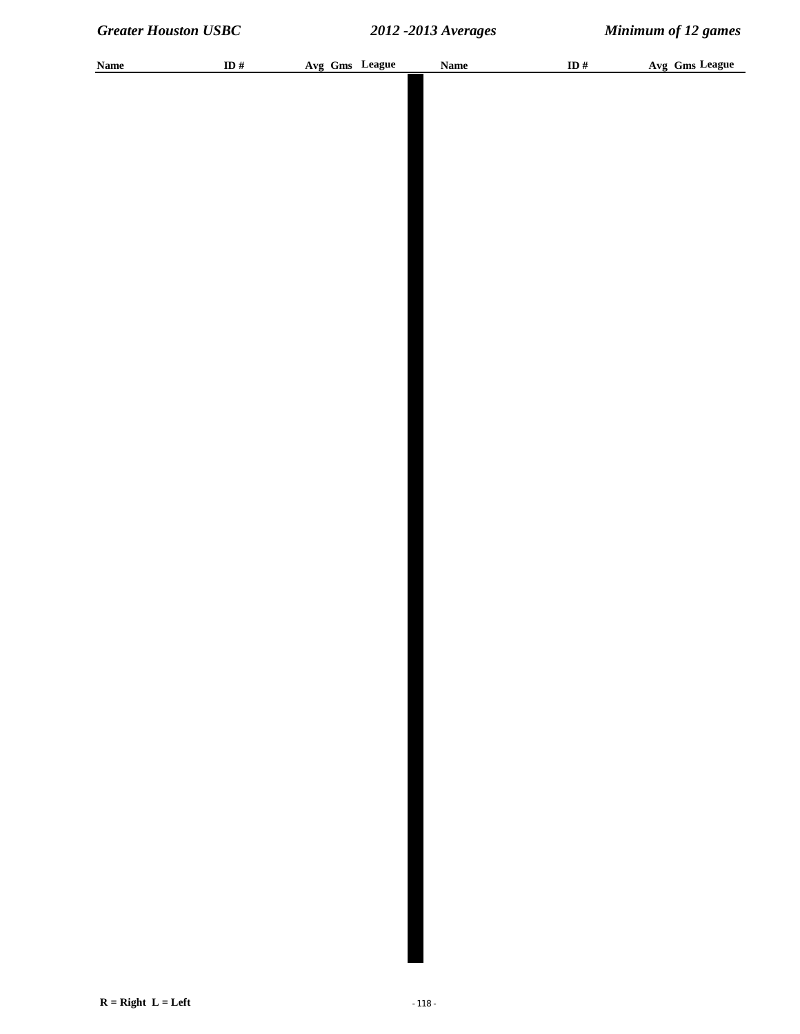| Name | ID # | Avg | Gms | League |
|---|---|---|---|---|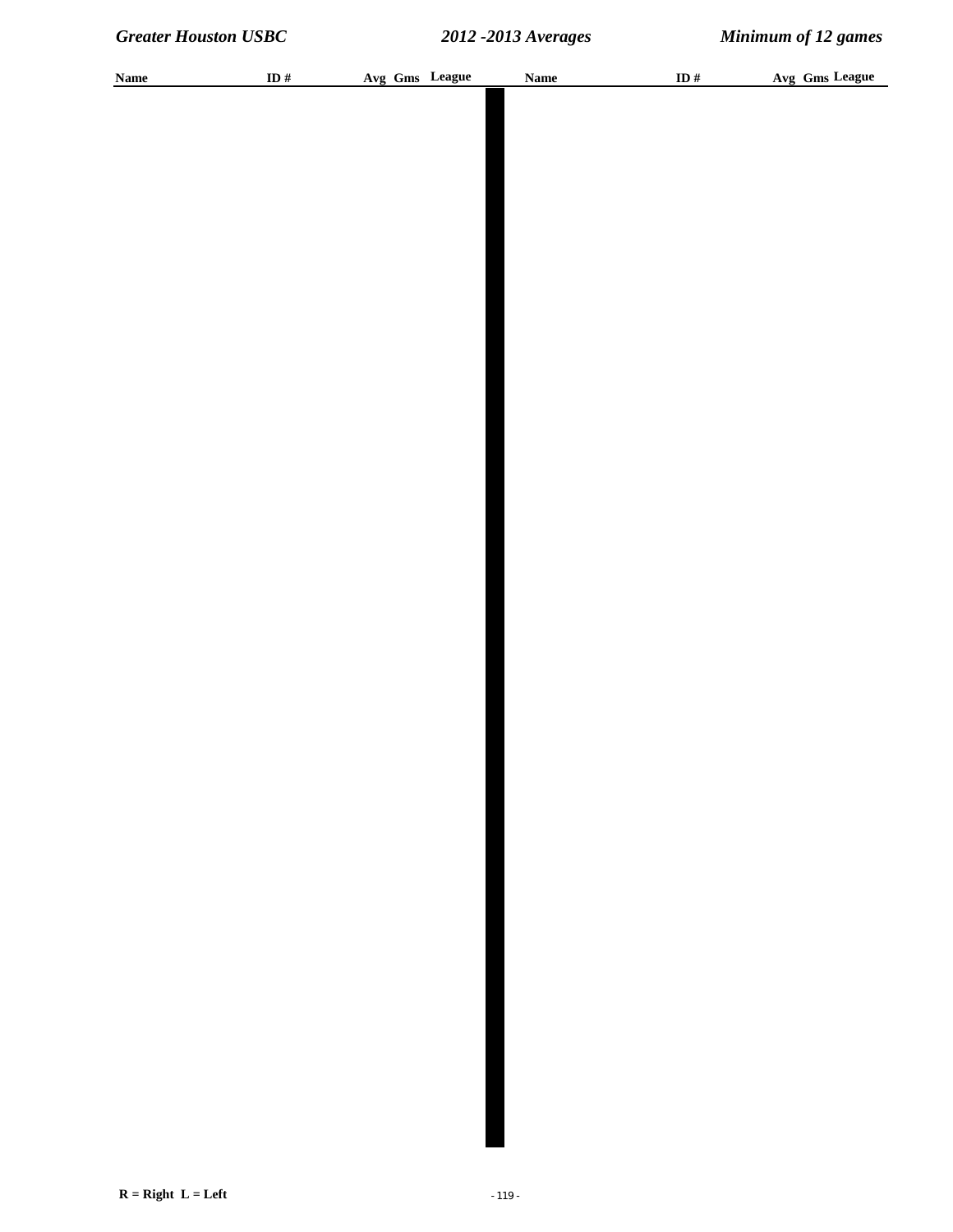| Name | ID # | Avg | Gms | League | Name | ID # | Avg | Gms | League |
|---|---|---|---|---|---|---|---|---|---|

R = Right  L = Left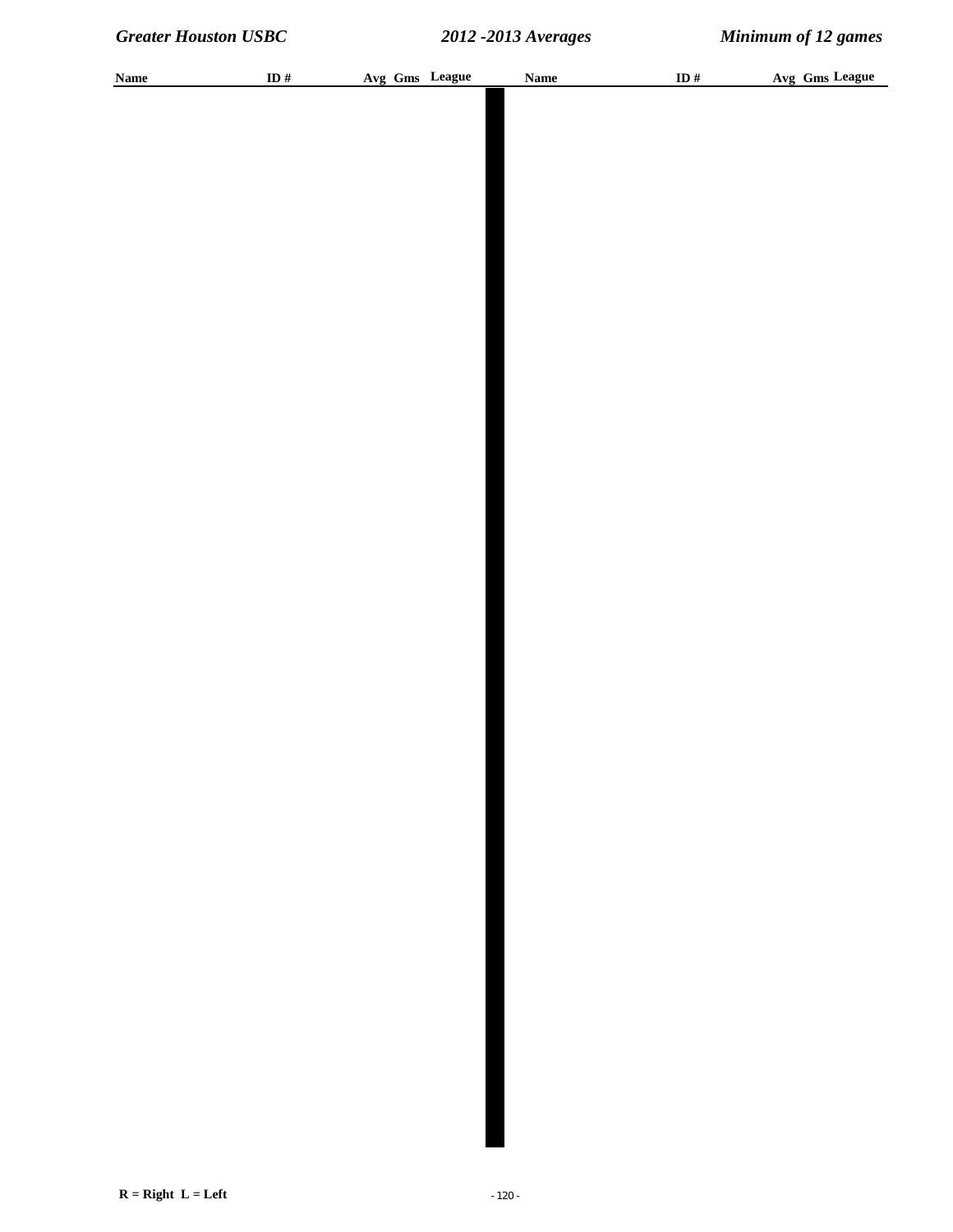| Name | ID # | Avg | Gms | League | Name | ID # | Avg | Gms | League |
|---|---|---|---|---|---|---|---|---|---|

R = Right  L = Left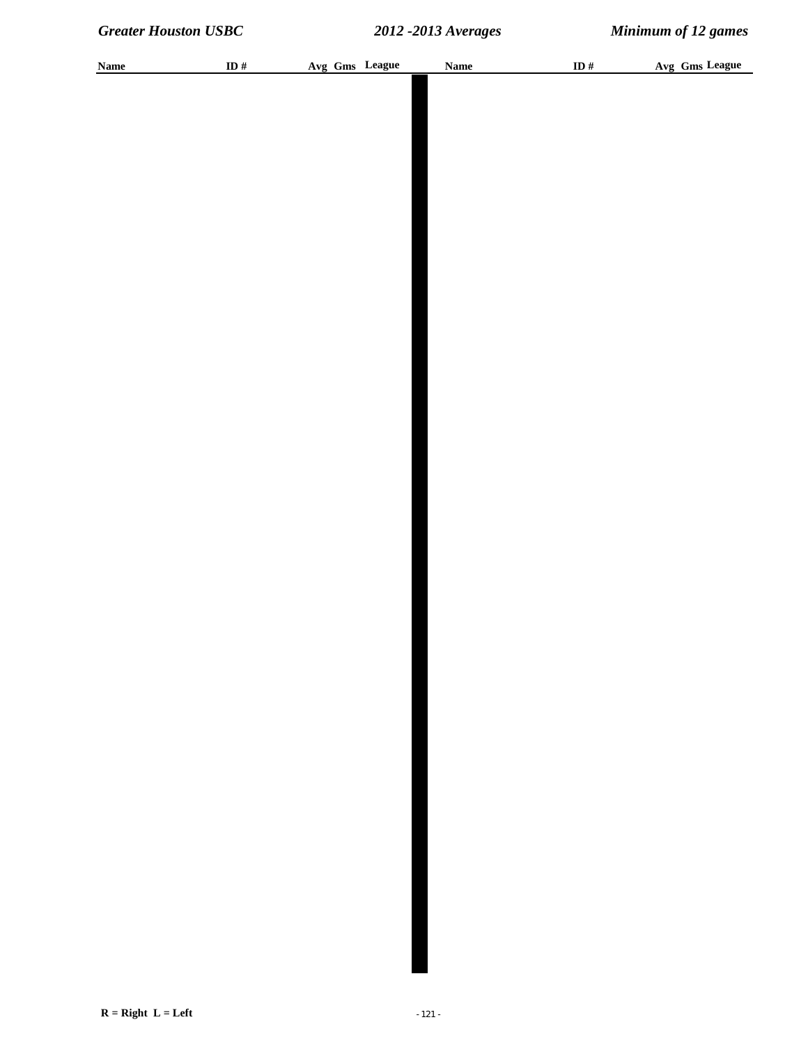| Name | ID # | Avg | Gms | League | Name | ID # | Avg | Gms | League |
|---|---|---|---|---|---|---|---|---|---|

R = Right  L = Left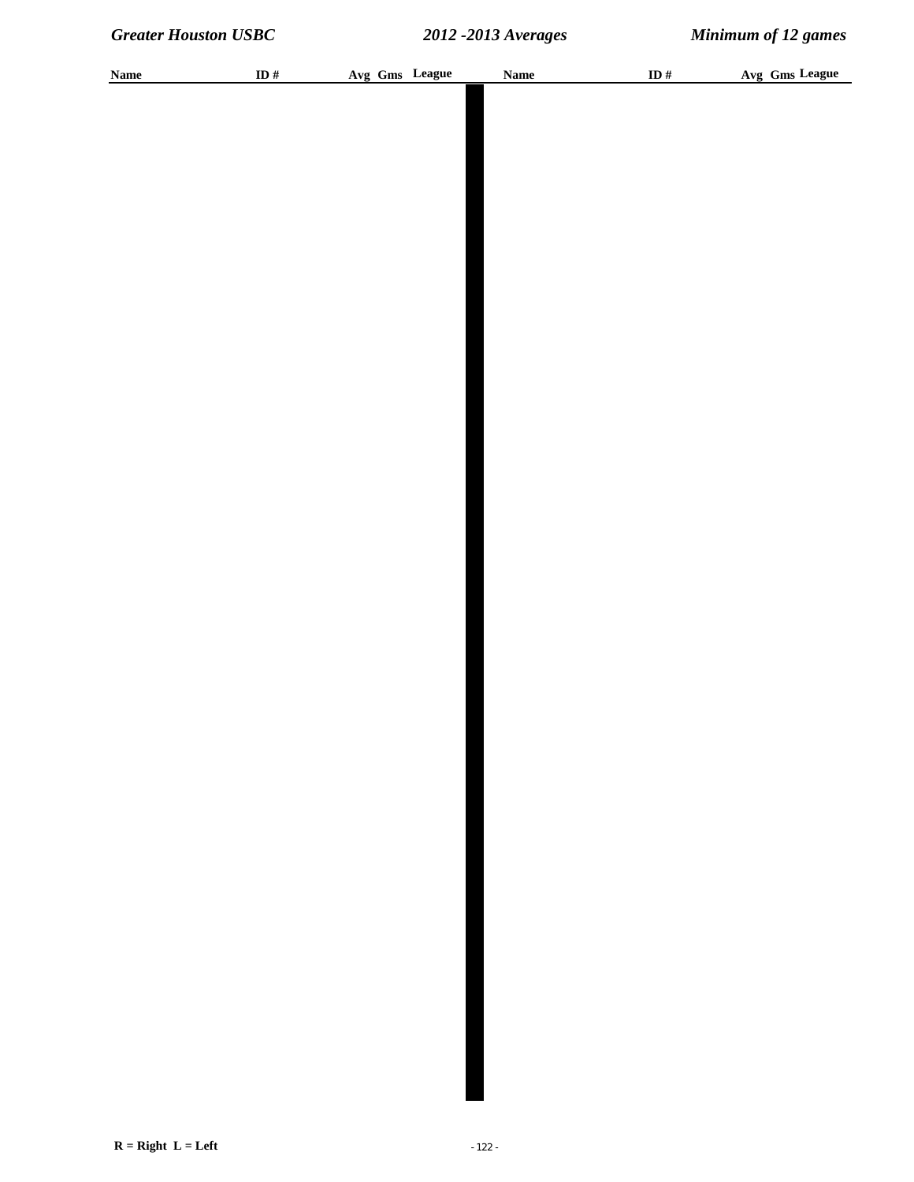| Name | ID # | Avg | Gms | League | Name | ID # | Avg | Gms | League |
|---|---|---|---|---|---|---|---|---|---|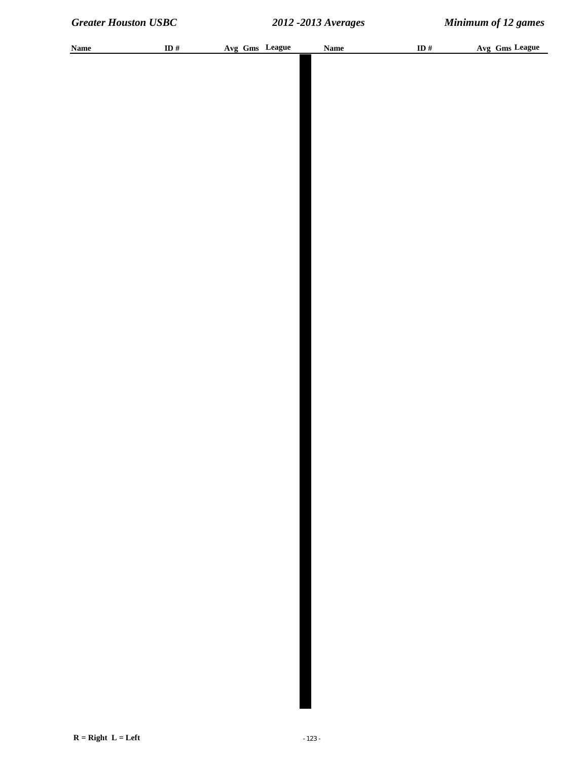| Name | ID # | Avg | Gms | League | Name | ID # | Avg | Gms | League |
|---|---|---|---|---|---|---|---|---|---|

R = Right  L = Left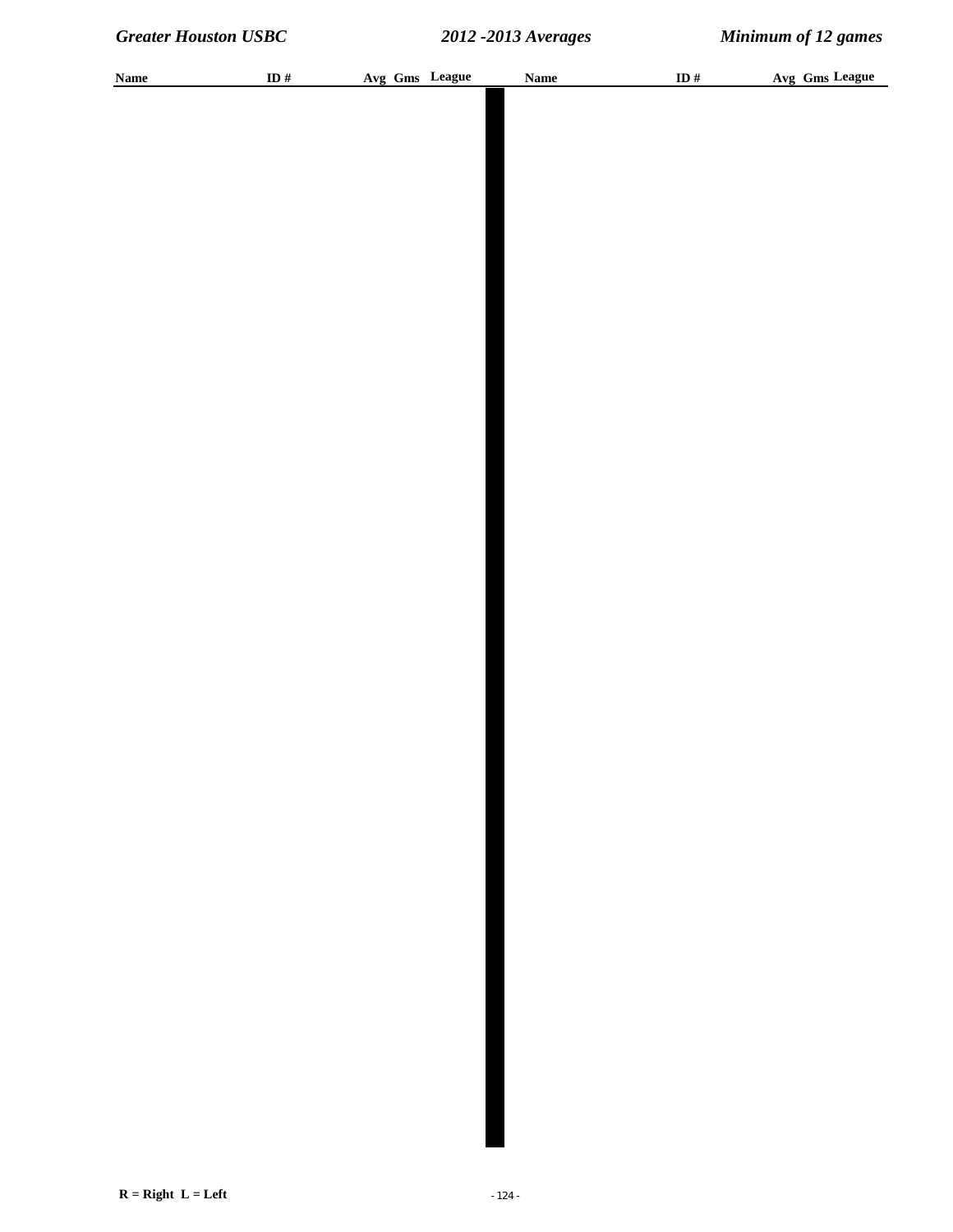| Name | ID # | Avg | Gms | League | Name | ID # | Avg | Gms | League |
|---|---|---|---|---|---|---|---|---|---|

**R = Right L = Left**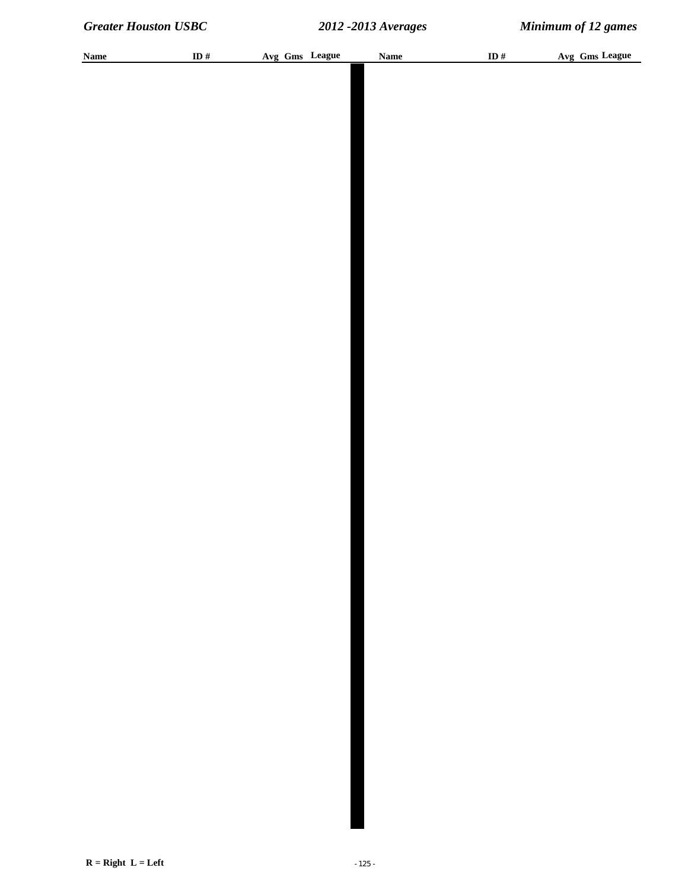| Name | ID # | Avg | Gms | League | Name | ID # | Avg | Gms | League |
|---|---|---|---|---|---|---|---|---|---|

R = Right L = Left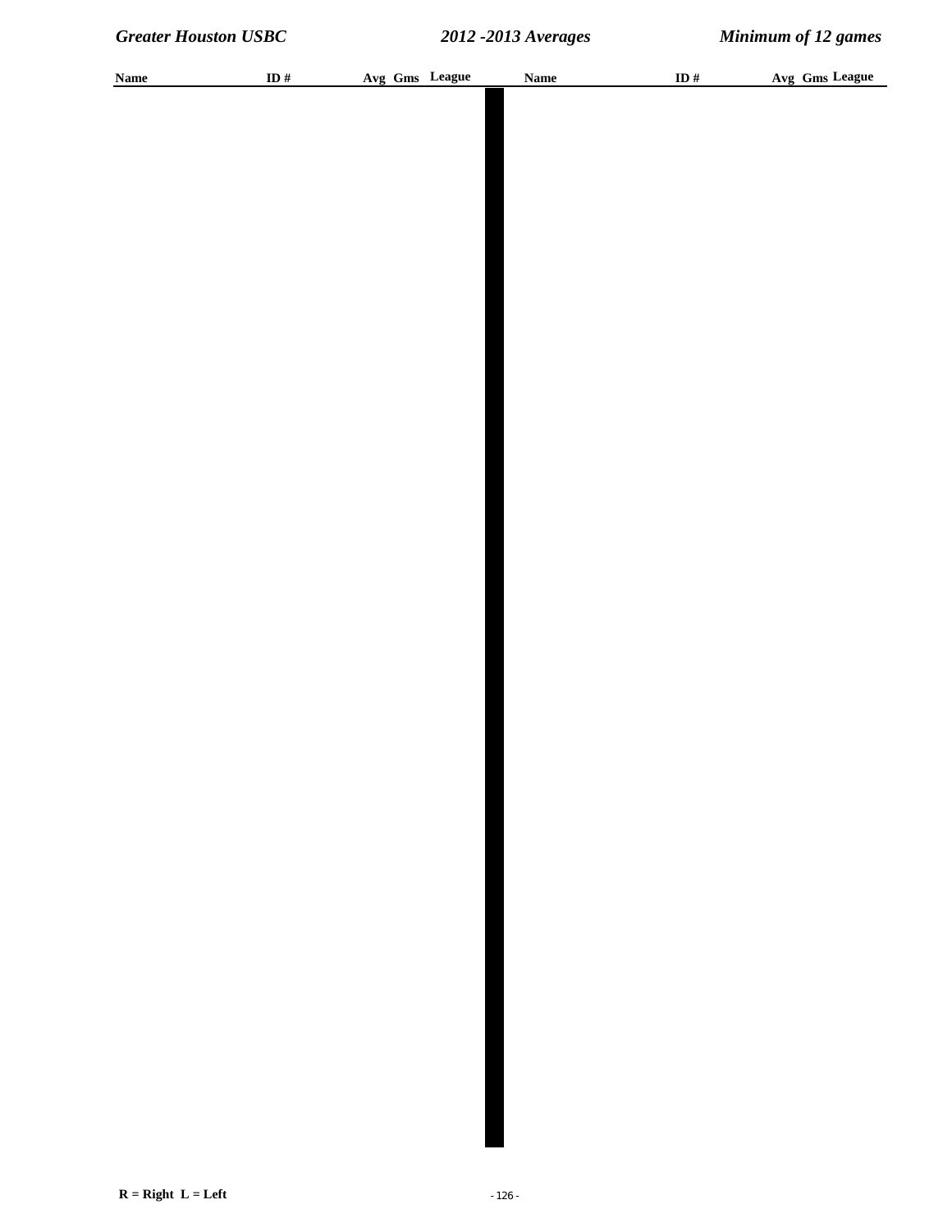| Name | ID # | Avg | Gms | League | Name | ID # | Avg | Gms | League |
|---|---|---|---|---|---|---|---|---|---|

R = Right L = Left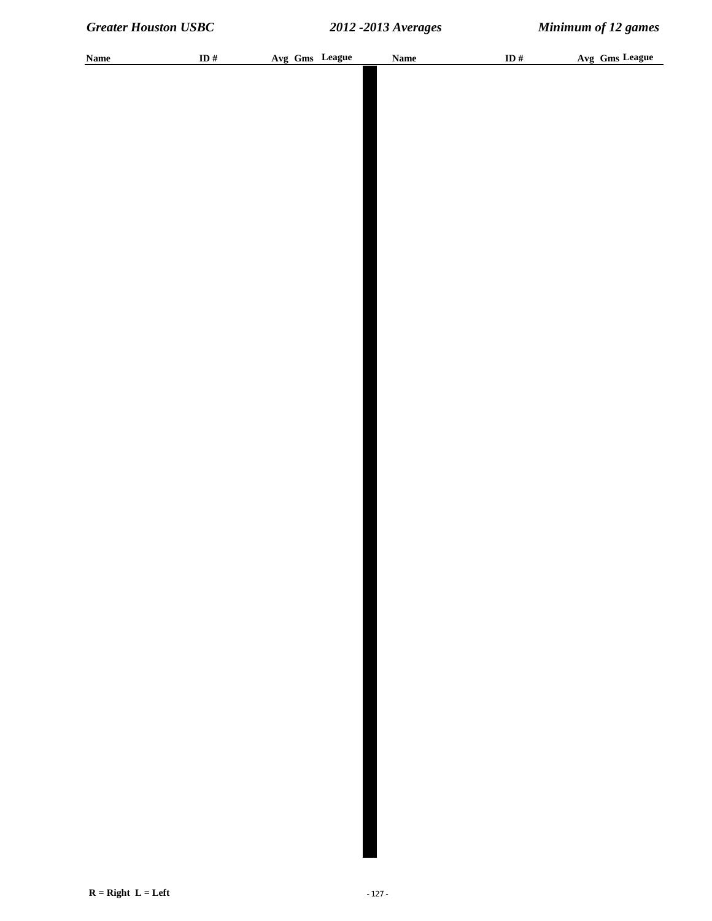| Name | ID # | Avg | Gms | League | Name | ID # | Avg | Gms | League |
|---|---|---|---|---|---|---|---|---|---|

R = Right  L = Left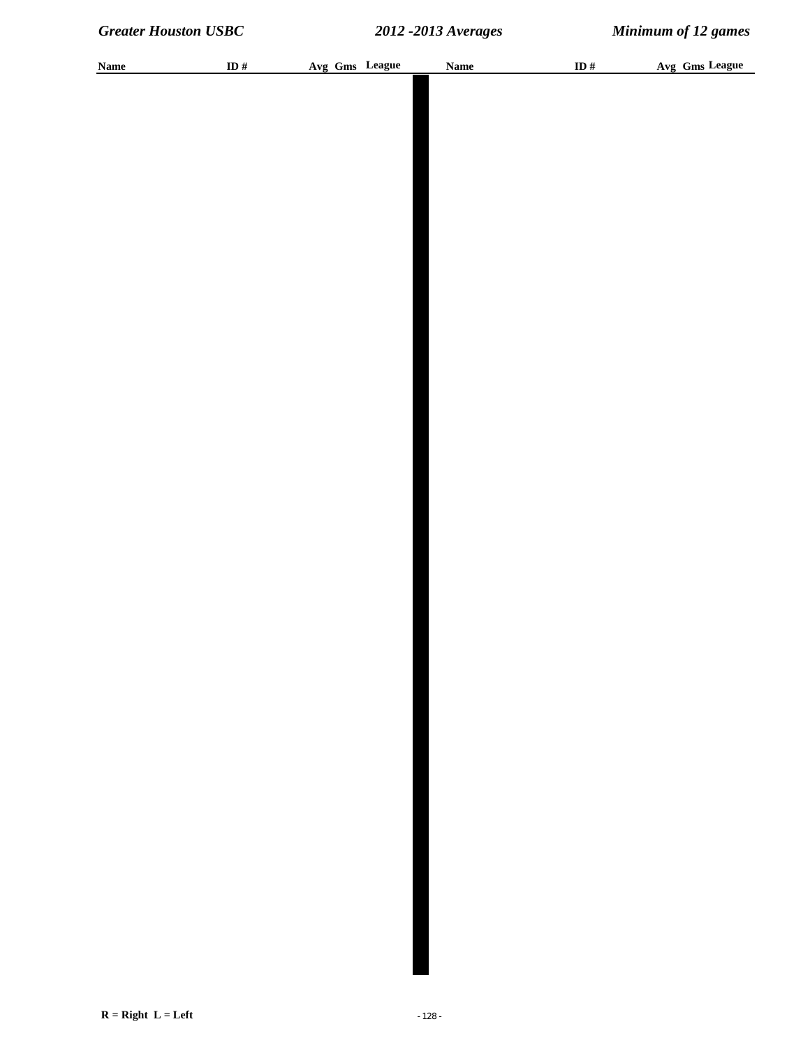| Name | ID # | Avg | Gms | League | Name | ID # | Avg | Gms | League |
|---|---|---|---|---|---|---|---|---|---|

**R = Right L = Left**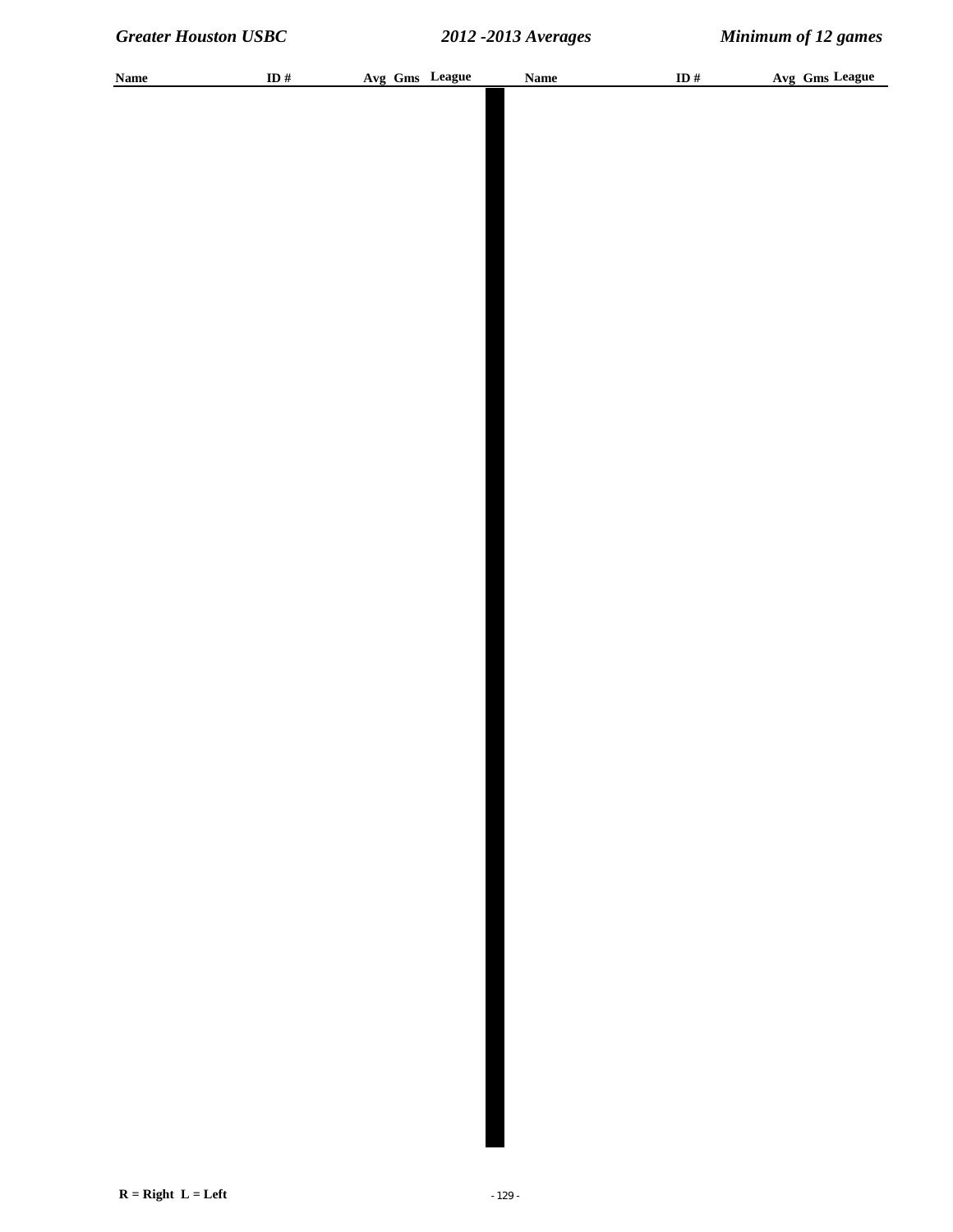| Name | ID # | Avg | Gms | League | Name | ID # | Avg | Gms | League |
|---|---|---|---|---|---|---|---|---|---|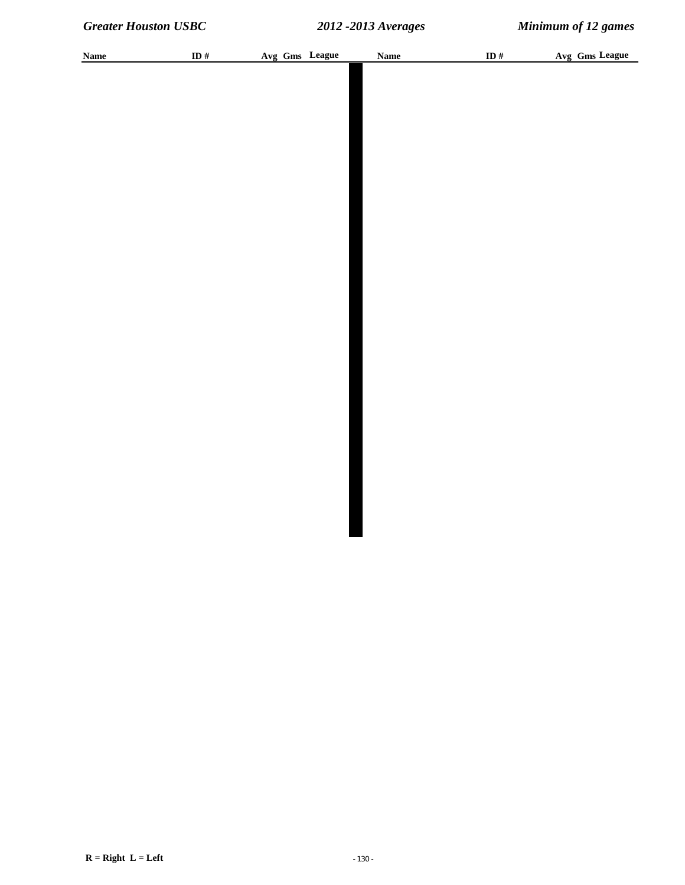| Name | ID # | Avg | Gms | League | Name | ID # | Avg | Gms | League |
|---|---|---|---|---|---|---|---|---|---|

R = Right L = Left